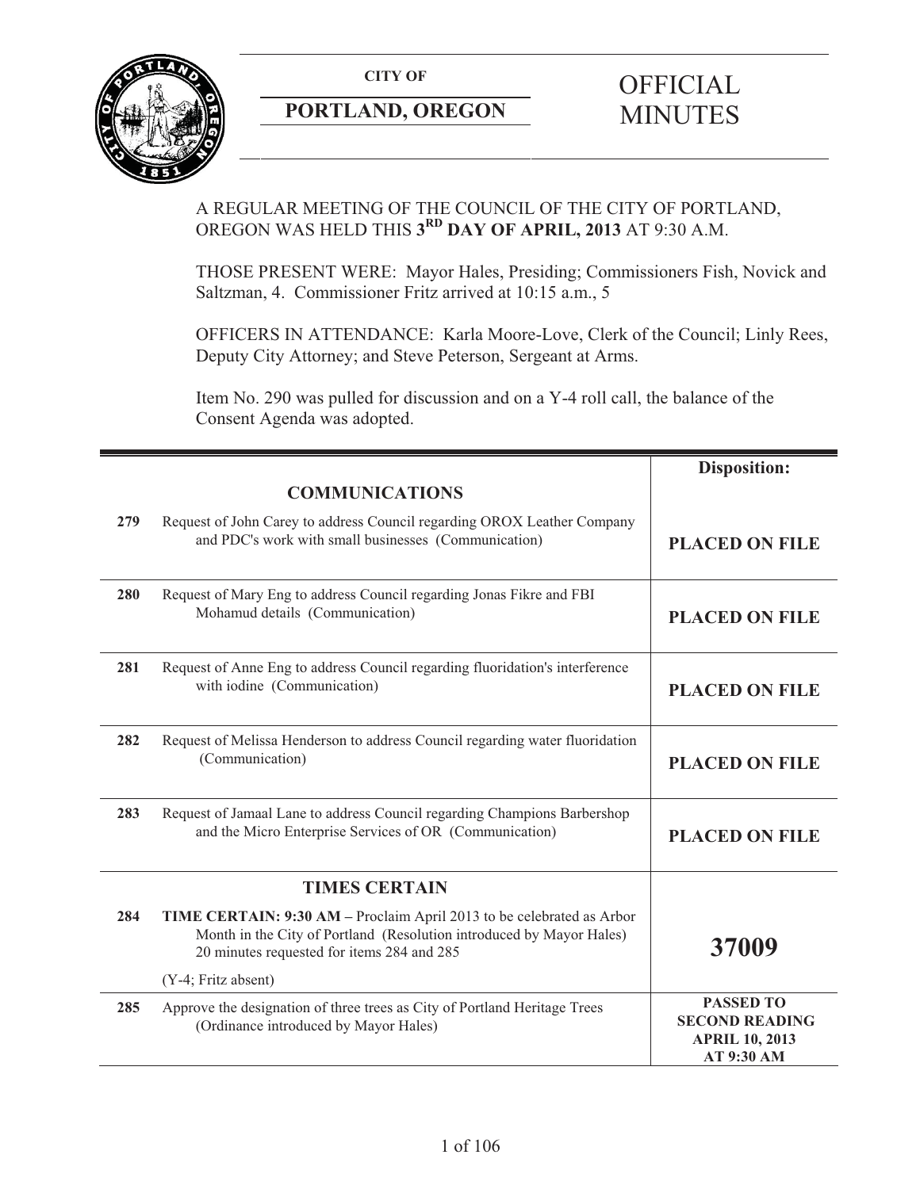**CITY OF**

**PORTLAND, OREGON**

# OFFICIAL MINUTES

A REGULAR MEETING OF THE COUNCIL OF THE CITY OF PORTLAND, OREGON WAS HELD THIS **3RD DAY OF APRIL, 2013** AT 9:30 A.M.

THOSE PRESENT WERE: Mayor Hales, Presiding; Commissioners Fish, Novick and Saltzman, 4. Commissioner Fritz arrived at 10:15 a.m., 5

OFFICERS IN ATTENDANCE: Karla Moore-Love, Clerk of the Council; Linly Rees, Deputy City Attorney; and Steve Peterson, Sergeant at Arms.

Item No. 290 was pulled for discussion and on a Y-4 roll call, the balance of the Consent Agenda was adopted.

| | | **Disposition:** |
|---|---|---|
| | **COMMUNICATIONS** | |
| **279** | Request of John Carey to address Council regarding OROX Leather Company and PDC's work with small businesses (Communication) | **PLACED ON FILE** |
| **280** | Request of Mary Eng to address Council regarding Jonas Fikre and FBI Mohamud details (Communication) | **PLACED ON FILE** |
| **281** | Request of Anne Eng to address Council regarding fluoridation's interference with iodine (Communication) | **PLACED ON FILE** |
| **282** | Request of Melissa Henderson to address Council regarding water fluoridation (Communication) | **PLACED ON FILE** |
| **283** | Request of Jamaal Lane to address Council regarding Champions Barbershop and the Micro Enterprise Services of OR (Communication) | **PLACED ON FILE** |
| | **TIMES CERTAIN** | |
| **284** | **TIME CERTAIN: 9:30 AM –** Proclaim April 2013 to be celebrated as Arbor Month in the City of Portland (Resolution introduced by Mayor Hales) 20 minutes requested for items 284 and 285<br><br>(Y-4; Fritz absent) | **37009** |
| **285** | Approve the designation of three trees as City of Portland Heritage Trees (Ordinance introduced by Mayor Hales) | **PASSED TO SECOND READING APRIL 10, 2013 AT 9:30 AM** |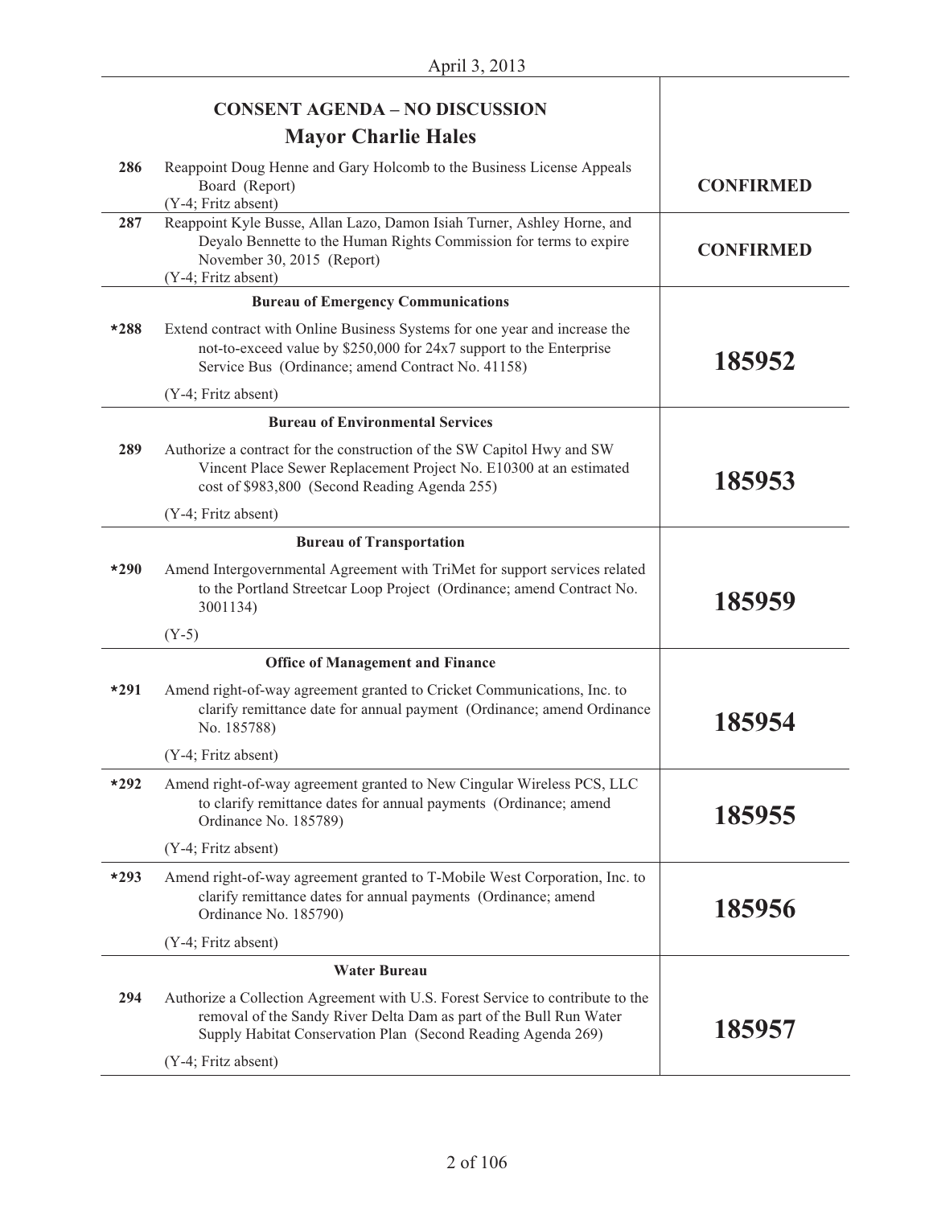April 3, 2013

## CONSENT AGENDA – NO DISCUSSION

### Mayor Charlie Hales

| | | |
|---|---|---|
| 286 | Reappoint Doug Henne and Gary Holcomb to the Business License Appeals Board (Report)<br>(Y-4; Fritz absent) | **CONFIRMED** |
| 287 | Reappoint Kyle Busse, Allan Lazo, Damon Isiah Turner, Ashley Horne, and Deyalo Bennette to the Human Rights Commission for terms to expire November 30, 2015 (Report)<br>(Y-4; Fritz absent) | **CONFIRMED** |
| | **Bureau of Emergency Communications** | |
| *288 | Extend contract with Online Business Systems for one year and increase the not-to-exceed value by $250,000 for 24x7 support to the Enterprise Service Bus (Ordinance; amend Contract No. 41158)<br>(Y-4; Fritz absent) | **185952** |
| | **Bureau of Environmental Services** | |
| 289 | Authorize a contract for the construction of the SW Capitol Hwy and SW Vincent Place Sewer Replacement Project No. E10300 at an estimated cost of $983,800 (Second Reading Agenda 255)<br>(Y-4; Fritz absent) | **185953** |
| | **Bureau of Transportation** | |
| *290 | Amend Intergovernmental Agreement with TriMet for support services related to the Portland Streetcar Loop Project (Ordinance; amend Contract No. 3001134)<br>(Y-5) | **185959** |
| | **Office of Management and Finance** | |
| *291 | Amend right-of-way agreement granted to Cricket Communications, Inc. to clarify remittance date for annual payment (Ordinance; amend Ordinance No. 185788)<br>(Y-4; Fritz absent) | **185954** |
| *292 | Amend right-of-way agreement granted to New Cingular Wireless PCS, LLC to clarify remittance dates for annual payments (Ordinance; amend Ordinance No. 185789)<br>(Y-4; Fritz absent) | **185955** |
| *293 | Amend right-of-way agreement granted to T-Mobile West Corporation, Inc. to clarify remittance dates for annual payments (Ordinance; amend Ordinance No. 185790)<br>(Y-4; Fritz absent) | **185956** |
| | **Water Bureau** | |
| 294 | Authorize a Collection Agreement with U.S. Forest Service to contribute to the removal of the Sandy River Delta Dam as part of the Bull Run Water Supply Habitat Conservation Plan (Second Reading Agenda 269)<br>(Y-4; Fritz absent) | **185957** |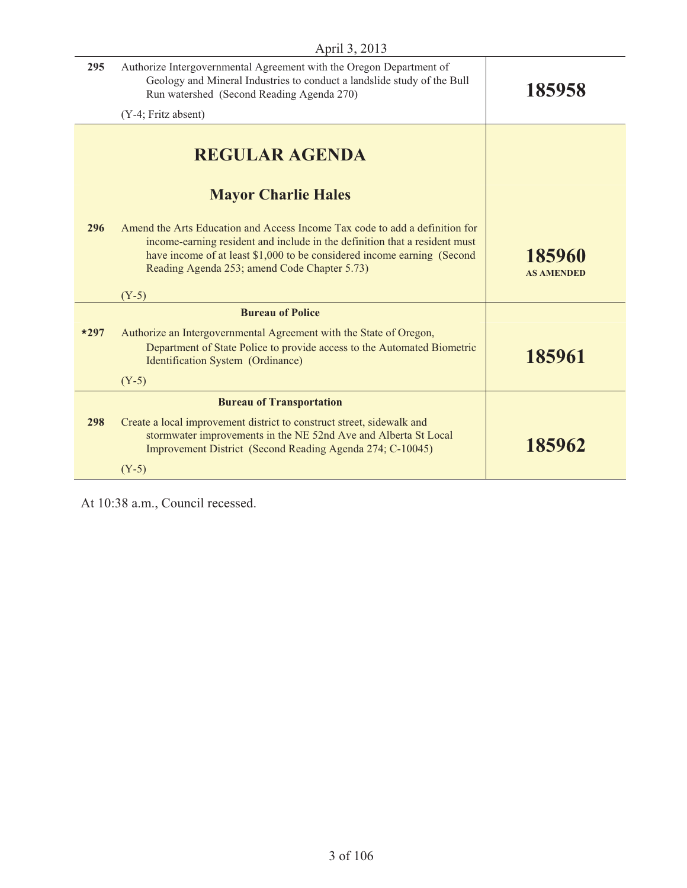April 3, 2013

| | | |
|---|---|---|
| **295** | Authorize Intergovernmental Agreement with the Oregon Department of Geology and Mineral Industries to conduct a landslide study of the Bull Run watershed (Second Reading Agenda 270)<br><br>(Y-4; Fritz absent) | **185958** |

## REGULAR AGENDA

### Mayor Charlie Hales

| | | |
|---|---|---|
| **296** | Amend the Arts Education and Access Income Tax code to add a definition for income-earning resident and include in the definition that a resident must have income of at least $1,000 to be considered income earning (Second Reading Agenda 253; amend Code Chapter 5.73)<br><br>(Y-5) | **185960**<br>**AS AMENDED** |

**Bureau of Police**

| | | |
|---|---|---|
| ***297** | Authorize an Intergovernmental Agreement with the State of Oregon, Department of State Police to provide access to the Automated Biometric Identification System (Ordinance)<br><br>(Y-5) | **185961** |

**Bureau of Transportation**

| | | |
|---|---|---|
| **298** | Create a local improvement district to construct street, sidewalk and stormwater improvements in the NE 52nd Ave and Alberta St Local Improvement District (Second Reading Agenda 274; C-10045)<br><br>(Y-5) | **185962** |

At 10:38 a.m., Council recessed.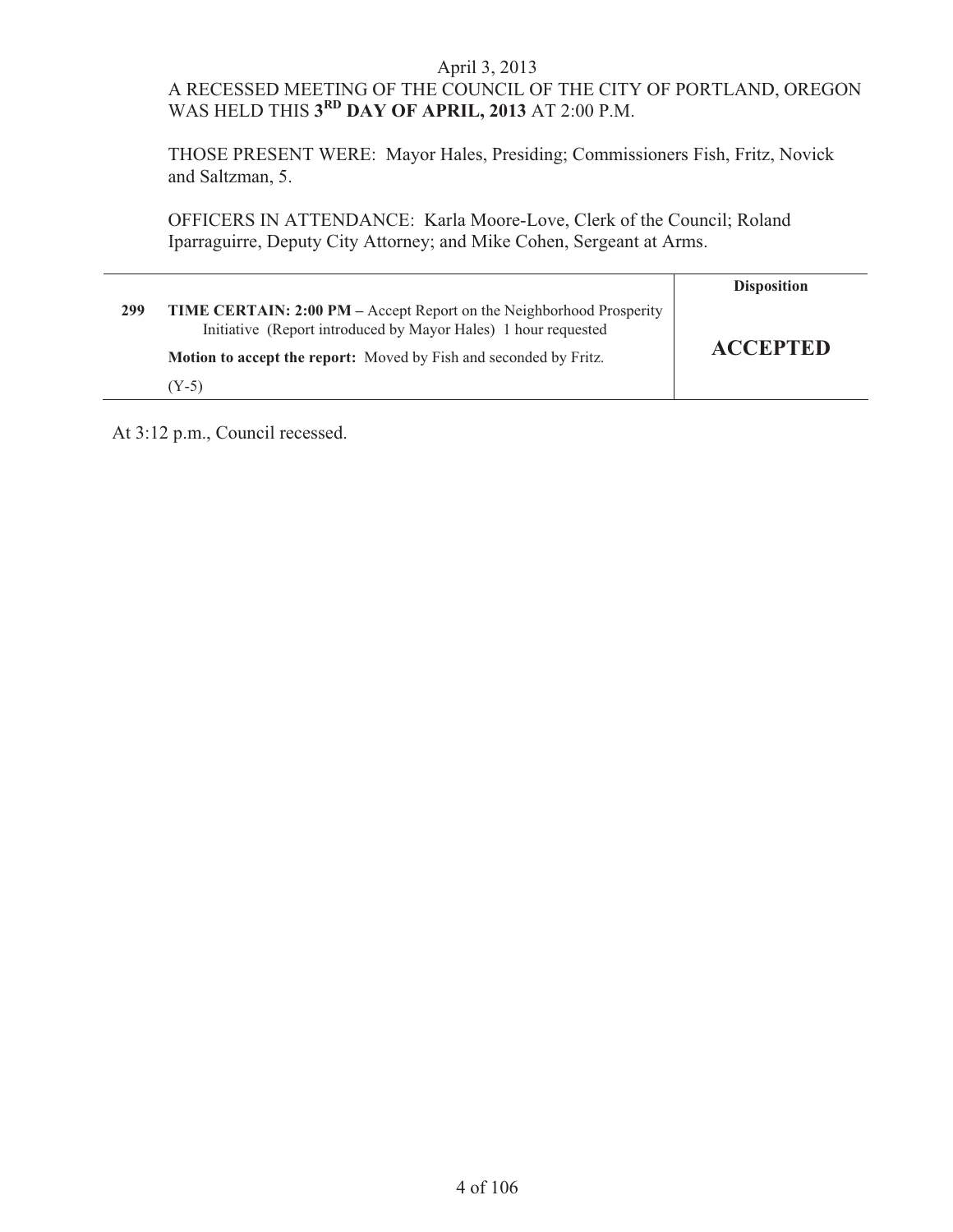April 3, 2013

A RECESSED MEETING OF THE COUNCIL OF THE CITY OF PORTLAND, OREGON WAS HELD THIS **3RD DAY OF APRIL, 2013** AT 2:00 P.M.

THOSE PRESENT WERE: Mayor Hales, Presiding; Commissioners Fish, Fritz, Novick and Saltzman, 5.

OFFICERS IN ATTENDANCE: Karla Moore-Love, Clerk of the Council; Roland Iparraguirre, Deputy City Attorney; and Mike Cohen, Sergeant at Arms.

| | | Disposition |
|---|---|---|
| **299** | **TIME CERTAIN: 2:00 PM –** Accept Report on the Neighborhood Prosperity Initiative (Report introduced by Mayor Hales) 1 hour requested<br><br>**Motion to accept the report:** Moved by Fish and seconded by Fritz.<br><br>(Y-5) | **ACCEPTED** |

At 3:12 p.m., Council recessed.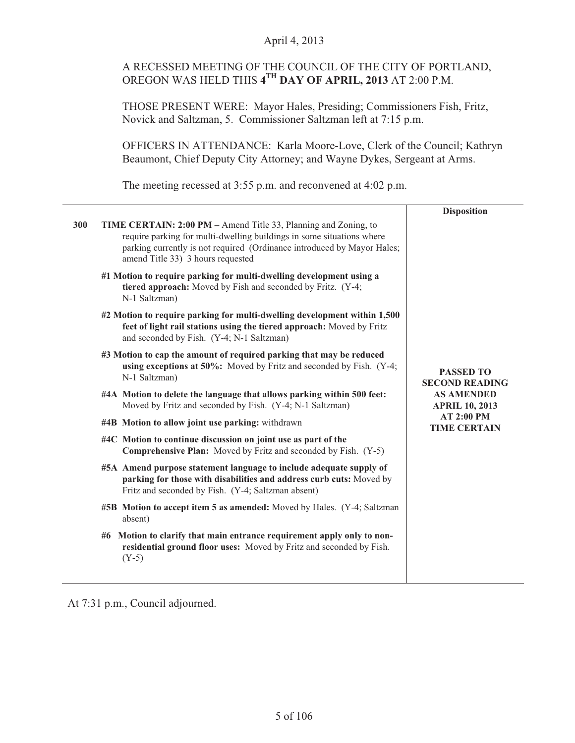April 4, 2013

A RECESSED MEETING OF THE COUNCIL OF THE CITY OF PORTLAND, OREGON WAS HELD THIS **4TH DAY OF APRIL, 2013** AT 2:00 P.M.

THOSE PRESENT WERE: Mayor Hales, Presiding; Commissioners Fish, Fritz, Novick and Saltzman, 5. Commissioner Saltzman left at 7:15 p.m.

OFFICERS IN ATTENDANCE: Karla Moore-Love, Clerk of the Council; Kathryn Beaumont, Chief Deputy City Attorney; and Wayne Dykes, Sergeant at Arms.

The meeting recessed at 3:55 p.m. and reconvened at 4:02 p.m.

| | | Disposition |
|---|---|---|
| 300 | **TIME CERTAIN: 2:00 PM –** Amend Title 33, Planning and Zoning, to require parking for multi-dwelling buildings in some situations where parking currently is not required (Ordinance introduced by Mayor Hales; amend Title 33) 3 hours requested<br><br>**#1 Motion to require parking for multi-dwelling development using a tiered approach:** Moved by Fish and seconded by Fritz. (Y-4; N-1 Saltzman)<br><br>**#2 Motion to require parking for multi-dwelling development within 1,500 feet of light rail stations using the tiered approach:** Moved by Fritz and seconded by Fish. (Y-4; N-1 Saltzman)<br><br>**#3 Motion to cap the amount of required parking that may be reduced using exceptions at 50%:** Moved by Fritz and seconded by Fish. (Y-4; N-1 Saltzman)<br><br>**#4A Motion to delete the language that allows parking within 500 feet:** Moved by Fritz and seconded by Fish. (Y-4; N-1 Saltzman)<br><br>**#4B Motion to allow joint use parking:** withdrawn<br><br>**#4C Motion to continue discussion on joint use as part of the Comprehensive Plan:** Moved by Fritz and seconded by Fish. (Y-5)<br><br>**#5A Amend purpose statement language to include adequate supply of parking for those with disabilities and address curb cuts:** Moved by Fritz and seconded by Fish. (Y-4; Saltzman absent)<br><br>**#5B Motion to accept item 5 as amended:** Moved by Hales. (Y-4; Saltzman absent)<br><br>**#6 Motion to clarify that main entrance requirement apply only to non-residential ground floor uses:** Moved by Fritz and seconded by Fish. (Y-5) | **PASSED TO SECOND READING AS AMENDED APRIL 10, 2013 AT 2:00 PM TIME CERTAIN** |

At 7:31 p.m., Council adjourned.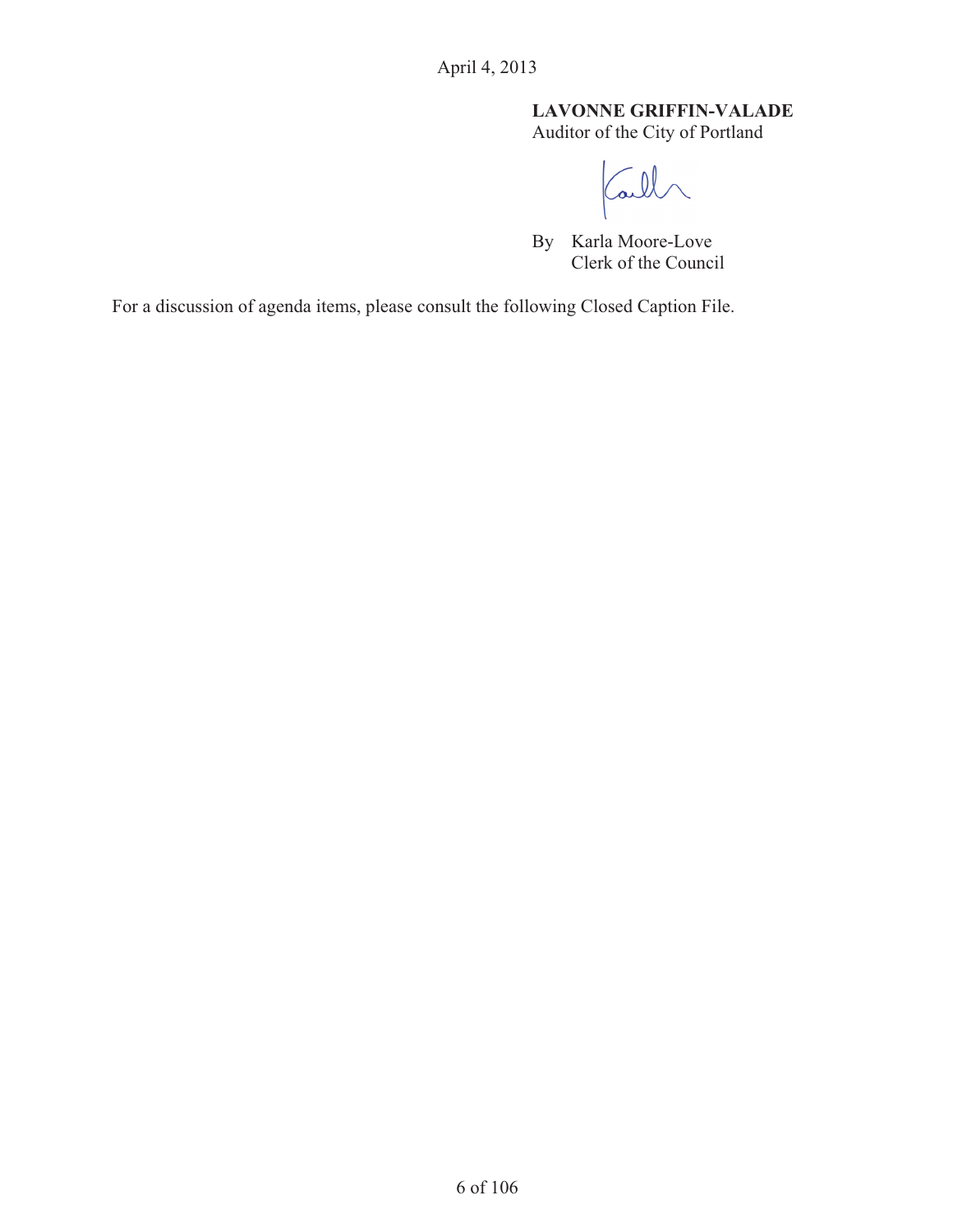April 4, 2013

**LAVONNE GRIFFIN-VALADE**
Auditor of the City of Portland

By Karla Moore-Love
Clerk of the Council

For a discussion of agenda items, please consult the following Closed Caption File.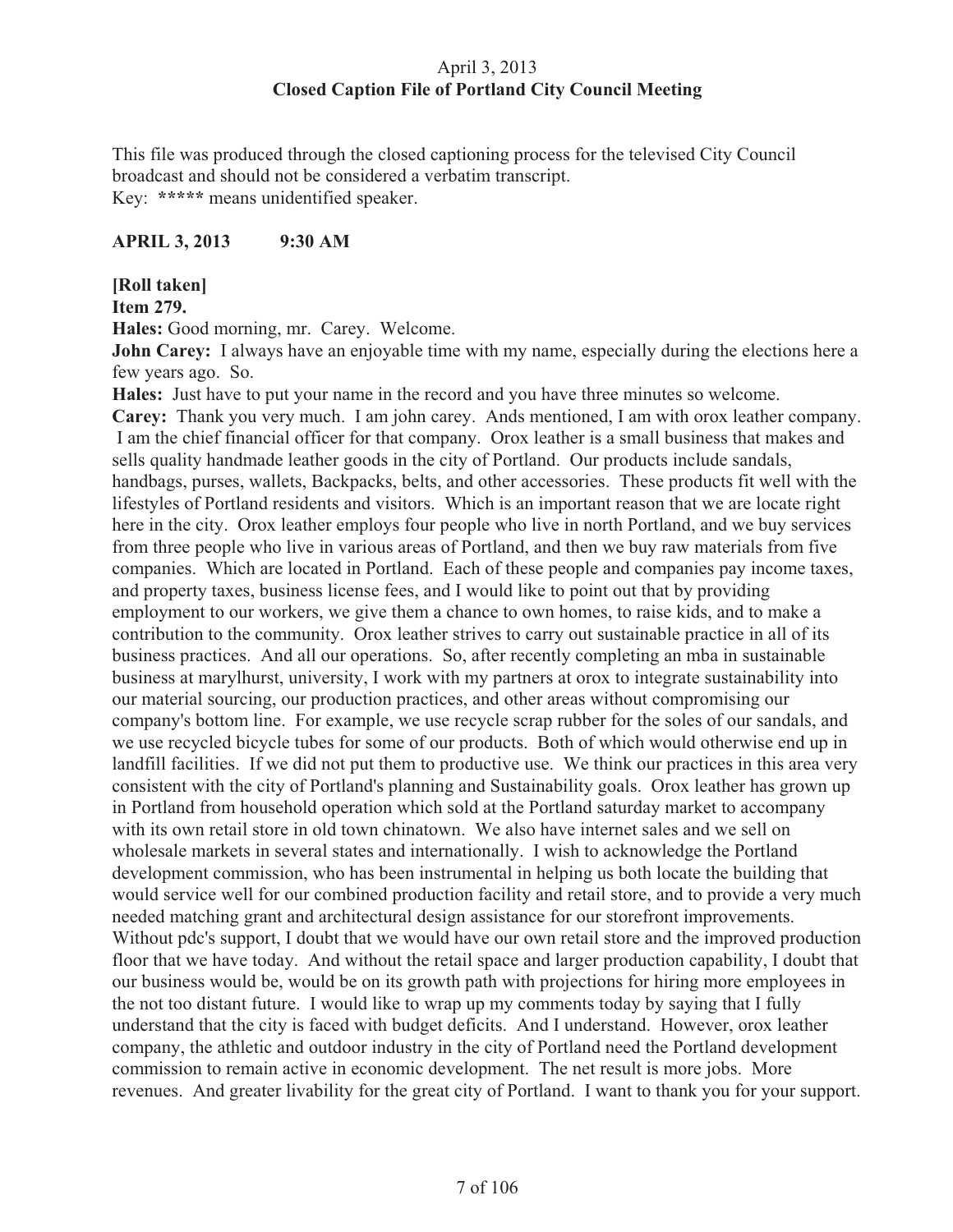April 3, 2013
**Closed Caption File of Portland City Council Meeting**

This file was produced through the closed captioning process for the televised City Council broadcast and should not be considered a verbatim transcript.
Key: **\*\*\*\*\*** means unidentified speaker.

**APRIL 3, 2013 9:30 AM**

**[Roll taken]**
**Item 279.**

**Hales:** Good morning, mr. Carey. Welcome.

**John Carey:** I always have an enjoyable time with my name, especially during the elections here a few years ago. So.

**Hales:** Just have to put your name in the record and you have three minutes so welcome.

**Carey:** Thank you very much. I am john carey. Ands mentioned, I am with orox leather company. I am the chief financial officer for that company. Orox leather is a small business that makes and sells quality handmade leather goods in the city of Portland. Our products include sandals, handbags, purses, wallets, Backpacks, belts, and other accessories. These products fit well with the lifestyles of Portland residents and visitors. Which is an important reason that we are locate right here in the city. Orox leather employs four people who live in north Portland, and we buy services from three people who live in various areas of Portland, and then we buy raw materials from five companies. Which are located in Portland. Each of these people and companies pay income taxes, and property taxes, business license fees, and I would like to point out that by providing employment to our workers, we give them a chance to own homes, to raise kids, and to make a contribution to the community. Orox leather strives to carry out sustainable practice in all of its business practices. And all our operations. So, after recently completing an mba in sustainable business at marylhurst, university, I work with my partners at orox to integrate sustainability into our material sourcing, our production practices, and other areas without compromising our company's bottom line. For example, we use recycle scrap rubber for the soles of our sandals, and we use recycled bicycle tubes for some of our products. Both of which would otherwise end up in landfill facilities. If we did not put them to productive use. We think our practices in this area very consistent with the city of Portland's planning and Sustainability goals. Orox leather has grown up in Portland from household operation which sold at the Portland saturday market to accompany with its own retail store in old town chinatown. We also have internet sales and we sell on wholesale markets in several states and internationally. I wish to acknowledge the Portland development commission, who has been instrumental in helping us both locate the building that would service well for our combined production facility and retail store, and to provide a very much needed matching grant and architectural design assistance for our storefront improvements. Without pdc's support, I doubt that we would have our own retail store and the improved production floor that we have today. And without the retail space and larger production capability, I doubt that our business would be, would be on its growth path with projections for hiring more employees in the not too distant future. I would like to wrap up my comments today by saying that I fully understand that the city is faced with budget deficits. And I understand. However, orox leather company, the athletic and outdoor industry in the city of Portland need the Portland development commission to remain active in economic development. The net result is more jobs. More revenues. And greater livability for the great city of Portland. I want to thank you for your support.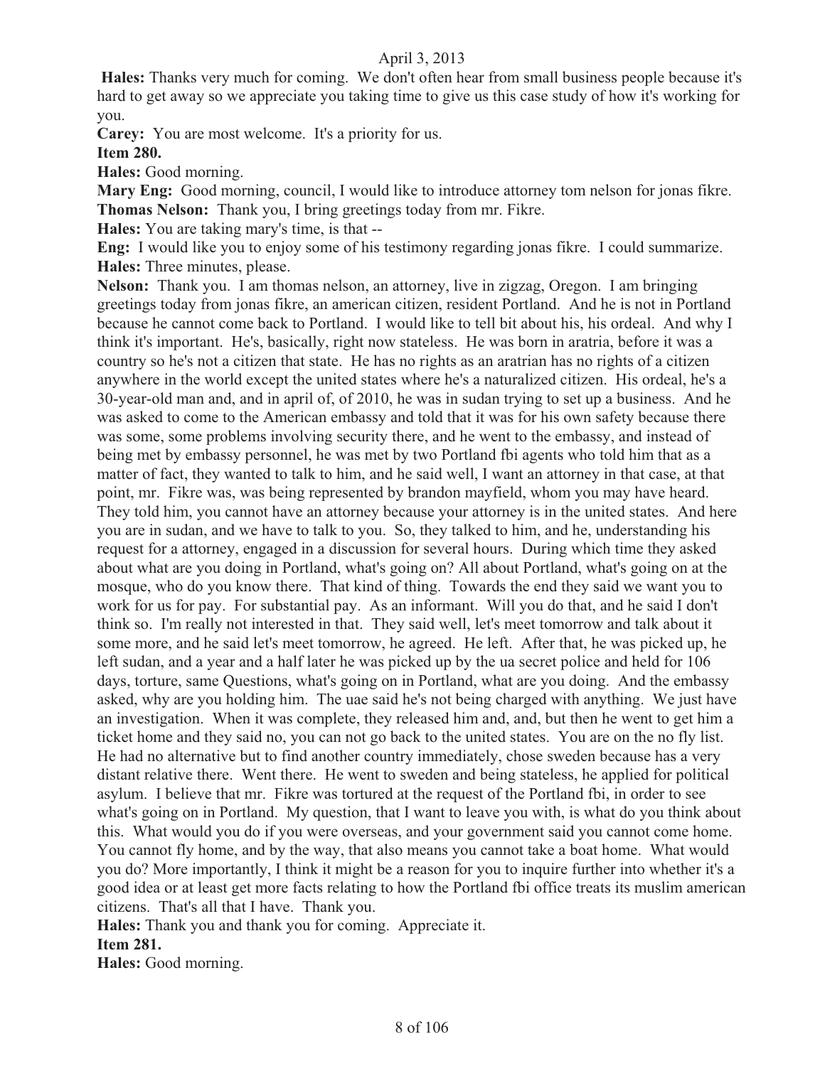**Hales:** Thanks very much for coming. We don't often hear from small business people because it's hard to get away so we appreciate you taking time to give us this case study of how it's working for you.

**Carey:** You are most welcome. It's a priority for us.

**Item 280.**

**Hales:** Good morning.

**Mary Eng:** Good morning, council, I would like to introduce attorney tom nelson for jonas fikre.

**Thomas Nelson:** Thank you, I bring greetings today from mr. Fikre.

**Hales:** You are taking mary's time, is that --

**Eng:** I would like you to enjoy some of his testimony regarding jonas fikre. I could summarize.

**Hales:** Three minutes, please.

**Nelson:** Thank you. I am thomas nelson, an attorney, live in zigzag, Oregon. I am bringing greetings today from jonas fikre, an american citizen, resident Portland. And he is not in Portland because he cannot come back to Portland. I would like to tell bit about his, his ordeal. And why I think it's important. He's, basically, right now stateless. He was born in aratria, before it was a country so he's not a citizen that state. He has no rights as an aratrian has no rights of a citizen anywhere in the world except the united states where he's a naturalized citizen. His ordeal, he's a 30-year-old man and, and in april of, of 2010, he was in sudan trying to set up a business. And he was asked to come to the American embassy and told that it was for his own safety because there was some, some problems involving security there, and he went to the embassy, and instead of being met by embassy personnel, he was met by two Portland fbi agents who told him that as a matter of fact, they wanted to talk to him, and he said well, I want an attorney in that case, at that point, mr. Fikre was, was being represented by brandon mayfield, whom you may have heard. They told him, you cannot have an attorney because your attorney is in the united states. And here you are in sudan, and we have to talk to you. So, they talked to him, and he, understanding his request for a attorney, engaged in a discussion for several hours. During which time they asked about what are you doing in Portland, what's going on? All about Portland, what's going on at the mosque, who do you know there. That kind of thing. Towards the end they said we want you to work for us for pay. For substantial pay. As an informant. Will you do that, and he said I don't think so. I'm really not interested in that. They said well, let's meet tomorrow and talk about it some more, and he said let's meet tomorrow, he agreed. He left. After that, he was picked up, he left sudan, and a year and a half later he was picked up by the ua secret police and held for 106 days, torture, same Questions, what's going on in Portland, what are you doing. And the embassy asked, why are you holding him. The uae said he's not being charged with anything. We just have an investigation. When it was complete, they released him and, and, but then he went to get him a ticket home and they said no, you can not go back to the united states. You are on the no fly list. He had no alternative but to find another country immediately, chose sweden because has a very distant relative there. Went there. He went to sweden and being stateless, he applied for political asylum. I believe that mr. Fikre was tortured at the request of the Portland fbi, in order to see what's going on in Portland. My question, that I want to leave you with, is what do you think about this. What would you do if you were overseas, and your government said you cannot come home. You cannot fly home, and by the way, that also means you cannot take a boat home. What would you do? More importantly, I think it might be a reason for you to inquire further into whether it's a good idea or at least get more facts relating to how the Portland fbi office treats its muslim american citizens. That's all that I have. Thank you.

**Hales:** Thank you and thank you for coming. Appreciate it.

**Item 281.**

**Hales:** Good morning.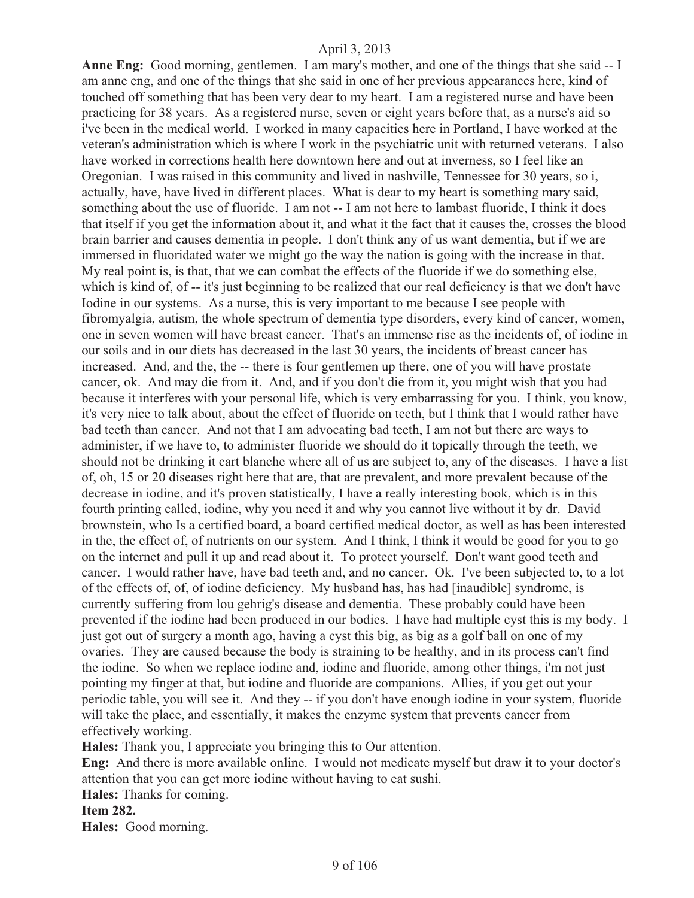**Anne Eng:** Good morning, gentlemen. I am mary's mother, and one of the things that she said -- I am anne eng, and one of the things that she said in one of her previous appearances here, kind of touched off something that has been very dear to my heart. I am a registered nurse and have been practicing for 38 years. As a registered nurse, seven or eight years before that, as a nurse's aid so i've been in the medical world. I worked in many capacities here in Portland, I have worked at the veteran's administration which is where I work in the psychiatric unit with returned veterans. I also have worked in corrections health here downtown here and out at inverness, so I feel like an Oregonian. I was raised in this community and lived in nashville, Tennessee for 30 years, so i, actually, have, have lived in different places. What is dear to my heart is something mary said, something about the use of fluoride. I am not -- I am not here to lambast fluoride, I think it does that itself if you get the information about it, and what it the fact that it causes the, crosses the blood brain barrier and causes dementia in people. I don't think any of us want dementia, but if we are immersed in fluoridated water we might go the way the nation is going with the increase in that. My real point is, is that, that we can combat the effects of the fluoride if we do something else, which is kind of, of -- it's just beginning to be realized that our real deficiency is that we don't have Iodine in our systems. As a nurse, this is very important to me because I see people with fibromyalgia, autism, the whole spectrum of dementia type disorders, every kind of cancer, women, one in seven women will have breast cancer. That's an immense rise as the incidents of, of iodine in our soils and in our diets has decreased in the last 30 years, the incidents of breast cancer has increased. And, and the, the -- there is four gentlemen up there, one of you will have prostate cancer, ok. And may die from it. And, and if you don't die from it, you might wish that you had because it interferes with your personal life, which is very embarrassing for you. I think, you know, it's very nice to talk about, about the effect of fluoride on teeth, but I think that I would rather have bad teeth than cancer. And not that I am advocating bad teeth, I am not but there are ways to administer, if we have to, to administer fluoride we should do it topically through the teeth, we should not be drinking it cart blanche where all of us are subject to, any of the diseases. I have a list of, oh, 15 or 20 diseases right here that are, that are prevalent, and more prevalent because of the decrease in iodine, and it's proven statistically, I have a really interesting book, which is in this fourth printing called, iodine, why you need it and why you cannot live without it by dr. David brownstein, who Is a certified board, a board certified medical doctor, as well as has been interested in the, the effect of, of nutrients on our system. And I think, I think it would be good for you to go on the internet and pull it up and read about it. To protect yourself. Don't want good teeth and cancer. I would rather have, have bad teeth and, and no cancer. Ok. I've been subjected to, to a lot of the effects of, of, of iodine deficiency. My husband has, has had [inaudible] syndrome, is currently suffering from lou gehrig's disease and dementia. These probably could have been prevented if the iodine had been produced in our bodies. I have had multiple cyst this is my body. I just got out of surgery a month ago, having a cyst this big, as big as a golf ball on one of my ovaries. They are caused because the body is straining to be healthy, and in its process can't find the iodine. So when we replace iodine and, iodine and fluoride, among other things, i'm not just pointing my finger at that, but iodine and fluoride are companions. Allies, if you get out your periodic table, you will see it. And they -- if you don't have enough iodine in your system, fluoride will take the place, and essentially, it makes the enzyme system that prevents cancer from effectively working.

**Hales:** Thank you, I appreciate you bringing this to Our attention.

**Eng:** And there is more available online. I would not medicate myself but draw it to your doctor's attention that you can get more iodine without having to eat sushi.

**Hales:** Thanks for coming.

**Item 282.**

**Hales:** Good morning.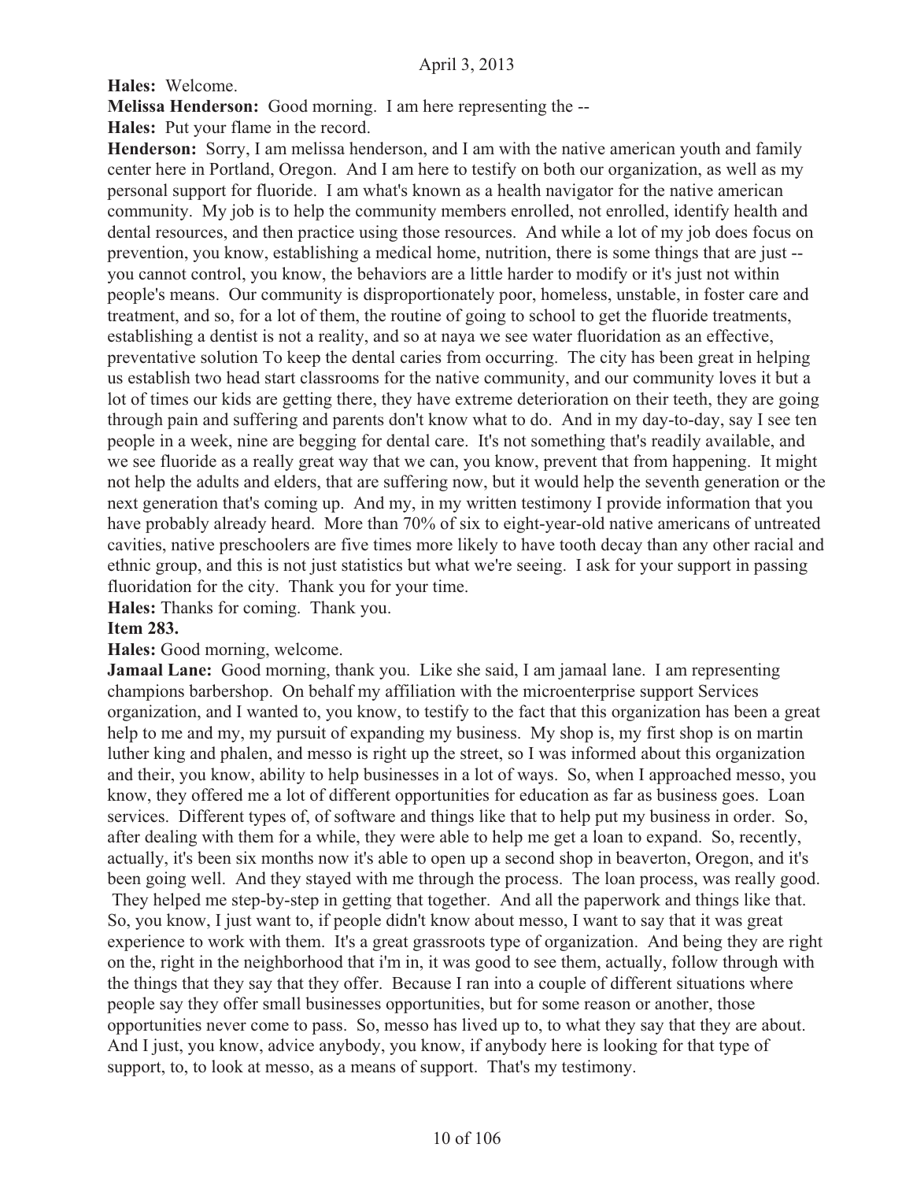**Hales:** Welcome.

**Melissa Henderson:** Good morning. I am here representing the --

**Hales:** Put your flame in the record.

**Henderson:** Sorry, I am melissa henderson, and I am with the native american youth and family center here in Portland, Oregon. And I am here to testify on both our organization, as well as my personal support for fluoride. I am what's known as a health navigator for the native american community. My job is to help the community members enrolled, not enrolled, identify health and dental resources, and then practice using those resources. And while a lot of my job does focus on prevention, you know, establishing a medical home, nutrition, there is some things that are just -- you cannot control, you know, the behaviors are a little harder to modify or it's just not within people's means. Our community is disproportionately poor, homeless, unstable, in foster care and treatment, and so, for a lot of them, the routine of going to school to get the fluoride treatments, establishing a dentist is not a reality, and so at naya we see water fluoridation as an effective, preventative solution To keep the dental caries from occurring. The city has been great in helping us establish two head start classrooms for the native community, and our community loves it but a lot of times our kids are getting there, they have extreme deterioration on their teeth, they are going through pain and suffering and parents don't know what to do. And in my day-to-day, say I see ten people in a week, nine are begging for dental care. It's not something that's readily available, and we see fluoride as a really great way that we can, you know, prevent that from happening. It might not help the adults and elders, that are suffering now, but it would help the seventh generation or the next generation that's coming up. And my, in my written testimony I provide information that you have probably already heard. More than 70% of six to eight-year-old native americans of untreated cavities, native preschoolers are five times more likely to have tooth decay than any other racial and ethnic group, and this is not just statistics but what we're seeing. I ask for your support in passing fluoridation for the city. Thank you for your time.

**Hales:** Thanks for coming. Thank you.

**Item 283.**

**Hales:** Good morning, welcome.

**Jamaal Lane:** Good morning, thank you. Like she said, I am jamaal lane. I am representing champions barbershop. On behalf my affiliation with the microenterprise support Services organization, and I wanted to, you know, to testify to the fact that this organization has been a great help to me and my, my pursuit of expanding my business. My shop is, my first shop is on martin luther king and phalen, and messo is right up the street, so I was informed about this organization and their, you know, ability to help businesses in a lot of ways. So, when I approached messo, you know, they offered me a lot of different opportunities for education as far as business goes. Loan services. Different types of, of software and things like that to help put my business in order. So, after dealing with them for a while, they were able to help me get a loan to expand. So, recently, actually, it's been six months now it's able to open up a second shop in beaverton, Oregon, and it's been going well. And they stayed with me through the process. The loan process, was really good. They helped me step-by-step in getting that together. And all the paperwork and things like that. So, you know, I just want to, if people didn't know about messo, I want to say that it was great experience to work with them. It's a great grassroots type of organization. And being they are right on the, right in the neighborhood that i'm in, it was good to see them, actually, follow through with the things that they say that they offer. Because I ran into a couple of different situations where people say they offer small businesses opportunities, but for some reason or another, those opportunities never come to pass. So, messo has lived up to, to what they say that they are about. And I just, you know, advice anybody, you know, if anybody here is looking for that type of support, to, to look at messo, as a means of support. That's my testimony.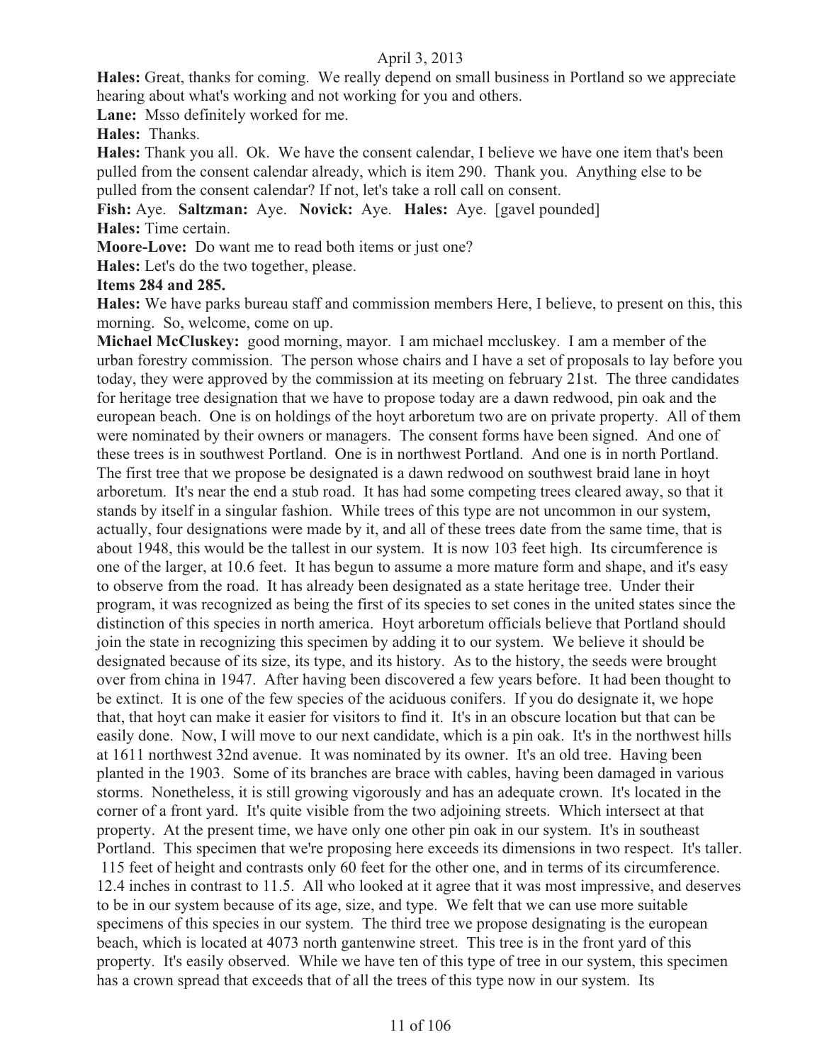**Hales:** Great, thanks for coming. We really depend on small business in Portland so we appreciate hearing about what's working and not working for you and others.

**Lane:** Msso definitely worked for me.

**Hales:** Thanks.

**Hales:** Thank you all. Ok. We have the consent calendar, I believe we have one item that's been pulled from the consent calendar already, which is item 290. Thank you. Anything else to be pulled from the consent calendar? If not, let's take a roll call on consent.

**Fish:** Aye. **Saltzman:** Aye. **Novick:** Aye. **Hales:** Aye. [gavel pounded]

**Hales:** Time certain.

**Moore-Love:** Do want me to read both items or just one?

**Hales:** Let's do the two together, please.

**Items 284 and 285.**

**Hales:** We have parks bureau staff and commission members Here, I believe, to present on this, this morning. So, welcome, come on up.

**Michael McCluskey:** good morning, mayor. I am michael mccluskey. I am a member of the urban forestry commission. The person whose chairs and I have a set of proposals to lay before you today, they were approved by the commission at its meeting on february 21st. The three candidates for heritage tree designation that we have to propose today are a dawn redwood, pin oak and the european beach. One is on holdings of the hoyt arboretum two are on private property. All of them were nominated by their owners or managers. The consent forms have been signed. And one of these trees is in southwest Portland. One is in northwest Portland. And one is in north Portland. The first tree that we propose be designated is a dawn redwood on southwest braid lane in hoyt arboretum. It's near the end a stub road. It has had some competing trees cleared away, so that it stands by itself in a singular fashion. While trees of this type are not uncommon in our system, actually, four designations were made by it, and all of these trees date from the same time, that is about 1948, this would be the tallest in our system. It is now 103 feet high. Its circumference is one of the larger, at 10.6 feet. It has begun to assume a more mature form and shape, and it's easy to observe from the road. It has already been designated as a state heritage tree. Under their program, it was recognized as being the first of its species to set cones in the united states since the distinction of this species in north america. Hoyt arboretum officials believe that Portland should join the state in recognizing this specimen by adding it to our system. We believe it should be designated because of its size, its type, and its history. As to the history, the seeds were brought over from china in 1947. After having been discovered a few years before. It had been thought to be extinct. It is one of the few species of the aciduous conifers. If you do designate it, we hope that, that hoyt can make it easier for visitors to find it. It's in an obscure location but that can be easily done. Now, I will move to our next candidate, which is a pin oak. It's in the northwest hills at 1611 northwest 32nd avenue. It was nominated by its owner. It's an old tree. Having been planted in the 1903. Some of its branches are brace with cables, having been damaged in various storms. Nonetheless, it is still growing vigorously and has an adequate crown. It's located in the corner of a front yard. It's quite visible from the two adjoining streets. Which intersect at that property. At the present time, we have only one other pin oak in our system. It's in southeast Portland. This specimen that we're proposing here exceeds its dimensions in two respect. It's taller. 115 feet of height and contrasts only 60 feet for the other one, and in terms of its circumference. 12.4 inches in contrast to 11.5. All who looked at it agree that it was most impressive, and deserves to be in our system because of its age, size, and type. We felt that we can use more suitable specimens of this species in our system. The third tree we propose designating is the european beach, which is located at 4073 north gantenwine street. This tree is in the front yard of this property. It's easily observed. While we have ten of this type of tree in our system, this specimen has a crown spread that exceeds that of all the trees of this type now in our system. Its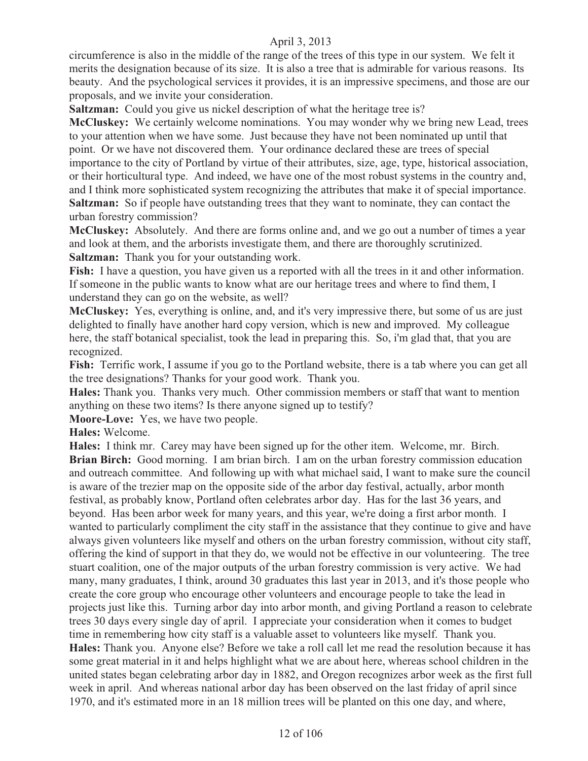circumference is also in the middle of the range of the trees of this type in our system. We felt it merits the designation because of its size. It is also a tree that is admirable for various reasons. Its beauty. And the psychological services it provides, it is an impressive specimens, and those are our proposals, and we invite your consideration.

**Saltzman:** Could you give us nickel description of what the heritage tree is?

**McCluskey:** We certainly welcome nominations. You may wonder why we bring new Lead, trees to your attention when we have some. Just because they have not been nominated up until that point. Or we have not discovered them. Your ordinance declared these are trees of special importance to the city of Portland by virtue of their attributes, size, age, type, historical association, or their horticultural type. And indeed, we have one of the most robust systems in the country and, and I think more sophisticated system recognizing the attributes that make it of special importance.

**Saltzman:** So if people have outstanding trees that they want to nominate, they can contact the urban forestry commission?

**McCluskey:** Absolutely. And there are forms online and, and we go out a number of times a year and look at them, and the arborists investigate them, and there are thoroughly scrutinized.

**Saltzman:** Thank you for your outstanding work.

**Fish:** I have a question, you have given us a reported with all the trees in it and other information. If someone in the public wants to know what are our heritage trees and where to find them, I understand they can go on the website, as well?

**McCluskey:** Yes, everything is online, and, and it's very impressive there, but some of us are just delighted to finally have another hard copy version, which is new and improved. My colleague here, the staff botanical specialist, took the lead in preparing this. So, i'm glad that, that you are recognized.

**Fish:** Terrific work, I assume if you go to the Portland website, there is a tab where you can get all the tree designations? Thanks for your good work. Thank you.

**Hales:** Thank you. Thanks very much. Other commission members or staff that want to mention anything on these two items? Is there anyone signed up to testify?

**Moore-Love:** Yes, we have two people.

**Hales:** Welcome.

**Hales:** I think mr. Carey may have been signed up for the other item. Welcome, mr. Birch.

**Brian Birch:** Good morning. I am brian birch. I am on the urban forestry commission education and outreach committee. And following up with what michael said, I want to make sure the council is aware of the trezier map on the opposite side of the arbor day festival, actually, arbor month festival, as probably know, Portland often celebrates arbor day. Has for the last 36 years, and beyond. Has been arbor week for many years, and this year, we're doing a first arbor month. I wanted to particularly compliment the city staff in the assistance that they continue to give and have always given volunteers like myself and others on the urban forestry commission, without city staff, offering the kind of support in that they do, we would not be effective in our volunteering. The tree stuart coalition, one of the major outputs of the urban forestry commission is very active. We had many, many graduates, I think, around 30 graduates this last year in 2013, and it's those people who create the core group who encourage other volunteers and encourage people to take the lead in projects just like this. Turning arbor day into arbor month, and giving Portland a reason to celebrate trees 30 days every single day of april. I appreciate your consideration when it comes to budget time in remembering how city staff is a valuable asset to volunteers like myself. Thank you.

**Hales:** Thank you. Anyone else? Before we take a roll call let me read the resolution because it has some great material in it and helps highlight what we are about here, whereas school children in the united states began celebrating arbor day in 1882, and Oregon recognizes arbor week as the first full week in april. And whereas national arbor day has been observed on the last friday of april since 1970, and it's estimated more in an 18 million trees will be planted on this one day, and where,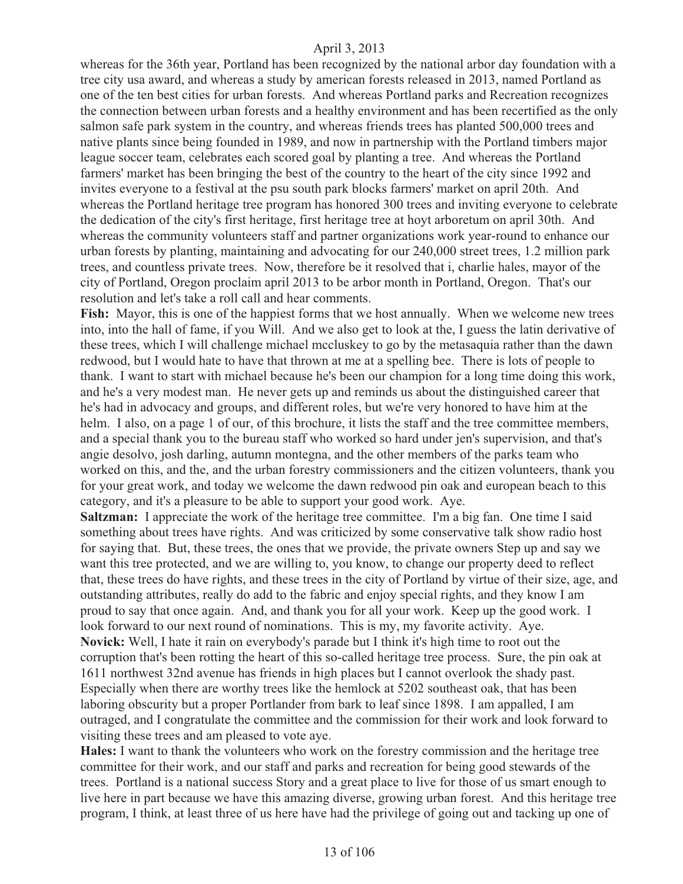whereas for the 36th year, Portland has been recognized by the national arbor day foundation with a tree city usa award, and whereas a study by american forests released in 2013, named Portland as one of the ten best cities for urban forests. And whereas Portland parks and Recreation recognizes the connection between urban forests and a healthy environment and has been recertified as the only salmon safe park system in the country, and whereas friends trees has planted 500,000 trees and native plants since being founded in 1989, and now in partnership with the Portland timbers major league soccer team, celebrates each scored goal by planting a tree. And whereas the Portland farmers' market has been bringing the best of the country to the heart of the city since 1992 and invites everyone to a festival at the psu south park blocks farmers' market on april 20th. And whereas the Portland heritage tree program has honored 300 trees and inviting everyone to celebrate the dedication of the city's first heritage, first heritage tree at hoyt arboretum on april 30th. And whereas the community volunteers staff and partner organizations work year-round to enhance our urban forests by planting, maintaining and advocating for our 240,000 street trees, 1.2 million park trees, and countless private trees. Now, therefore be it resolved that i, charlie hales, mayor of the city of Portland, Oregon proclaim april 2013 to be arbor month in Portland, Oregon. That's our resolution and let's take a roll call and hear comments.

**Fish:** Mayor, this is one of the happiest forms that we host annually. When we welcome new trees into, into the hall of fame, if you Will. And we also get to look at the, I guess the latin derivative of these trees, which I will challenge michael mccluskey to go by the metasaquia rather than the dawn redwood, but I would hate to have that thrown at me at a spelling bee. There is lots of people to thank. I want to start with michael because he's been our champion for a long time doing this work, and he's a very modest man. He never gets up and reminds us about the distinguished career that he's had in advocacy and groups, and different roles, but we're very honored to have him at the helm. I also, on a page 1 of our, of this brochure, it lists the staff and the tree committee members, and a special thank you to the bureau staff who worked so hard under jen's supervision, and that's angie desolvo, josh darling, autumn montegna, and the other members of the parks team who worked on this, and the, and the urban forestry commissioners and the citizen volunteers, thank you for your great work, and today we welcome the dawn redwood pin oak and european beach to this category, and it's a pleasure to be able to support your good work. Aye.

**Saltzman:** I appreciate the work of the heritage tree committee. I'm a big fan. One time I said something about trees have rights. And was criticized by some conservative talk show radio host for saying that. But, these trees, the ones that we provide, the private owners Step up and say we want this tree protected, and we are willing to, you know, to change our property deed to reflect that, these trees do have rights, and these trees in the city of Portland by virtue of their size, age, and outstanding attributes, really do add to the fabric and enjoy special rights, and they know I am proud to say that once again. And, and thank you for all your work. Keep up the good work. I look forward to our next round of nominations. This is my, my favorite activity. Aye.

**Novick:** Well, I hate it rain on everybody's parade but I think it's high time to root out the corruption that's been rotting the heart of this so-called heritage tree process. Sure, the pin oak at 1611 northwest 32nd avenue has friends in high places but I cannot overlook the shady past. Especially when there are worthy trees like the hemlock at 5202 southeast oak, that has been laboring obscurity but a proper Portlander from bark to leaf since 1898. I am appalled, I am outraged, and I congratulate the committee and the commission for their work and look forward to visiting these trees and am pleased to vote aye.

**Hales:** I want to thank the volunteers who work on the forestry commission and the heritage tree committee for their work, and our staff and parks and recreation for being good stewards of the trees. Portland is a national success Story and a great place to live for those of us smart enough to live here in part because we have this amazing diverse, growing urban forest. And this heritage tree program, I think, at least three of us here have had the privilege of going out and tacking up one of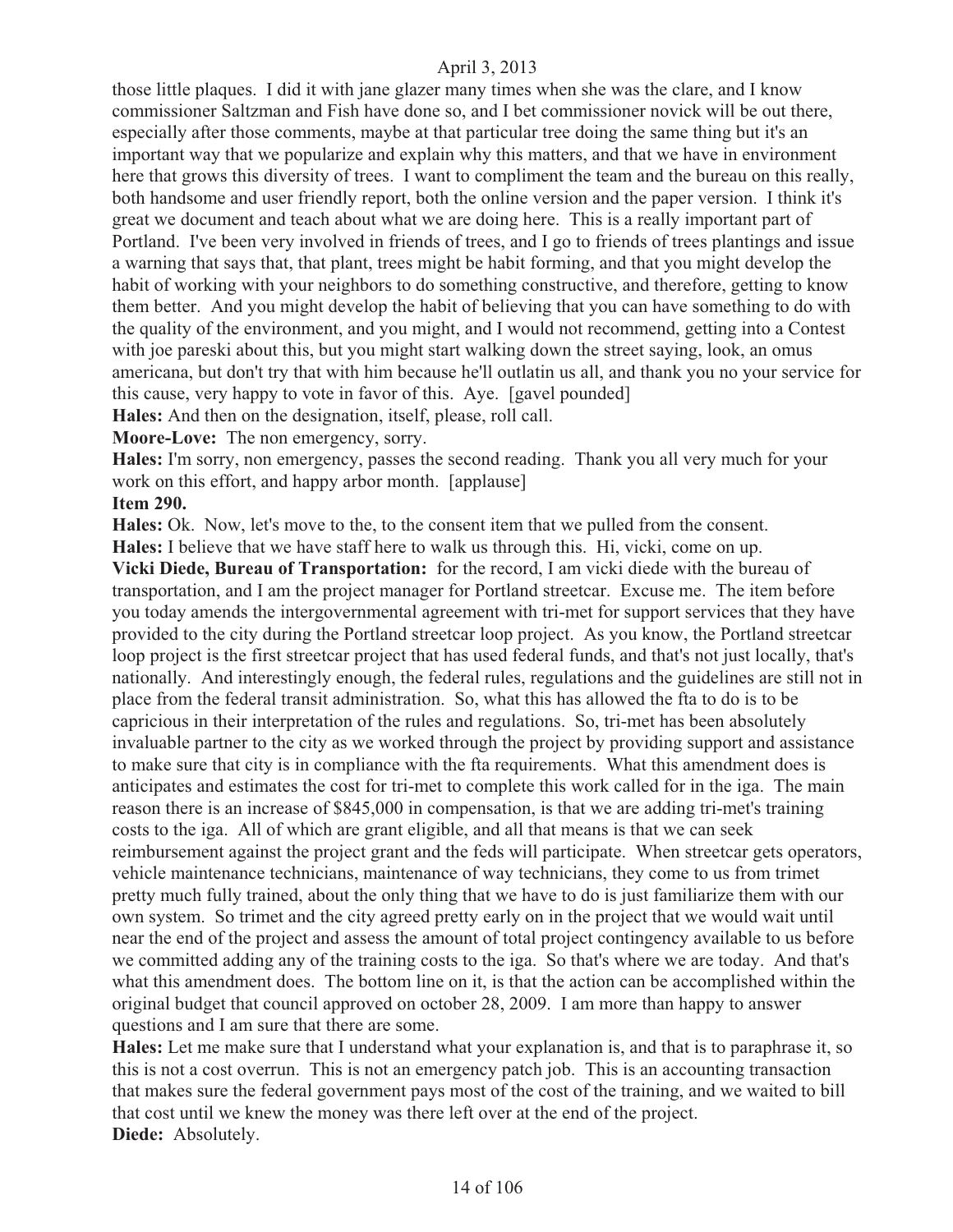those little plaques. I did it with jane glazer many times when she was the clare, and I know commissioner Saltzman and Fish have done so, and I bet commissioner novick will be out there, especially after those comments, maybe at that particular tree doing the same thing but it's an important way that we popularize and explain why this matters, and that we have in environment here that grows this diversity of trees. I want to compliment the team and the bureau on this really, both handsome and user friendly report, both the online version and the paper version. I think it's great we document and teach about what we are doing here. This is a really important part of Portland. I've been very involved in friends of trees, and I go to friends of trees plantings and issue a warning that says that, that plant, trees might be habit forming, and that you might develop the habit of working with your neighbors to do something constructive, and therefore, getting to know them better. And you might develop the habit of believing that you can have something to do with the quality of the environment, and you might, and I would not recommend, getting into a Contest with joe pareski about this, but you might start walking down the street saying, look, an omus americana, but don't try that with him because he'll outlatin us all, and thank you no your service for this cause, very happy to vote in favor of this. Aye. [gavel pounded]

**Hales:** And then on the designation, itself, please, roll call.

**Moore-Love:** The non emergency, sorry.

**Hales:** I'm sorry, non emergency, passes the second reading. Thank you all very much for your work on this effort, and happy arbor month. [applause]

**Item 290.**

**Hales:** Ok. Now, let's move to the, to the consent item that we pulled from the consent.

**Hales:** I believe that we have staff here to walk us through this. Hi, vicki, come on up.

**Vicki Diede, Bureau of Transportation:** for the record, I am vicki diede with the bureau of transportation, and I am the project manager for Portland streetcar. Excuse me. The item before you today amends the intergovernmental agreement with tri-met for support services that they have provided to the city during the Portland streetcar loop project. As you know, the Portland streetcar loop project is the first streetcar project that has used federal funds, and that's not just locally, that's nationally. And interestingly enough, the federal rules, regulations and the guidelines are still not in place from the federal transit administration. So, what this has allowed the fta to do is to be capricious in their interpretation of the rules and regulations. So, tri-met has been absolutely invaluable partner to the city as we worked through the project by providing support and assistance to make sure that city is in compliance with the fta requirements. What this amendment does is anticipates and estimates the cost for tri-met to complete this work called for in the iga. The main reason there is an increase of $845,000 in compensation, is that we are adding tri-met's training costs to the iga. All of which are grant eligible, and all that means is that we can seek reimbursement against the project grant and the feds will participate. When streetcar gets operators, vehicle maintenance technicians, maintenance of way technicians, they come to us from trimet pretty much fully trained, about the only thing that we have to do is just familiarize them with our own system. So trimet and the city agreed pretty early on in the project that we would wait until near the end of the project and assess the amount of total project contingency available to us before we committed adding any of the training costs to the iga. So that's where we are today. And that's what this amendment does. The bottom line on it, is that the action can be accomplished within the original budget that council approved on october 28, 2009. I am more than happy to answer questions and I am sure that there are some.

**Hales:** Let me make sure that I understand what your explanation is, and that is to paraphrase it, so this is not a cost overrun. This is not an emergency patch job. This is an accounting transaction that makes sure the federal government pays most of the cost of the training, and we waited to bill that cost until we knew the money was there left over at the end of the project.

**Diede:** Absolutely.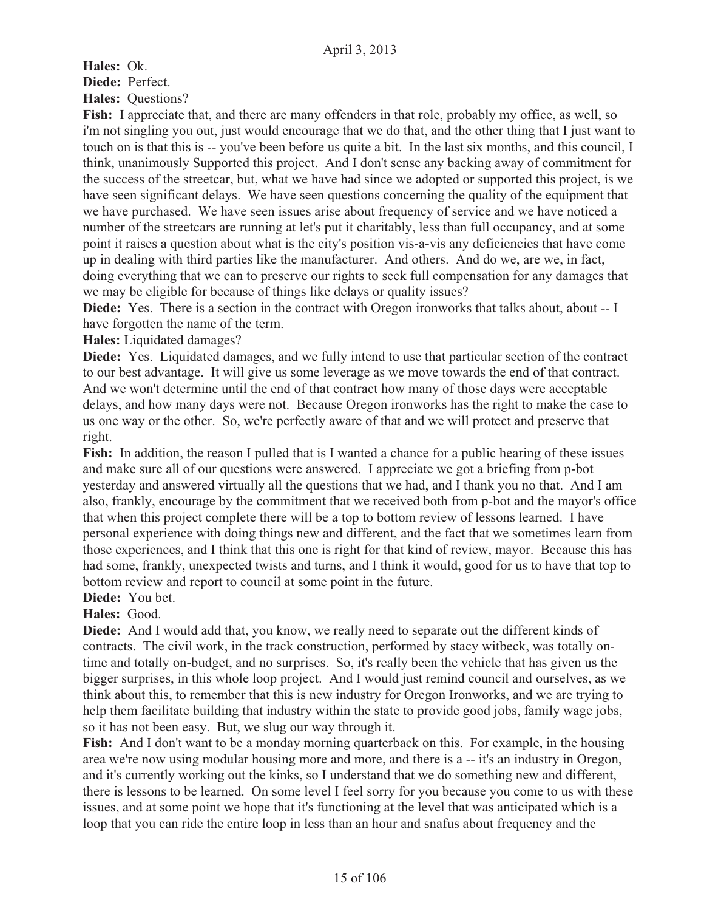**Hales:** Ok.

**Diede:** Perfect.

**Hales:** Questions?

**Fish:** I appreciate that, and there are many offenders in that role, probably my office, as well, so i'm not singling you out, just would encourage that we do that, and the other thing that I just want to touch on is that this is -- you've been before us quite a bit. In the last six months, and this council, I think, unanimously Supported this project. And I don't sense any backing away of commitment for the success of the streetcar, but, what we have had since we adopted or supported this project, is we have seen significant delays. We have seen questions concerning the quality of the equipment that we have purchased. We have seen issues arise about frequency of service and we have noticed a number of the streetcars are running at let's put it charitably, less than full occupancy, and at some point it raises a question about what is the city's position vis-a-vis any deficiencies that have come up in dealing with third parties like the manufacturer. And others. And do we, are we, in fact, doing everything that we can to preserve our rights to seek full compensation for any damages that we may be eligible for because of things like delays or quality issues?

**Diede:** Yes. There is a section in the contract with Oregon ironworks that talks about, about -- I have forgotten the name of the term.

**Hales:** Liquidated damages?

**Diede:** Yes. Liquidated damages, and we fully intend to use that particular section of the contract to our best advantage. It will give us some leverage as we move towards the end of that contract. And we won't determine until the end of that contract how many of those days were acceptable delays, and how many days were not. Because Oregon ironworks has the right to make the case to us one way or the other. So, we're perfectly aware of that and we will protect and preserve that right.

**Fish:** In addition, the reason I pulled that is I wanted a chance for a public hearing of these issues and make sure all of our questions were answered. I appreciate we got a briefing from p-bot yesterday and answered virtually all the questions that we had, and I thank you no that. And I am also, frankly, encourage by the commitment that we received both from p-bot and the mayor's office that when this project complete there will be a top to bottom review of lessons learned. I have personal experience with doing things new and different, and the fact that we sometimes learn from those experiences, and I think that this one is right for that kind of review, mayor. Because this has had some, frankly, unexpected twists and turns, and I think it would, good for us to have that top to bottom review and report to council at some point in the future.

**Diede:** You bet.

**Hales:** Good.

**Diede:** And I would add that, you know, we really need to separate out the different kinds of contracts. The civil work, in the track construction, performed by stacy witbeck, was totally on-time and totally on-budget, and no surprises. So, it's really been the vehicle that has given us the bigger surprises, in this whole loop project. And I would just remind council and ourselves, as we think about this, to remember that this is new industry for Oregon Ironworks, and we are trying to help them facilitate building that industry within the state to provide good jobs, family wage jobs, so it has not been easy. But, we slug our way through it.

**Fish:** And I don't want to be a monday morning quarterback on this. For example, in the housing area we're now using modular housing more and more, and there is a -- it's an industry in Oregon, and it's currently working out the kinks, so I understand that we do something new and different, there is lessons to be learned. On some level I feel sorry for you because you come to us with these issues, and at some point we hope that it's functioning at the level that was anticipated which is a loop that you can ride the entire loop in less than an hour and snafus about frequency and the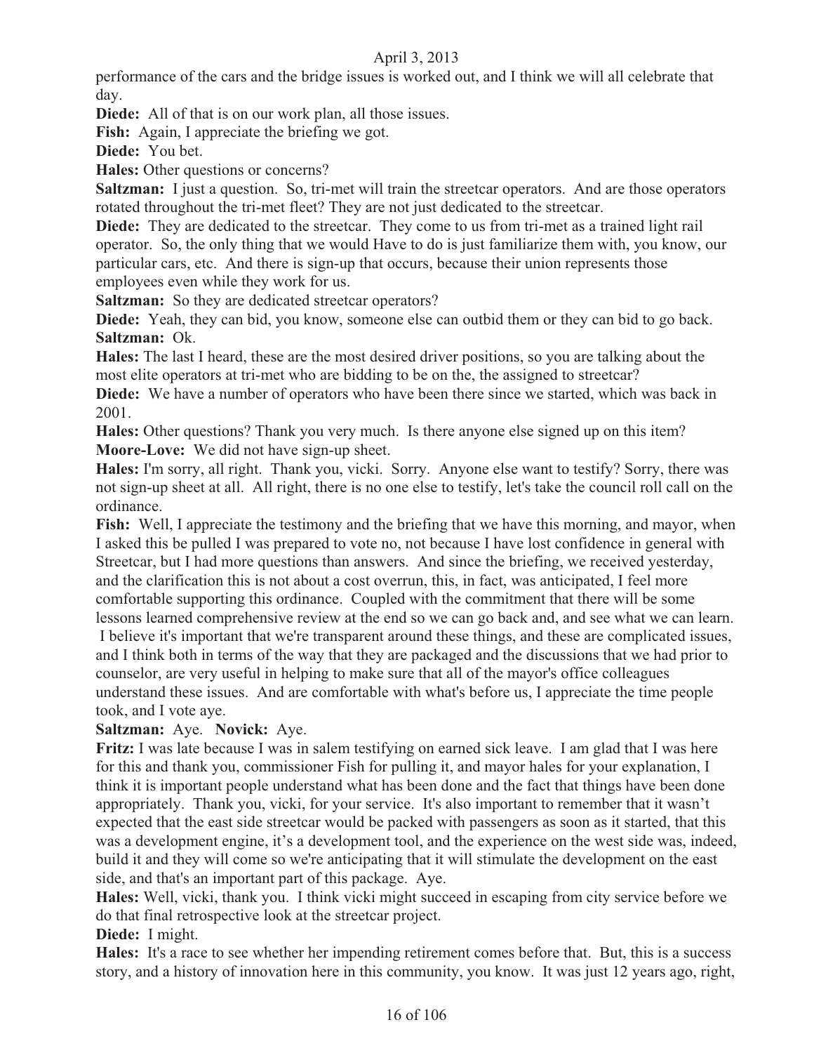performance of the cars and the bridge issues is worked out, and I think we will all celebrate that day.

**Diede:** All of that is on our work plan, all those issues.

**Fish:** Again, I appreciate the briefing we got.

**Diede:** You bet.

**Hales:** Other questions or concerns?

**Saltzman:** I just a question. So, tri-met will train the streetcar operators. And are those operators rotated throughout the tri-met fleet? They are not just dedicated to the streetcar.

**Diede:** They are dedicated to the streetcar. They come to us from tri-met as a trained light rail operator. So, the only thing that we would Have to do is just familiarize them with, you know, our particular cars, etc. And there is sign-up that occurs, because their union represents those employees even while they work for us.

**Saltzman:** So they are dedicated streetcar operators?

**Diede:** Yeah, they can bid, you know, someone else can outbid them or they can bid to go back.

**Saltzman:** Ok.

**Hales:** The last I heard, these are the most desired driver positions, so you are talking about the most elite operators at tri-met who are bidding to be on the, the assigned to streetcar?

**Diede:** We have a number of operators who have been there since we started, which was back in 2001.

**Hales:** Other questions? Thank you very much. Is there anyone else signed up on this item?

**Moore-Love:** We did not have sign-up sheet.

**Hales:** I'm sorry, all right. Thank you, vicki. Sorry. Anyone else want to testify? Sorry, there was not sign-up sheet at all. All right, there is no one else to testify, let's take the council roll call on the ordinance.

**Fish:** Well, I appreciate the testimony and the briefing that we have this morning, and mayor, when I asked this be pulled I was prepared to vote no, not because I have lost confidence in general with Streetcar, but I had more questions than answers. And since the briefing, we received yesterday, and the clarification this is not about a cost overrun, this, in fact, was anticipated, I feel more comfortable supporting this ordinance. Coupled with the commitment that there will be some lessons learned comprehensive review at the end so we can go back and, and see what we can learn. I believe it's important that we're transparent around these things, and these are complicated issues, and I think both in terms of the way that they are packaged and the discussions that we had prior to counselor, are very useful in helping to make sure that all of the mayor's office colleagues understand these issues. And are comfortable with what's before us, I appreciate the time people took, and I vote aye.

**Saltzman:** Aye. **Novick:** Aye.

**Fritz:** I was late because I was in salem testifying on earned sick leave. I am glad that I was here for this and thank you, commissioner Fish for pulling it, and mayor hales for your explanation, I think it is important people understand what has been done and the fact that things have been done appropriately. Thank you, vicki, for your service. It's also important to remember that it wasn't expected that the east side streetcar would be packed with passengers as soon as it started, that this was a development engine, it's a development tool, and the experience on the west side was, indeed, build it and they will come so we're anticipating that it will stimulate the development on the east side, and that's an important part of this package. Aye.

**Hales:** Well, vicki, thank you. I think vicki might succeed in escaping from city service before we do that final retrospective look at the streetcar project.

**Diede:** I might.

**Hales:** It's a race to see whether her impending retirement comes before that. But, this is a success story, and a history of innovation here in this community, you know. It was just 12 years ago, right,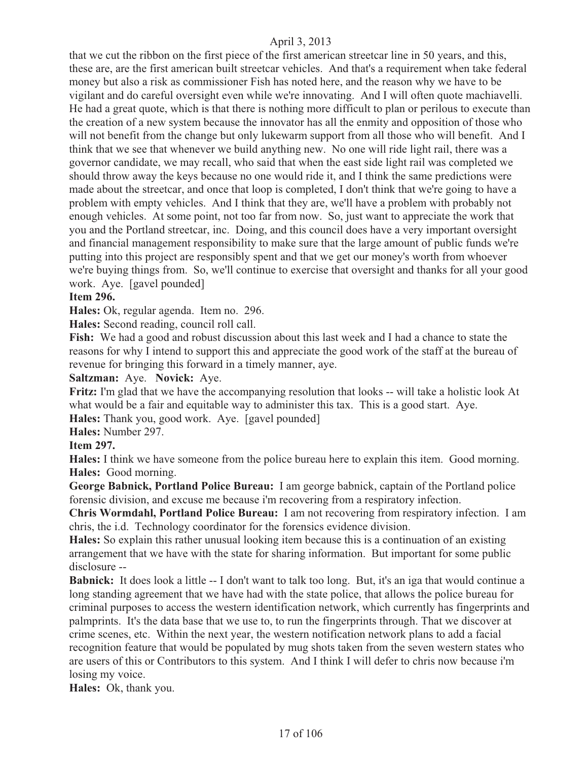that we cut the ribbon on the first piece of the first american streetcar line in 50 years, and this, these are, are the first american built streetcar vehicles. And that's a requirement when take federal money but also a risk as commissioner Fish has noted here, and the reason why we have to be vigilant and do careful oversight even while we're innovating. And I will often quote machiavelli. He had a great quote, which is that there is nothing more difficult to plan or perilous to execute than the creation of a new system because the innovator has all the enmity and opposition of those who will not benefit from the change but only lukewarm support from all those who will benefit. And I think that we see that whenever we build anything new. No one will ride light rail, there was a governor candidate, we may recall, who said that when the east side light rail was completed we should throw away the keys because no one would ride it, and I think the same predictions were made about the streetcar, and once that loop is completed, I don't think that we're going to have a problem with empty vehicles. And I think that they are, we'll have a problem with probably not enough vehicles. At some point, not too far from now. So, just want to appreciate the work that you and the Portland streetcar, inc. Doing, and this council does have a very important oversight and financial management responsibility to make sure that the large amount of public funds we're putting into this project are responsibly spent and that we get our money's worth from whoever we're buying things from. So, we'll continue to exercise that oversight and thanks for all your good work. Aye. [gavel pounded]

**Item 296.**

**Hales:** Ok, regular agenda. Item no. 296.

**Hales:** Second reading, council roll call.

**Fish:** We had a good and robust discussion about this last week and I had a chance to state the reasons for why I intend to support this and appreciate the good work of the staff at the bureau of revenue for bringing this forward in a timely manner, aye.

**Saltzman:** Aye. **Novick:** Aye.

**Fritz:** I'm glad that we have the accompanying resolution that looks -- will take a holistic look At what would be a fair and equitable way to administer this tax. This is a good start. Aye.

**Hales:** Thank you, good work. Aye. [gavel pounded]

**Hales:** Number 297.

**Item 297.**

**Hales:** I think we have someone from the police bureau here to explain this item. Good morning.

**Hales:** Good morning.

**George Babnick, Portland Police Bureau:** I am george babnick, captain of the Portland police forensic division, and excuse me because i'm recovering from a respiratory infection.

**Chris Wormdahl, Portland Police Bureau:** I am not recovering from respiratory infection. I am chris, the i.d. Technology coordinator for the forensics evidence division.

**Hales:** So explain this rather unusual looking item because this is a continuation of an existing arrangement that we have with the state for sharing information. But important for some public disclosure --

**Babnick:** It does look a little -- I don't want to talk too long. But, it's an iga that would continue a long standing agreement that we have had with the state police, that allows the police bureau for criminal purposes to access the western identification network, which currently has fingerprints and palmprints. It's the data base that we use to, to run the fingerprints through. That we discover at crime scenes, etc. Within the next year, the western notification network plans to add a facial recognition feature that would be populated by mug shots taken from the seven western states who are users of this or Contributors to this system. And I think I will defer to chris now because i'm losing my voice.

**Hales:** Ok, thank you.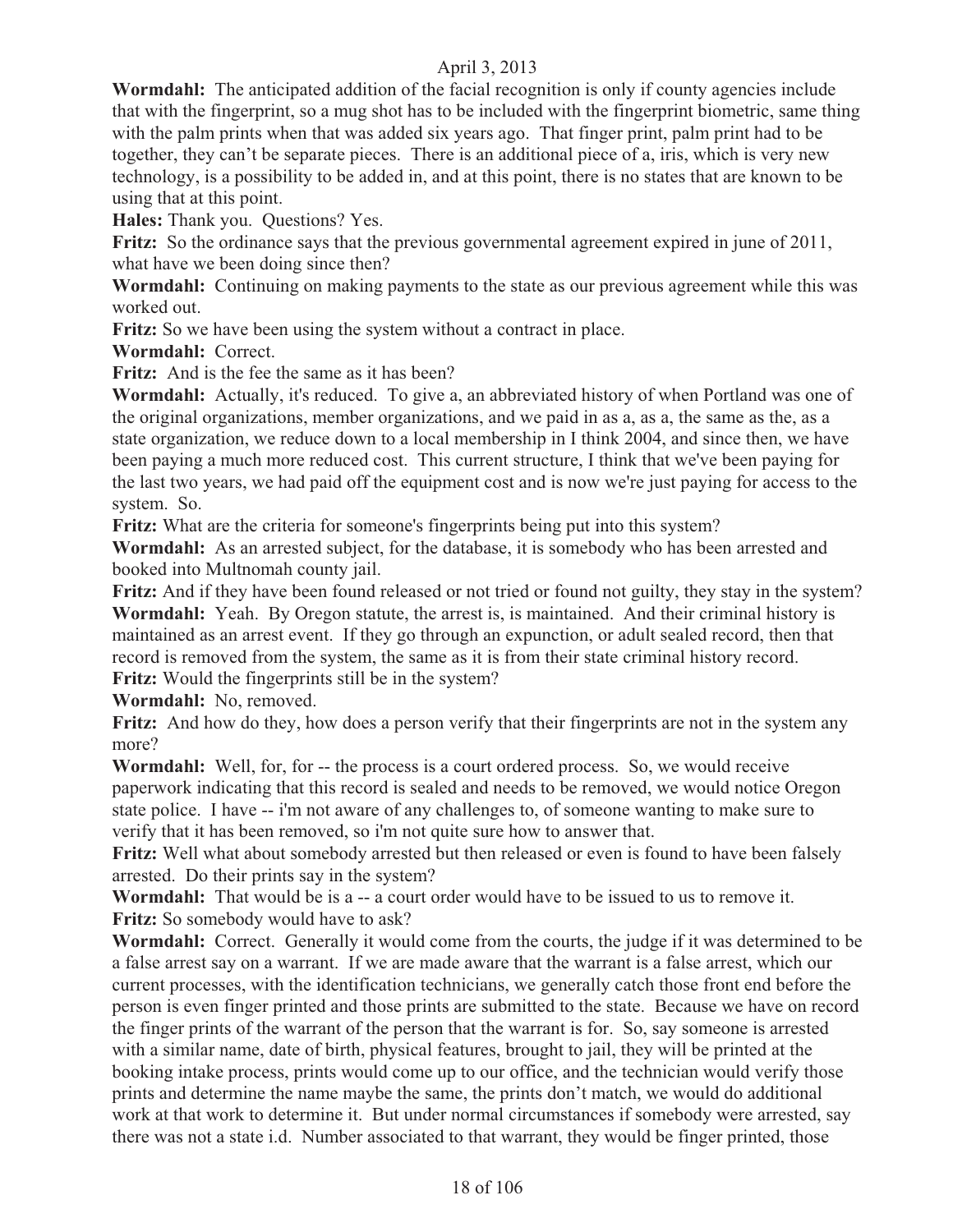**Wormdahl:** The anticipated addition of the facial recognition is only if county agencies include that with the fingerprint, so a mug shot has to be included with the fingerprint biometric, same thing with the palm prints when that was added six years ago. That finger print, palm print had to be together, they can't be separate pieces. There is an additional piece of a, iris, which is very new technology, is a possibility to be added in, and at this point, there is no states that are known to be using that at this point.

**Hales:** Thank you. Questions? Yes.

**Fritz:** So the ordinance says that the previous governmental agreement expired in june of 2011, what have we been doing since then?

**Wormdahl:** Continuing on making payments to the state as our previous agreement while this was worked out.

**Fritz:** So we have been using the system without a contract in place.

**Wormdahl:** Correct.

**Fritz:** And is the fee the same as it has been?

**Wormdahl:** Actually, it's reduced. To give a, an abbreviated history of when Portland was one of the original organizations, member organizations, and we paid in as a, as a, the same as the, as a state organization, we reduce down to a local membership in I think 2004, and since then, we have been paying a much more reduced cost. This current structure, I think that we've been paying for the last two years, we had paid off the equipment cost and is now we're just paying for access to the system. So.

**Fritz:** What are the criteria for someone's fingerprints being put into this system?

**Wormdahl:** As an arrested subject, for the database, it is somebody who has been arrested and booked into Multnomah county jail.

**Fritz:** And if they have been found released or not tried or found not guilty, they stay in the system?

**Wormdahl:** Yeah. By Oregon statute, the arrest is, is maintained. And their criminal history is maintained as an arrest event. If they go through an expunction, or adult sealed record, then that record is removed from the system, the same as it is from their state criminal history record.

**Fritz:** Would the fingerprints still be in the system?

**Wormdahl:** No, removed.

**Fritz:** And how do they, how does a person verify that their fingerprints are not in the system any more?

**Wormdahl:** Well, for, for -- the process is a court ordered process. So, we would receive paperwork indicating that this record is sealed and needs to be removed, we would notice Oregon state police. I have -- i'm not aware of any challenges to, of someone wanting to make sure to verify that it has been removed, so i'm not quite sure how to answer that.

**Fritz:** Well what about somebody arrested but then released or even is found to have been falsely arrested. Do their prints say in the system?

**Wormdahl:** That would be is a -- a court order would have to be issued to us to remove it.

**Fritz:** So somebody would have to ask?

**Wormdahl:** Correct. Generally it would come from the courts, the judge if it was determined to be a false arrest say on a warrant. If we are made aware that the warrant is a false arrest, which our current processes, with the identification technicians, we generally catch those front end before the person is even finger printed and those prints are submitted to the state. Because we have on record the finger prints of the warrant of the person that the warrant is for. So, say someone is arrested with a similar name, date of birth, physical features, brought to jail, they will be printed at the booking intake process, prints would come up to our office, and the technician would verify those prints and determine the name maybe the same, the prints don't match, we would do additional work at that work to determine it. But under normal circumstances if somebody were arrested, say there was not a state i.d. Number associated to that warrant, they would be finger printed, those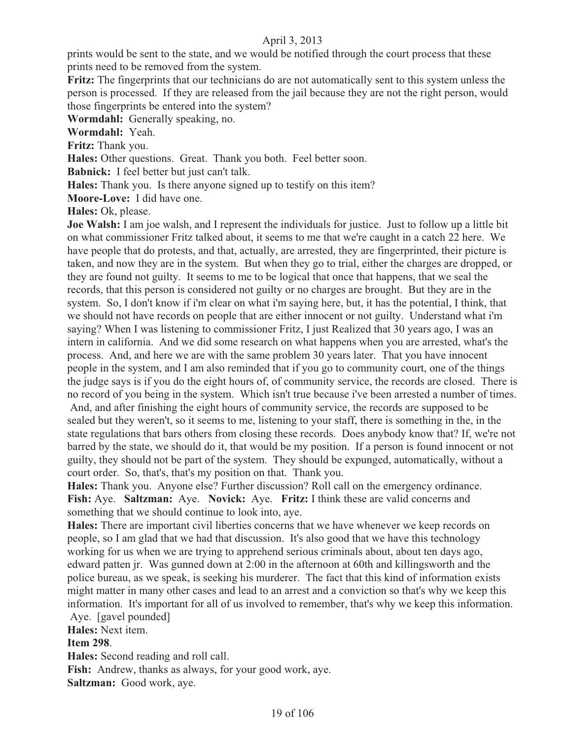prints would be sent to the state, and we would be notified through the court process that these prints need to be removed from the system.

**Fritz:** The fingerprints that our technicians do are not automatically sent to this system unless the person is processed. If they are released from the jail because they are not the right person, would those fingerprints be entered into the system?

**Wormdahl:** Generally speaking, no.

**Wormdahl:** Yeah.

**Fritz:** Thank you.

**Hales:** Other questions. Great. Thank you both. Feel better soon.

**Babnick:** I feel better but just can't talk.

**Hales:** Thank you. Is there anyone signed up to testify on this item?

**Moore-Love:** I did have one.

**Hales:** Ok, please.

**Joe Walsh:** I am joe walsh, and I represent the individuals for justice. Just to follow up a little bit on what commissioner Fritz talked about, it seems to me that we're caught in a catch 22 here. We have people that do protests, and that, actually, are arrested, they are fingerprinted, their picture is taken, and now they are in the system. But when they go to trial, either the charges are dropped, or they are found not guilty. It seems to me to be logical that once that happens, that we seal the records, that this person is considered not guilty or no charges are brought. But they are in the system. So, I don't know if i'm clear on what i'm saying here, but, it has the potential, I think, that we should not have records on people that are either innocent or not guilty. Understand what i'm saying? When I was listening to commissioner Fritz, I just Realized that 30 years ago, I was an intern in california. And we did some research on what happens when you are arrested, what's the process. And, and here we are with the same problem 30 years later. That you have innocent people in the system, and I am also reminded that if you go to community court, one of the things the judge says is if you do the eight hours of, of community service, the records are closed. There is no record of you being in the system. Which isn't true because i've been arrested a number of times. And, and after finishing the eight hours of community service, the records are supposed to be sealed but they weren't, so it seems to me, listening to your staff, there is something in the, in the state regulations that bars others from closing these records. Does anybody know that? If, we're not barred by the state, we should do it, that would be my position. If a person is found innocent or not guilty, they should not be part of the system. They should be expunged, automatically, without a court order. So, that's, that's my position on that. Thank you.

**Hales:** Thank you. Anyone else? Further discussion? Roll call on the emergency ordinance.

**Fish:** Aye. **Saltzman:** Aye. **Novick:** Aye. **Fritz:** I think these are valid concerns and something that we should continue to look into, aye.

**Hales:** There are important civil liberties concerns that we have whenever we keep records on people, so I am glad that we had that discussion. It's also good that we have this technology working for us when we are trying to apprehend serious criminals about, about ten days ago, edward patten jr. Was gunned down at 2:00 in the afternoon at 60th and killingsworth and the police bureau, as we speak, is seeking his murderer. The fact that this kind of information exists might matter in many other cases and lead to an arrest and a conviction so that's why we keep this information. It's important for all of us involved to remember, that's why we keep this information. Aye. [gavel pounded]

**Hales:** Next item.

**Item 298**.

**Hales:** Second reading and roll call.

**Fish:** Andrew, thanks as always, for your good work, aye.

**Saltzman:** Good work, aye.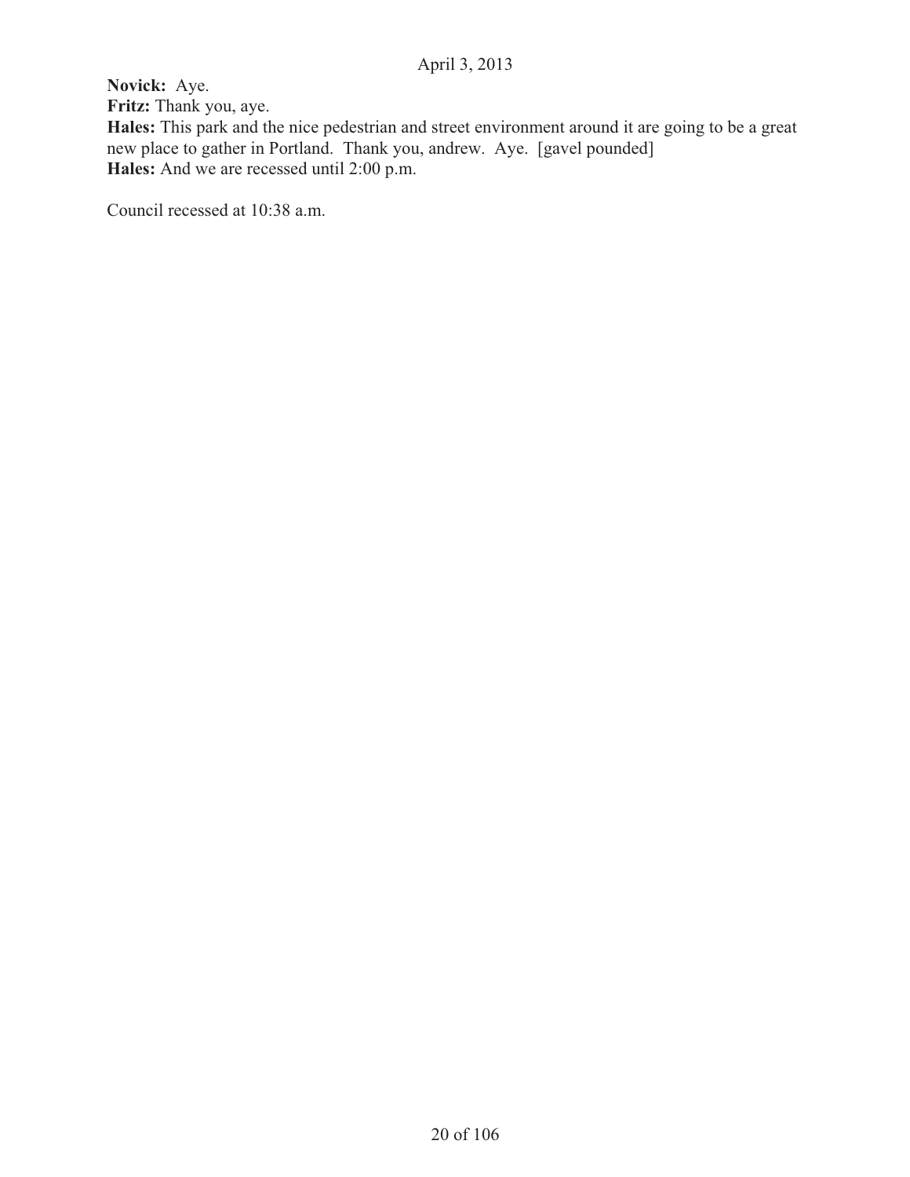**Novick:** Aye.
**Fritz:** Thank you, aye.
**Hales:** This park and the nice pedestrian and street environment around it are going to be a great new place to gather in Portland. Thank you, andrew. Aye. [gavel pounded]
**Hales:** And we are recessed until 2:00 p.m.

Council recessed at 10:38 a.m.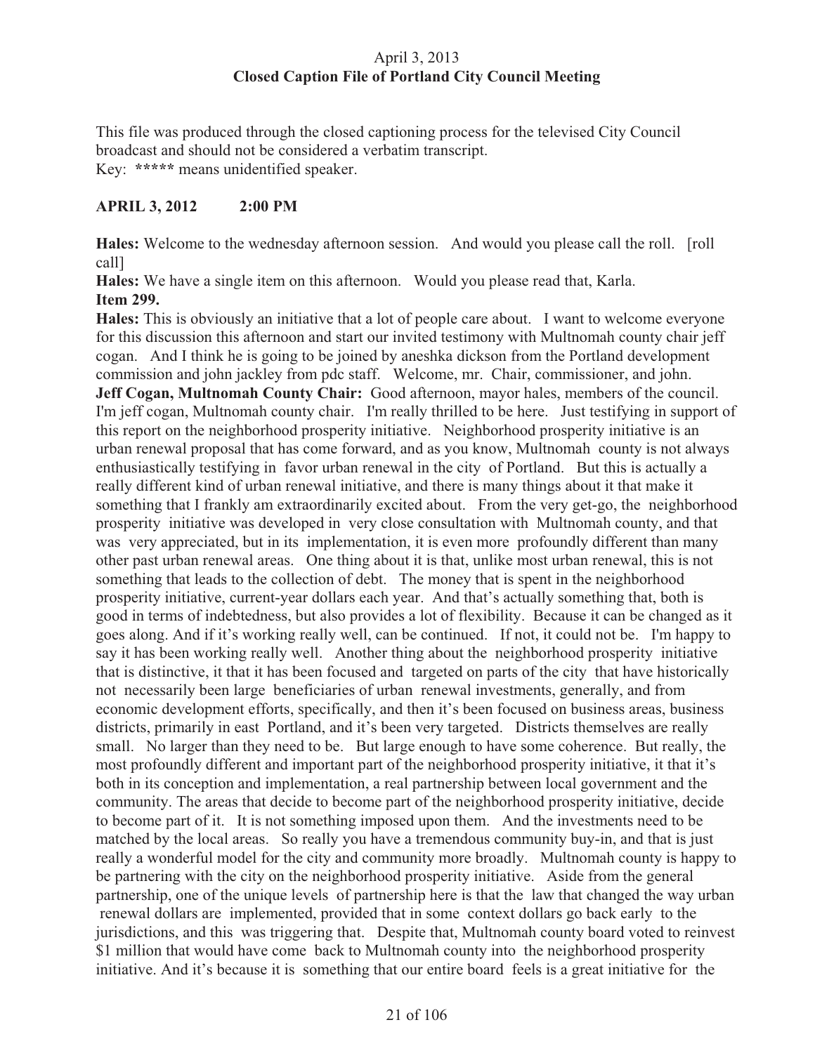April 3, 2013
**Closed Caption File of Portland City Council Meeting**

This file was produced through the closed captioning process for the televised City Council broadcast and should not be considered a verbatim transcript.
Key: ***** means unidentified speaker.

**APRIL 3, 2012 2:00 PM**

**Hales:** Welcome to the wednesday afternoon session. And would you please call the roll. [roll call]

**Hales:** We have a single item on this afternoon. Would you please read that, Karla.

**Item 299.**

**Hales:** This is obviously an initiative that a lot of people care about. I want to welcome everyone for this discussion this afternoon and start our invited testimony with Multnomah county chair jeff cogan. And I think he is going to be joined by aneshka dickson from the Portland development commission and john jackley from pdc staff. Welcome, mr. Chair, commissioner, and john.

**Jeff Cogan, Multnomah County Chair:** Good afternoon, mayor hales, members of the council. I'm jeff cogan, Multnomah county chair. I'm really thrilled to be here. Just testifying in support of this report on the neighborhood prosperity initiative. Neighborhood prosperity initiative is an urban renewal proposal that has come forward, and as you know, Multnomah county is not always enthusiastically testifying in favor urban renewal in the city of Portland. But this is actually a really different kind of urban renewal initiative, and there is many things about it that make it something that I frankly am extraordinarily excited about. From the very get-go, the neighborhood prosperity initiative was developed in very close consultation with Multnomah county, and that was very appreciated, but in its implementation, it is even more profoundly different than many other past urban renewal areas. One thing about it is that, unlike most urban renewal, this is not something that leads to the collection of debt. The money that is spent in the neighborhood prosperity initiative, current-year dollars each year. And that's actually something that, both is good in terms of indebtedness, but also provides a lot of flexibility. Because it can be changed as it goes along. And if it's working really well, can be continued. If not, it could not be. I'm happy to say it has been working really well. Another thing about the neighborhood prosperity initiative that is distinctive, it that it has been focused and targeted on parts of the city that have historically not necessarily been large beneficiaries of urban renewal investments, generally, and from economic development efforts, specifically, and then it's been focused on business areas, business districts, primarily in east Portland, and it's been very targeted. Districts themselves are really small. No larger than they need to be. But large enough to have some coherence. But really, the most profoundly different and important part of the neighborhood prosperity initiative, it that it's both in its conception and implementation, a real partnership between local government and the community. The areas that decide to become part of the neighborhood prosperity initiative, decide to become part of it. It is not something imposed upon them. And the investments need to be matched by the local areas. So really you have a tremendous community buy-in, and that is just really a wonderful model for the city and community more broadly. Multnomah county is happy to be partnering with the city on the neighborhood prosperity initiative. Aside from the general partnership, one of the unique levels of partnership here is that the law that changed the way urban renewal dollars are implemented, provided that in some context dollars go back early to the jurisdictions, and this was triggering that. Despite that, Multnomah county board voted to reinvest $1 million that would have come back to Multnomah county into the neighborhood prosperity initiative. And it's because it is something that our entire board feels is a great initiative for the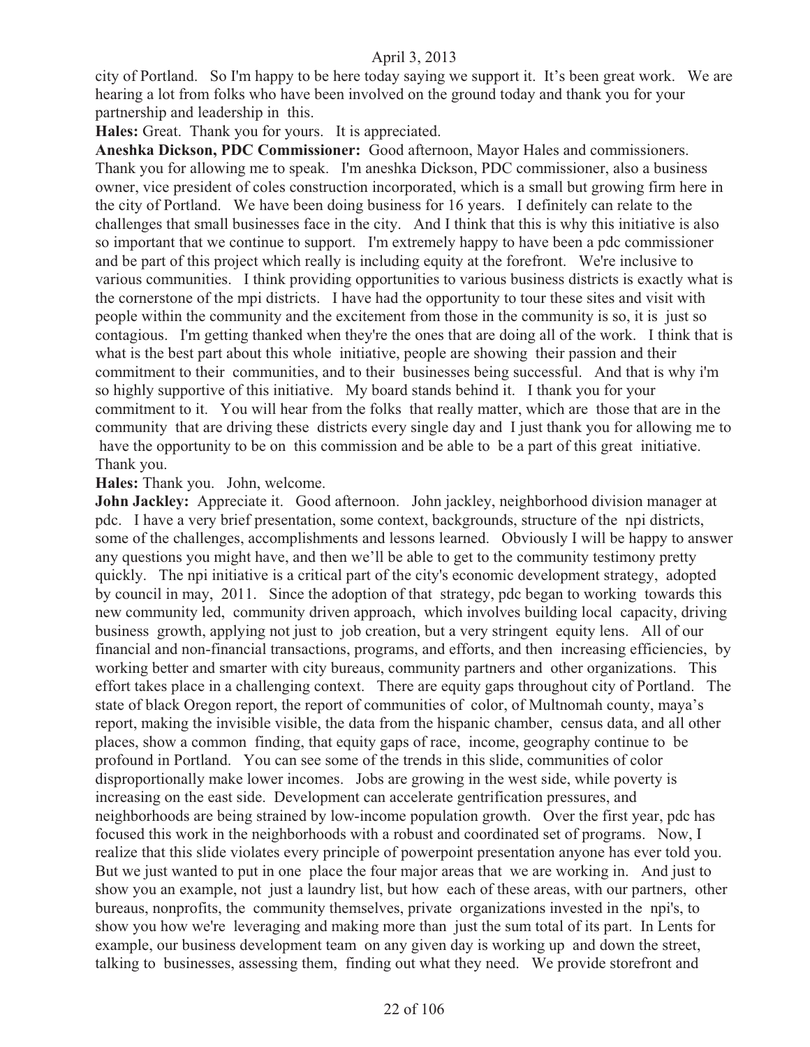city of Portland. So I'm happy to be here today saying we support it. It's been great work. We are hearing a lot from folks who have been involved on the ground today and thank you for your partnership and leadership in this.

**Hales:** Great. Thank you for yours. It is appreciated.

**Aneshka Dickson, PDC Commissioner:** Good afternoon, Mayor Hales and commissioners. Thank you for allowing me to speak. I'm aneshka Dickson, PDC commissioner, also a business owner, vice president of coles construction incorporated, which is a small but growing firm here in the city of Portland. We have been doing business for 16 years. I definitely can relate to the challenges that small businesses face in the city. And I think that this is why this initiative is also so important that we continue to support. I'm extremely happy to have been a pdc commissioner and be part of this project which really is including equity at the forefront. We're inclusive to various communities. I think providing opportunities to various business districts is exactly what is the cornerstone of the mpi districts. I have had the opportunity to tour these sites and visit with people within the community and the excitement from those in the community is so, it is just so contagious. I'm getting thanked when they're the ones that are doing all of the work. I think that is what is the best part about this whole initiative, people are showing their passion and their commitment to their communities, and to their businesses being successful. And that is why i'm so highly supportive of this initiative. My board stands behind it. I thank you for your commitment to it. You will hear from the folks that really matter, which are those that are in the community that are driving these districts every single day and I just thank you for allowing me to have the opportunity to be on this commission and be able to be a part of this great initiative. Thank you.

**Hales:** Thank you. John, welcome.

**John Jackley:** Appreciate it. Good afternoon. John jackley, neighborhood division manager at pdc. I have a very brief presentation, some context, backgrounds, structure of the npi districts, some of the challenges, accomplishments and lessons learned. Obviously I will be happy to answer any questions you might have, and then we'll be able to get to the community testimony pretty quickly. The npi initiative is a critical part of the city's economic development strategy, adopted by council in may, 2011. Since the adoption of that strategy, pdc began to working towards this new community led, community driven approach, which involves building local capacity, driving business growth, applying not just to job creation, but a very stringent equity lens. All of our financial and non-financial transactions, programs, and efforts, and then increasing efficiencies, by working better and smarter with city bureaus, community partners and other organizations. This effort takes place in a challenging context. There are equity gaps throughout city of Portland. The state of black Oregon report, the report of communities of color, of Multnomah county, maya's report, making the invisible visible, the data from the hispanic chamber, census data, and all other places, show a common finding, that equity gaps of race, income, geography continue to be profound in Portland. You can see some of the trends in this slide, communities of color disproportionally make lower incomes. Jobs are growing in the west side, while poverty is increasing on the east side. Development can accelerate gentrification pressures, and neighborhoods are being strained by low-income population growth. Over the first year, pdc has focused this work in the neighborhoods with a robust and coordinated set of programs. Now, I realize that this slide violates every principle of powerpoint presentation anyone has ever told you. But we just wanted to put in one place the four major areas that we are working in. And just to show you an example, not just a laundry list, but how each of these areas, with our partners, other bureaus, nonprofits, the community themselves, private organizations invested in the npi's, to show you how we're leveraging and making more than just the sum total of its part. In Lents for example, our business development team on any given day is working up and down the street, talking to businesses, assessing them, finding out what they need. We provide storefront and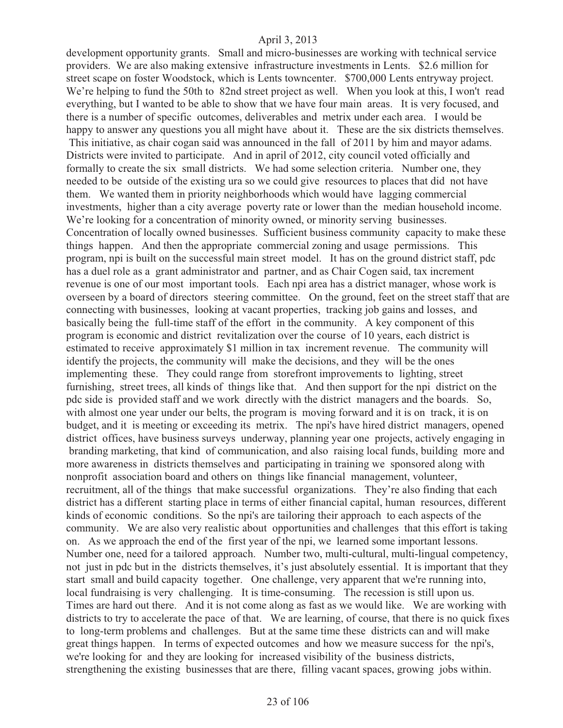development opportunity grants. Small and micro-businesses are working with technical service providers. We are also making extensive infrastructure investments in Lents. $2.6 million for street scape on foster Woodstock, which is Lents towncenter. $700,000 Lents entryway project. We're helping to fund the 50th to 82nd street project as well. When you look at this, I won't read everything, but I wanted to be able to show that we have four main areas. It is very focused, and there is a number of specific outcomes, deliverables and metrix under each area. I would be happy to answer any questions you all might have about it. These are the six districts themselves. This initiative, as chair cogan said was announced in the fall of 2011 by him and mayor adams. Districts were invited to participate. And in april of 2012, city council voted officially and formally to create the six small districts. We had some selection criteria. Number one, they needed to be outside of the existing ura so we could give resources to places that did not have them. We wanted them in priority neighborhoods which would have lagging commercial investments, higher than a city average poverty rate or lower than the median household income. We're looking for a concentration of minority owned, or minority serving businesses. Concentration of locally owned businesses. Sufficient business community capacity to make these things happen. And then the appropriate commercial zoning and usage permissions. This program, npi is built on the successful main street model. It has on the ground district staff, pdc has a duel role as a grant administrator and partner, and as Chair Cogen said, tax increment revenue is one of our most important tools. Each npi area has a district manager, whose work is overseen by a board of directors steering committee. On the ground, feet on the street staff that are connecting with businesses, looking at vacant properties, tracking job gains and losses, and basically being the full-time staff of the effort in the community. A key component of this program is economic and district revitalization over the course of 10 years, each district is estimated to receive approximately $1 million in tax increment revenue. The community will identify the projects, the community will make the decisions, and they will be the ones implementing these. They could range from storefront improvements to lighting, street furnishing, street trees, all kinds of things like that. And then support for the npi district on the pdc side is provided staff and we work directly with the district managers and the boards. So, with almost one year under our belts, the program is moving forward and it is on track, it is on budget, and it is meeting or exceeding its metrix. The npi's have hired district managers, opened district offices, have business surveys underway, planning year one projects, actively engaging in branding marketing, that kind of communication, and also raising local funds, building more and more awareness in districts themselves and participating in training we sponsored along with nonprofit association board and others on things like financial management, volunteer, recruitment, all of the things that make successful organizations. They're also finding that each district has a different starting place in terms of either financial capital, human resources, different kinds of economic conditions. So the npi's are tailoring their approach to each aspects of the community. We are also very realistic about opportunities and challenges that this effort is taking on. As we approach the end of the first year of the npi, we learned some important lessons. Number one, need for a tailored approach. Number two, multi-cultural, multi-lingual competency, not just in pdc but in the districts themselves, it's just absolutely essential. It is important that they start small and build capacity together. One challenge, very apparent that we're running into, local fundraising is very challenging. It is time-consuming. The recession is still upon us. Times are hard out there. And it is not come along as fast as we would like. We are working with districts to try to accelerate the pace of that. We are learning, of course, that there is no quick fixes to long-term problems and challenges. But at the same time these districts can and will make great things happen. In terms of expected outcomes and how we measure success for the npi's, we're looking for and they are looking for increased visibility of the business districts, strengthening the existing businesses that are there, filling vacant spaces, growing jobs within.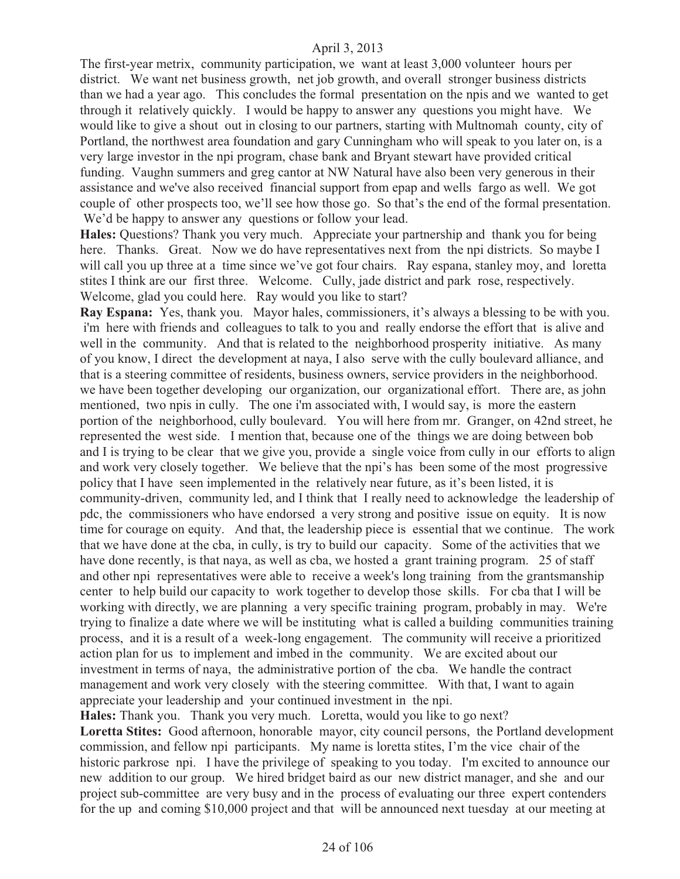The first-year metrix, community participation, we want at least 3,000 volunteer hours per district. We want net business growth, net job growth, and overall stronger business districts than we had a year ago. This concludes the formal presentation on the npis and we wanted to get through it relatively quickly. I would be happy to answer any questions you might have. We would like to give a shout out in closing to our partners, starting with Multnomah county, city of Portland, the northwest area foundation and gary Cunningham who will speak to you later on, is a very large investor in the npi program, chase bank and Bryant stewart have provided critical funding. Vaughn summers and greg cantor at NW Natural have also been very generous in their assistance and we've also received financial support from epap and wells fargo as well. We got couple of other prospects too, we'll see how those go. So that's the end of the formal presentation. We'd be happy to answer any questions or follow your lead.

**Hales:** Questions? Thank you very much. Appreciate your partnership and thank you for being here. Thanks. Great. Now we do have representatives next from the npi districts. So maybe I will call you up three at a time since we've got four chairs. Ray espana, stanley moy, and loretta stites I think are our first three. Welcome. Cully, jade district and park rose, respectively. Welcome, glad you could here. Ray would you like to start?

**Ray Espana:** Yes, thank you. Mayor hales, commissioners, it's always a blessing to be with you. i'm here with friends and colleagues to talk to you and really endorse the effort that is alive and well in the community. And that is related to the neighborhood prosperity initiative. As many of you know, I direct the development at naya, I also serve with the cully boulevard alliance, and that is a steering committee of residents, business owners, service providers in the neighborhood. we have been together developing our organization, our organizational effort. There are, as john mentioned, two npis in cully. The one i'm associated with, I would say, is more the eastern portion of the neighborhood, cully boulevard. You will here from mr. Granger, on 42nd street, he represented the west side. I mention that, because one of the things we are doing between bob and I is trying to be clear that we give you, provide a single voice from cully in our efforts to align and work very closely together. We believe that the npi's has been some of the most progressive policy that I have seen implemented in the relatively near future, as it's been listed, it is community-driven, community led, and I think that I really need to acknowledge the leadership of pdc, the commissioners who have endorsed a very strong and positive issue on equity. It is now time for courage on equity. And that, the leadership piece is essential that we continue. The work that we have done at the cba, in cully, is try to build our capacity. Some of the activities that we have done recently, is that naya, as well as cba, we hosted a grant training program. 25 of staff and other npi representatives were able to receive a week's long training from the grantsmanship center to help build our capacity to work together to develop those skills. For cba that I will be working with directly, we are planning a very specific training program, probably in may. We're trying to finalize a date where we will be instituting what is called a building communities training process, and it is a result of a week-long engagement. The community will receive a prioritized action plan for us to implement and imbed in the community. We are excited about our investment in terms of naya, the administrative portion of the cba. We handle the contract management and work very closely with the steering committee. With that, I want to again appreciate your leadership and your continued investment in the npi.

**Hales:** Thank you. Thank you very much. Loretta, would you like to go next?

**Loretta Stites:** Good afternoon, honorable mayor, city council persons, the Portland development commission, and fellow npi participants. My name is loretta stites, I'm the vice chair of the historic parkrose npi. I have the privilege of speaking to you today. I'm excited to announce our new addition to our group. We hired bridget baird as our new district manager, and she and our project sub-committee are very busy and in the process of evaluating our three expert contenders for the up and coming $10,000 project and that will be announced next tuesday at our meeting at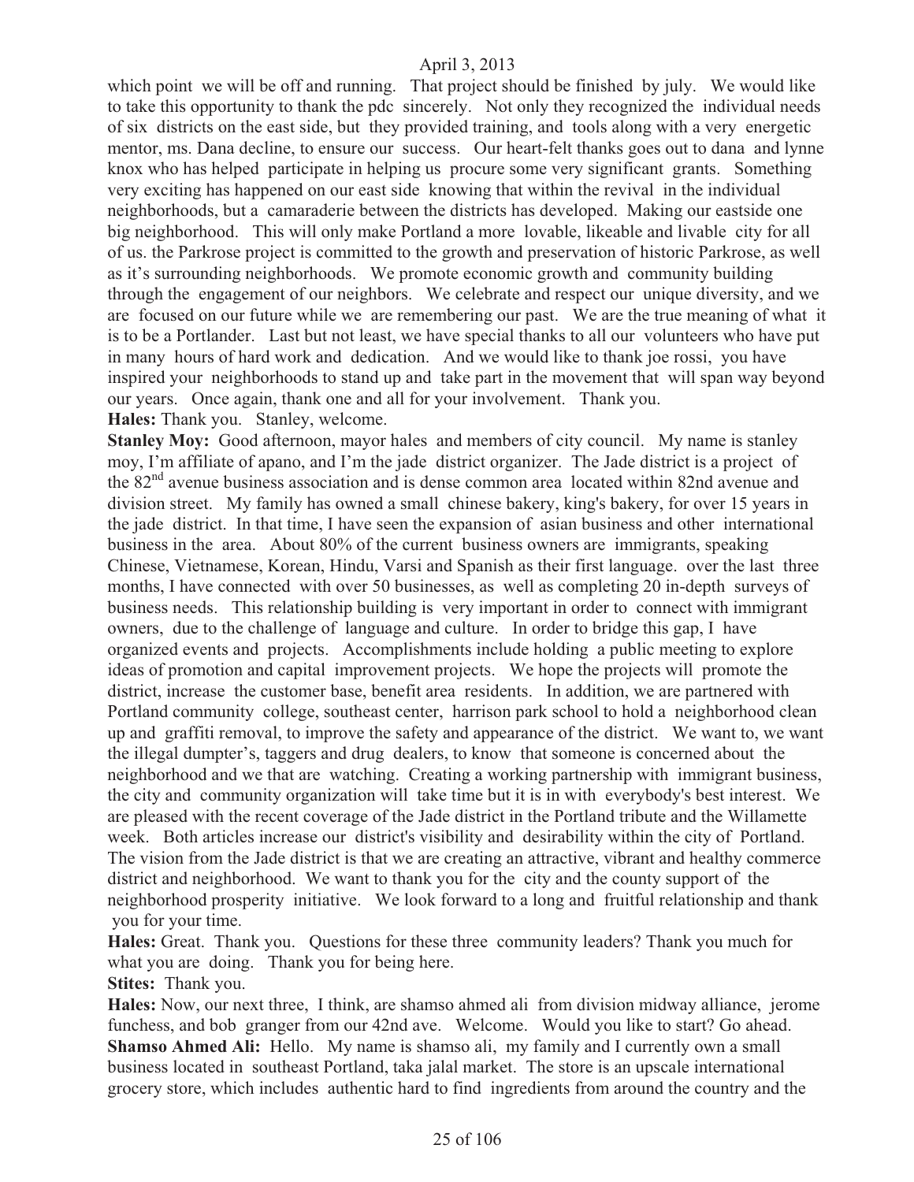which point we will be off and running. That project should be finished by july. We would like to take this opportunity to thank the pdc sincerely. Not only they recognized the individual needs of six districts on the east side, but they provided training, and tools along with a very energetic mentor, ms. Dana decline, to ensure our success. Our heart-felt thanks goes out to dana and lynne knox who has helped participate in helping us procure some very significant grants. Something very exciting has happened on our east side knowing that within the revival in the individual neighborhoods, but a camaraderie between the districts has developed. Making our eastside one big neighborhood. This will only make Portland a more lovable, likeable and livable city for all of us. the Parkrose project is committed to the growth and preservation of historic Parkrose, as well as it's surrounding neighborhoods. We promote economic growth and community building through the engagement of our neighbors. We celebrate and respect our unique diversity, and we are focused on our future while we are remembering our past. We are the true meaning of what it is to be a Portlander. Last but not least, we have special thanks to all our volunteers who have put in many hours of hard work and dedication. And we would like to thank joe rossi, you have inspired your neighborhoods to stand up and take part in the movement that will span way beyond our years. Once again, thank one and all for your involvement. Thank you.

**Hales:** Thank you. Stanley, welcome.

**Stanley Moy:** Good afternoon, mayor hales and members of city council. My name is stanley moy, I'm affiliate of apano, and I'm the jade district organizer. The Jade district is a project of the 82nd avenue business association and is dense common area located within 82nd avenue and division street. My family has owned a small chinese bakery, king's bakery, for over 15 years in the jade district. In that time, I have seen the expansion of asian business and other international business in the area. About 80% of the current business owners are immigrants, speaking Chinese, Vietnamese, Korean, Hindu, Varsi and Spanish as their first language. over the last three months, I have connected with over 50 businesses, as well as completing 20 in-depth surveys of business needs. This relationship building is very important in order to connect with immigrant owners, due to the challenge of language and culture. In order to bridge this gap, I have organized events and projects. Accomplishments include holding a public meeting to explore ideas of promotion and capital improvement projects. We hope the projects will promote the district, increase the customer base, benefit area residents. In addition, we are partnered with Portland community college, southeast center, harrison park school to hold a neighborhood clean up and graffiti removal, to improve the safety and appearance of the district. We want to, we want the illegal dumpter's, taggers and drug dealers, to know that someone is concerned about the neighborhood and we that are watching. Creating a working partnership with immigrant business, the city and community organization will take time but it is in with everybody's best interest. We are pleased with the recent coverage of the Jade district in the Portland tribute and the Willamette week. Both articles increase our district's visibility and desirability within the city of Portland. The vision from the Jade district is that we are creating an attractive, vibrant and healthy commerce district and neighborhood. We want to thank you for the city and the county support of the neighborhood prosperity initiative. We look forward to a long and fruitful relationship and thank you for your time.

**Hales:** Great. Thank you. Questions for these three community leaders? Thank you much for what you are doing. Thank you for being here.

**Stites:** Thank you.

**Hales:** Now, our next three, I think, are shamso ahmed ali from division midway alliance, jerome funchess, and bob granger from our 42nd ave. Welcome. Would you like to start? Go ahead.

**Shamso Ahmed Ali:** Hello. My name is shamso ali, my family and I currently own a small business located in southeast Portland, taka jalal market. The store is an upscale international grocery store, which includes authentic hard to find ingredients from around the country and the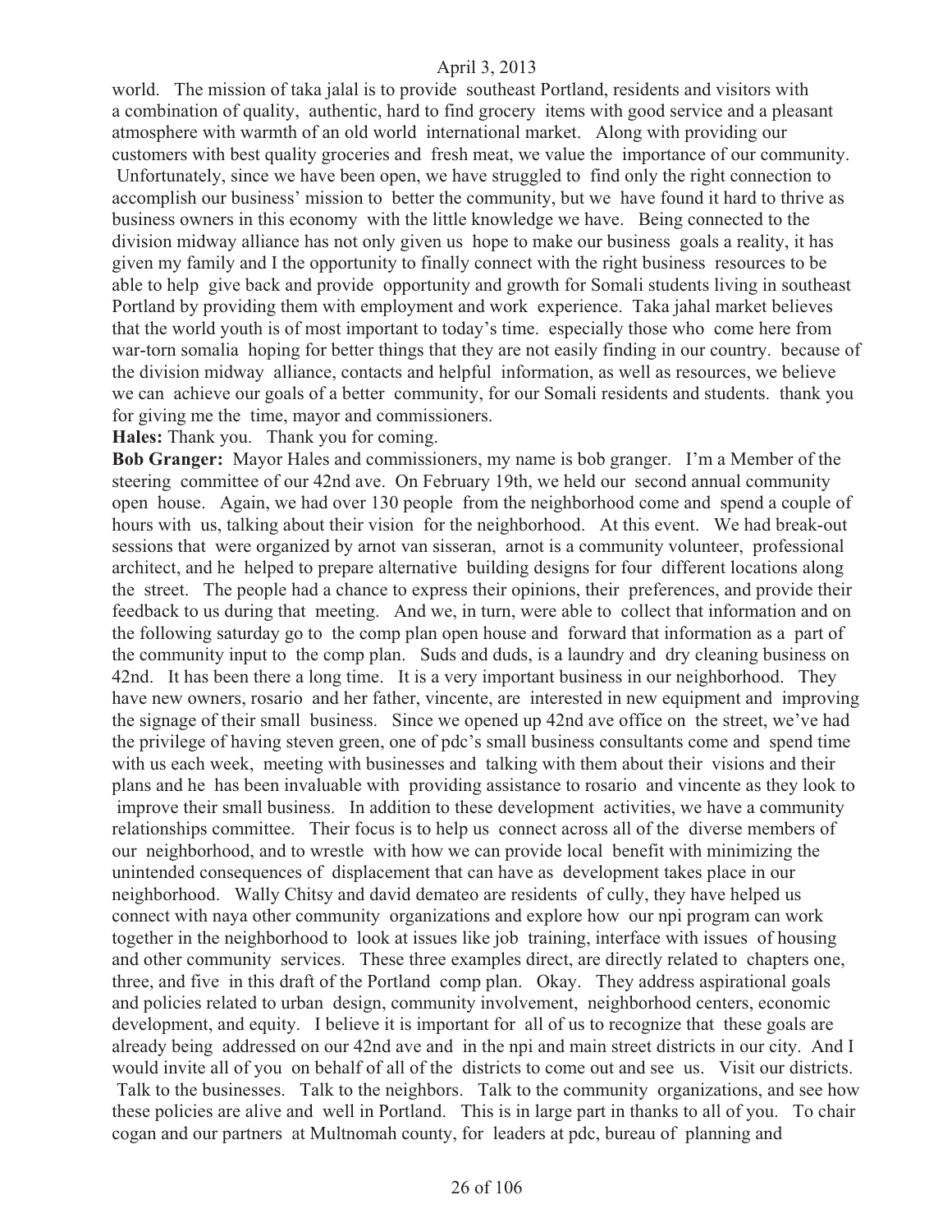world. The mission of taka jalal is to provide southeast Portland, residents and visitors with a combination of quality, authentic, hard to find grocery items with good service and a pleasant atmosphere with warmth of an old world international market. Along with providing our customers with best quality groceries and fresh meat, we value the importance of our community. Unfortunately, since we have been open, we have struggled to find only the right connection to accomplish our business' mission to better the community, but we have found it hard to thrive as business owners in this economy with the little knowledge we have. Being connected to the division midway alliance has not only given us hope to make our business goals a reality, it has given my family and I the opportunity to finally connect with the right business resources to be able to help give back and provide opportunity and growth for Somali students living in southeast Portland by providing them with employment and work experience. Taka jahal market believes that the world youth is of most important to today's time. especially those who come here from war-torn somalia hoping for better things that they are not easily finding in our country. because of the division midway alliance, contacts and helpful information, as well as resources, we believe we can achieve our goals of a better community, for our Somali residents and students. thank you for giving me the time, mayor and commissioners.

**Hales:** Thank you. Thank you for coming.

**Bob Granger:** Mayor Hales and commissioners, my name is bob granger. I'm a Member of the steering committee of our 42nd ave. On February 19th, we held our second annual community open house. Again, we had over 130 people from the neighborhood come and spend a couple of hours with us, talking about their vision for the neighborhood. At this event. We had break-out sessions that were organized by arnot van sisseran, arnot is a community volunteer, professional architect, and he helped to prepare alternative building designs for four different locations along the street. The people had a chance to express their opinions, their preferences, and provide their feedback to us during that meeting. And we, in turn, were able to collect that information and on the following saturday go to the comp plan open house and forward that information as a part of the community input to the comp plan. Suds and duds, is a laundry and dry cleaning business on 42nd. It has been there a long time. It is a very important business in our neighborhood. They have new owners, rosario and her father, vincente, are interested in new equipment and improving the signage of their small business. Since we opened up 42nd ave office on the street, we've had the privilege of having steven green, one of pdc's small business consultants come and spend time with us each week, meeting with businesses and talking with them about their visions and their plans and he has been invaluable with providing assistance to rosario and vincente as they look to improve their small business. In addition to these development activities, we have a community relationships committee. Their focus is to help us connect across all of the diverse members of our neighborhood, and to wrestle with how we can provide local benefit with minimizing the unintended consequences of displacement that can have as development takes place in our neighborhood. Wally Chitsy and david demateo are residents of cully, they have helped us connect with naya other community organizations and explore how our npi program can work together in the neighborhood to look at issues like job training, interface with issues of housing and other community services. These three examples direct, are directly related to chapters one, three, and five in this draft of the Portland comp plan. Okay. They address aspirational goals and policies related to urban design, community involvement, neighborhood centers, economic development, and equity. I believe it is important for all of us to recognize that these goals are already being addressed on our 42nd ave and in the npi and main street districts in our city. And I would invite all of you on behalf of all of the districts to come out and see us. Visit our districts. Talk to the businesses. Talk to the neighbors. Talk to the community organizations, and see how these policies are alive and well in Portland. This is in large part in thanks to all of you. To chair cogan and our partners at Multnomah county, for leaders at pdc, bureau of planning and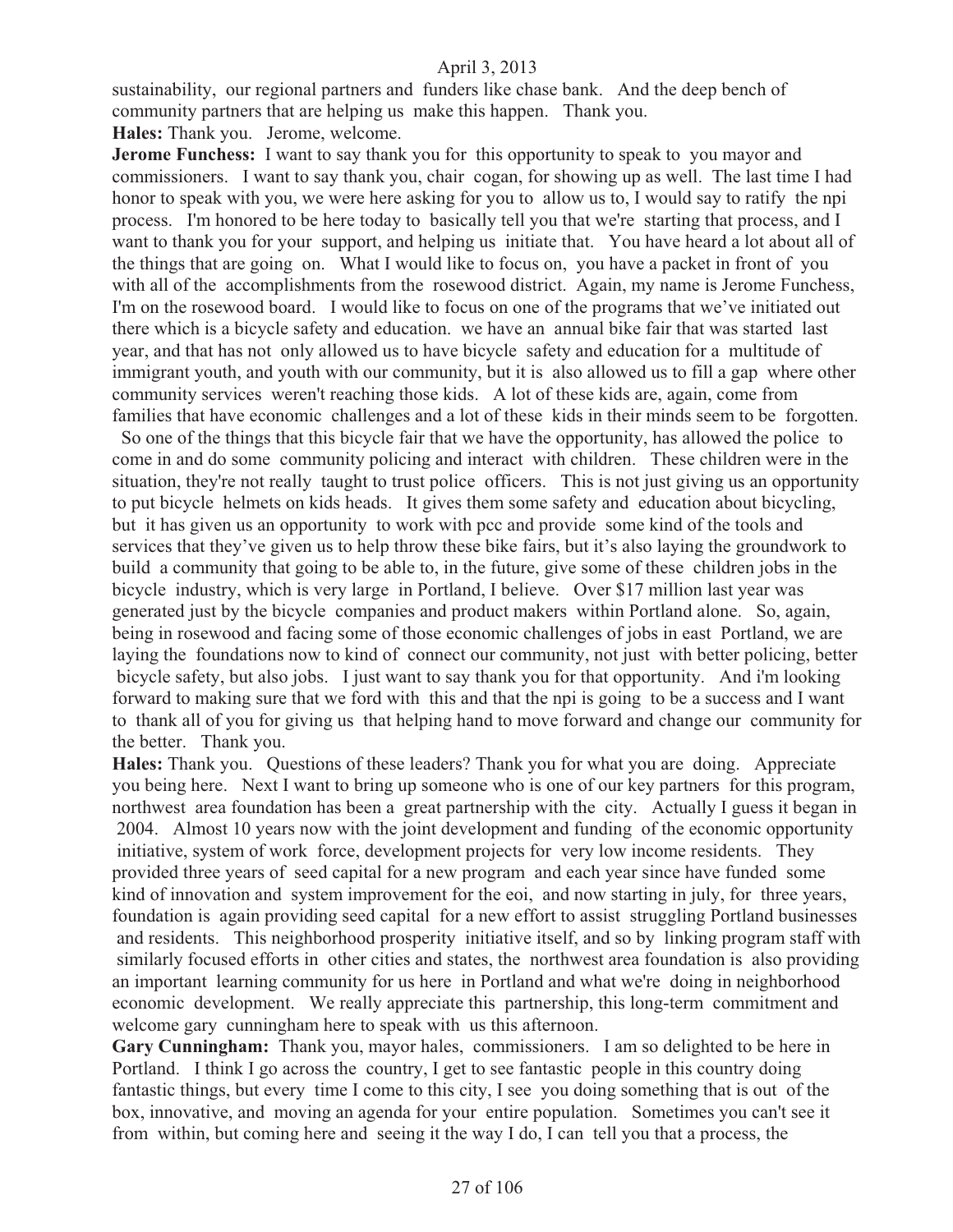sustainability, our regional partners and funders like chase bank. And the deep bench of community partners that are helping us make this happen. Thank you.

**Hales:** Thank you. Jerome, welcome.

**Jerome Funchess:** I want to say thank you for this opportunity to speak to you mayor and commissioners. I want to say thank you, chair cogan, for showing up as well. The last time I had honor to speak with you, we were here asking for you to allow us to, I would say to ratify the npi process. I'm honored to be here today to basically tell you that we're starting that process, and I want to thank you for your support, and helping us initiate that. You have heard a lot about all of the things that are going on. What I would like to focus on, you have a packet in front of you with all of the accomplishments from the rosewood district. Again, my name is Jerome Funchess, I'm on the rosewood board. I would like to focus on one of the programs that we've initiated out there which is a bicycle safety and education. we have an annual bike fair that was started last year, and that has not only allowed us to have bicycle safety and education for a multitude of immigrant youth, and youth with our community, but it is also allowed us to fill a gap where other community services weren't reaching those kids. A lot of these kids are, again, come from families that have economic challenges and a lot of these kids in their minds seem to be forgotten. So one of the things that this bicycle fair that we have the opportunity, has allowed the police to come in and do some community policing and interact with children. These children were in the situation, they're not really taught to trust police officers. This is not just giving us an opportunity to put bicycle helmets on kids heads. It gives them some safety and education about bicycling, but it has given us an opportunity to work with pcc and provide some kind of the tools and services that they've given us to help throw these bike fairs, but it's also laying the groundwork to build a community that going to be able to, in the future, give some of these children jobs in the bicycle industry, which is very large in Portland, I believe. Over $17 million last year was generated just by the bicycle companies and product makers within Portland alone. So, again, being in rosewood and facing some of those economic challenges of jobs in east Portland, we are laying the foundations now to kind of connect our community, not just with better policing, better bicycle safety, but also jobs. I just want to say thank you for that opportunity. And i'm looking forward to making sure that we ford with this and that the npi is going to be a success and I want to thank all of you for giving us that helping hand to move forward and change our community for the better. Thank you.

**Hales:** Thank you. Questions of these leaders? Thank you for what you are doing. Appreciate you being here. Next I want to bring up someone who is one of our key partners for this program, northwest area foundation has been a great partnership with the city. Actually I guess it began in 2004. Almost 10 years now with the joint development and funding of the economic opportunity initiative, system of work force, development projects for very low income residents. They provided three years of seed capital for a new program and each year since have funded some kind of innovation and system improvement for the eoi, and now starting in july, for three years, foundation is again providing seed capital for a new effort to assist struggling Portland businesses and residents. This neighborhood prosperity initiative itself, and so by linking program staff with similarly focused efforts in other cities and states, the northwest area foundation is also providing an important learning community for us here in Portland and what we're doing in neighborhood economic development. We really appreciate this partnership, this long-term commitment and welcome gary cunningham here to speak with us this afternoon.

**Gary Cunningham:** Thank you, mayor hales, commissioners. I am so delighted to be here in Portland. I think I go across the country, I get to see fantastic people in this country doing fantastic things, but every time I come to this city, I see you doing something that is out of the box, innovative, and moving an agenda for your entire population. Sometimes you can't see it from within, but coming here and seeing it the way I do, I can tell you that a process, the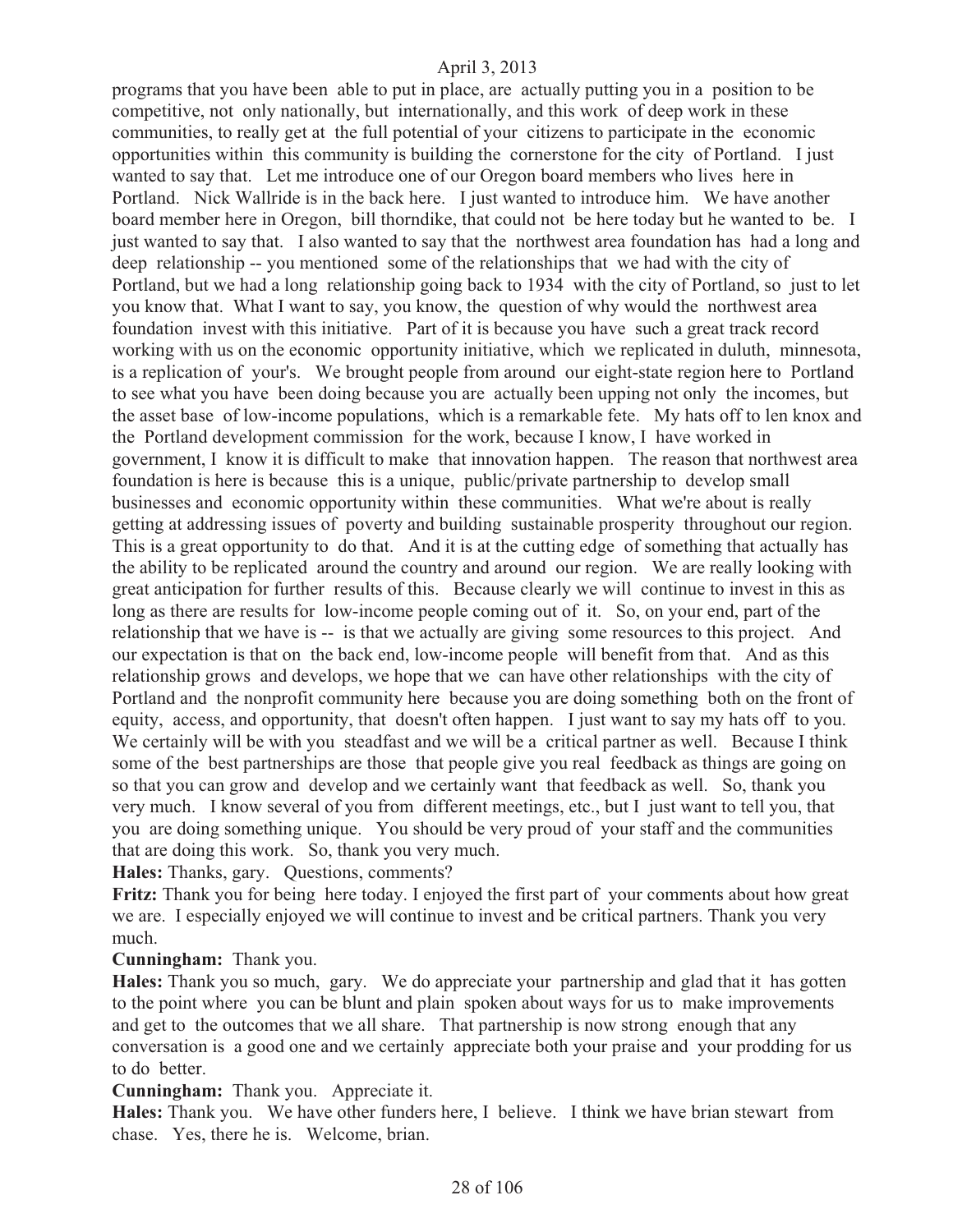programs that you have been able to put in place, are actually putting you in a position to be competitive, not only nationally, but internationally, and this work of deep work in these communities, to really get at the full potential of your citizens to participate in the economic opportunities within this community is building the cornerstone for the city of Portland. I just wanted to say that. Let me introduce one of our Oregon board members who lives here in Portland. Nick Wallride is in the back here. I just wanted to introduce him. We have another board member here in Oregon, bill thorndike, that could not be here today but he wanted to be. I just wanted to say that. I also wanted to say that the northwest area foundation has had a long and deep relationship -- you mentioned some of the relationships that we had with the city of Portland, but we had a long relationship going back to 1934 with the city of Portland, so just to let you know that. What I want to say, you know, the question of why would the northwest area foundation invest with this initiative. Part of it is because you have such a great track record working with us on the economic opportunity initiative, which we replicated in duluth, minnesota, is a replication of your's. We brought people from around our eight-state region here to Portland to see what you have been doing because you are actually been upping not only the incomes, but the asset base of low-income populations, which is a remarkable fete. My hats off to len knox and the Portland development commission for the work, because I know, I have worked in government, I know it is difficult to make that innovation happen. The reason that northwest area foundation is here is because this is a unique, public/private partnership to develop small businesses and economic opportunity within these communities. What we're about is really getting at addressing issues of poverty and building sustainable prosperity throughout our region. This is a great opportunity to do that. And it is at the cutting edge of something that actually has the ability to be replicated around the country and around our region. We are really looking with great anticipation for further results of this. Because clearly we will continue to invest in this as long as there are results for low-income people coming out of it. So, on your end, part of the relationship that we have is -- is that we actually are giving some resources to this project. And our expectation is that on the back end, low-income people will benefit from that. And as this relationship grows and develops, we hope that we can have other relationships with the city of Portland and the nonprofit community here because you are doing something both on the front of equity, access, and opportunity, that doesn't often happen. I just want to say my hats off to you. We certainly will be with you steadfast and we will be a critical partner as well. Because I think some of the best partnerships are those that people give you real feedback as things are going on so that you can grow and develop and we certainly want that feedback as well. So, thank you very much. I know several of you from different meetings, etc., but I just want to tell you, that you are doing something unique. You should be very proud of your staff and the communities that are doing this work. So, thank you very much.

**Hales:** Thanks, gary. Questions, comments?

**Fritz:** Thank you for being here today. I enjoyed the first part of your comments about how great we are. I especially enjoyed we will continue to invest and be critical partners. Thank you very much.

**Cunningham:** Thank you.

**Hales:** Thank you so much, gary. We do appreciate your partnership and glad that it has gotten to the point where you can be blunt and plain spoken about ways for us to make improvements and get to the outcomes that we all share. That partnership is now strong enough that any conversation is a good one and we certainly appreciate both your praise and your prodding for us to do better.

**Cunningham:** Thank you. Appreciate it.

**Hales:** Thank you. We have other funders here, I believe. I think we have brian stewart from chase. Yes, there he is. Welcome, brian.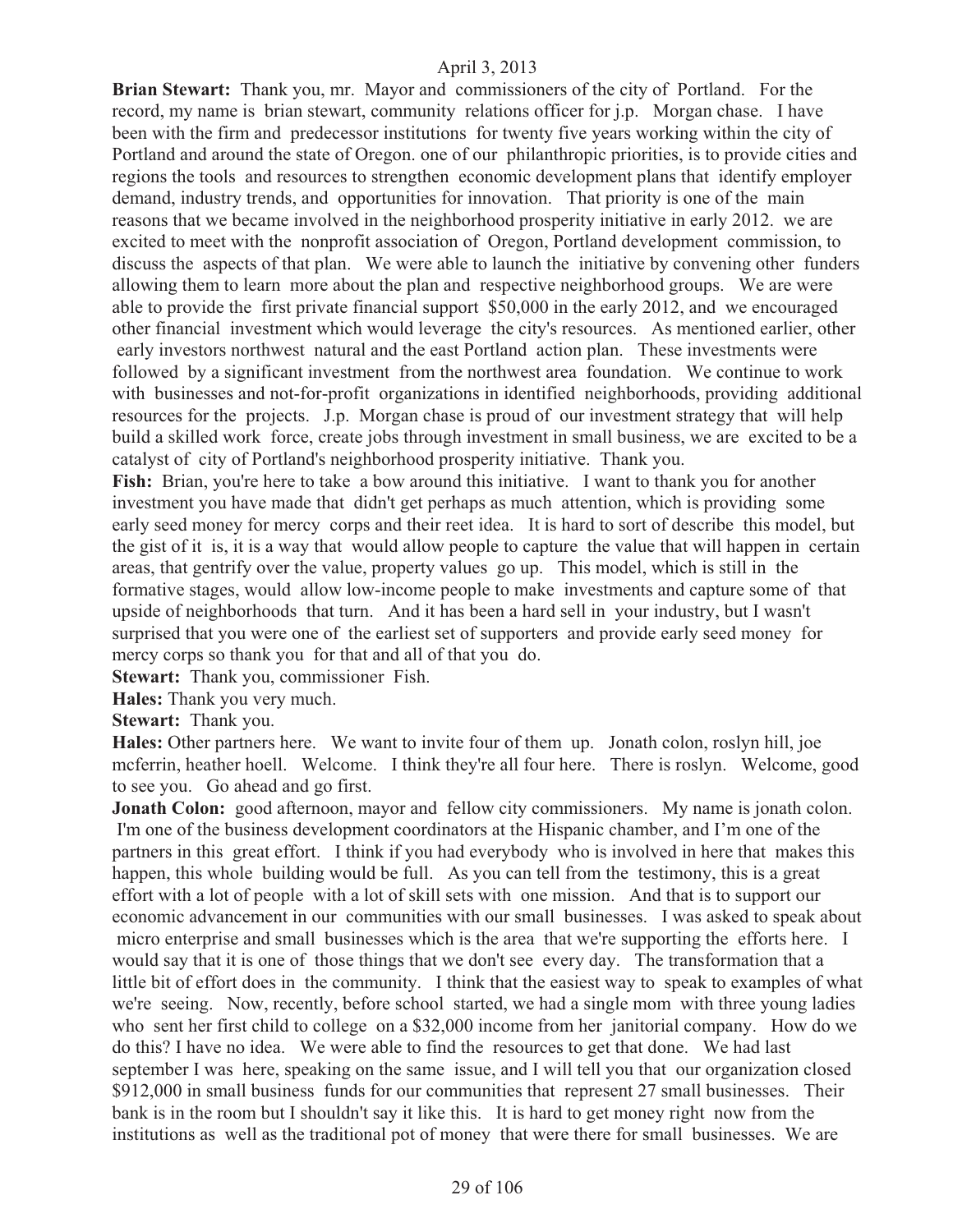April 3, 2013

**Brian Stewart:** Thank you, mr. Mayor and commissioners of the city of Portland. For the record, my name is brian stewart, community relations officer for j.p. Morgan chase. I have been with the firm and predecessor institutions for twenty five years working within the city of Portland and around the state of Oregon. one of our philanthropic priorities, is to provide cities and regions the tools and resources to strengthen economic development plans that identify employer demand, industry trends, and opportunities for innovation. That priority is one of the main reasons that we became involved in the neighborhood prosperity initiative in early 2012. we are excited to meet with the nonprofit association of Oregon, Portland development commission, to discuss the aspects of that plan. We were able to launch the initiative by convening other funders allowing them to learn more about the plan and respective neighborhood groups. We are were able to provide the first private financial support $50,000 in the early 2012, and we encouraged other financial investment which would leverage the city's resources. As mentioned earlier, other early investors northwest natural and the east Portland action plan. These investments were followed by a significant investment from the northwest area foundation. We continue to work with businesses and not-for-profit organizations in identified neighborhoods, providing additional resources for the projects. J.p. Morgan chase is proud of our investment strategy that will help build a skilled work force, create jobs through investment in small business, we are excited to be a catalyst of city of Portland's neighborhood prosperity initiative. Thank you.

**Fish:** Brian, you're here to take a bow around this initiative. I want to thank you for another investment you have made that didn't get perhaps as much attention, which is providing some early seed money for mercy corps and their reet idea. It is hard to sort of describe this model, but the gist of it is, it is a way that would allow people to capture the value that will happen in certain areas, that gentrify over the value, property values go up. This model, which is still in the formative stages, would allow low-income people to make investments and capture some of that upside of neighborhoods that turn. And it has been a hard sell in your industry, but I wasn't surprised that you were one of the earliest set of supporters and provide early seed money for mercy corps so thank you for that and all of that you do.

**Stewart:** Thank you, commissioner Fish.

**Hales:** Thank you very much.

**Stewart:** Thank you.

**Hales:** Other partners here. We want to invite four of them up. Jonath colon, roslyn hill, joe mcferrin, heather hoell. Welcome. I think they're all four here. There is roslyn. Welcome, good to see you. Go ahead and go first.

**Jonath Colon:** good afternoon, mayor and fellow city commissioners. My name is jonath colon. I'm one of the business development coordinators at the Hispanic chamber, and I'm one of the partners in this great effort. I think if you had everybody who is involved in here that makes this happen, this whole building would be full. As you can tell from the testimony, this is a great effort with a lot of people with a lot of skill sets with one mission. And that is to support our economic advancement in our communities with our small businesses. I was asked to speak about micro enterprise and small businesses which is the area that we're supporting the efforts here. I would say that it is one of those things that we don't see every day. The transformation that a little bit of effort does in the community. I think that the easiest way to speak to examples of what we're seeing. Now, recently, before school started, we had a single mom with three young ladies who sent her first child to college on a $32,000 income from her janitorial company. How do we do this? I have no idea. We were able to find the resources to get that done. We had last september I was here, speaking on the same issue, and I will tell you that our organization closed $912,000 in small business funds for our communities that represent 27 small businesses. Their bank is in the room but I shouldn't say it like this. It is hard to get money right now from the institutions as well as the traditional pot of money that were there for small businesses. We are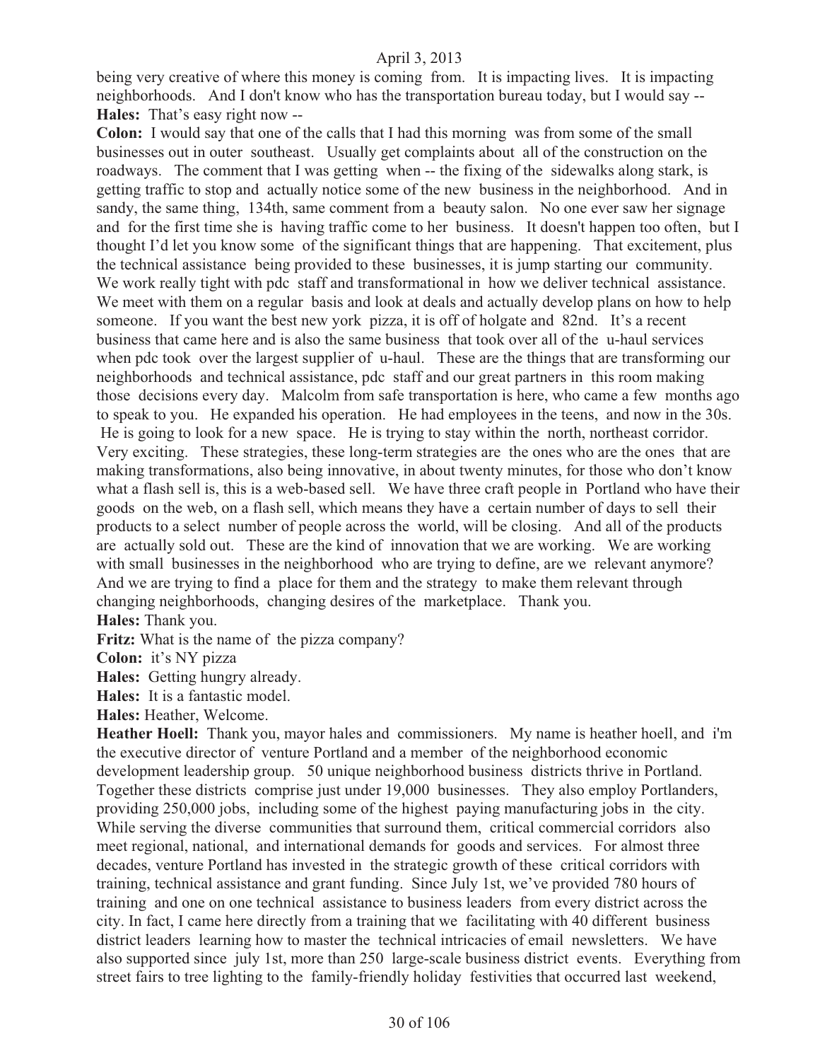being very creative of where this money is coming from. It is impacting lives. It is impacting neighborhoods. And I don't know who has the transportation bureau today, but I would say --

**Hales:** That's easy right now --

**Colon:** I would say that one of the calls that I had this morning was from some of the small businesses out in outer southeast. Usually get complaints about all of the construction on the roadways. The comment that I was getting when -- the fixing of the sidewalks along stark, is getting traffic to stop and actually notice some of the new business in the neighborhood. And in sandy, the same thing, 134th, same comment from a beauty salon. No one ever saw her signage and for the first time she is having traffic come to her business. It doesn't happen too often, but I thought I'd let you know some of the significant things that are happening. That excitement, plus the technical assistance being provided to these businesses, it is jump starting our community. We work really tight with pdc staff and transformational in how we deliver technical assistance. We meet with them on a regular basis and look at deals and actually develop plans on how to help someone. If you want the best new york pizza, it is off of holgate and 82nd. It's a recent business that came here and is also the same business that took over all of the u-haul services when pdc took over the largest supplier of u-haul. These are the things that are transforming our neighborhoods and technical assistance, pdc staff and our great partners in this room making those decisions every day. Malcolm from safe transportation is here, who came a few months ago to speak to you. He expanded his operation. He had employees in the teens, and now in the 30s. He is going to look for a new space. He is trying to stay within the north, northeast corridor. Very exciting. These strategies, these long-term strategies are the ones who are the ones that are making transformations, also being innovative, in about twenty minutes, for those who don't know what a flash sell is, this is a web-based sell. We have three craft people in Portland who have their goods on the web, on a flash sell, which means they have a certain number of days to sell their products to a select number of people across the world, will be closing. And all of the products are actually sold out. These are the kind of innovation that we are working. We are working with small businesses in the neighborhood who are trying to define, are we relevant anymore? And we are trying to find a place for them and the strategy to make them relevant through changing neighborhoods, changing desires of the marketplace. Thank you.

**Hales:** Thank you.

**Fritz:** What is the name of the pizza company?

**Colon:** it's NY pizza

**Hales:** Getting hungry already.

**Hales:** It is a fantastic model.

**Hales:** Heather, Welcome.

**Heather Hoell:** Thank you, mayor hales and commissioners. My name is heather hoell, and i'm the executive director of venture Portland and a member of the neighborhood economic development leadership group. 50 unique neighborhood business districts thrive in Portland. Together these districts comprise just under 19,000 businesses. They also employ Portlanders, providing 250,000 jobs, including some of the highest paying manufacturing jobs in the city. While serving the diverse communities that surround them, critical commercial corridors also meet regional, national, and international demands for goods and services. For almost three decades, venture Portland has invested in the strategic growth of these critical corridors with training, technical assistance and grant funding. Since July 1st, we've provided 780 hours of training and one on one technical assistance to business leaders from every district across the city. In fact, I came here directly from a training that we facilitating with 40 different business district leaders learning how to master the technical intricacies of email newsletters. We have also supported since july 1st, more than 250 large-scale business district events. Everything from street fairs to tree lighting to the family-friendly holiday festivities that occurred last weekend,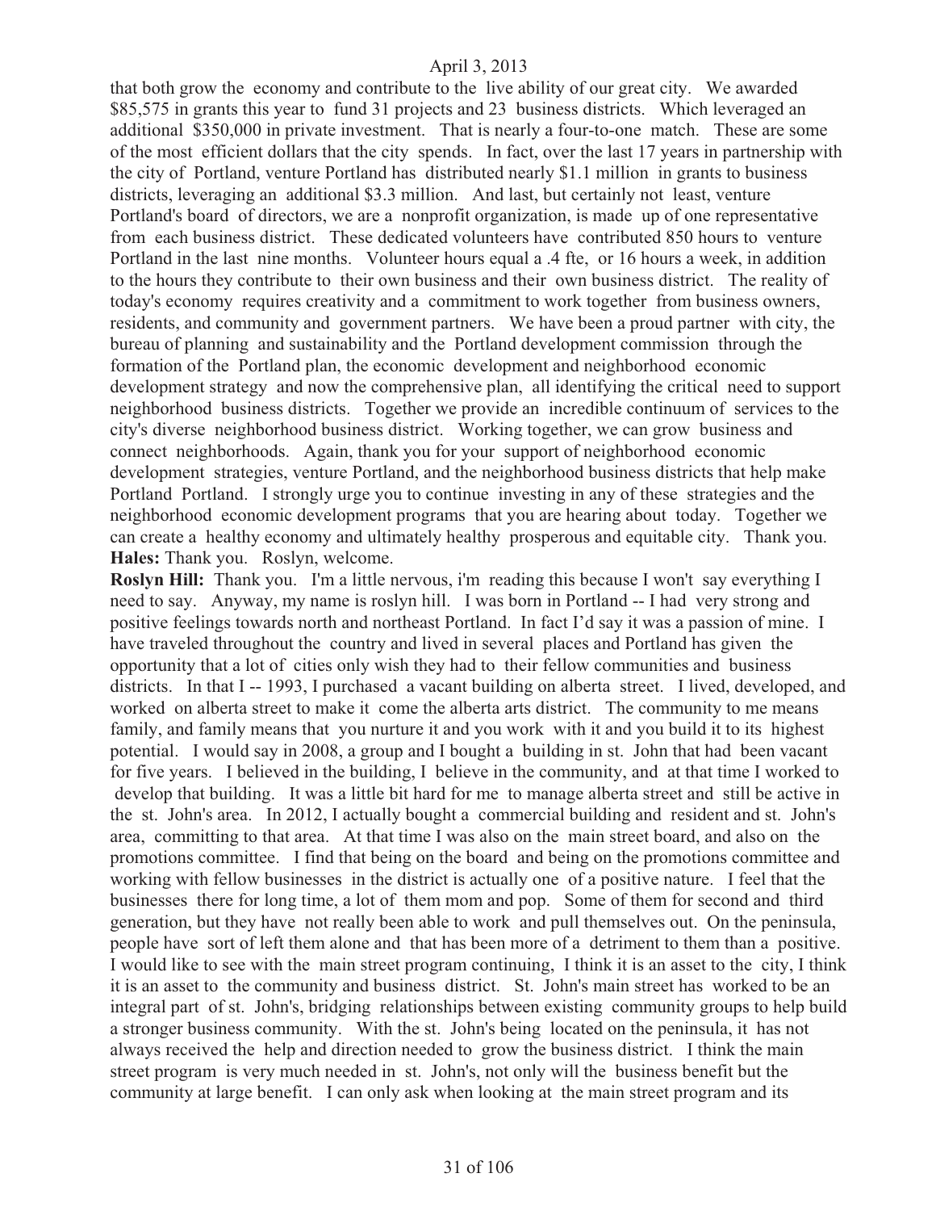that both grow the economy and contribute to the live ability of our great city. We awarded $85,575 in grants this year to fund 31 projects and 23 business districts. Which leveraged an additional $350,000 in private investment. That is nearly a four-to-one match. These are some of the most efficient dollars that the city spends. In fact, over the last 17 years in partnership with the city of Portland, venture Portland has distributed nearly $1.1 million in grants to business districts, leveraging an additional $3.3 million. And last, but certainly not least, venture Portland's board of directors, we are a nonprofit organization, is made up of one representative from each business district. These dedicated volunteers have contributed 850 hours to venture Portland in the last nine months. Volunteer hours equal a .4 fte, or 16 hours a week, in addition to the hours they contribute to their own business and their own business district. The reality of today's economy requires creativity and a commitment to work together from business owners, residents, and community and government partners. We have been a proud partner with city, the bureau of planning and sustainability and the Portland development commission through the formation of the Portland plan, the economic development and neighborhood economic development strategy and now the comprehensive plan, all identifying the critical need to support neighborhood business districts. Together we provide an incredible continuum of services to the city's diverse neighborhood business district. Working together, we can grow business and connect neighborhoods. Again, thank you for your support of neighborhood economic development strategies, venture Portland, and the neighborhood business districts that help make Portland Portland. I strongly urge you to continue investing in any of these strategies and the neighborhood economic development programs that you are hearing about today. Together we can create a healthy economy and ultimately healthy prosperous and equitable city. Thank you.

**Hales:** Thank you. Roslyn, welcome.

**Roslyn Hill:** Thank you. I'm a little nervous, i'm reading this because I won't say everything I need to say. Anyway, my name is roslyn hill. I was born in Portland -- I had very strong and positive feelings towards north and northeast Portland. In fact I'd say it was a passion of mine. I have traveled throughout the country and lived in several places and Portland has given the opportunity that a lot of cities only wish they had to their fellow communities and business districts. In that I -- 1993, I purchased a vacant building on alberta street. I lived, developed, and worked on alberta street to make it come the alberta arts district. The community to me means family, and family means that you nurture it and you work with it and you build it to its highest potential. I would say in 2008, a group and I bought a building in st. John that had been vacant for five years. I believed in the building, I believe in the community, and at that time I worked to develop that building. It was a little bit hard for me to manage alberta street and still be active in the st. John's area. In 2012, I actually bought a commercial building and resident and st. John's area, committing to that area. At that time I was also on the main street board, and also on the promotions committee. I find that being on the board and being on the promotions committee and working with fellow businesses in the district is actually one of a positive nature. I feel that the businesses there for long time, a lot of them mom and pop. Some of them for second and third generation, but they have not really been able to work and pull themselves out. On the peninsula, people have sort of left them alone and that has been more of a detriment to them than a positive. I would like to see with the main street program continuing, I think it is an asset to the city, I think it is an asset to the community and business district. St. John's main street has worked to be an integral part of st. John's, bridging relationships between existing community groups to help build a stronger business community. With the st. John's being located on the peninsula, it has not always received the help and direction needed to grow the business district. I think the main street program is very much needed in st. John's, not only will the business benefit but the community at large benefit. I can only ask when looking at the main street program and its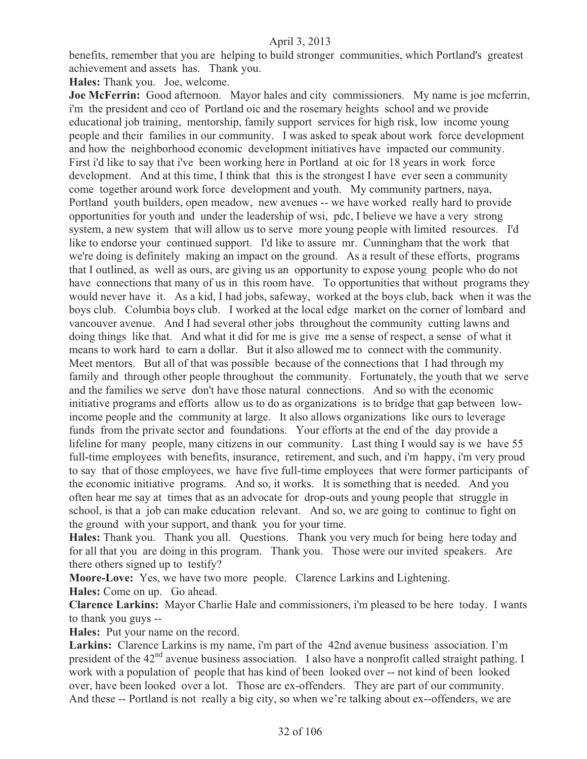benefits, remember that you are helping to build stronger communities, which Portland's greatest achievement and assets has. Thank you.

**Hales:** Thank you. Joe, welcome.

**Joe McFerrin:** Good afternoon. Mayor hales and city commissioners. My name is joe mcferrin, i'm the president and ceo of Portland oic and the rosemary heights school and we provide educational job training, mentorship, family support services for high risk, low income young people and their families in our community. I was asked to speak about work force development and how the neighborhood economic development initiatives have impacted our community. First i'd like to say that i've been working here in Portland at oic for 18 years in work force development. And at this time, I think that this is the strongest I have ever seen a community come together around work force development and youth. My community partners, naya, Portland youth builders, open meadow, new avenues -- we have worked really hard to provide opportunities for youth and under the leadership of wsi, pdc, I believe we have a very strong system, a new system that will allow us to serve more young people with limited resources. I'd like to endorse your continued support. I'd like to assure mr. Cunningham that the work that we're doing is definitely making an impact on the ground. As a result of these efforts, programs that I outlined, as well as ours, are giving us an opportunity to expose young people who do not have connections that many of us in this room have. To opportunities that without programs they would never have it. As a kid, I had jobs, safeway, worked at the boys club, back when it was the boys club. Columbia boys club. I worked at the local edge market on the corner of lombard and vancouver avenue. And I had several other jobs throughout the community cutting lawns and doing things like that. And what it did for me is give me a sense of respect, a sense of what it means to work hard to earn a dollar. But it also allowed me to connect with the community. Meet mentors. But all of that was possible because of the connections that I had through my family and through other people throughout the community. Fortunately, the youth that we serve and the families we serve don't have those natural connections. And so with the economic initiative programs and efforts allow us to do as organizations is to bridge that gap between low-income people and the community at large. It also allows organizations like ours to leverage funds from the private sector and foundations. Your efforts at the end of the day provide a lifeline for many people, many citizens in our community. Last thing I would say is we have 55 full-time employees with benefits, insurance, retirement, and such, and i'm happy, i'm very proud to say that of those employees, we have five full-time employees that were former participants of the economic initiative programs. And so, it works. It is something that is needed. And you often hear me say at times that as an advocate for drop-outs and young people that struggle in school, is that a job can make education relevant. And so, we are going to continue to fight on the ground with your support, and thank you for your time.

**Hales:** Thank you. Thank you all. Questions. Thank you very much for being here today and for all that you are doing in this program. Thank you. Those were our invited speakers. Are there others signed up to testify?

**Moore-Love:** Yes, we have two more people. Clarence Larkins and Lightening.

**Hales:** Come on up. Go ahead.

**Clarence Larkins:** Mayor Charlie Hale and commissioners, i'm pleased to be here today. I wants to thank you guys --

**Hales:** Put your name on the record.

**Larkins:** Clarence Larkins is my name, i'm part of the 42nd avenue business association. I'm president of the 42nd avenue business association. I also have a nonprofit called straight pathing. I work with a population of people that has kind of been looked over -- not kind of been looked over, have been looked over a lot. Those are ex-offenders. They are part of our community. And these -- Portland is not really a big city, so when we're talking about ex--offenders, we are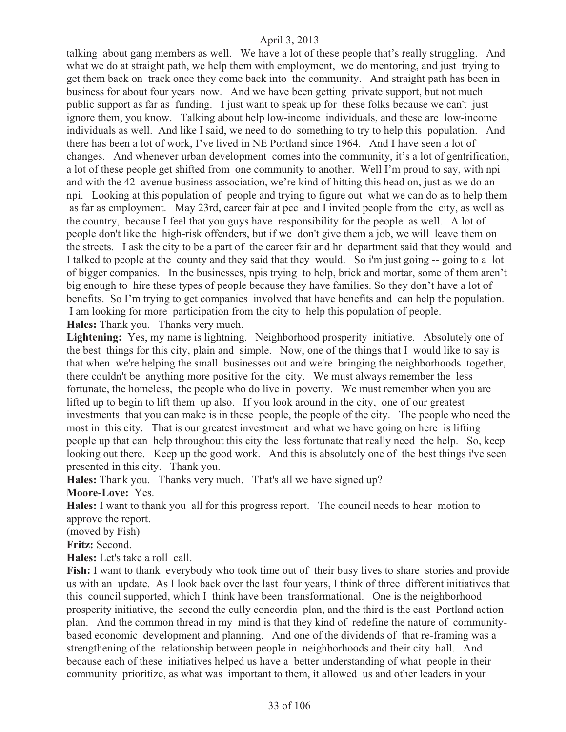talking about gang members as well. We have a lot of these people that's really struggling. And what we do at straight path, we help them with employment, we do mentoring, and just trying to get them back on track once they come back into the community. And straight path has been in business for about four years now. And we have been getting private support, but not much public support as far as funding. I just want to speak up for these folks because we can't just ignore them, you know. Talking about help low-income individuals, and these are low-income individuals as well. And like I said, we need to do something to try to help this population. And there has been a lot of work, I've lived in NE Portland since 1964. And I have seen a lot of changes. And whenever urban development comes into the community, it's a lot of gentrification, a lot of these people get shifted from one community to another. Well I'm proud to say, with npi and with the 42 avenue business association, we're kind of hitting this head on, just as we do an npi. Looking at this population of people and trying to figure out what we can do as to help them as far as employment. May 23rd, career fair at pcc and I invited people from the city, as well as the country, because I feel that you guys have responsibility for the people as well. A lot of people don't like the high-risk offenders, but if we don't give them a job, we will leave them on the streets. I ask the city to be a part of the career fair and hr department said that they would and I talked to people at the county and they said that they would. So i'm just going -- going to a lot of bigger companies. In the businesses, npis trying to help, brick and mortar, some of them aren't big enough to hire these types of people because they have families. So they don't have a lot of benefits. So I'm trying to get companies involved that have benefits and can help the population. I am looking for more participation from the city to help this population of people.

**Hales:** Thank you. Thanks very much.

**Lightening:** Yes, my name is lightning. Neighborhood prosperity initiative. Absolutely one of the best things for this city, plain and simple. Now, one of the things that I would like to say is that when we're helping the small businesses out and we're bringing the neighborhoods together, there couldn't be anything more positive for the city. We must always remember the less fortunate, the homeless, the people who do live in poverty. We must remember when you are lifted up to begin to lift them up also. If you look around in the city, one of our greatest investments that you can make is in these people, the people of the city. The people who need the most in this city. That is our greatest investment and what we have going on here is lifting people up that can help throughout this city the less fortunate that really need the help. So, keep looking out there. Keep up the good work. And this is absolutely one of the best things i've seen presented in this city. Thank you.

**Hales:** Thank you. Thanks very much. That's all we have signed up?

**Moore-Love:** Yes.

**Hales:** I want to thank you all for this progress report. The council needs to hear motion to approve the report.

(moved by Fish)

**Fritz:** Second.

**Hales:** Let's take a roll call.

**Fish:** I want to thank everybody who took time out of their busy lives to share stories and provide us with an update. As I look back over the last four years, I think of three different initiatives that this council supported, which I think have been transformational. One is the neighborhood prosperity initiative, the second the cully concordia plan, and the third is the east Portland action plan. And the common thread in my mind is that they kind of redefine the nature of community-based economic development and planning. And one of the dividends of that re-framing was a strengthening of the relationship between people in neighborhoods and their city hall. And because each of these initiatives helped us have a better understanding of what people in their community prioritize, as what was important to them, it allowed us and other leaders in your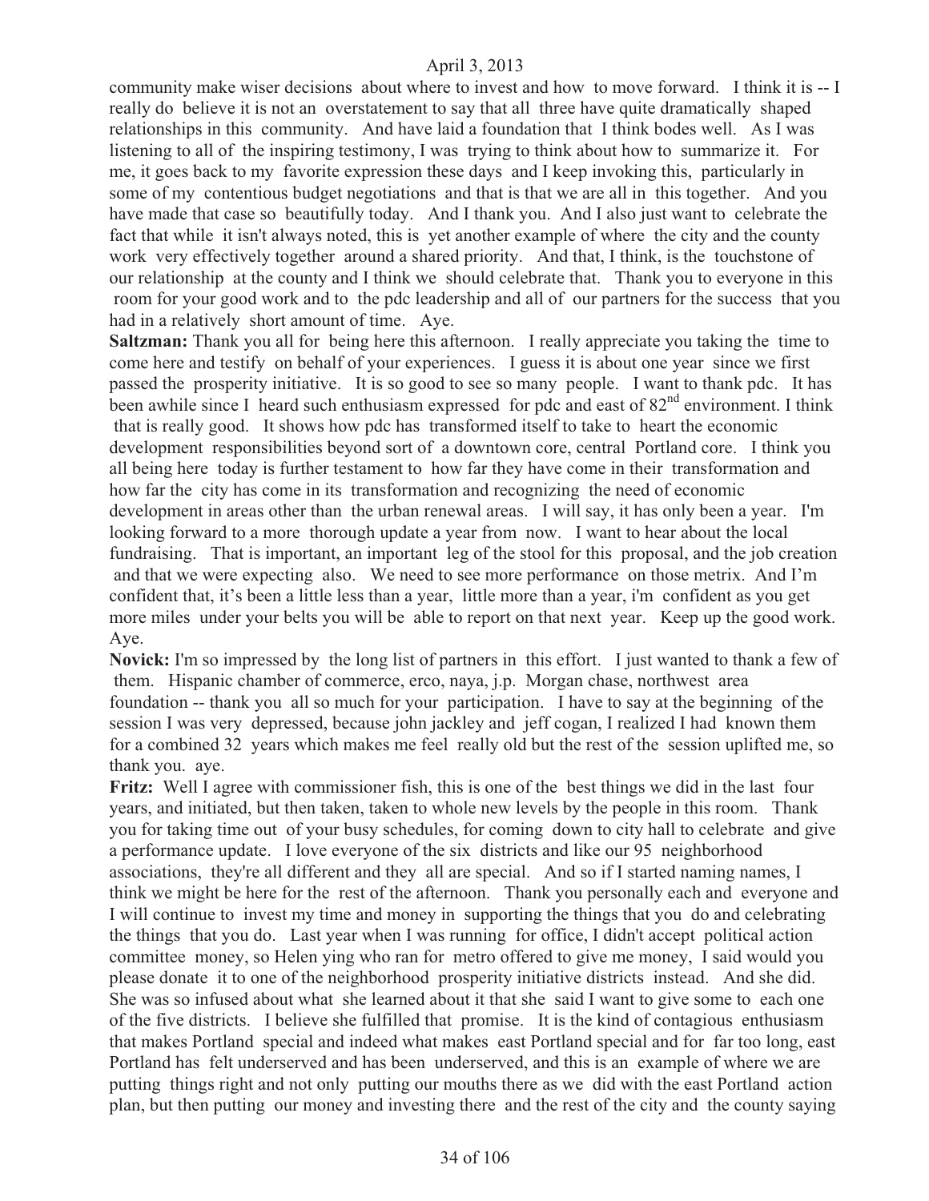community make wiser decisions about where to invest and how to move forward. I think it is -- I really do believe it is not an overstatement to say that all three have quite dramatically shaped relationships in this community. And have laid a foundation that I think bodes well. As I was listening to all of the inspiring testimony, I was trying to think about how to summarize it. For me, it goes back to my favorite expression these days and I keep invoking this, particularly in some of my contentious budget negotiations and that is that we are all in this together. And you have made that case so beautifully today. And I thank you. And I also just want to celebrate the fact that while it isn't always noted, this is yet another example of where the city and the county work very effectively together around a shared priority. And that, I think, is the touchstone of our relationship at the county and I think we should celebrate that. Thank you to everyone in this room for your good work and to the pdc leadership and all of our partners for the success that you had in a relatively short amount of time. Aye.

**Saltzman:** Thank you all for being here this afternoon. I really appreciate you taking the time to come here and testify on behalf of your experiences. I guess it is about one year since we first passed the prosperity initiative. It is so good to see so many people. I want to thank pdc. It has been awhile since I heard such enthusiasm expressed for pdc and east of 82nd environment. I think that is really good. It shows how pdc has transformed itself to take to heart the economic development responsibilities beyond sort of a downtown core, central Portland core. I think you all being here today is further testament to how far they have come in their transformation and how far the city has come in its transformation and recognizing the need of economic development in areas other than the urban renewal areas. I will say, it has only been a year. I'm looking forward to a more thorough update a year from now. I want to hear about the local fundraising. That is important, an important leg of the stool for this proposal, and the job creation and that we were expecting also. We need to see more performance on those metrix. And I'm confident that, it's been a little less than a year, little more than a year, i'm confident as you get more miles under your belts you will be able to report on that next year. Keep up the good work. Aye.

**Novick:** I'm so impressed by the long list of partners in this effort. I just wanted to thank a few of them. Hispanic chamber of commerce, erco, naya, j.p. Morgan chase, northwest area foundation -- thank you all so much for your participation. I have to say at the beginning of the session I was very depressed, because john jackley and jeff cogan, I realized I had known them for a combined 32 years which makes me feel really old but the rest of the session uplifted me, so thank you. aye.

**Fritz:** Well I agree with commissioner fish, this is one of the best things we did in the last four years, and initiated, but then taken, taken to whole new levels by the people in this room. Thank you for taking time out of your busy schedules, for coming down to city hall to celebrate and give a performance update. I love everyone of the six districts and like our 95 neighborhood associations, they're all different and they all are special. And so if I started naming names, I think we might be here for the rest of the afternoon. Thank you personally each and everyone and I will continue to invest my time and money in supporting the things that you do and celebrating the things that you do. Last year when I was running for office, I didn't accept political action committee money, so Helen ying who ran for metro offered to give me money, I said would you please donate it to one of the neighborhood prosperity initiative districts instead. And she did. She was so infused about what she learned about it that she said I want to give some to each one of the five districts. I believe she fulfilled that promise. It is the kind of contagious enthusiasm that makes Portland special and indeed what makes east Portland special and for far too long, east Portland has felt underserved and has been underserved, and this is an example of where we are putting things right and not only putting our mouths there as we did with the east Portland action plan, but then putting our money and investing there and the rest of the city and the county saying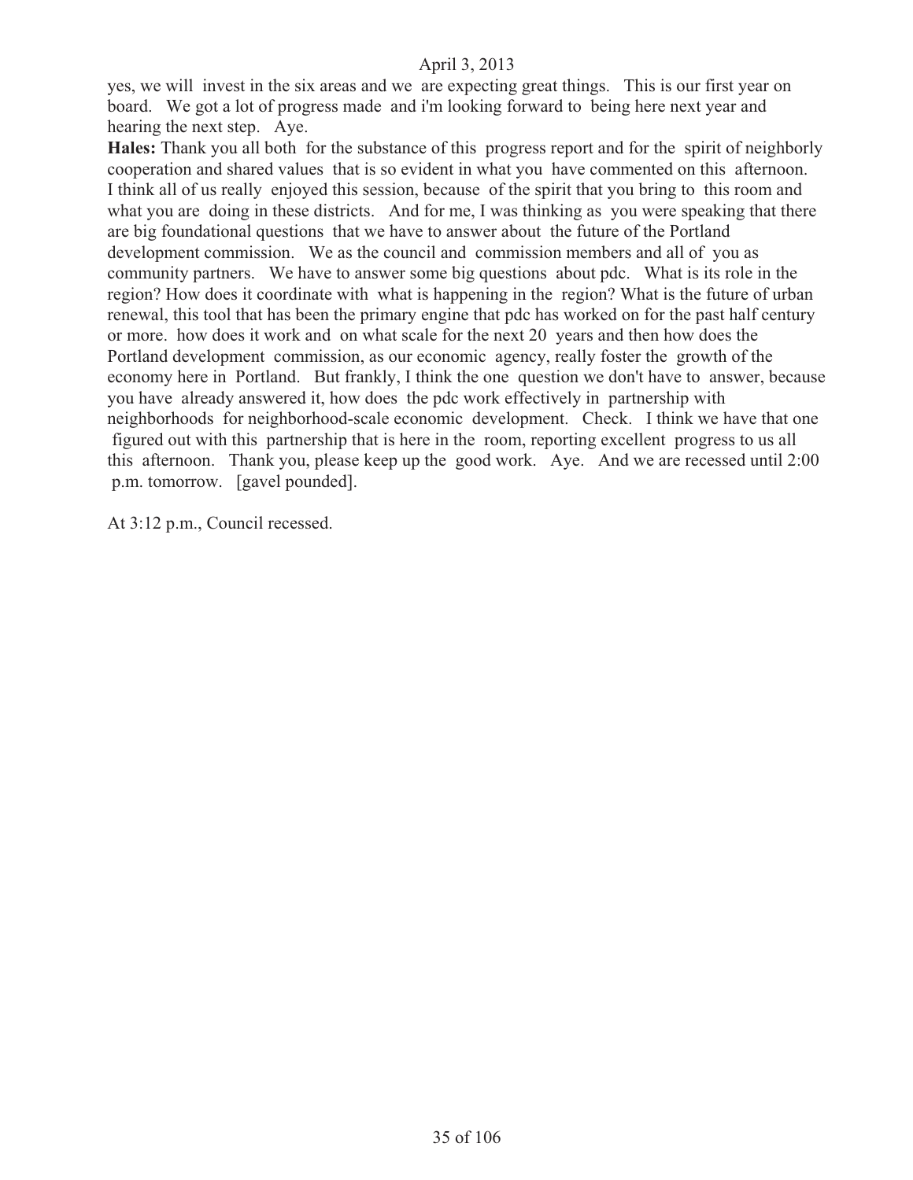yes, we will invest in the six areas and we are expecting great things. This is our first year on board. We got a lot of progress made and i'm looking forward to being here next year and hearing the next step. Aye.

**Hales:** Thank you all both for the substance of this progress report and for the spirit of neighborly cooperation and shared values that is so evident in what you have commented on this afternoon. I think all of us really enjoyed this session, because of the spirit that you bring to this room and what you are doing in these districts. And for me, I was thinking as you were speaking that there are big foundational questions that we have to answer about the future of the Portland development commission. We as the council and commission members and all of you as community partners. We have to answer some big questions about pdc. What is its role in the region? How does it coordinate with what is happening in the region? What is the future of urban renewal, this tool that has been the primary engine that pdc has worked on for the past half century or more. how does it work and on what scale for the next 20 years and then how does the Portland development commission, as our economic agency, really foster the growth of the economy here in Portland. But frankly, I think the one question we don't have to answer, because you have already answered it, how does the pdc work effectively in partnership with neighborhoods for neighborhood-scale economic development. Check. I think we have that one figured out with this partnership that is here in the room, reporting excellent progress to us all this afternoon. Thank you, please keep up the good work. Aye. And we are recessed until 2:00 p.m. tomorrow. [gavel pounded].

At 3:12 p.m., Council recessed.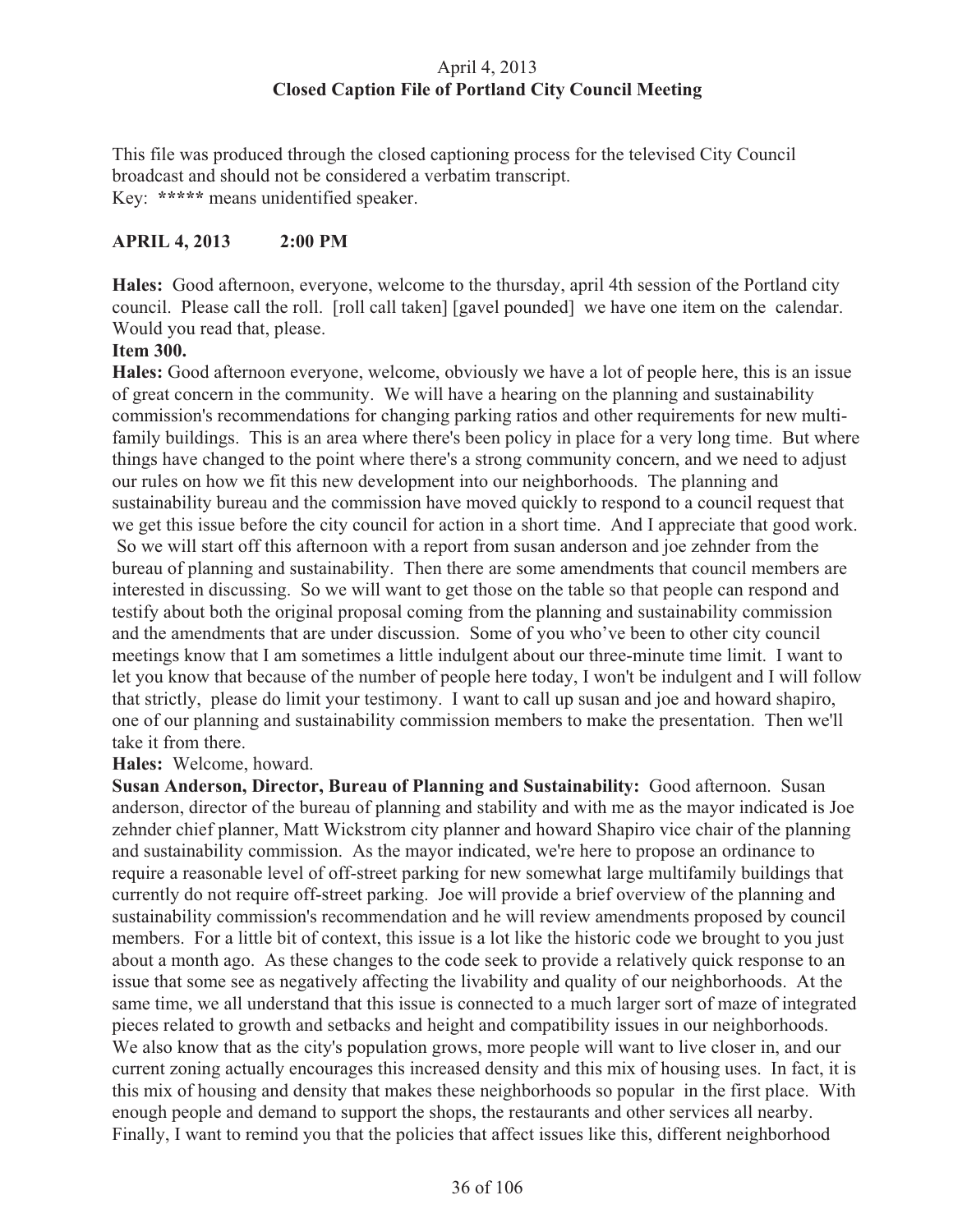April 4, 2013
**Closed Caption File of Portland City Council Meeting**

This file was produced through the closed captioning process for the televised City Council broadcast and should not be considered a verbatim transcript.
Key: ***** means unidentified speaker.

**APRIL 4, 2013 2:00 PM**

**Hales:** Good afternoon, everyone, welcome to the thursday, april 4th session of the Portland city council. Please call the roll. [roll call taken] [gavel pounded] we have one item on the calendar. Would you read that, please.

**Item 300.**

**Hales:** Good afternoon everyone, welcome, obviously we have a lot of people here, this is an issue of great concern in the community. We will have a hearing on the planning and sustainability commission's recommendations for changing parking ratios and other requirements for new multi-family buildings. This is an area where there's been policy in place for a very long time. But where things have changed to the point where there's a strong community concern, and we need to adjust our rules on how we fit this new development into our neighborhoods. The planning and sustainability bureau and the commission have moved quickly to respond to a council request that we get this issue before the city council for action in a short time. And I appreciate that good work. So we will start off this afternoon with a report from susan anderson and joe zehnder from the bureau of planning and sustainability. Then there are some amendments that council members are interested in discussing. So we will want to get those on the table so that people can respond and testify about both the original proposal coming from the planning and sustainability commission and the amendments that are under discussion. Some of you who've been to other city council meetings know that I am sometimes a little indulgent about our three-minute time limit. I want to let you know that because of the number of people here today, I won't be indulgent and I will follow that strictly, please do limit your testimony. I want to call up susan and joe and howard shapiro, one of our planning and sustainability commission members to make the presentation. Then we'll take it from there.

**Hales:** Welcome, howard.

**Susan Anderson, Director, Bureau of Planning and Sustainability:** Good afternoon. Susan anderson, director of the bureau of planning and stability and with me as the mayor indicated is Joe zehnder chief planner, Matt Wickstrom city planner and howard Shapiro vice chair of the planning and sustainability commission. As the mayor indicated, we're here to propose an ordinance to require a reasonable level of off-street parking for new somewhat large multifamily buildings that currently do not require off-street parking. Joe will provide a brief overview of the planning and sustainability commission's recommendation and he will review amendments proposed by council members. For a little bit of context, this issue is a lot like the historic code we brought to you just about a month ago. As these changes to the code seek to provide a relatively quick response to an issue that some see as negatively affecting the livability and quality of our neighborhoods. At the same time, we all understand that this issue is connected to a much larger sort of maze of integrated pieces related to growth and setbacks and height and compatibility issues in our neighborhoods. We also know that as the city's population grows, more people will want to live closer in, and our current zoning actually encourages this increased density and this mix of housing uses. In fact, it is this mix of housing and density that makes these neighborhoods so popular in the first place. With enough people and demand to support the shops, the restaurants and other services all nearby. Finally, I want to remind you that the policies that affect issues like this, different neighborhood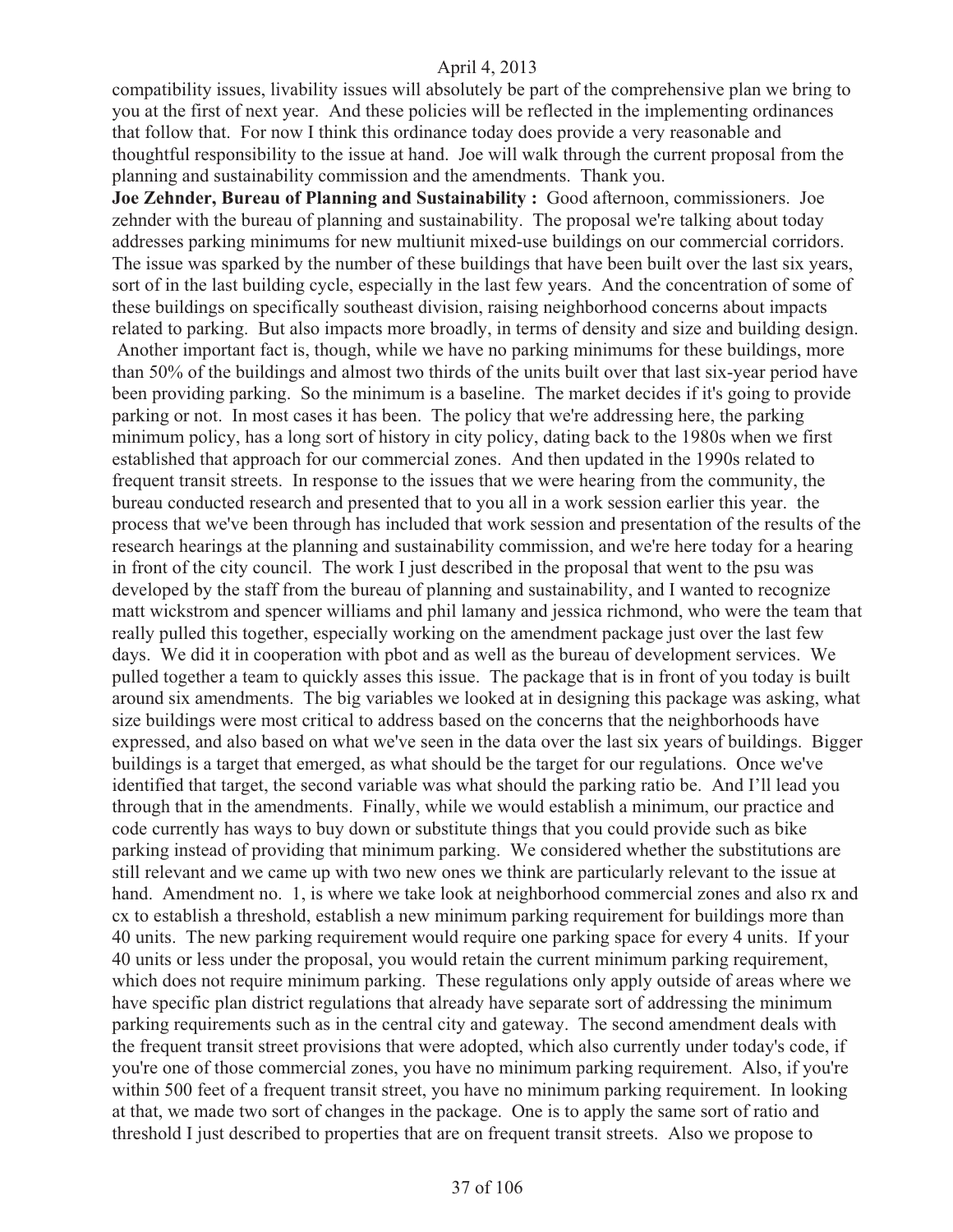compatibility issues, livability issues will absolutely be part of the comprehensive plan we bring to you at the first of next year. And these policies will be reflected in the implementing ordinances that follow that. For now I think this ordinance today does provide a very reasonable and thoughtful responsibility to the issue at hand. Joe will walk through the current proposal from the planning and sustainability commission and the amendments. Thank you.

**Joe Zehnder, Bureau of Planning and Sustainability :** Good afternoon, commissioners. Joe zehnder with the bureau of planning and sustainability. The proposal we're talking about today addresses parking minimums for new multiunit mixed-use buildings on our commercial corridors. The issue was sparked by the number of these buildings that have been built over the last six years, sort of in the last building cycle, especially in the last few years. And the concentration of some of these buildings on specifically southeast division, raising neighborhood concerns about impacts related to parking. But also impacts more broadly, in terms of density and size and building design. Another important fact is, though, while we have no parking minimums for these buildings, more than 50% of the buildings and almost two thirds of the units built over that last six-year period have been providing parking. So the minimum is a baseline. The market decides if it's going to provide parking or not. In most cases it has been. The policy that we're addressing here, the parking minimum policy, has a long sort of history in city policy, dating back to the 1980s when we first established that approach for our commercial zones. And then updated in the 1990s related to frequent transit streets. In response to the issues that we were hearing from the community, the bureau conducted research and presented that to you all in a work session earlier this year. the process that we've been through has included that work session and presentation of the results of the research hearings at the planning and sustainability commission, and we're here today for a hearing in front of the city council. The work I just described in the proposal that went to the psu was developed by the staff from the bureau of planning and sustainability, and I wanted to recognize matt wickstrom and spencer williams and phil lamany and jessica richmond, who were the team that really pulled this together, especially working on the amendment package just over the last few days. We did it in cooperation with pbot and as well as the bureau of development services. We pulled together a team to quickly asses this issue. The package that is in front of you today is built around six amendments. The big variables we looked at in designing this package was asking, what size buildings were most critical to address based on the concerns that the neighborhoods have expressed, and also based on what we've seen in the data over the last six years of buildings. Bigger buildings is a target that emerged, as what should be the target for our regulations. Once we've identified that target, the second variable was what should the parking ratio be. And I'll lead you through that in the amendments. Finally, while we would establish a minimum, our practice and code currently has ways to buy down or substitute things that you could provide such as bike parking instead of providing that minimum parking. We considered whether the substitutions are still relevant and we came up with two new ones we think are particularly relevant to the issue at hand. Amendment no. 1, is where we take look at neighborhood commercial zones and also rx and cx to establish a threshold, establish a new minimum parking requirement for buildings more than 40 units. The new parking requirement would require one parking space for every 4 units. If your 40 units or less under the proposal, you would retain the current minimum parking requirement, which does not require minimum parking. These regulations only apply outside of areas where we have specific plan district regulations that already have separate sort of addressing the minimum parking requirements such as in the central city and gateway. The second amendment deals with the frequent transit street provisions that were adopted, which also currently under today's code, if you're one of those commercial zones, you have no minimum parking requirement. Also, if you're within 500 feet of a frequent transit street, you have no minimum parking requirement. In looking at that, we made two sort of changes in the package. One is to apply the same sort of ratio and threshold I just described to properties that are on frequent transit streets. Also we propose to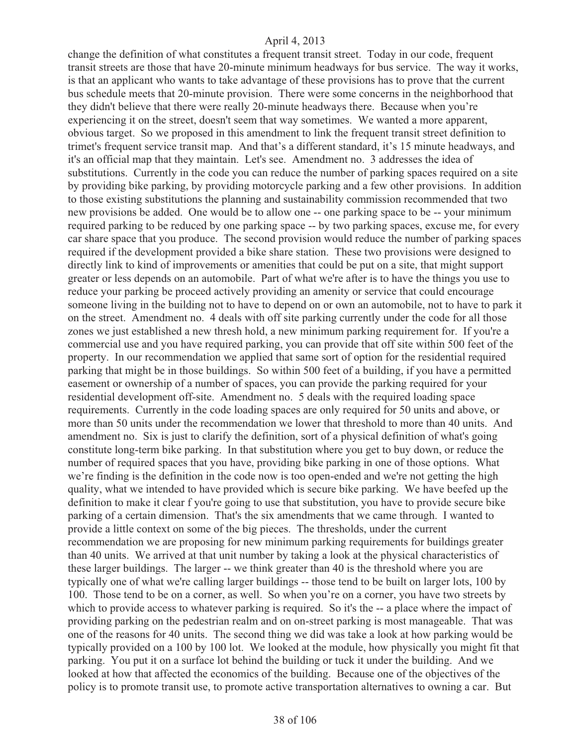change the definition of what constitutes a frequent transit street. Today in our code, frequent transit streets are those that have 20-minute minimum headways for bus service. The way it works, is that an applicant who wants to take advantage of these provisions has to prove that the current bus schedule meets that 20-minute provision. There were some concerns in the neighborhood that they didn't believe that there were really 20-minute headways there. Because when you're experiencing it on the street, doesn't seem that way sometimes. We wanted a more apparent, obvious target. So we proposed in this amendment to link the frequent transit street definition to trimet's frequent service transit map. And that's a different standard, it's 15 minute headways, and it's an official map that they maintain. Let's see. Amendment no. 3 addresses the idea of substitutions. Currently in the code you can reduce the number of parking spaces required on a site by providing bike parking, by providing motorcycle parking and a few other provisions. In addition to those existing substitutions the planning and sustainability commission recommended that two new provisions be added. One would be to allow one -- one parking space to be -- your minimum required parking to be reduced by one parking space -- by two parking spaces, excuse me, for every car share space that you produce. The second provision would reduce the number of parking spaces required if the development provided a bike share station. These two provisions were designed to directly link to kind of improvements or amenities that could be put on a site, that might support greater or less depends on an automobile. Part of what we're after is to have the things you use to reduce your parking be proceed actively providing an amenity or service that could encourage someone living in the building not to have to depend on or own an automobile, not to have to park it on the street. Amendment no. 4 deals with off site parking currently under the code for all those zones we just established a new thresh hold, a new minimum parking requirement for. If you're a commercial use and you have required parking, you can provide that off site within 500 feet of the property. In our recommendation we applied that same sort of option for the residential required parking that might be in those buildings. So within 500 feet of a building, if you have a permitted easement or ownership of a number of spaces, you can provide the parking required for your residential development off-site. Amendment no. 5 deals with the required loading space requirements. Currently in the code loading spaces are only required for 50 units and above, or more than 50 units under the recommendation we lower that threshold to more than 40 units. And amendment no. Six is just to clarify the definition, sort of a physical definition of what's going constitute long-term bike parking. In that substitution where you get to buy down, or reduce the number of required spaces that you have, providing bike parking in one of those options. What we're finding is the definition in the code now is too open-ended and we're not getting the high quality, what we intended to have provided which is secure bike parking. We have beefed up the definition to make it clear f you're going to use that substitution, you have to provide secure bike parking of a certain dimension. That's the six amendments that we came through. I wanted to provide a little context on some of the big pieces. The thresholds, under the current recommendation we are proposing for new minimum parking requirements for buildings greater than 40 units. We arrived at that unit number by taking a look at the physical characteristics of these larger buildings. The larger -- we think greater than 40 is the threshold where you are typically one of what we're calling larger buildings -- those tend to be built on larger lots, 100 by 100. Those tend to be on a corner, as well. So when you're on a corner, you have two streets by which to provide access to whatever parking is required. So it's the -- a place where the impact of providing parking on the pedestrian realm and on on-street parking is most manageable. That was one of the reasons for 40 units. The second thing we did was take a look at how parking would be typically provided on a 100 by 100 lot. We looked at the module, how physically you might fit that parking. You put it on a surface lot behind the building or tuck it under the building. And we looked at how that affected the economics of the building. Because one of the objectives of the policy is to promote transit use, to promote active transportation alternatives to owning a car. But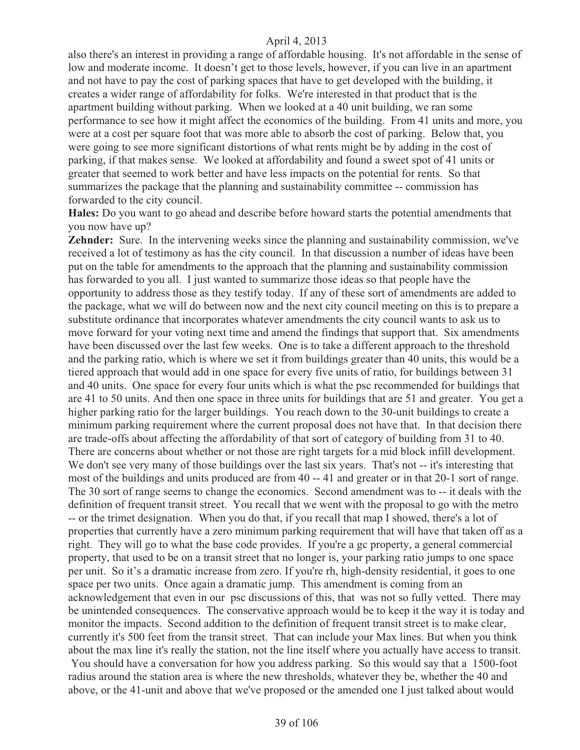also there's an interest in providing a range of affordable housing. It's not affordable in the sense of low and moderate income. It doesn't get to those levels, however, if you can live in an apartment and not have to pay the cost of parking spaces that have to get developed with the building, it creates a wider range of affordability for folks. We're interested in that product that is the apartment building without parking. When we looked at a 40 unit building, we ran some performance to see how it might affect the economics of the building. From 41 units and more, you were at a cost per square foot that was more able to absorb the cost of parking. Below that, you were going to see more significant distortions of what rents might be by adding in the cost of parking, if that makes sense. We looked at affordability and found a sweet spot of 41 units or greater that seemed to work better and have less impacts on the potential for rents. So that summarizes the package that the planning and sustainability committee -- commission has forwarded to the city council.

**Hales:** Do you want to go ahead and describe before howard starts the potential amendments that you now have up?

**Zehnder:** Sure. In the intervening weeks since the planning and sustainability commission, we've received a lot of testimony as has the city council. In that discussion a number of ideas have been put on the table for amendments to the approach that the planning and sustainability commission has forwarded to you all. I just wanted to summarize those ideas so that people have the opportunity to address those as they testify today. If any of these sort of amendments are added to the package, what we will do between now and the next city council meeting on this is to prepare a substitute ordinance that incorporates whatever amendments the city council wants to ask us to move forward for your voting next time and amend the findings that support that. Six amendments have been discussed over the last few weeks. One is to take a different approach to the threshold and the parking ratio, which is where we set it from buildings greater than 40 units, this would be a tiered approach that would add in one space for every five units of ratio, for buildings between 31 and 40 units. One space for every four units which is what the psc recommended for buildings that are 41 to 50 units. And then one space in three units for buildings that are 51 and greater. You get a higher parking ratio for the larger buildings. You reach down to the 30-unit buildings to create a minimum parking requirement where the current proposal does not have that. In that decision there are trade-offs about affecting the affordability of that sort of category of building from 31 to 40. There are concerns about whether or not those are right targets for a mid block infill development. We don't see very many of those buildings over the last six years. That's not -- it's interesting that most of the buildings and units produced are from 40 -- 41 and greater or in that 20-1 sort of range. The 30 sort of range seems to change the economics. Second amendment was to -- it deals with the definition of frequent transit street. You recall that we went with the proposal to go with the metro -- or the trimet designation. When you do that, if you recall that map I showed, there's a lot of properties that currently have a zero minimum parking requirement that will have that taken off as a right. They will go to what the base code provides. If you're a gc property, a general commercial property, that used to be on a transit street that no longer is, your parking ratio jumps to one space per unit. So it's a dramatic increase from zero. If you're rh, high-density residential, it goes to one space per two units. Once again a dramatic jump. This amendment is coming from an acknowledgement that even in our psc discussions of this, that was not so fully vetted. There may be unintended consequences. The conservative approach would be to keep it the way it is today and monitor the impacts. Second addition to the definition of frequent transit street is to make clear, currently it's 500 feet from the transit street. That can include your Max lines. But when you think about the max line it's really the station, not the line itself where you actually have access to transit. You should have a conversation for how you address parking. So this would say that a 1500-foot radius around the station area is where the new thresholds, whatever they be, whether the 40 and above, or the 41-unit and above that we've proposed or the amended one I just talked about would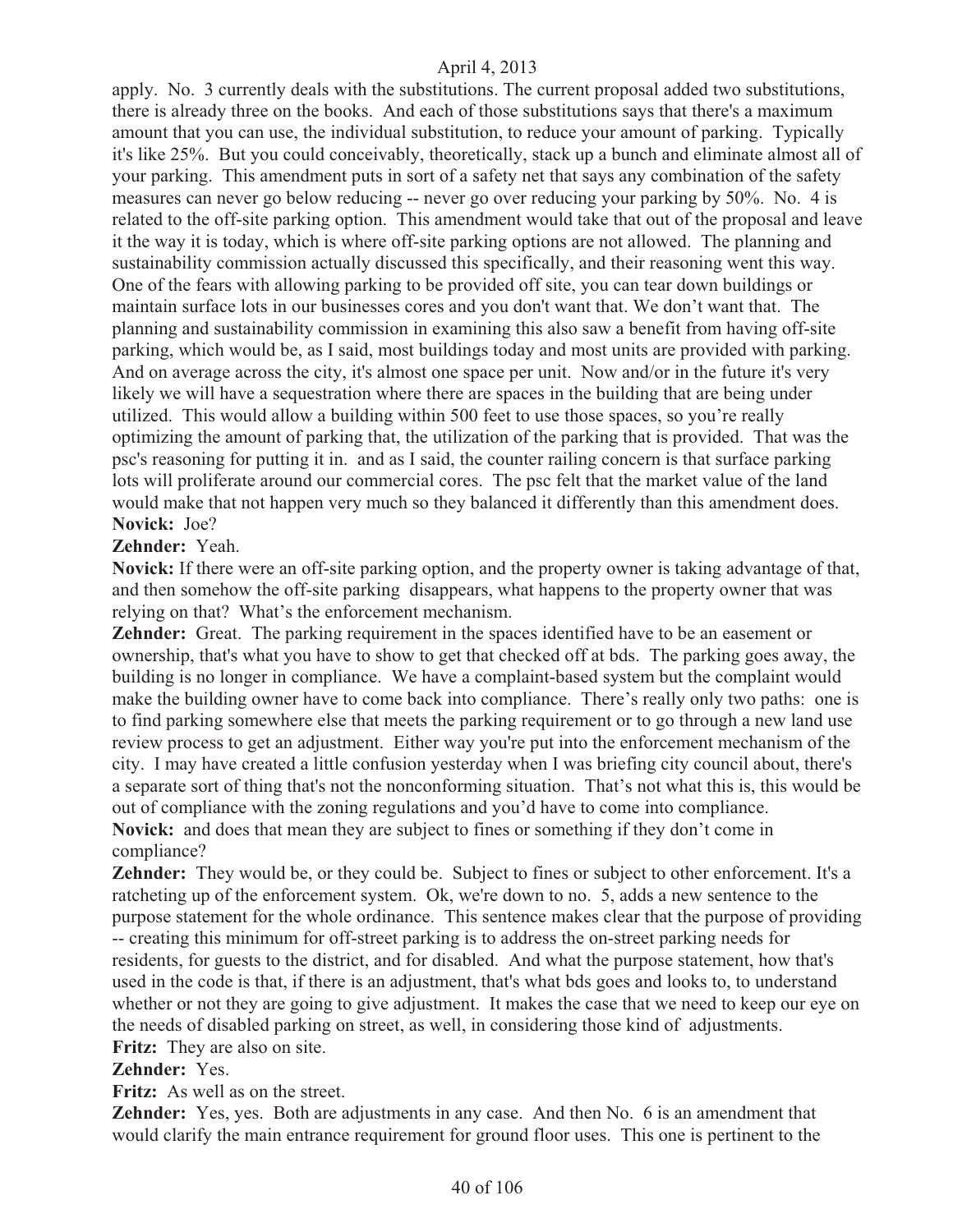apply. No. 3 currently deals with the substitutions. The current proposal added two substitutions, there is already three on the books. And each of those substitutions says that there's a maximum amount that you can use, the individual substitution, to reduce your amount of parking. Typically it's like 25%. But you could conceivably, theoretically, stack up a bunch and eliminate almost all of your parking. This amendment puts in sort of a safety net that says any combination of the safety measures can never go below reducing -- never go over reducing your parking by 50%. No. 4 is related to the off-site parking option. This amendment would take that out of the proposal and leave it the way it is today, which is where off-site parking options are not allowed. The planning and sustainability commission actually discussed this specifically, and their reasoning went this way. One of the fears with allowing parking to be provided off site, you can tear down buildings or maintain surface lots in our businesses cores and you don't want that. We don't want that. The planning and sustainability commission in examining this also saw a benefit from having off-site parking, which would be, as I said, most buildings today and most units are provided with parking. And on average across the city, it's almost one space per unit. Now and/or in the future it's very likely we will have a sequestration where there are spaces in the building that are being under utilized. This would allow a building within 500 feet to use those spaces, so you're really optimizing the amount of parking that, the utilization of the parking that is provided. That was the psc's reasoning for putting it in. and as I said, the counter railing concern is that surface parking lots will proliferate around our commercial cores. The psc felt that the market value of the land would make that not happen very much so they balanced it differently than this amendment does.

**Novick:** Joe?

**Zehnder:** Yeah.

**Novick:** If there were an off-site parking option, and the property owner is taking advantage of that, and then somehow the off-site parking disappears, what happens to the property owner that was relying on that? What's the enforcement mechanism.

**Zehnder:** Great. The parking requirement in the spaces identified have to be an easement or ownership, that's what you have to show to get that checked off at bds. The parking goes away, the building is no longer in compliance. We have a complaint-based system but the complaint would make the building owner have to come back into compliance. There's really only two paths: one is to find parking somewhere else that meets the parking requirement or to go through a new land use review process to get an adjustment. Either way you're put into the enforcement mechanism of the city. I may have created a little confusion yesterday when I was briefing city council about, there's a separate sort of thing that's not the nonconforming situation. That's not what this is, this would be out of compliance with the zoning regulations and you'd have to come into compliance.

**Novick:** and does that mean they are subject to fines or something if they don't come in compliance?

**Zehnder:** They would be, or they could be. Subject to fines or subject to other enforcement. It's a ratcheting up of the enforcement system. Ok, we're down to no. 5, adds a new sentence to the purpose statement for the whole ordinance. This sentence makes clear that the purpose of providing -- creating this minimum for off-street parking is to address the on-street parking needs for residents, for guests to the district, and for disabled. And what the purpose statement, how that's used in the code is that, if there is an adjustment, that's what bds goes and looks to, to understand whether or not they are going to give adjustment. It makes the case that we need to keep our eye on the needs of disabled parking on street, as well, in considering those kind of adjustments.

**Fritz:** They are also on site.

**Zehnder:** Yes.

**Fritz:** As well as on the street.

**Zehnder:** Yes, yes. Both are adjustments in any case. And then No. 6 is an amendment that would clarify the main entrance requirement for ground floor uses. This one is pertinent to the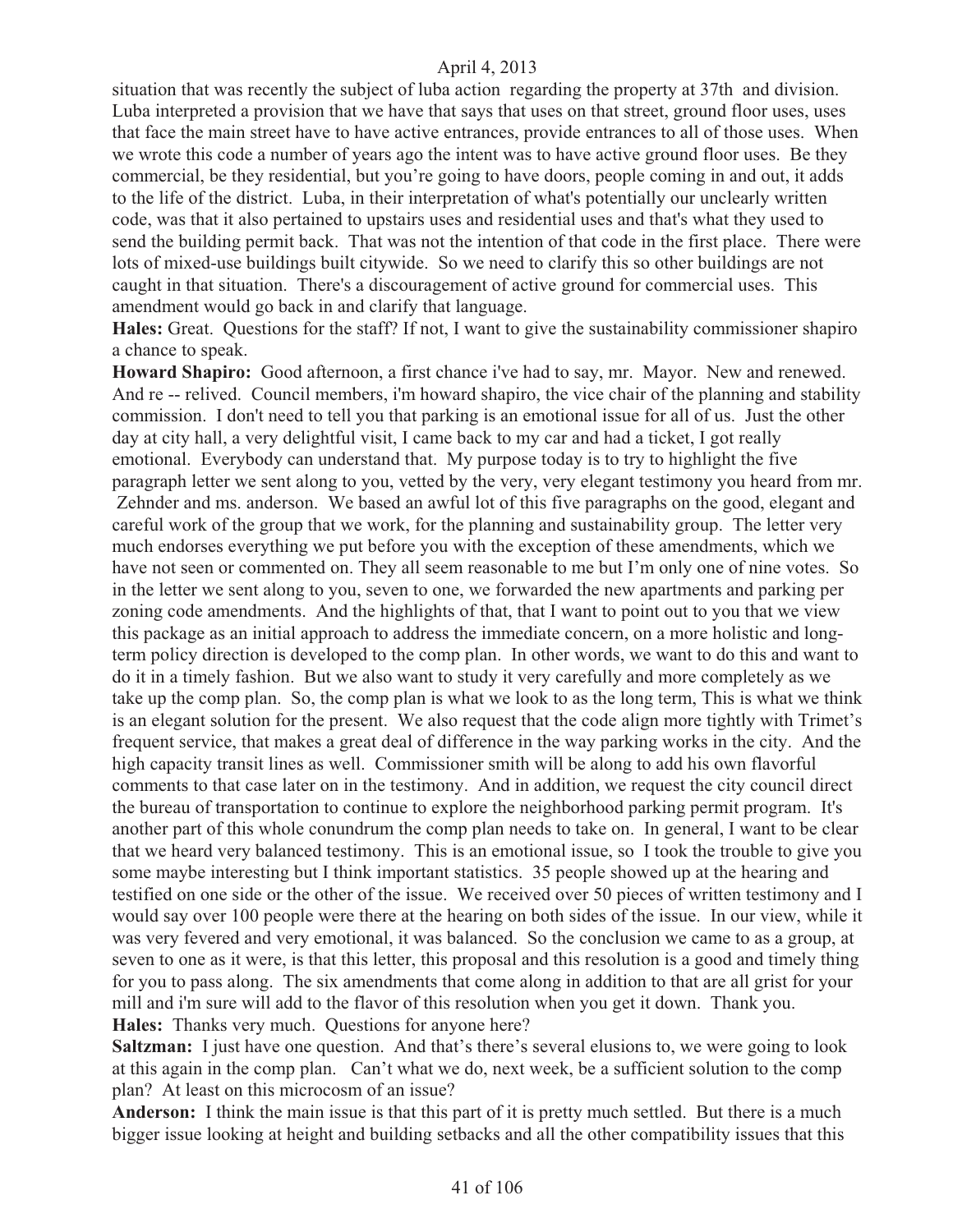situation that was recently the subject of luba action regarding the property at 37th and division. Luba interpreted a provision that we have that says that uses on that street, ground floor uses, uses that face the main street have to have active entrances, provide entrances to all of those uses. When we wrote this code a number of years ago the intent was to have active ground floor uses. Be they commercial, be they residential, but you're going to have doors, people coming in and out, it adds to the life of the district. Luba, in their interpretation of what's potentially our unclearly written code, was that it also pertained to upstairs uses and residential uses and that's what they used to send the building permit back. That was not the intention of that code in the first place. There were lots of mixed-use buildings built citywide. So we need to clarify this so other buildings are not caught in that situation. There's a discouragement of active ground for commercial uses. This amendment would go back in and clarify that language.

**Hales:** Great. Questions for the staff? If not, I want to give the sustainability commissioner shapiro a chance to speak.

**Howard Shapiro:** Good afternoon, a first chance i've had to say, mr. Mayor. New and renewed. And re -- relived. Council members, i'm howard shapiro, the vice chair of the planning and stability commission. I don't need to tell you that parking is an emotional issue for all of us. Just the other day at city hall, a very delightful visit, I came back to my car and had a ticket, I got really emotional. Everybody can understand that. My purpose today is to try to highlight the five paragraph letter we sent along to you, vetted by the very, very elegant testimony you heard from mr. Zehnder and ms. anderson. We based an awful lot of this five paragraphs on the good, elegant and careful work of the group that we work, for the planning and sustainability group. The letter very much endorses everything we put before you with the exception of these amendments, which we have not seen or commented on. They all seem reasonable to me but I'm only one of nine votes. So in the letter we sent along to you, seven to one, we forwarded the new apartments and parking per zoning code amendments. And the highlights of that, that I want to point out to you that we view this package as an initial approach to address the immediate concern, on a more holistic and long-term policy direction is developed to the comp plan. In other words, we want to do this and want to do it in a timely fashion. But we also want to study it very carefully and more completely as we take up the comp plan. So, the comp plan is what we look to as the long term, This is what we think is an elegant solution for the present. We also request that the code align more tightly with Trimet's frequent service, that makes a great deal of difference in the way parking works in the city. And the high capacity transit lines as well. Commissioner smith will be along to add his own flavorful comments to that case later on in the testimony. And in addition, we request the city council direct the bureau of transportation to continue to explore the neighborhood parking permit program. It's another part of this whole conundrum the comp plan needs to take on. In general, I want to be clear that we heard very balanced testimony. This is an emotional issue, so I took the trouble to give you some maybe interesting but I think important statistics. 35 people showed up at the hearing and testified on one side or the other of the issue. We received over 50 pieces of written testimony and I would say over 100 people were there at the hearing on both sides of the issue. In our view, while it was very fevered and very emotional, it was balanced. So the conclusion we came to as a group, at seven to one as it were, is that this letter, this proposal and this resolution is a good and timely thing for you to pass along. The six amendments that come along in addition to that are all grist for your mill and i'm sure will add to the flavor of this resolution when you get it down. Thank you.

**Hales:** Thanks very much. Questions for anyone here?

**Saltzman:** I just have one question. And that's there's several elusions to, we were going to look at this again in the comp plan. Can't what we do, next week, be a sufficient solution to the comp plan? At least on this microcosm of an issue?

**Anderson:** I think the main issue is that this part of it is pretty much settled. But there is a much bigger issue looking at height and building setbacks and all the other compatibility issues that this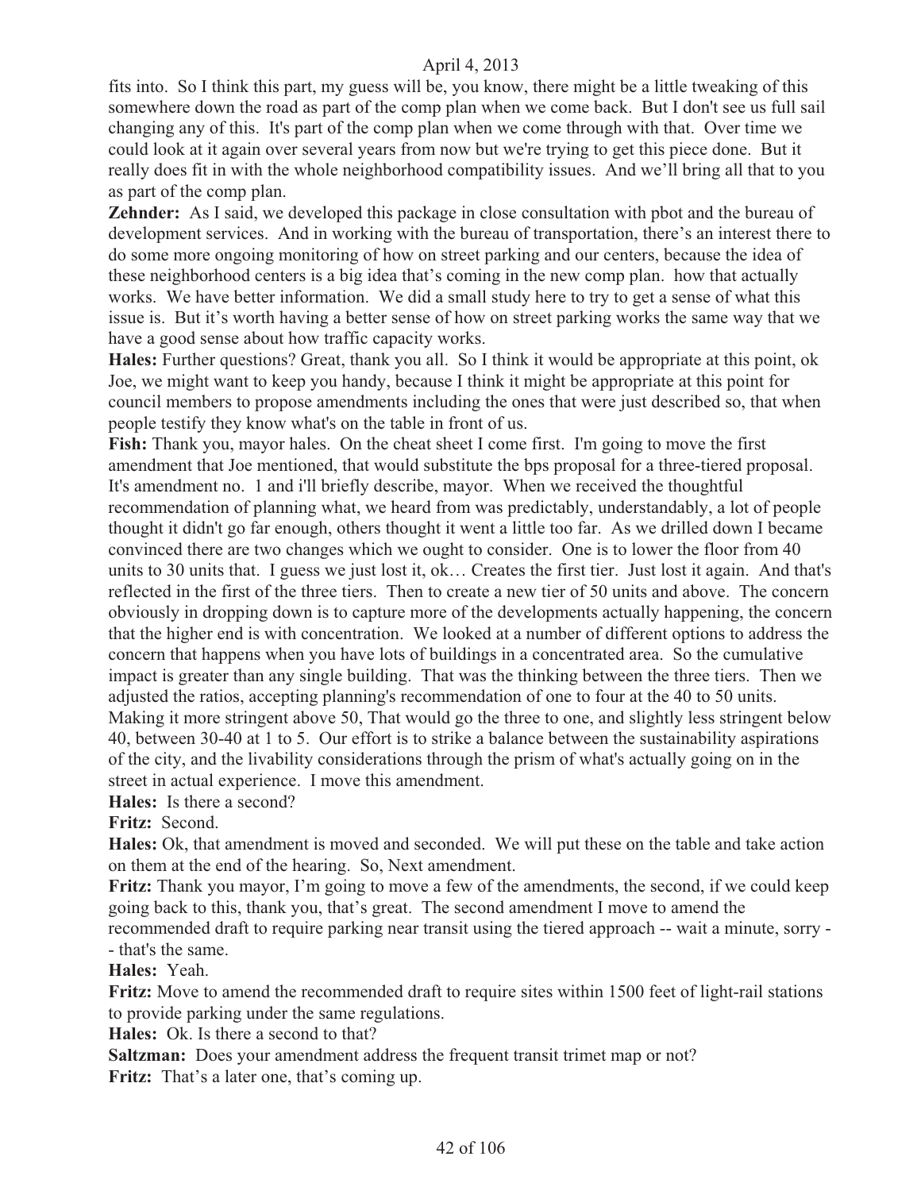fits into. So I think this part, my guess will be, you know, there might be a little tweaking of this somewhere down the road as part of the comp plan when we come back. But I don't see us full sail changing any of this. It's part of the comp plan when we come through with that. Over time we could look at it again over several years from now but we're trying to get this piece done. But it really does fit in with the whole neighborhood compatibility issues. And we'll bring all that to you as part of the comp plan.

**Zehnder:** As I said, we developed this package in close consultation with pbot and the bureau of development services. And in working with the bureau of transportation, there's an interest there to do some more ongoing monitoring of how on street parking and our centers, because the idea of these neighborhood centers is a big idea that's coming in the new comp plan. how that actually works. We have better information. We did a small study here to try to get a sense of what this issue is. But it's worth having a better sense of how on street parking works the same way that we have a good sense about how traffic capacity works.

**Hales:** Further questions? Great, thank you all. So I think it would be appropriate at this point, ok Joe, we might want to keep you handy, because I think it might be appropriate at this point for council members to propose amendments including the ones that were just described so, that when people testify they know what's on the table in front of us.

**Fish:** Thank you, mayor hales. On the cheat sheet I come first. I'm going to move the first amendment that Joe mentioned, that would substitute the bps proposal for a three-tiered proposal. It's amendment no. 1 and i'll briefly describe, mayor. When we received the thoughtful recommendation of planning what, we heard from was predictably, understandably, a lot of people thought it didn't go far enough, others thought it went a little too far. As we drilled down I became convinced there are two changes which we ought to consider. One is to lower the floor from 40 units to 30 units that. I guess we just lost it, ok… Creates the first tier. Just lost it again. And that's reflected in the first of the three tiers. Then to create a new tier of 50 units and above. The concern obviously in dropping down is to capture more of the developments actually happening, the concern that the higher end is with concentration. We looked at a number of different options to address the concern that happens when you have lots of buildings in a concentrated area. So the cumulative impact is greater than any single building. That was the thinking between the three tiers. Then we adjusted the ratios, accepting planning's recommendation of one to four at the 40 to 50 units. Making it more stringent above 50, That would go the three to one, and slightly less stringent below 40, between 30-40 at 1 to 5. Our effort is to strike a balance between the sustainability aspirations of the city, and the livability considerations through the prism of what's actually going on in the street in actual experience. I move this amendment.

**Hales:** Is there a second?

**Fritz:** Second.

**Hales:** Ok, that amendment is moved and seconded. We will put these on the table and take action on them at the end of the hearing. So, Next amendment.

**Fritz:** Thank you mayor, I'm going to move a few of the amendments, the second, if we could keep going back to this, thank you, that's great. The second amendment I move to amend the recommended draft to require parking near transit using the tiered approach -- wait a minute, sorry -- that's the same.

**Hales:** Yeah.

**Fritz:** Move to amend the recommended draft to require sites within 1500 feet of light-rail stations to provide parking under the same regulations.

**Hales:** Ok. Is there a second to that?

**Saltzman:** Does your amendment address the frequent transit trimet map or not?

**Fritz:** That's a later one, that's coming up.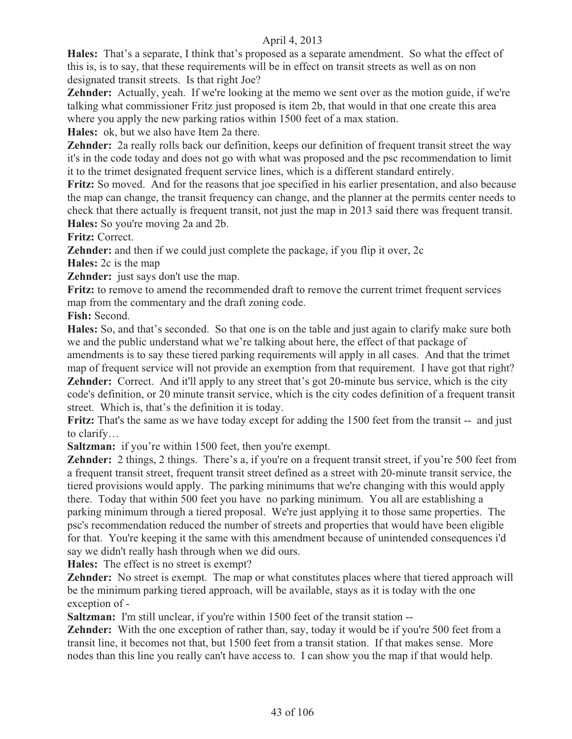**Hales:** That's a separate, I think that's proposed as a separate amendment. So what the effect of this is, is to say, that these requirements will be in effect on transit streets as well as on non designated transit streets. Is that right Joe?

**Zehnder:** Actually, yeah. If we're looking at the memo we sent over as the motion guide, if we're talking what commissioner Fritz just proposed is item 2b, that would in that one create this area where you apply the new parking ratios within 1500 feet of a max station.

**Hales:** ok, but we also have Item 2a there.

**Zehnder:** 2a really rolls back our definition, keeps our definition of frequent transit street the way it's in the code today and does not go with what was proposed and the psc recommendation to limit it to the trimet designated frequent service lines, which is a different standard entirely.

**Fritz:** So moved. And for the reasons that joe specified in his earlier presentation, and also because the map can change, the transit frequency can change, and the planner at the permits center needs to check that there actually is frequent transit, not just the map in 2013 said there was frequent transit.

**Hales:** So you're moving 2a and 2b.

**Fritz:** Correct.

**Zehnder:** and then if we could just complete the package, if you flip it over, 2c

**Hales:** 2c is the map

**Zehnder:** just says don't use the map.

**Fritz:** to remove to amend the recommended draft to remove the current trimet frequent services map from the commentary and the draft zoning code.

**Fish:** Second.

**Hales:** So, and that's seconded. So that one is on the table and just again to clarify make sure both we and the public understand what we're talking about here, the effect of that package of amendments is to say these tiered parking requirements will apply in all cases. And that the trimet map of frequent service will not provide an exemption from that requirement. I have got that right?

**Zehnder:** Correct. And it'll apply to any street that's got 20-minute bus service, which is the city code's definition, or 20 minute transit service, which is the city codes definition of a frequent transit street. Which is, that's the definition it is today.

**Fritz:** That's the same as we have today except for adding the 1500 feet from the transit -- and just to clarify…

**Saltzman:** if you're within 1500 feet, then you're exempt.

**Zehnder:** 2 things, 2 things. There's a, if you're on a frequent transit street, if you're 500 feet from a frequent transit street, frequent transit street defined as a street with 20-minute transit service, the tiered provisions would apply. The parking minimums that we're changing with this would apply there. Today that within 500 feet you have no parking minimum. You all are establishing a parking minimum through a tiered proposal. We're just applying it to those same properties. The psc's recommendation reduced the number of streets and properties that would have been eligible for that. You're keeping it the same with this amendment because of unintended consequences i'd say we didn't really hash through when we did ours.

**Hales:** The effect is no street is exempt?

**Zehnder:** No street is exempt. The map or what constitutes places where that tiered approach will be the minimum parking tiered approach, will be available, stays as it is today with the one exception of -

**Saltzman:** I'm still unclear, if you're within 1500 feet of the transit station --

**Zehnder:** With the one exception of rather than, say, today it would be if you're 500 feet from a transit line, it becomes not that, but 1500 feet from a transit station. If that makes sense. More nodes than this line you really can't have access to. I can show you the map if that would help.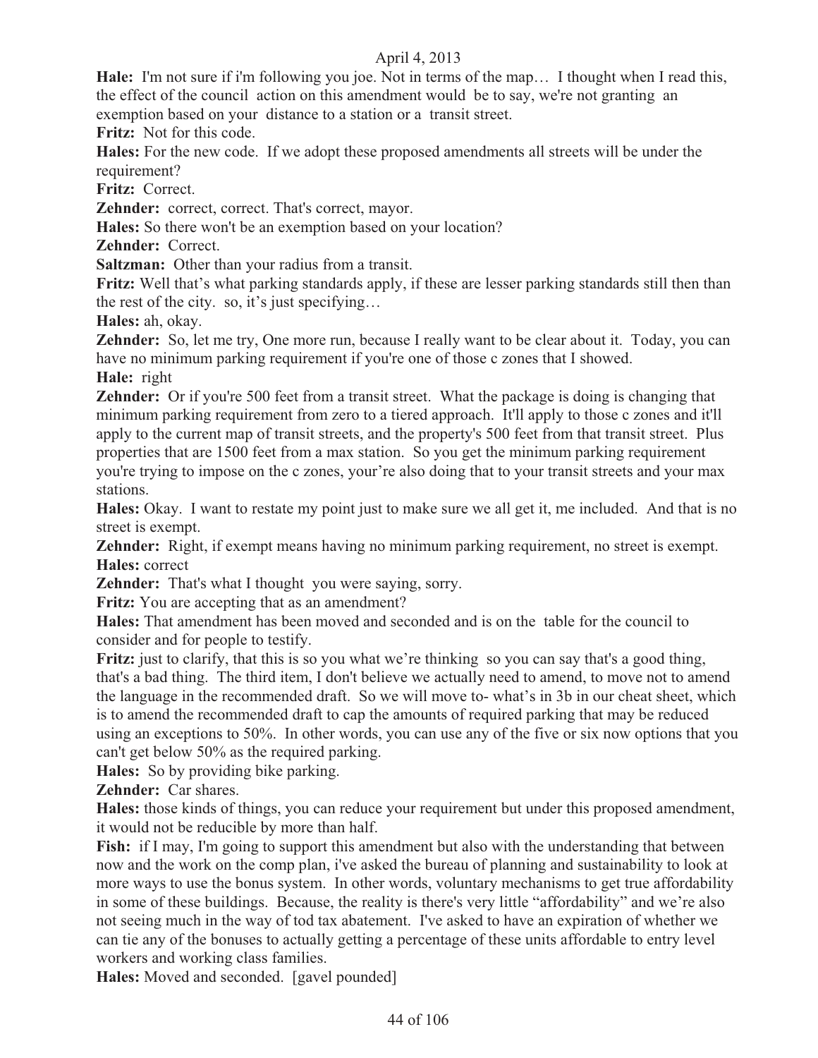April 4, 2013

**Hale:** I'm not sure if i'm following you joe. Not in terms of the map… I thought when I read this, the effect of the council action on this amendment would be to say, we're not granting an exemption based on your distance to a station or a transit street.

**Fritz:** Not for this code.

**Hales:** For the new code. If we adopt these proposed amendments all streets will be under the requirement?

**Fritz:** Correct.

**Zehnder:** correct, correct. That's correct, mayor.

**Hales:** So there won't be an exemption based on your location?

**Zehnder:** Correct.

**Saltzman:** Other than your radius from a transit.

**Fritz:** Well that's what parking standards apply, if these are lesser parking standards still then than the rest of the city. so, it's just specifying…

**Hales:** ah, okay.

**Zehnder:** So, let me try, One more run, because I really want to be clear about it. Today, you can have no minimum parking requirement if you're one of those c zones that I showed.

**Hale:** right

**Zehnder:** Or if you're 500 feet from a transit street. What the package is doing is changing that minimum parking requirement from zero to a tiered approach. It'll apply to those c zones and it'll apply to the current map of transit streets, and the property's 500 feet from that transit street. Plus properties that are 1500 feet from a max station. So you get the minimum parking requirement you're trying to impose on the c zones, your're also doing that to your transit streets and your max stations.

**Hales:** Okay. I want to restate my point just to make sure we all get it, me included. And that is no street is exempt.

**Zehnder:** Right, if exempt means having no minimum parking requirement, no street is exempt.

**Hales:** correct

**Zehnder:** That's what I thought you were saying, sorry.

**Fritz:** You are accepting that as an amendment?

**Hales:** That amendment has been moved and seconded and is on the table for the council to consider and for people to testify.

**Fritz:** just to clarify, that this is so you what we're thinking so you can say that's a good thing, that's a bad thing. The third item, I don't believe we actually need to amend, to move not to amend the language in the recommended draft. So we will move to- what's in 3b in our cheat sheet, which is to amend the recommended draft to cap the amounts of required parking that may be reduced using an exceptions to 50%. In other words, you can use any of the five or six now options that you can't get below 50% as the required parking.

**Hales:** So by providing bike parking.

**Zehnder:** Car shares.

**Hales:** those kinds of things, you can reduce your requirement but under this proposed amendment, it would not be reducible by more than half.

**Fish:** if I may, I'm going to support this amendment but also with the understanding that between now and the work on the comp plan, i've asked the bureau of planning and sustainability to look at more ways to use the bonus system. In other words, voluntary mechanisms to get true affordability in some of these buildings. Because, the reality is there's very little "affordability" and we're also not seeing much in the way of tod tax abatement. I've asked to have an expiration of whether we can tie any of the bonuses to actually getting a percentage of these units affordable to entry level workers and working class families.

**Hales:** Moved and seconded. [gavel pounded]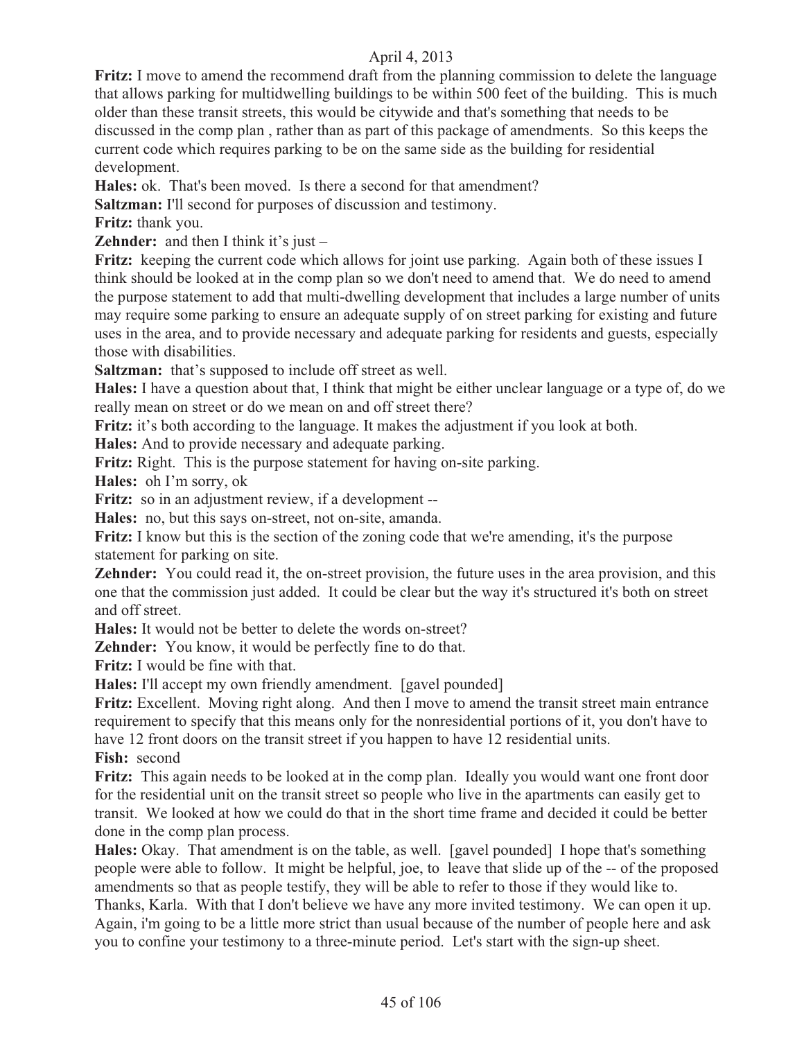**Fritz:** I move to amend the recommend draft from the planning commission to delete the language that allows parking for multidwelling buildings to be within 500 feet of the building. This is much older than these transit streets, this would be citywide and that's something that needs to be discussed in the comp plan , rather than as part of this package of amendments. So this keeps the current code which requires parking to be on the same side as the building for residential development.

**Hales:** ok. That's been moved. Is there a second for that amendment?

**Saltzman:** I'll second for purposes of discussion and testimony.

**Fritz:** thank you.

**Zehnder:** and then I think it's just –

**Fritz:** keeping the current code which allows for joint use parking. Again both of these issues I think should be looked at in the comp plan so we don't need to amend that. We do need to amend the purpose statement to add that multi-dwelling development that includes a large number of units may require some parking to ensure an adequate supply of on street parking for existing and future uses in the area, and to provide necessary and adequate parking for residents and guests, especially those with disabilities.

**Saltzman:** that's supposed to include off street as well.

**Hales:** I have a question about that, I think that might be either unclear language or a type of, do we really mean on street or do we mean on and off street there?

**Fritz:** it's both according to the language. It makes the adjustment if you look at both.

**Hales:** And to provide necessary and adequate parking.

**Fritz:** Right. This is the purpose statement for having on-site parking.

**Hales:** oh I'm sorry, ok

**Fritz:** so in an adjustment review, if a development --

**Hales:** no, but this says on-street, not on-site, amanda.

**Fritz:** I know but this is the section of the zoning code that we're amending, it's the purpose statement for parking on site.

**Zehnder:** You could read it, the on-street provision, the future uses in the area provision, and this one that the commission just added. It could be clear but the way it's structured it's both on street and off street.

**Hales:** It would not be better to delete the words on-street?

**Zehnder:** You know, it would be perfectly fine to do that.

**Fritz:** I would be fine with that.

**Hales:** I'll accept my own friendly amendment. [gavel pounded]

**Fritz:** Excellent. Moving right along. And then I move to amend the transit street main entrance requirement to specify that this means only for the nonresidential portions of it, you don't have to have 12 front doors on the transit street if you happen to have 12 residential units.

**Fish:** second

**Fritz:** This again needs to be looked at in the comp plan. Ideally you would want one front door for the residential unit on the transit street so people who live in the apartments can easily get to transit. We looked at how we could do that in the short time frame and decided it could be better done in the comp plan process.

**Hales:** Okay. That amendment is on the table, as well. [gavel pounded] I hope that's something people were able to follow. It might be helpful, joe, to leave that slide up of the -- of the proposed amendments so that as people testify, they will be able to refer to those if they would like to. Thanks, Karla. With that I don't believe we have any more invited testimony. We can open it up. Again, i'm going to be a little more strict than usual because of the number of people here and ask you to confine your testimony to a three-minute period. Let's start with the sign-up sheet.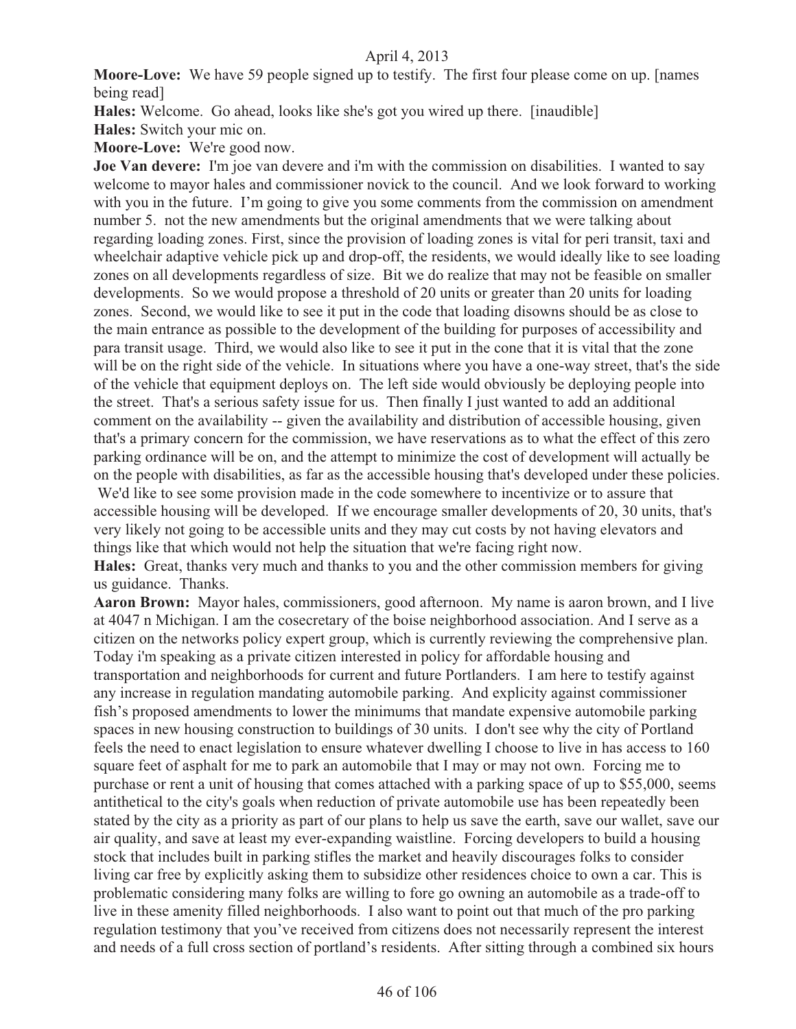**Moore-Love:** We have 59 people signed up to testify. The first four please come on up. [names being read]

**Hales:** Welcome. Go ahead, looks like she's got you wired up there. [inaudible]

**Hales:** Switch your mic on.

**Moore-Love:** We're good now.

**Joe Van devere:** I'm joe van devere and i'm with the commission on disabilities. I wanted to say welcome to mayor hales and commissioner novick to the council. And we look forward to working with you in the future. I'm going to give you some comments from the commission on amendment number 5. not the new amendments but the original amendments that we were talking about regarding loading zones. First, since the provision of loading zones is vital for peri transit, taxi and wheelchair adaptive vehicle pick up and drop-off, the residents, we would ideally like to see loading zones on all developments regardless of size. Bit we do realize that may not be feasible on smaller developments. So we would propose a threshold of 20 units or greater than 20 units for loading zones. Second, we would like to see it put in the code that loading disowns should be as close to the main entrance as possible to the development of the building for purposes of accessibility and para transit usage. Third, we would also like to see it put in the cone that it is vital that the zone will be on the right side of the vehicle. In situations where you have a one-way street, that's the side of the vehicle that equipment deploys on. The left side would obviously be deploying people into the street. That's a serious safety issue for us. Then finally I just wanted to add an additional comment on the availability -- given the availability and distribution of accessible housing, given that's a primary concern for the commission, we have reservations as to what the effect of this zero parking ordinance will be on, and the attempt to minimize the cost of development will actually be on the people with disabilities, as far as the accessible housing that's developed under these policies. We'd like to see some provision made in the code somewhere to incentivize or to assure that accessible housing will be developed. If we encourage smaller developments of 20, 30 units, that's very likely not going to be accessible units and they may cut costs by not having elevators and things like that which would not help the situation that we're facing right now.

**Hales:** Great, thanks very much and thanks to you and the other commission members for giving us guidance. Thanks.

**Aaron Brown:** Mayor hales, commissioners, good afternoon. My name is aaron brown, and I live at 4047 n Michigan. I am the cosecretary of the boise neighborhood association. And I serve as a citizen on the networks policy expert group, which is currently reviewing the comprehensive plan. Today i'm speaking as a private citizen interested in policy for affordable housing and transportation and neighborhoods for current and future Portlanders. I am here to testify against any increase in regulation mandating automobile parking. And explicity against commissioner fish's proposed amendments to lower the minimums that mandate expensive automobile parking spaces in new housing construction to buildings of 30 units. I don't see why the city of Portland feels the need to enact legislation to ensure whatever dwelling I choose to live in has access to 160 square feet of asphalt for me to park an automobile that I may or may not own. Forcing me to purchase or rent a unit of housing that comes attached with a parking space of up to $55,000, seems antithetical to the city's goals when reduction of private automobile use has been repeatedly been stated by the city as a priority as part of our plans to help us save the earth, save our wallet, save our air quality, and save at least my ever-expanding waistline. Forcing developers to build a housing stock that includes built in parking stifles the market and heavily discourages folks to consider living car free by explicitly asking them to subsidize other residences choice to own a car. This is problematic considering many folks are willing to fore go owning an automobile as a trade-off to live in these amenity filled neighborhoods. I also want to point out that much of the pro parking regulation testimony that you've received from citizens does not necessarily represent the interest and needs of a full cross section of portland's residents. After sitting through a combined six hours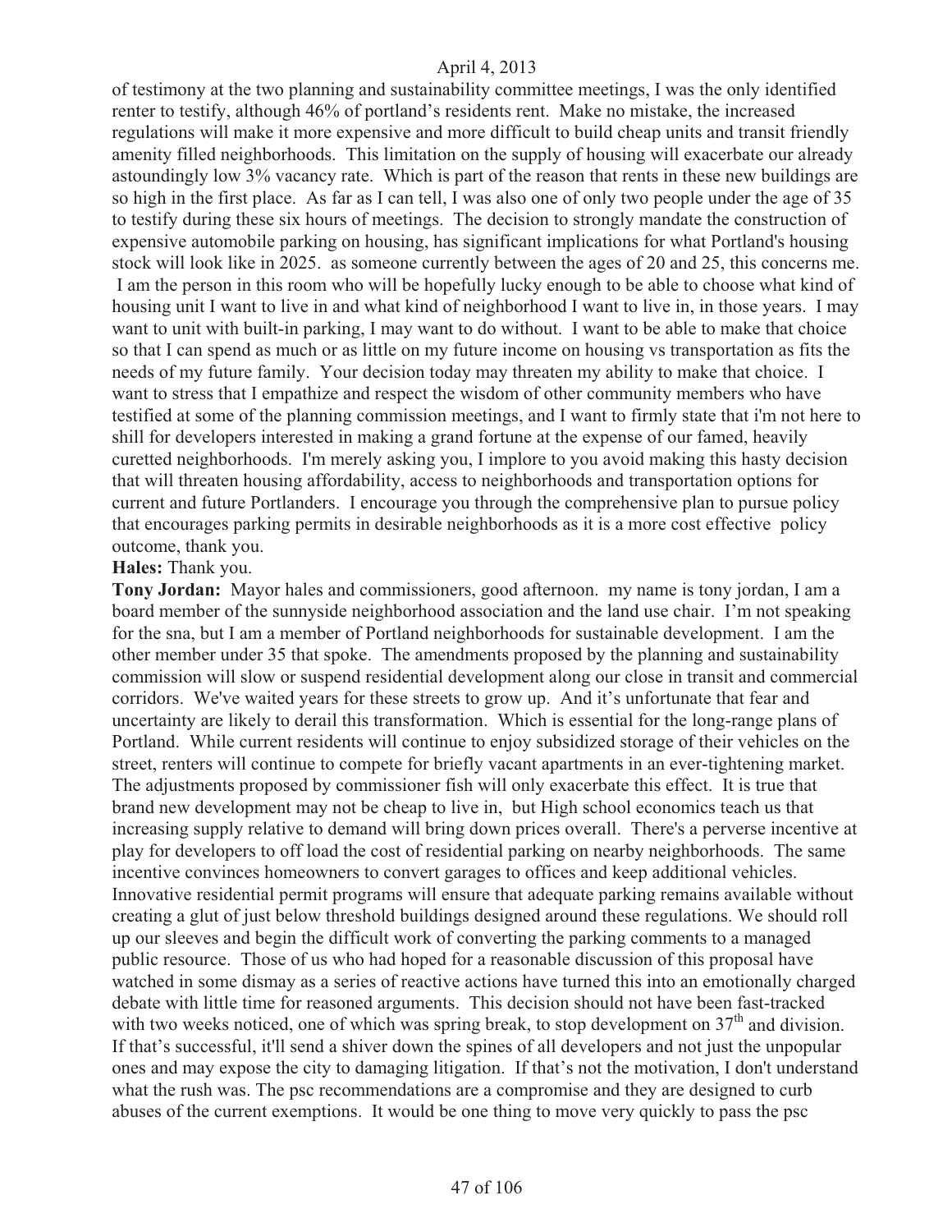of testimony at the two planning and sustainability committee meetings, I was the only identified renter to testify, although 46% of portland's residents rent. Make no mistake, the increased regulations will make it more expensive and more difficult to build cheap units and transit friendly amenity filled neighborhoods. This limitation on the supply of housing will exacerbate our already astoundingly low 3% vacancy rate. Which is part of the reason that rents in these new buildings are so high in the first place. As far as I can tell, I was also one of only two people under the age of 35 to testify during these six hours of meetings. The decision to strongly mandate the construction of expensive automobile parking on housing, has significant implications for what Portland's housing stock will look like in 2025. as someone currently between the ages of 20 and 25, this concerns me. I am the person in this room who will be hopefully lucky enough to be able to choose what kind of housing unit I want to live in and what kind of neighborhood I want to live in, in those years. I may want to unit with built-in parking, I may want to do without. I want to be able to make that choice so that I can spend as much or as little on my future income on housing vs transportation as fits the needs of my future family. Your decision today may threaten my ability to make that choice. I want to stress that I empathize and respect the wisdom of other community members who have testified at some of the planning commission meetings, and I want to firmly state that i'm not here to shill for developers interested in making a grand fortune at the expense of our famed, heavily curetted neighborhoods. I'm merely asking you, I implore to you avoid making this hasty decision that will threaten housing affordability, access to neighborhoods and transportation options for current and future Portlanders. I encourage you through the comprehensive plan to pursue policy that encourages parking permits in desirable neighborhoods as it is a more cost effective policy outcome, thank you.

**Hales:** Thank you.

**Tony Jordan:** Mayor hales and commissioners, good afternoon. my name is tony jordan, I am a board member of the sunnyside neighborhood association and the land use chair. I'm not speaking for the sna, but I am a member of Portland neighborhoods for sustainable development. I am the other member under 35 that spoke. The amendments proposed by the planning and sustainability commission will slow or suspend residential development along our close in transit and commercial corridors. We've waited years for these streets to grow up. And it's unfortunate that fear and uncertainty are likely to derail this transformation. Which is essential for the long-range plans of Portland. While current residents will continue to enjoy subsidized storage of their vehicles on the street, renters will continue to compete for briefly vacant apartments in an ever-tightening market. The adjustments proposed by commissioner fish will only exacerbate this effect. It is true that brand new development may not be cheap to live in, but High school economics teach us that increasing supply relative to demand will bring down prices overall. There's a perverse incentive at play for developers to off load the cost of residential parking on nearby neighborhoods. The same incentive convinces homeowners to convert garages to offices and keep additional vehicles. Innovative residential permit programs will ensure that adequate parking remains available without creating a glut of just below threshold buildings designed around these regulations. We should roll up our sleeves and begin the difficult work of converting the parking comments to a managed public resource. Those of us who had hoped for a reasonable discussion of this proposal have watched in some dismay as a series of reactive actions have turned this into an emotionally charged debate with little time for reasoned arguments. This decision should not have been fast-tracked with two weeks noticed, one of which was spring break, to stop development on 37th and division. If that's successful, it'll send a shiver down the spines of all developers and not just the unpopular ones and may expose the city to damaging litigation. If that's not the motivation, I don't understand what the rush was. The psc recommendations are a compromise and they are designed to curb abuses of the current exemptions. It would be one thing to move very quickly to pass the psc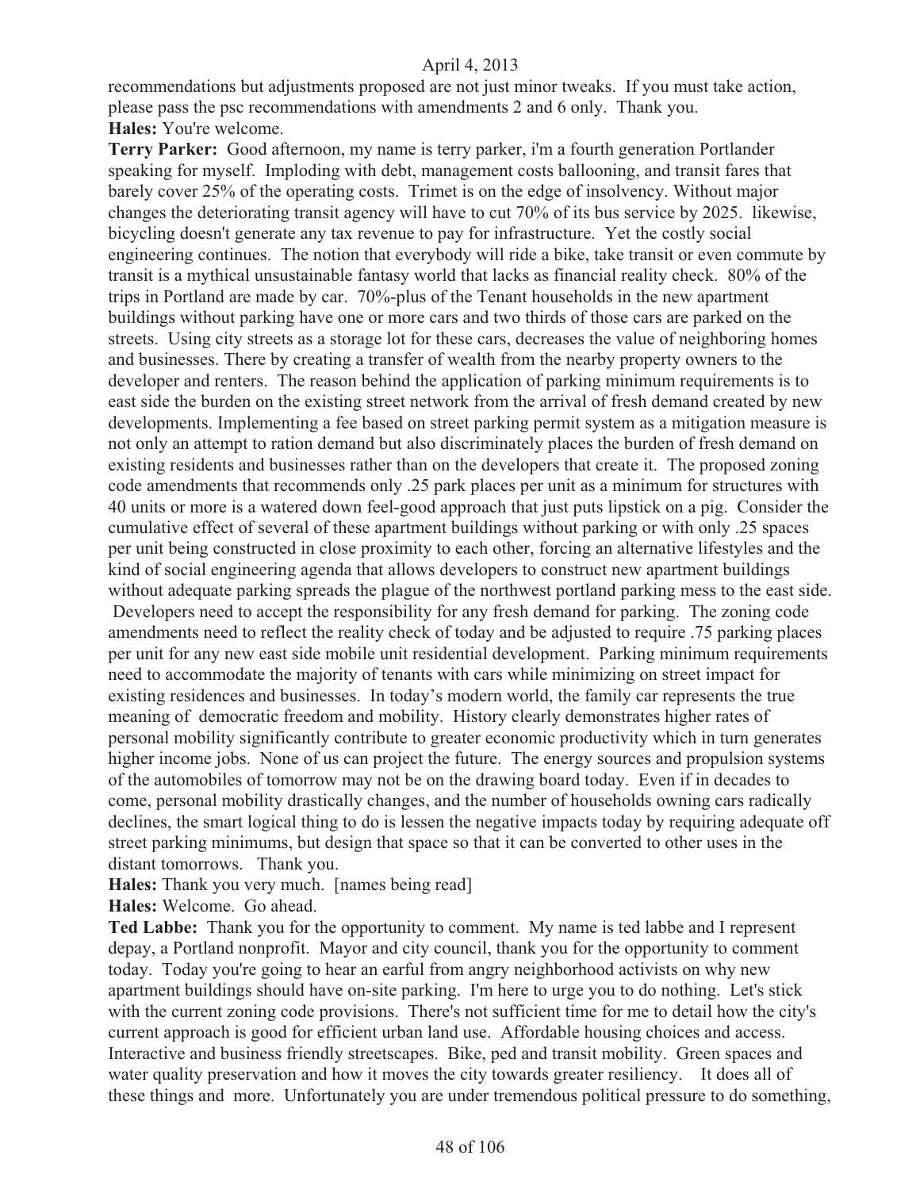recommendations but adjustments proposed are not just minor tweaks. If you must take action, please pass the psc recommendations with amendments 2 and 6 only. Thank you.

**Hales:** You're welcome.

**Terry Parker:** Good afternoon, my name is terry parker, i'm a fourth generation Portlander speaking for myself. Imploding with debt, management costs ballooning, and transit fares that barely cover 25% of the operating costs. Trimet is on the edge of insolvency. Without major changes the deteriorating transit agency will have to cut 70% of its bus service by 2025. likewise, bicycling doesn't generate any tax revenue to pay for infrastructure. Yet the costly social engineering continues. The notion that everybody will ride a bike, take transit or even commute by transit is a mythical unsustainable fantasy world that lacks as financial reality check. 80% of the trips in Portland are made by car. 70%-plus of the Tenant households in the new apartment buildings without parking have one or more cars and two thirds of those cars are parked on the streets. Using city streets as a storage lot for these cars, decreases the value of neighboring homes and businesses. There by creating a transfer of wealth from the nearby property owners to the developer and renters. The reason behind the application of parking minimum requirements is to east side the burden on the existing street network from the arrival of fresh demand created by new developments. Implementing a fee based on street parking permit system as a mitigation measure is not only an attempt to ration demand but also discriminately places the burden of fresh demand on existing residents and businesses rather than on the developers that create it. The proposed zoning code amendments that recommends only .25 park places per unit as a minimum for structures with 40 units or more is a watered down feel-good approach that just puts lipstick on a pig. Consider the cumulative effect of several of these apartment buildings without parking or with only .25 spaces per unit being constructed in close proximity to each other, forcing an alternative lifestyles and the kind of social engineering agenda that allows developers to construct new apartment buildings without adequate parking spreads the plague of the northwest portland parking mess to the east side. Developers need to accept the responsibility for any fresh demand for parking. The zoning code amendments need to reflect the reality check of today and be adjusted to require .75 parking places per unit for any new east side mobile unit residential development. Parking minimum requirements need to accommodate the majority of tenants with cars while minimizing on street impact for existing residences and businesses. In today's modern world, the family car represents the true meaning of democratic freedom and mobility. History clearly demonstrates higher rates of personal mobility significantly contribute to greater economic productivity which in turn generates higher income jobs. None of us can project the future. The energy sources and propulsion systems of the automobiles of tomorrow may not be on the drawing board today. Even if in decades to come, personal mobility drastically changes, and the number of households owning cars radically declines, the smart logical thing to do is lessen the negative impacts today by requiring adequate off street parking minimums, but design that space so that it can be converted to other uses in the distant tomorrows. Thank you.

**Hales:** Thank you very much. [names being read]

**Hales:** Welcome. Go ahead.

**Ted Labbe:** Thank you for the opportunity to comment. My name is ted labbe and I represent depay, a Portland nonprofit. Mayor and city council, thank you for the opportunity to comment today. Today you're going to hear an earful from angry neighborhood activists on why new apartment buildings should have on-site parking. I'm here to urge you to do nothing. Let's stick with the current zoning code provisions. There's not sufficient time for me to detail how the city's current approach is good for efficient urban land use. Affordable housing choices and access. Interactive and business friendly streetscapes. Bike, ped and transit mobility. Green spaces and water quality preservation and how it moves the city towards greater resiliency. It does all of these things and more. Unfortunately you are under tremendous political pressure to do something,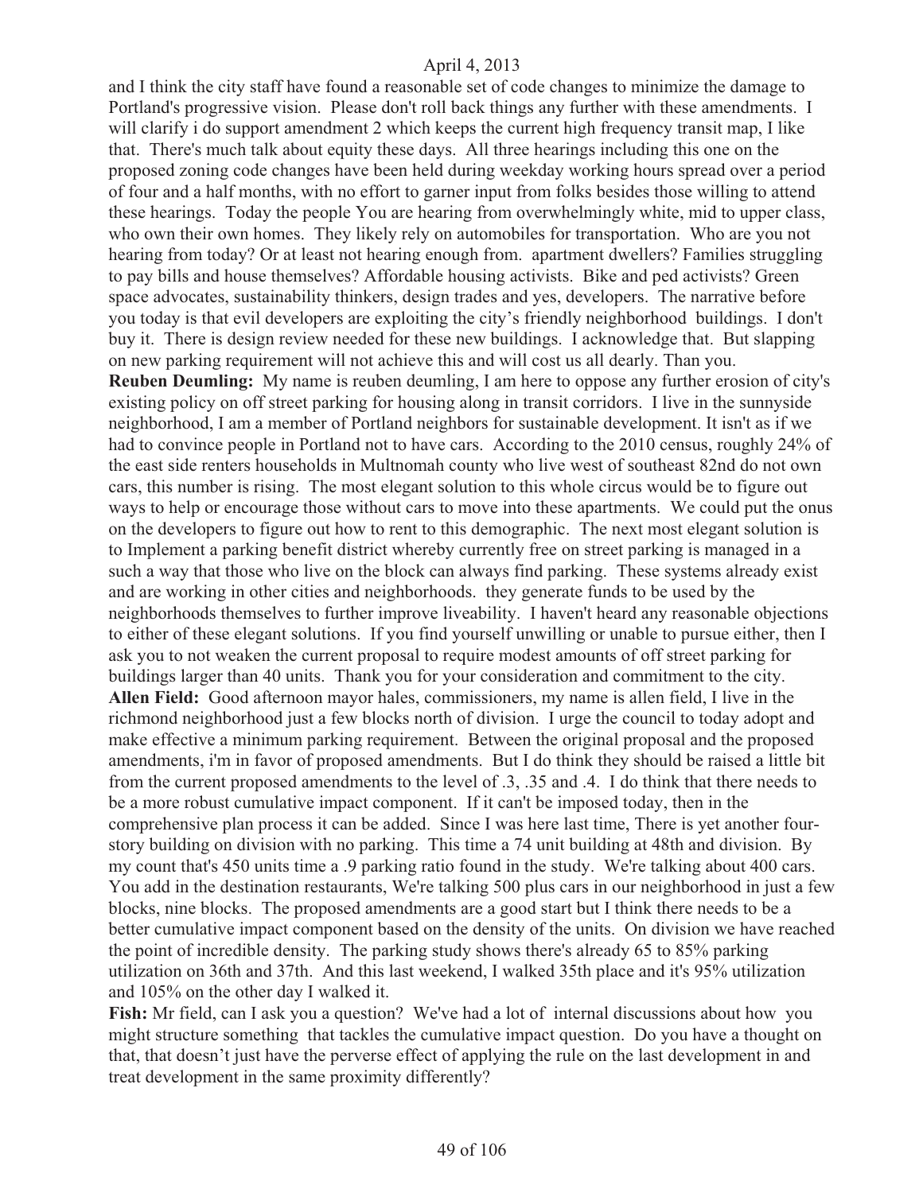and I think the city staff have found a reasonable set of code changes to minimize the damage to Portland's progressive vision. Please don't roll back things any further with these amendments. I will clarify i do support amendment 2 which keeps the current high frequency transit map, I like that. There's much talk about equity these days. All three hearings including this one on the proposed zoning code changes have been held during weekday working hours spread over a period of four and a half months, with no effort to garner input from folks besides those willing to attend these hearings. Today the people You are hearing from overwhelmingly white, mid to upper class, who own their own homes. They likely rely on automobiles for transportation. Who are you not hearing from today? Or at least not hearing enough from. apartment dwellers? Families struggling to pay bills and house themselves? Affordable housing activists. Bike and ped activists? Green space advocates, sustainability thinkers, design trades and yes, developers. The narrative before you today is that evil developers are exploiting the city's friendly neighborhood buildings. I don't buy it. There is design review needed for these new buildings. I acknowledge that. But slapping on new parking requirement will not achieve this and will cost us all dearly. Than you.

**Reuben Deumling:** My name is reuben deumling, I am here to oppose any further erosion of city's existing policy on off street parking for housing along in transit corridors. I live in the sunnyside neighborhood, I am a member of Portland neighbors for sustainable development. It isn't as if we had to convince people in Portland not to have cars. According to the 2010 census, roughly 24% of the east side renters households in Multnomah county who live west of southeast 82nd do not own cars, this number is rising. The most elegant solution to this whole circus would be to figure out ways to help or encourage those without cars to move into these apartments. We could put the onus on the developers to figure out how to rent to this demographic. The next most elegant solution is to Implement a parking benefit district whereby currently free on street parking is managed in a such a way that those who live on the block can always find parking. These systems already exist and are working in other cities and neighborhoods. they generate funds to be used by the neighborhoods themselves to further improve liveability. I haven't heard any reasonable objections to either of these elegant solutions. If you find yourself unwilling or unable to pursue either, then I ask you to not weaken the current proposal to require modest amounts of off street parking for buildings larger than 40 units. Thank you for your consideration and commitment to the city.

**Allen Field:** Good afternoon mayor hales, commissioners, my name is allen field, I live in the richmond neighborhood just a few blocks north of division. I urge the council to today adopt and make effective a minimum parking requirement. Between the original proposal and the proposed amendments, i'm in favor of proposed amendments. But I do think they should be raised a little bit from the current proposed amendments to the level of .3, .35 and .4. I do think that there needs to be a more robust cumulative impact component. If it can't be imposed today, then in the comprehensive plan process it can be added. Since I was here last time, There is yet another four-story building on division with no parking. This time a 74 unit building at 48th and division. By my count that's 450 units time a .9 parking ratio found in the study. We're talking about 400 cars. You add in the destination restaurants, We're talking 500 plus cars in our neighborhood in just a few blocks, nine blocks. The proposed amendments are a good start but I think there needs to be a better cumulative impact component based on the density of the units. On division we have reached the point of incredible density. The parking study shows there's already 65 to 85% parking utilization on 36th and 37th. And this last weekend, I walked 35th place and it's 95% utilization and 105% on the other day I walked it.

**Fish:** Mr field, can I ask you a question? We've had a lot of internal discussions about how you might structure something that tackles the cumulative impact question. Do you have a thought on that, that doesn't just have the perverse effect of applying the rule on the last development in and treat development in the same proximity differently?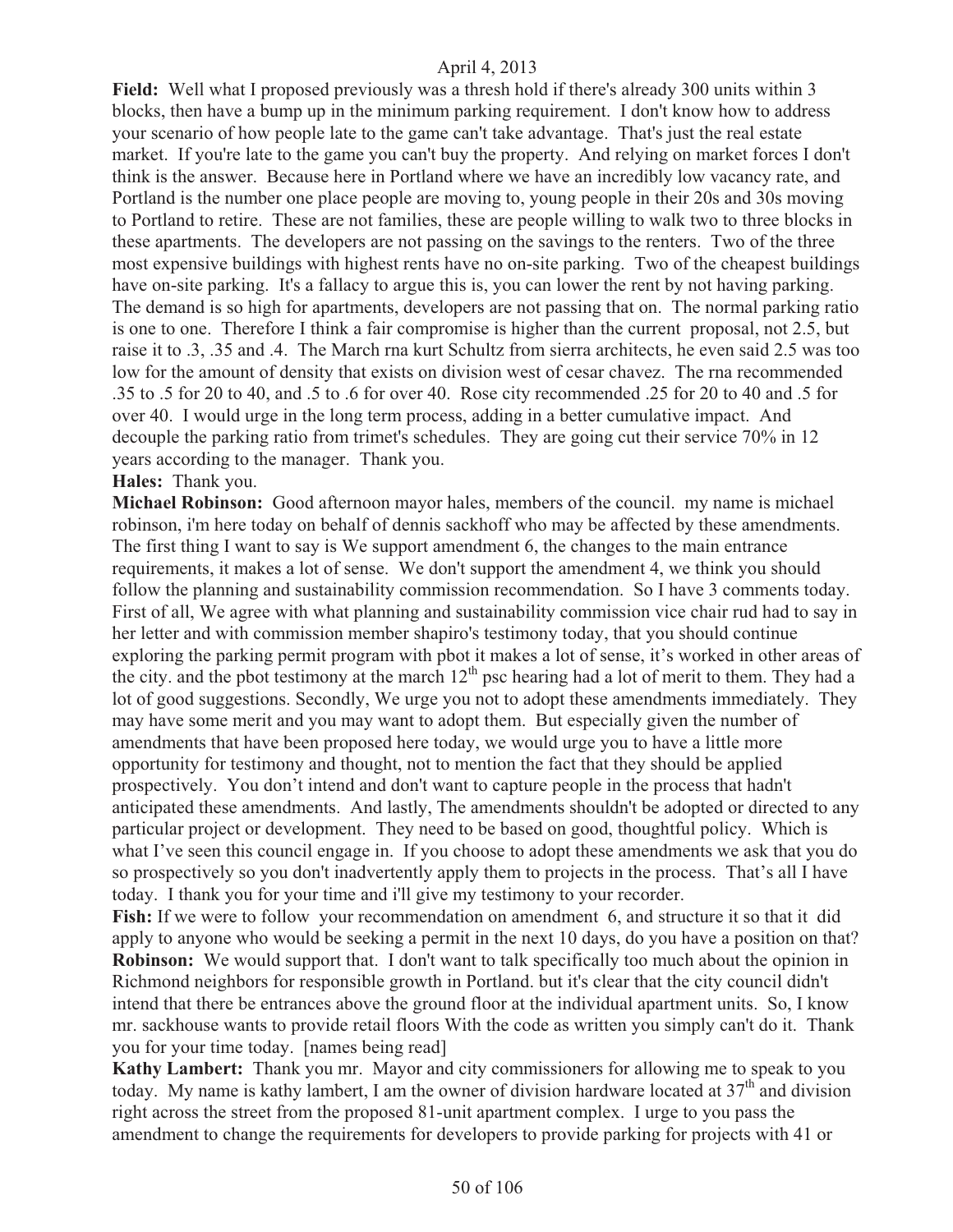**Field:** Well what I proposed previously was a thresh hold if there's already 300 units within 3 blocks, then have a bump up in the minimum parking requirement. I don't know how to address your scenario of how people late to the game can't take advantage. That's just the real estate market. If you're late to the game you can't buy the property. And relying on market forces I don't think is the answer. Because here in Portland where we have an incredibly low vacancy rate, and Portland is the number one place people are moving to, young people in their 20s and 30s moving to Portland to retire. These are not families, these are people willing to walk two to three blocks in these apartments. The developers are not passing on the savings to the renters. Two of the three most expensive buildings with highest rents have no on-site parking. Two of the cheapest buildings have on-site parking. It's a fallacy to argue this is, you can lower the rent by not having parking. The demand is so high for apartments, developers are not passing that on. The normal parking ratio is one to one. Therefore I think a fair compromise is higher than the current proposal, not 2.5, but raise it to .3, .35 and .4. The March rna kurt Schultz from sierra architects, he even said 2.5 was too low for the amount of density that exists on division west of cesar chavez. The rna recommended .35 to .5 for 20 to 40, and .5 to .6 for over 40. Rose city recommended .25 for 20 to 40 and .5 for over 40. I would urge in the long term process, adding in a better cumulative impact. And decouple the parking ratio from trimet's schedules. They are going cut their service 70% in 12 years according to the manager. Thank you.

**Hales:** Thank you.

**Michael Robinson:** Good afternoon mayor hales, members of the council. my name is michael robinson, i'm here today on behalf of dennis sackhoff who may be affected by these amendments. The first thing I want to say is We support amendment 6, the changes to the main entrance requirements, it makes a lot of sense. We don't support the amendment 4, we think you should follow the planning and sustainability commission recommendation. So I have 3 comments today. First of all, We agree with what planning and sustainability commission vice chair rud had to say in her letter and with commission member shapiro's testimony today, that you should continue exploring the parking permit program with pbot it makes a lot of sense, it's worked in other areas of the city. and the pbot testimony at the march 12th psc hearing had a lot of merit to them. They had a lot of good suggestions. Secondly, We urge you not to adopt these amendments immediately. They may have some merit and you may want to adopt them. But especially given the number of amendments that have been proposed here today, we would urge you to have a little more opportunity for testimony and thought, not to mention the fact that they should be applied prospectively. You don't intend and don't want to capture people in the process that hadn't anticipated these amendments. And lastly, The amendments shouldn't be adopted or directed to any particular project or development. They need to be based on good, thoughtful policy. Which is what I've seen this council engage in. If you choose to adopt these amendments we ask that you do so prospectively so you don't inadvertently apply them to projects in the process. That's all I have today. I thank you for your time and i'll give my testimony to your recorder.

**Fish:** If we were to follow your recommendation on amendment 6, and structure it so that it did apply to anyone who would be seeking a permit in the next 10 days, do you have a position on that?

**Robinson:** We would support that. I don't want to talk specifically too much about the opinion in Richmond neighbors for responsible growth in Portland. but it's clear that the city council didn't intend that there be entrances above the ground floor at the individual apartment units. So, I know mr. sackhouse wants to provide retail floors With the code as written you simply can't do it. Thank you for your time today. [names being read]

**Kathy Lambert:** Thank you mr. Mayor and city commissioners for allowing me to speak to you today. My name is kathy lambert, I am the owner of division hardware located at 37th and division right across the street from the proposed 81-unit apartment complex. I urge to you pass the amendment to change the requirements for developers to provide parking for projects with 41 or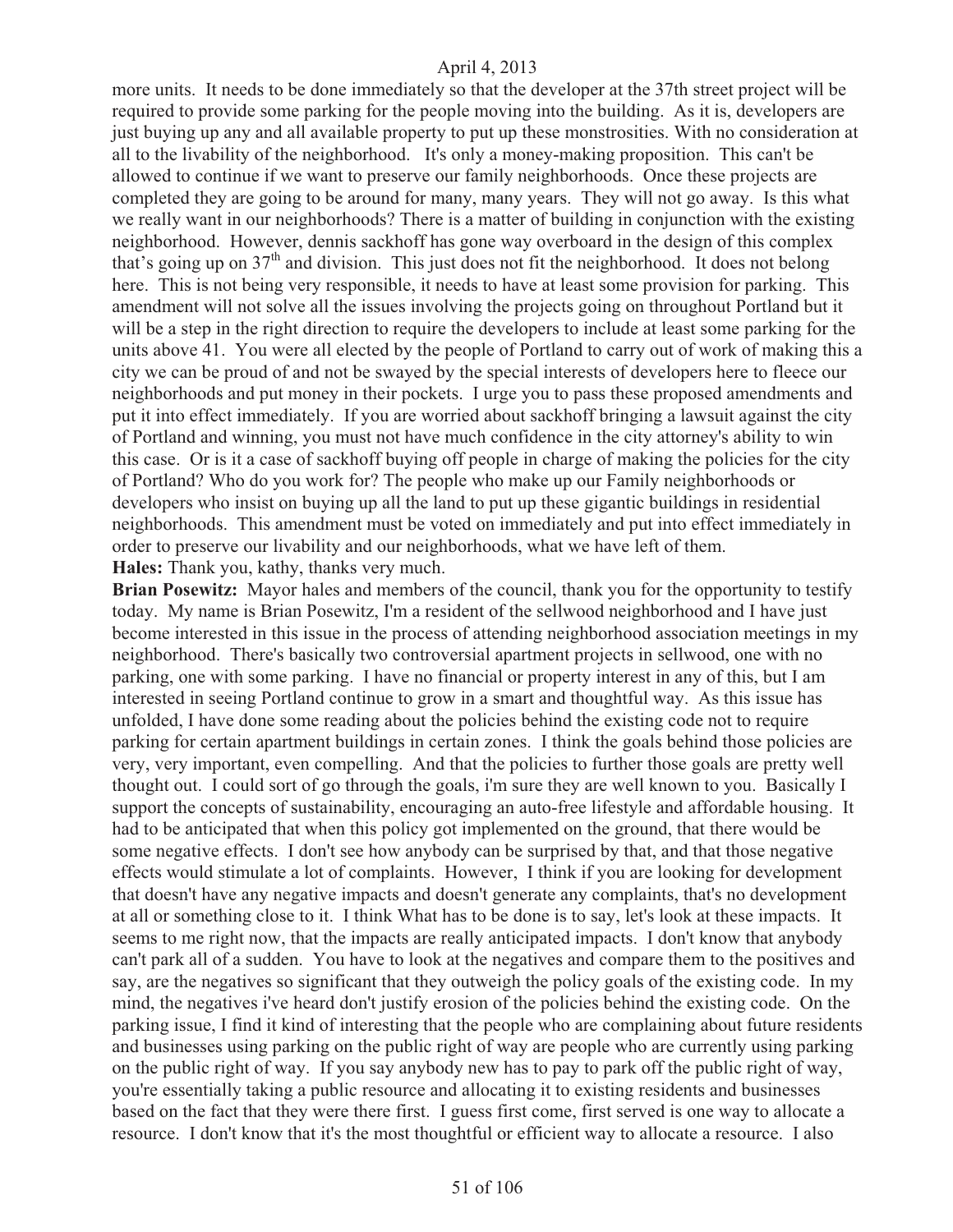more units. It needs to be done immediately so that the developer at the 37th street project will be required to provide some parking for the people moving into the building. As it is, developers are just buying up any and all available property to put up these monstrosities. With no consideration at all to the livability of the neighborhood. It's only a money-making proposition. This can't be allowed to continue if we want to preserve our family neighborhoods. Once these projects are completed they are going to be around for many, many years. They will not go away. Is this what we really want in our neighborhoods? There is a matter of building in conjunction with the existing neighborhood. However, dennis sackhoff has gone way overboard in the design of this complex that's going up on 37th and division. This just does not fit the neighborhood. It does not belong here. This is not being very responsible, it needs to have at least some provision for parking. This amendment will not solve all the issues involving the projects going on throughout Portland but it will be a step in the right direction to require the developers to include at least some parking for the units above 41. You were all elected by the people of Portland to carry out of work of making this a city we can be proud of and not be swayed by the special interests of developers here to fleece our neighborhoods and put money in their pockets. I urge you to pass these proposed amendments and put it into effect immediately. If you are worried about sackhoff bringing a lawsuit against the city of Portland and winning, you must not have much confidence in the city attorney's ability to win this case. Or is it a case of sackhoff buying off people in charge of making the policies for the city of Portland? Who do you work for? The people who make up our Family neighborhoods or developers who insist on buying up all the land to put up these gigantic buildings in residential neighborhoods. This amendment must be voted on immediately and put into effect immediately in order to preserve our livability and our neighborhoods, what we have left of them.

**Hales:** Thank you, kathy, thanks very much.

**Brian Posewitz:** Mayor hales and members of the council, thank you for the opportunity to testify today. My name is Brian Posewitz, I'm a resident of the sellwood neighborhood and I have just become interested in this issue in the process of attending neighborhood association meetings in my neighborhood. There's basically two controversial apartment projects in sellwood, one with no parking, one with some parking. I have no financial or property interest in any of this, but I am interested in seeing Portland continue to grow in a smart and thoughtful way. As this issue has unfolded, I have done some reading about the policies behind the existing code not to require parking for certain apartment buildings in certain zones. I think the goals behind those policies are very, very important, even compelling. And that the policies to further those goals are pretty well thought out. I could sort of go through the goals, i'm sure they are well known to you. Basically I support the concepts of sustainability, encouraging an auto-free lifestyle and affordable housing. It had to be anticipated that when this policy got implemented on the ground, that there would be some negative effects. I don't see how anybody can be surprised by that, and that those negative effects would stimulate a lot of complaints. However, I think if you are looking for development that doesn't have any negative impacts and doesn't generate any complaints, that's no development at all or something close to it. I think What has to be done is to say, let's look at these impacts. It seems to me right now, that the impacts are really anticipated impacts. I don't know that anybody can't park all of a sudden. You have to look at the negatives and compare them to the positives and say, are the negatives so significant that they outweigh the policy goals of the existing code. In my mind, the negatives i've heard don't justify erosion of the policies behind the existing code. On the parking issue, I find it kind of interesting that the people who are complaining about future residents and businesses using parking on the public right of way are people who are currently using parking on the public right of way. If you say anybody new has to pay to park off the public right of way, you're essentially taking a public resource and allocating it to existing residents and businesses based on the fact that they were there first. I guess first come, first served is one way to allocate a resource. I don't know that it's the most thoughtful or efficient way to allocate a resource. I also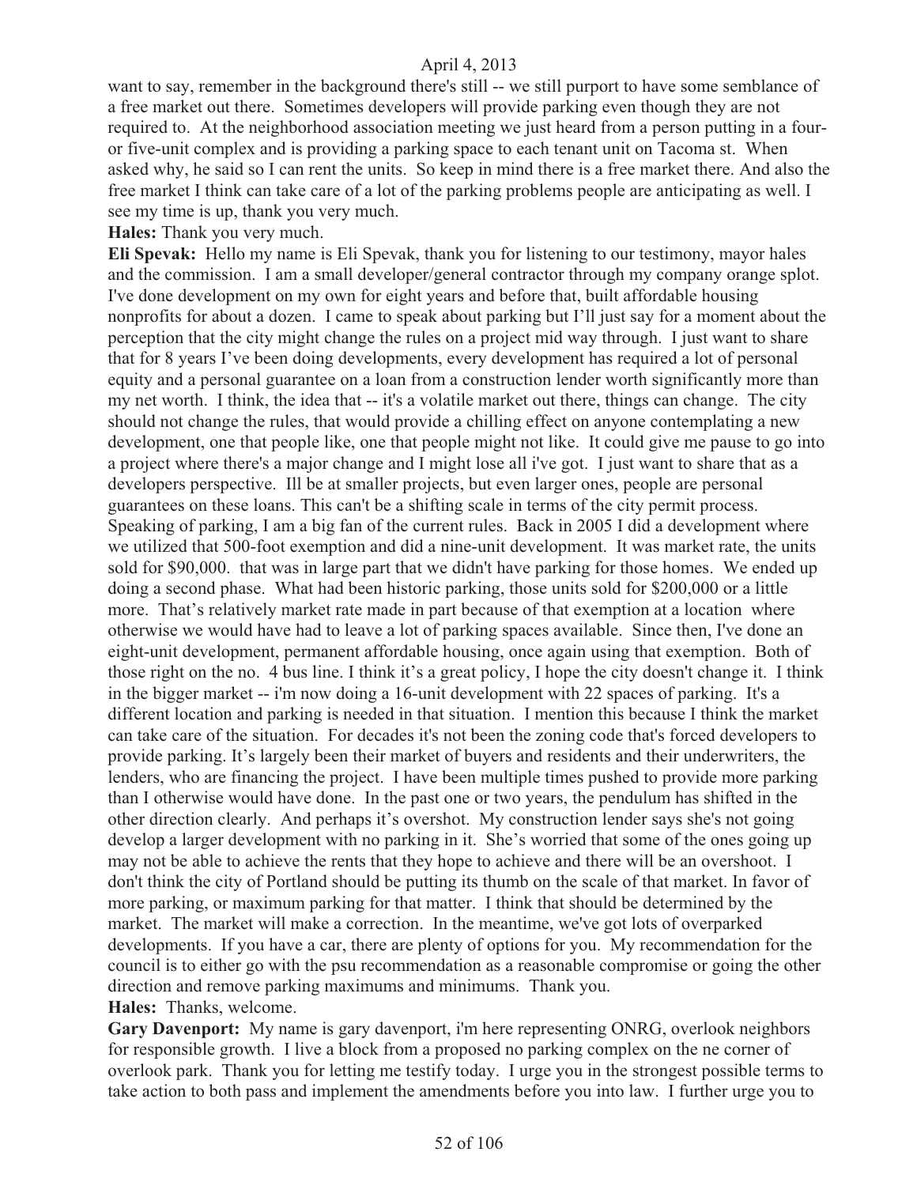want to say, remember in the background there's still -- we still purport to have some semblance of a free market out there. Sometimes developers will provide parking even though they are not required to. At the neighborhood association meeting we just heard from a person putting in a four- or five-unit complex and is providing a parking space to each tenant unit on Tacoma st. When asked why, he said so I can rent the units. So keep in mind there is a free market there. And also the free market I think can take care of a lot of the parking problems people are anticipating as well. I see my time is up, thank you very much.

**Hales:** Thank you very much.

**Eli Spevak:** Hello my name is Eli Spevak, thank you for listening to our testimony, mayor hales and the commission. I am a small developer/general contractor through my company orange splot. I've done development on my own for eight years and before that, built affordable housing nonprofits for about a dozen. I came to speak about parking but I'll just say for a moment about the perception that the city might change the rules on a project mid way through. I just want to share that for 8 years I've been doing developments, every development has required a lot of personal equity and a personal guarantee on a loan from a construction lender worth significantly more than my net worth. I think, the idea that -- it's a volatile market out there, things can change. The city should not change the rules, that would provide a chilling effect on anyone contemplating a new development, one that people like, one that people might not like. It could give me pause to go into a project where there's a major change and I might lose all i've got. I just want to share that as a developers perspective. Ill be at smaller projects, but even larger ones, people are personal guarantees on these loans. This can't be a shifting scale in terms of the city permit process. Speaking of parking, I am a big fan of the current rules. Back in 2005 I did a development where we utilized that 500-foot exemption and did a nine-unit development. It was market rate, the units sold for $90,000. that was in large part that we didn't have parking for those homes. We ended up doing a second phase. What had been historic parking, those units sold for $200,000 or a little more. That's relatively market rate made in part because of that exemption at a location where otherwise we would have had to leave a lot of parking spaces available. Since then, I've done an eight-unit development, permanent affordable housing, once again using that exemption. Both of those right on the no. 4 bus line. I think it's a great policy, I hope the city doesn't change it. I think in the bigger market -- i'm now doing a 16-unit development with 22 spaces of parking. It's a different location and parking is needed in that situation. I mention this because I think the market can take care of the situation. For decades it's not been the zoning code that's forced developers to provide parking. It's largely been their market of buyers and residents and their underwriters, the lenders, who are financing the project. I have been multiple times pushed to provide more parking than I otherwise would have done. In the past one or two years, the pendulum has shifted in the other direction clearly. And perhaps it's overshot. My construction lender says she's not going develop a larger development with no parking in it. She's worried that some of the ones going up may not be able to achieve the rents that they hope to achieve and there will be an overshoot. I don't think the city of Portland should be putting its thumb on the scale of that market. In favor of more parking, or maximum parking for that matter. I think that should be determined by the market. The market will make a correction. In the meantime, we've got lots of overparked developments. If you have a car, there are plenty of options for you. My recommendation for the council is to either go with the psu recommendation as a reasonable compromise or going the other direction and remove parking maximums and minimums. Thank you.

**Hales:** Thanks, welcome.

**Gary Davenport:** My name is gary davenport, i'm here representing ONRG, overlook neighbors for responsible growth. I live a block from a proposed no parking complex on the ne corner of overlook park. Thank you for letting me testify today. I urge you in the strongest possible terms to take action to both pass and implement the amendments before you into law. I further urge you to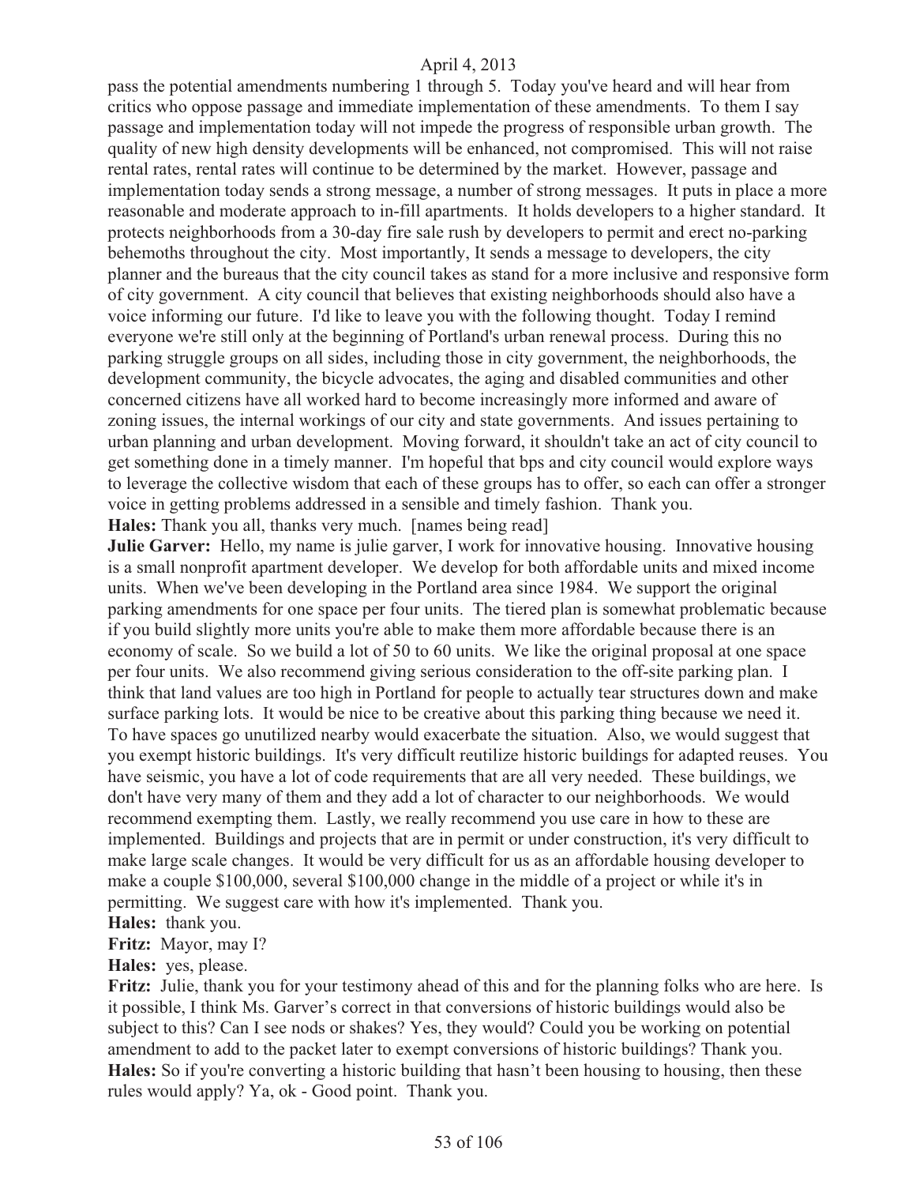pass the potential amendments numbering 1 through 5. Today you've heard and will hear from critics who oppose passage and immediate implementation of these amendments. To them I say passage and implementation today will not impede the progress of responsible urban growth. The quality of new high density developments will be enhanced, not compromised. This will not raise rental rates, rental rates will continue to be determined by the market. However, passage and implementation today sends a strong message, a number of strong messages. It puts in place a more reasonable and moderate approach to in-fill apartments. It holds developers to a higher standard. It protects neighborhoods from a 30-day fire sale rush by developers to permit and erect no-parking behemoths throughout the city. Most importantly, It sends a message to developers, the city planner and the bureaus that the city council takes as stand for a more inclusive and responsive form of city government. A city council that believes that existing neighborhoods should also have a voice informing our future. I'd like to leave you with the following thought. Today I remind everyone we're still only at the beginning of Portland's urban renewal process. During this no parking struggle groups on all sides, including those in city government, the neighborhoods, the development community, the bicycle advocates, the aging and disabled communities and other concerned citizens have all worked hard to become increasingly more informed and aware of zoning issues, the internal workings of our city and state governments. And issues pertaining to urban planning and urban development. Moving forward, it shouldn't take an act of city council to get something done in a timely manner. I'm hopeful that bps and city council would explore ways to leverage the collective wisdom that each of these groups has to offer, so each can offer a stronger voice in getting problems addressed in a sensible and timely fashion. Thank you.

**Hales:** Thank you all, thanks very much. [names being read]

**Julie Garver:** Hello, my name is julie garver, I work for innovative housing. Innovative housing is a small nonprofit apartment developer. We develop for both affordable units and mixed income units. When we've been developing in the Portland area since 1984. We support the original parking amendments for one space per four units. The tiered plan is somewhat problematic because if you build slightly more units you're able to make them more affordable because there is an economy of scale. So we build a lot of 50 to 60 units. We like the original proposal at one space per four units. We also recommend giving serious consideration to the off-site parking plan. I think that land values are too high in Portland for people to actually tear structures down and make surface parking lots. It would be nice to be creative about this parking thing because we need it. To have spaces go unutilized nearby would exacerbate the situation. Also, we would suggest that you exempt historic buildings. It's very difficult reutilize historic buildings for adapted reuses. You have seismic, you have a lot of code requirements that are all very needed. These buildings, we don't have very many of them and they add a lot of character to our neighborhoods. We would recommend exempting them. Lastly, we really recommend you use care in how to these are implemented. Buildings and projects that are in permit or under construction, it's very difficult to make large scale changes. It would be very difficult for us as an affordable housing developer to make a couple $100,000, several $100,000 change in the middle of a project or while it's in permitting. We suggest care with how it's implemented. Thank you.

**Hales:** thank you.

**Fritz:** Mayor, may I?

**Hales:** yes, please.

**Fritz:** Julie, thank you for your testimony ahead of this and for the planning folks who are here. Is it possible, I think Ms. Garver's correct in that conversions of historic buildings would also be subject to this? Can I see nods or shakes? Yes, they would? Could you be working on potential amendment to add to the packet later to exempt conversions of historic buildings? Thank you.

**Hales:** So if you're converting a historic building that hasn't been housing to housing, then these rules would apply? Ya, ok - Good point. Thank you.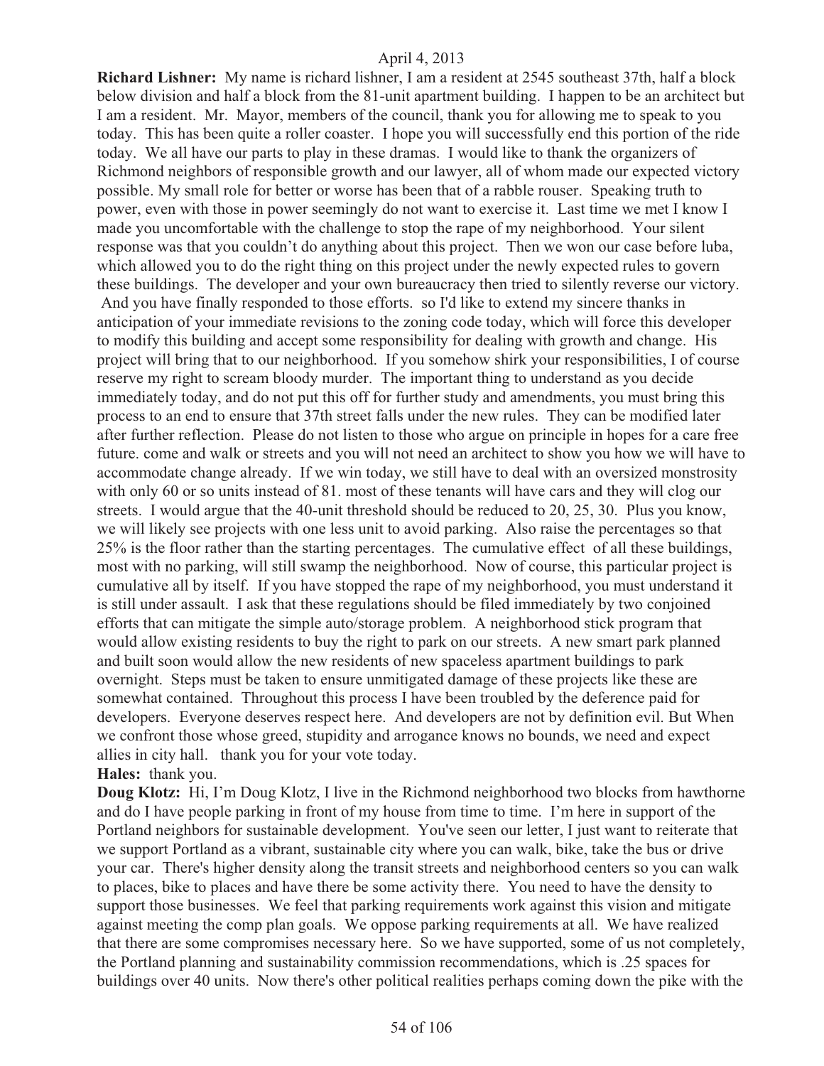**Richard Lishner:** My name is richard lishner, I am a resident at 2545 southeast 37th, half a block below division and half a block from the 81-unit apartment building. I happen to be an architect but I am a resident. Mr. Mayor, members of the council, thank you for allowing me to speak to you today. This has been quite a roller coaster. I hope you will successfully end this portion of the ride today. We all have our parts to play in these dramas. I would like to thank the organizers of Richmond neighbors of responsible growth and our lawyer, all of whom made our expected victory possible. My small role for better or worse has been that of a rabble rouser. Speaking truth to power, even with those in power seemingly do not want to exercise it. Last time we met I know I made you uncomfortable with the challenge to stop the rape of my neighborhood. Your silent response was that you couldn't do anything about this project. Then we won our case before luba, which allowed you to do the right thing on this project under the newly expected rules to govern these buildings. The developer and your own bureaucracy then tried to silently reverse our victory. And you have finally responded to those efforts. so I'd like to extend my sincere thanks in anticipation of your immediate revisions to the zoning code today, which will force this developer to modify this building and accept some responsibility for dealing with growth and change. His project will bring that to our neighborhood. If you somehow shirk your responsibilities, I of course reserve my right to scream bloody murder. The important thing to understand as you decide immediately today, and do not put this off for further study and amendments, you must bring this process to an end to ensure that 37th street falls under the new rules. They can be modified later after further reflection. Please do not listen to those who argue on principle in hopes for a care free future. come and walk or streets and you will not need an architect to show you how we will have to accommodate change already. If we win today, we still have to deal with an oversized monstrosity with only 60 or so units instead of 81. most of these tenants will have cars and they will clog our streets. I would argue that the 40-unit threshold should be reduced to 20, 25, 30. Plus you know, we will likely see projects with one less unit to avoid parking. Also raise the percentages so that 25% is the floor rather than the starting percentages. The cumulative effect of all these buildings, most with no parking, will still swamp the neighborhood. Now of course, this particular project is cumulative all by itself. If you have stopped the rape of my neighborhood, you must understand it is still under assault. I ask that these regulations should be filed immediately by two conjoined efforts that can mitigate the simple auto/storage problem. A neighborhood stick program that would allow existing residents to buy the right to park on our streets. A new smart park planned and built soon would allow the new residents of new spaceless apartment buildings to park overnight. Steps must be taken to ensure unmitigated damage of these projects like these are somewhat contained. Throughout this process I have been troubled by the deference paid for developers. Everyone deserves respect here. And developers are not by definition evil. But When we confront those whose greed, stupidity and arrogance knows no bounds, we need and expect allies in city hall. thank you for your vote today.

**Hales:** thank you.

**Doug Klotz:** Hi, I'm Doug Klotz, I live in the Richmond neighborhood two blocks from hawthorne and do I have people parking in front of my house from time to time. I'm here in support of the Portland neighbors for sustainable development. You've seen our letter, I just want to reiterate that we support Portland as a vibrant, sustainable city where you can walk, bike, take the bus or drive your car. There's higher density along the transit streets and neighborhood centers so you can walk to places, bike to places and have there be some activity there. You need to have the density to support those businesses. We feel that parking requirements work against this vision and mitigate against meeting the comp plan goals. We oppose parking requirements at all. We have realized that there are some compromises necessary here. So we have supported, some of us not completely, the Portland planning and sustainability commission recommendations, which is .25 spaces for buildings over 40 units. Now there's other political realities perhaps coming down the pike with the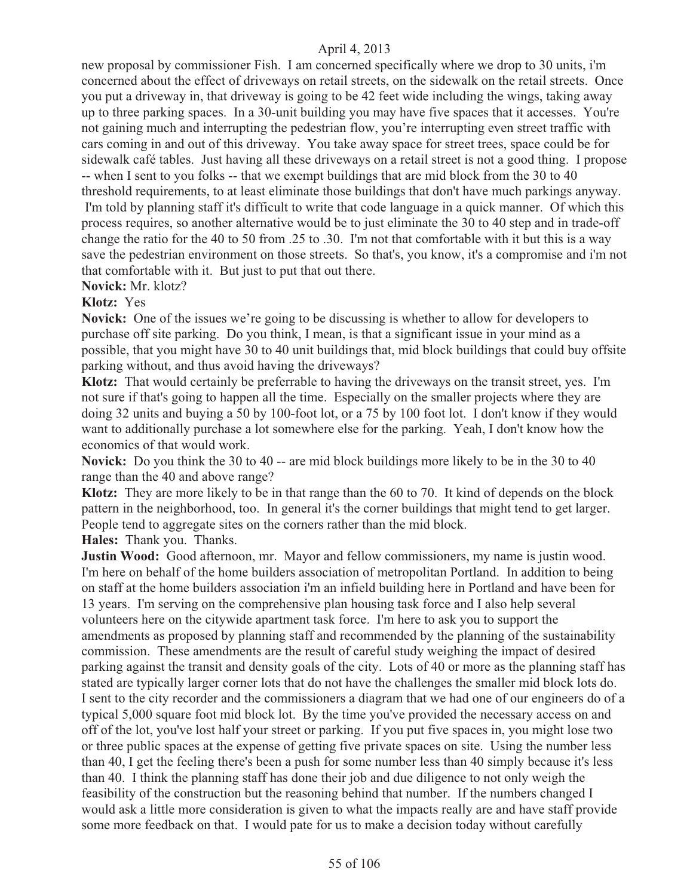new proposal by commissioner Fish. I am concerned specifically where we drop to 30 units, i'm concerned about the effect of driveways on retail streets, on the sidewalk on the retail streets. Once you put a driveway in, that driveway is going to be 42 feet wide including the wings, taking away up to three parking spaces. In a 30-unit building you may have five spaces that it accesses. You're not gaining much and interrupting the pedestrian flow, you're interrupting even street traffic with cars coming in and out of this driveway. You take away space for street trees, space could be for sidewalk café tables. Just having all these driveways on a retail street is not a good thing. I propose -- when I sent to you folks -- that we exempt buildings that are mid block from the 30 to 40 threshold requirements, to at least eliminate those buildings that don't have much parkings anyway. I'm told by planning staff it's difficult to write that code language in a quick manner. Of which this process requires, so another alternative would be to just eliminate the 30 to 40 step and in trade-off change the ratio for the 40 to 50 from .25 to .30. I'm not that comfortable with it but this is a way save the pedestrian environment on those streets. So that's, you know, it's a compromise and i'm not that comfortable with it. But just to put that out there.

**Novick:** Mr. klotz?

**Klotz:** Yes

**Novick:** One of the issues we're going to be discussing is whether to allow for developers to purchase off site parking. Do you think, I mean, is that a significant issue in your mind as a possible, that you might have 30 to 40 unit buildings that, mid block buildings that could buy offsite parking without, and thus avoid having the driveways?

**Klotz:** That would certainly be preferrable to having the driveways on the transit street, yes. I'm not sure if that's going to happen all the time. Especially on the smaller projects where they are doing 32 units and buying a 50 by 100-foot lot, or a 75 by 100 foot lot. I don't know if they would want to additionally purchase a lot somewhere else for the parking. Yeah, I don't know how the economics of that would work.

**Novick:** Do you think the 30 to 40 -- are mid block buildings more likely to be in the 30 to 40 range than the 40 and above range?

**Klotz:** They are more likely to be in that range than the 60 to 70. It kind of depends on the block pattern in the neighborhood, too. In general it's the corner buildings that might tend to get larger. People tend to aggregate sites on the corners rather than the mid block.

**Hales:** Thank you. Thanks.

**Justin Wood:** Good afternoon, mr. Mayor and fellow commissioners, my name is justin wood. I'm here on behalf of the home builders association of metropolitan Portland. In addition to being on staff at the home builders association i'm an infield building here in Portland and have been for 13 years. I'm serving on the comprehensive plan housing task force and I also help several volunteers here on the citywide apartment task force. I'm here to ask you to support the amendments as proposed by planning staff and recommended by the planning of the sustainability commission. These amendments are the result of careful study weighing the impact of desired parking against the transit and density goals of the city. Lots of 40 or more as the planning staff has stated are typically larger corner lots that do not have the challenges the smaller mid block lots do. I sent to the city recorder and the commissioners a diagram that we had one of our engineers do of a typical 5,000 square foot mid block lot. By the time you've provided the necessary access on and off of the lot, you've lost half your street or parking. If you put five spaces in, you might lose two or three public spaces at the expense of getting five private spaces on site. Using the number less than 40, I get the feeling there's been a push for some number less than 40 simply because it's less than 40. I think the planning staff has done their job and due diligence to not only weigh the feasibility of the construction but the reasoning behind that number. If the numbers changed I would ask a little more consideration is given to what the impacts really are and have staff provide some more feedback on that. I would pate for us to make a decision today without carefully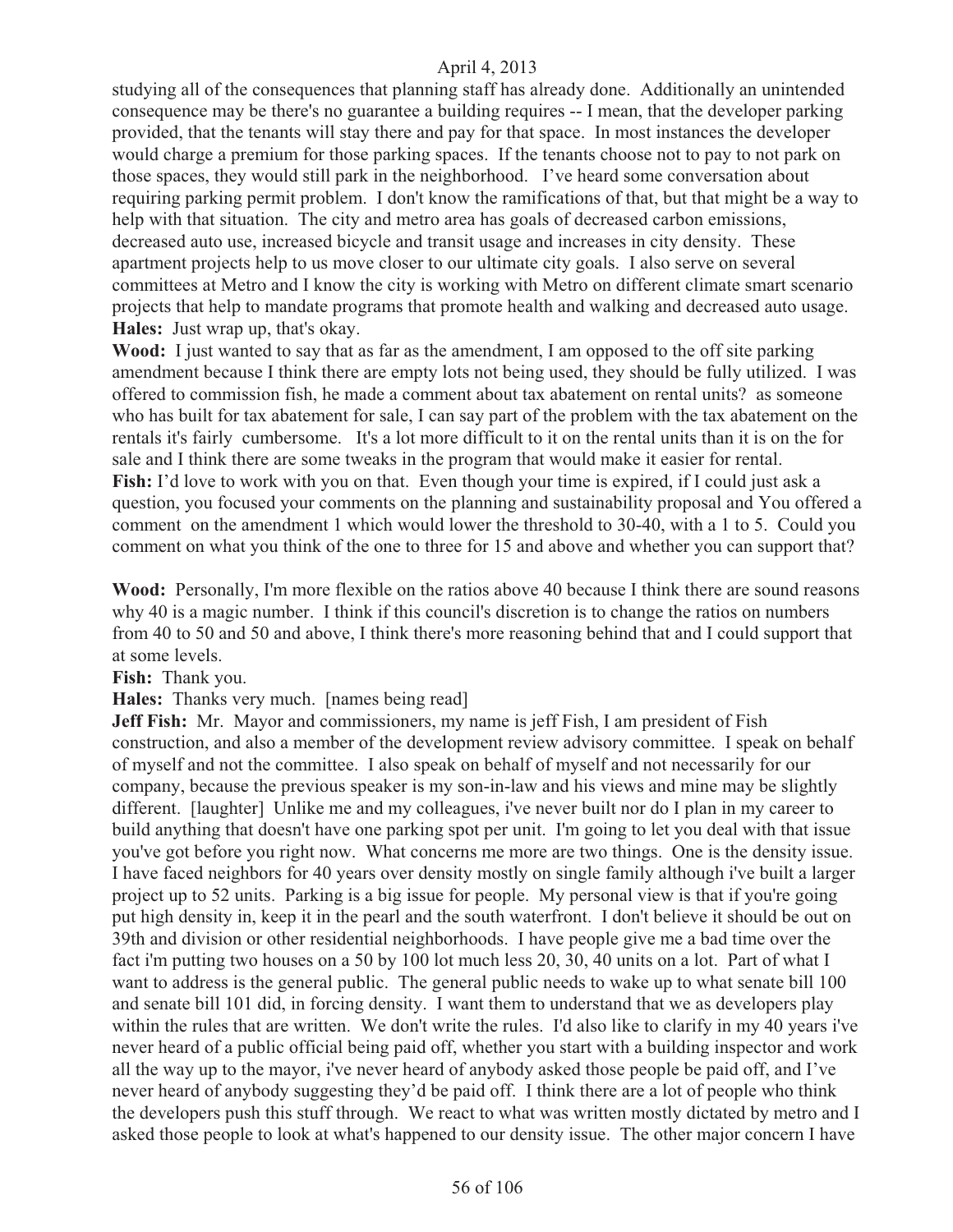studying all of the consequences that planning staff has already done. Additionally an unintended consequence may be there's no guarantee a building requires -- I mean, that the developer parking provided, that the tenants will stay there and pay for that space. In most instances the developer would charge a premium for those parking spaces. If the tenants choose not to pay to not park on those spaces, they would still park in the neighborhood. I've heard some conversation about requiring parking permit problem. I don't know the ramifications of that, but that might be a way to help with that situation. The city and metro area has goals of decreased carbon emissions, decreased auto use, increased bicycle and transit usage and increases in city density. These apartment projects help to us move closer to our ultimate city goals. I also serve on several committees at Metro and I know the city is working with Metro on different climate smart scenario projects that help to mandate programs that promote health and walking and decreased auto usage.

**Hales:** Just wrap up, that's okay.

**Wood:** I just wanted to say that as far as the amendment, I am opposed to the off site parking amendment because I think there are empty lots not being used, they should be fully utilized. I was offered to commission fish, he made a comment about tax abatement on rental units? as someone who has built for tax abatement for sale, I can say part of the problem with the tax abatement on the rentals it's fairly cumbersome. It's a lot more difficult to it on the rental units than it is on the for sale and I think there are some tweaks in the program that would make it easier for rental.

**Fish:** I'd love to work with you on that. Even though your time is expired, if I could just ask a question, you focused your comments on the planning and sustainability proposal and You offered a comment on the amendment 1 which would lower the threshold to 30-40, with a 1 to 5. Could you comment on what you think of the one to three for 15 and above and whether you can support that?

**Wood:** Personally, I'm more flexible on the ratios above 40 because I think there are sound reasons why 40 is a magic number. I think if this council's discretion is to change the ratios on numbers from 40 to 50 and 50 and above, I think there's more reasoning behind that and I could support that at some levels.

**Fish:** Thank you.

**Hales:** Thanks very much. [names being read]

**Jeff Fish:** Mr. Mayor and commissioners, my name is jeff Fish, I am president of Fish construction, and also a member of the development review advisory committee. I speak on behalf of myself and not the committee. I also speak on behalf of myself and not necessarily for our company, because the previous speaker is my son-in-law and his views and mine may be slightly different. [laughter] Unlike me and my colleagues, i've never built nor do I plan in my career to build anything that doesn't have one parking spot per unit. I'm going to let you deal with that issue you've got before you right now. What concerns me more are two things. One is the density issue. I have faced neighbors for 40 years over density mostly on single family although i've built a larger project up to 52 units. Parking is a big issue for people. My personal view is that if you're going put high density in, keep it in the pearl and the south waterfront. I don't believe it should be out on 39th and division or other residential neighborhoods. I have people give me a bad time over the fact i'm putting two houses on a 50 by 100 lot much less 20, 30, 40 units on a lot. Part of what I want to address is the general public. The general public needs to wake up to what senate bill 100 and senate bill 101 did, in forcing density. I want them to understand that we as developers play within the rules that are written. We don't write the rules. I'd also like to clarify in my 40 years i've never heard of a public official being paid off, whether you start with a building inspector and work all the way up to the mayor, i've never heard of anybody asked those people be paid off, and I've never heard of anybody suggesting they'd be paid off. I think there are a lot of people who think the developers push this stuff through. We react to what was written mostly dictated by metro and I asked those people to look at what's happened to our density issue. The other major concern I have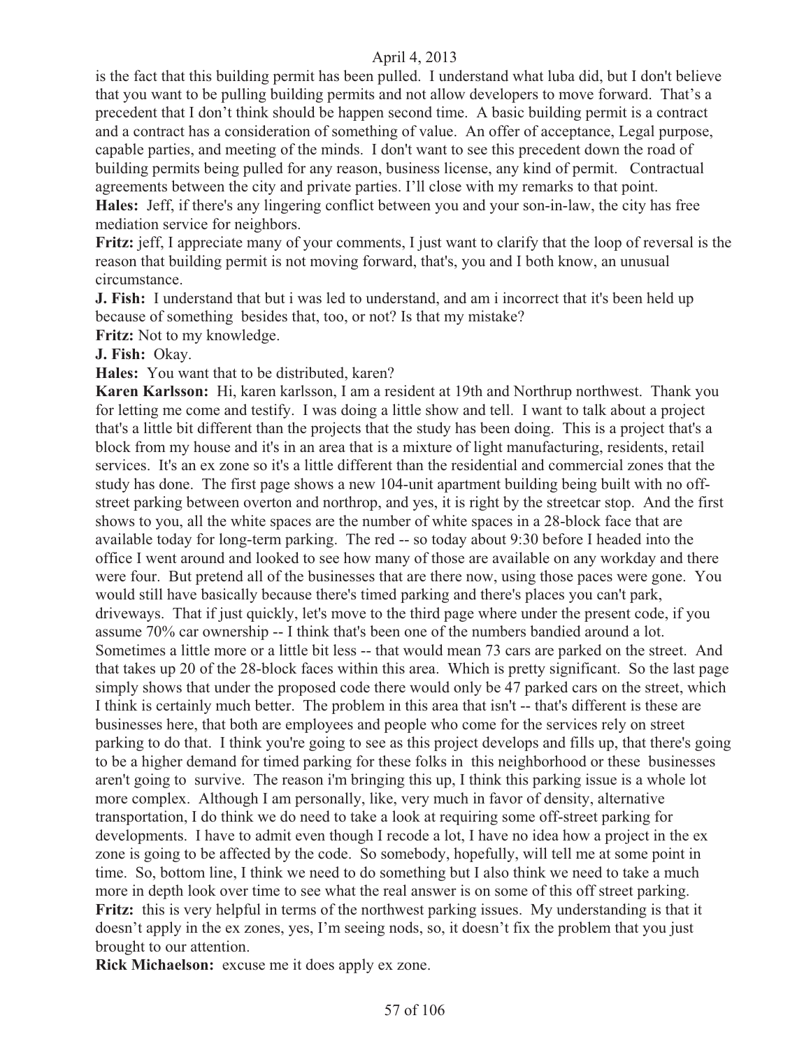is the fact that this building permit has been pulled. I understand what luba did, but I don't believe that you want to be pulling building permits and not allow developers to move forward. That's a precedent that I don't think should be happen second time. A basic building permit is a contract and a contract has a consideration of something of value. An offer of acceptance, Legal purpose, capable parties, and meeting of the minds. I don't want to see this precedent down the road of building permits being pulled for any reason, business license, any kind of permit. Contractual agreements between the city and private parties. I'll close with my remarks to that point.

**Hales:** Jeff, if there's any lingering conflict between you and your son-in-law, the city has free mediation service for neighbors.

**Fritz:** jeff, I appreciate many of your comments, I just want to clarify that the loop of reversal is the reason that building permit is not moving forward, that's, you and I both know, an unusual circumstance.

**J. Fish:** I understand that but i was led to understand, and am i incorrect that it's been held up because of something besides that, too, or not? Is that my mistake?

**Fritz:** Not to my knowledge.

**J. Fish:** Okay.

**Hales:** You want that to be distributed, karen?

**Karen Karlsson:** Hi, karen karlsson, I am a resident at 19th and Northrup northwest. Thank you for letting me come and testify. I was doing a little show and tell. I want to talk about a project that's a little bit different than the projects that the study has been doing. This is a project that's a block from my house and it's in an area that is a mixture of light manufacturing, residents, retail services. It's an ex zone so it's a little different than the residential and commercial zones that the study has done. The first page shows a new 104-unit apartment building being built with no off-street parking between overton and northrop, and yes, it is right by the streetcar stop. And the first shows to you, all the white spaces are the number of white spaces in a 28-block face that are available today for long-term parking. The red -- so today about 9:30 before I headed into the office I went around and looked to see how many of those are available on any workday and there were four. But pretend all of the businesses that are there now, using those paces were gone. You would still have basically because there's timed parking and there's places you can't park, driveways. That if just quickly, let's move to the third page where under the present code, if you assume 70% car ownership -- I think that's been one of the numbers bandied around a lot. Sometimes a little more or a little bit less -- that would mean 73 cars are parked on the street. And that takes up 20 of the 28-block faces within this area. Which is pretty significant. So the last page simply shows that under the proposed code there would only be 47 parked cars on the street, which I think is certainly much better. The problem in this area that isn't -- that's different is these are businesses here, that both are employees and people who come for the services rely on street parking to do that. I think you're going to see as this project develops and fills up, that there's going to be a higher demand for timed parking for these folks in this neighborhood or these businesses aren't going to survive. The reason i'm bringing this up, I think this parking issue is a whole lot more complex. Although I am personally, like, very much in favor of density, alternative transportation, I do think we do need to take a look at requiring some off-street parking for developments. I have to admit even though I recode a lot, I have no idea how a project in the ex zone is going to be affected by the code. So somebody, hopefully, will tell me at some point in time. So, bottom line, I think we need to do something but I also think we need to take a much more in depth look over time to see what the real answer is on some of this off street parking.

**Fritz:** this is very helpful in terms of the northwest parking issues. My understanding is that it doesn't apply in the ex zones, yes, I'm seeing nods, so, it doesn't fix the problem that you just brought to our attention.

**Rick Michaelson:** excuse me it does apply ex zone.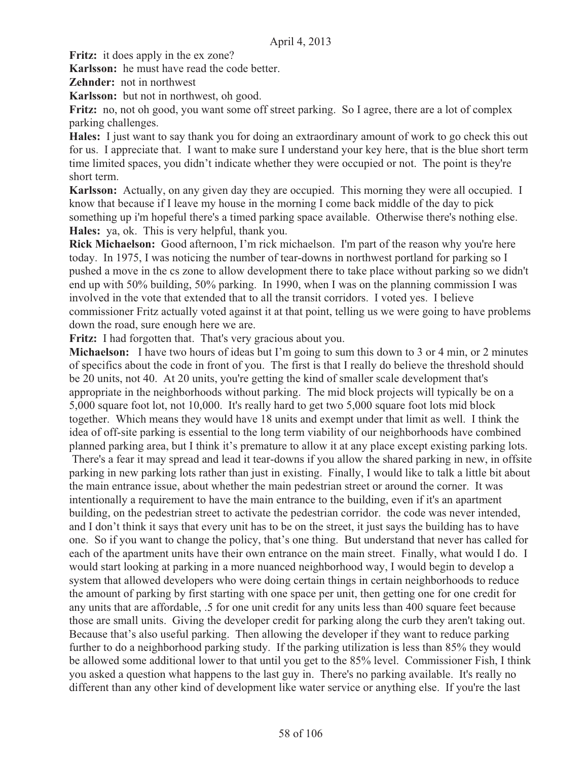**Fritz:** it does apply in the ex zone?

**Karlsson:** he must have read the code better.

**Zehnder:** not in northwest

**Karlsson:** but not in northwest, oh good.

**Fritz:** no, not oh good, you want some off street parking. So I agree, there are a lot of complex parking challenges.

**Hales:** I just want to say thank you for doing an extraordinary amount of work to go check this out for us. I appreciate that. I want to make sure I understand your key here, that is the blue short term time limited spaces, you didn't indicate whether they were occupied or not. The point is they're short term.

**Karlsson:** Actually, on any given day they are occupied. This morning they were all occupied. I know that because if I leave my house in the morning I come back middle of the day to pick something up i'm hopeful there's a timed parking space available. Otherwise there's nothing else.

**Hales:** ya, ok. This is very helpful, thank you.

**Rick Michaelson:** Good afternoon, I'm rick michaelson. I'm part of the reason why you're here today. In 1975, I was noticing the number of tear-downs in northwest portland for parking so I pushed a move in the cs zone to allow development there to take place without parking so we didn't end up with 50% building, 50% parking. In 1990, when I was on the planning commission I was involved in the vote that extended that to all the transit corridors. I voted yes. I believe commissioner Fritz actually voted against it at that point, telling us we were going to have problems down the road, sure enough here we are.

**Fritz:** I had forgotten that. That's very gracious about you.

**Michaelson:** I have two hours of ideas but I'm going to sum this down to 3 or 4 min, or 2 minutes of specifics about the code in front of you. The first is that I really do believe the threshold should be 20 units, not 40. At 20 units, you're getting the kind of smaller scale development that's appropriate in the neighborhoods without parking. The mid block projects will typically be on a 5,000 square foot lot, not 10,000. It's really hard to get two 5,000 square foot lots mid block together. Which means they would have 18 units and exempt under that limit as well. I think the idea of off-site parking is essential to the long term viability of our neighborhoods have combined planned parking area, but I think it's premature to allow it at any place except existing parking lots. There's a fear it may spread and lead it tear-downs if you allow the shared parking in new, in offsite parking in new parking lots rather than just in existing. Finally, I would like to talk a little bit about the main entrance issue, about whether the main pedestrian street or around the corner. It was intentionally a requirement to have the main entrance to the building, even if it's an apartment building, on the pedestrian street to activate the pedestrian corridor. the code was never intended, and I don't think it says that every unit has to be on the street, it just says the building has to have one. So if you want to change the policy, that's one thing. But understand that never has called for each of the apartment units have their own entrance on the main street. Finally, what would I do. I would start looking at parking in a more nuanced neighborhood way, I would begin to develop a system that allowed developers who were doing certain things in certain neighborhoods to reduce the amount of parking by first starting with one space per unit, then getting one for one credit for any units that are affordable, .5 for one unit credit for any units less than 400 square feet because those are small units. Giving the developer credit for parking along the curb they aren't taking out. Because that's also useful parking. Then allowing the developer if they want to reduce parking further to do a neighborhood parking study. If the parking utilization is less than 85% they would be allowed some additional lower to that until you get to the 85% level. Commissioner Fish, I think you asked a question what happens to the last guy in. There's no parking available. It's really no different than any other kind of development like water service or anything else. If you're the last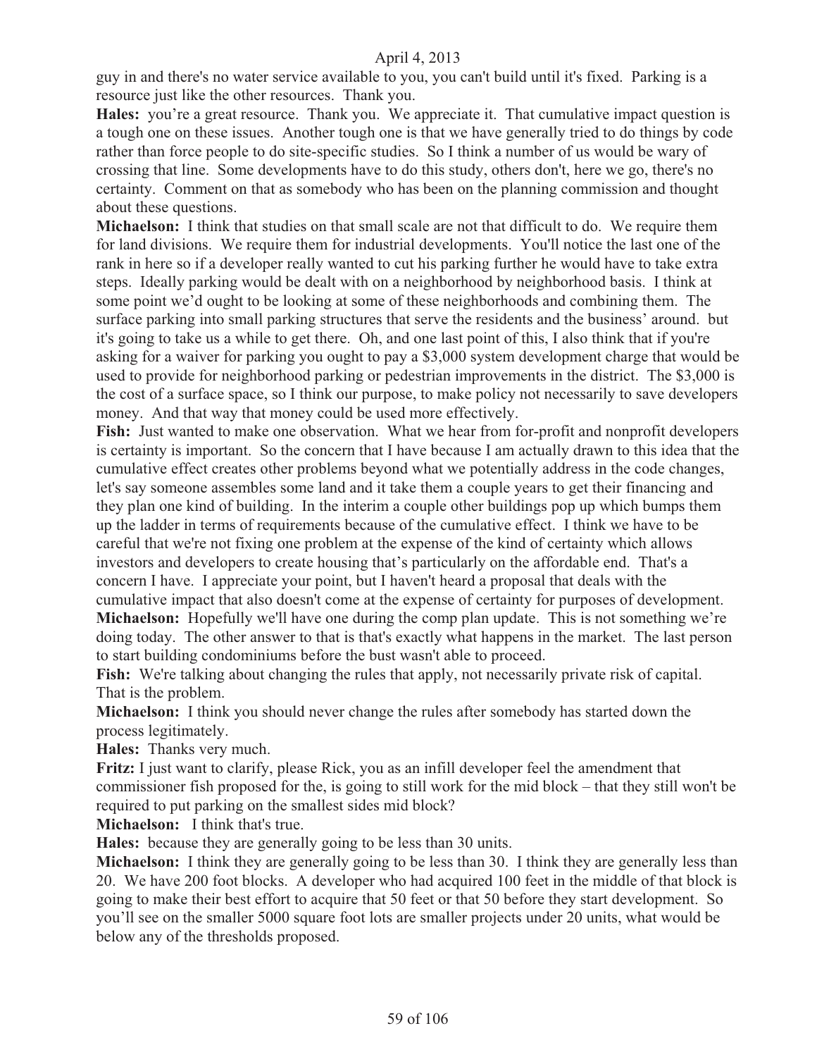guy in and there's no water service available to you, you can't build until it's fixed. Parking is a resource just like the other resources. Thank you.

**Hales:** you're a great resource. Thank you. We appreciate it. That cumulative impact question is a tough one on these issues. Another tough one is that we have generally tried to do things by code rather than force people to do site-specific studies. So I think a number of us would be wary of crossing that line. Some developments have to do this study, others don't, here we go, there's no certainty. Comment on that as somebody who has been on the planning commission and thought about these questions.

**Michaelson:** I think that studies on that small scale are not that difficult to do. We require them for land divisions. We require them for industrial developments. You'll notice the last one of the rank in here so if a developer really wanted to cut his parking further he would have to take extra steps. Ideally parking would be dealt with on a neighborhood by neighborhood basis. I think at some point we'd ought to be looking at some of these neighborhoods and combining them. The surface parking into small parking structures that serve the residents and the business' around. but it's going to take us a while to get there. Oh, and one last point of this, I also think that if you're asking for a waiver for parking you ought to pay a $3,000 system development charge that would be used to provide for neighborhood parking or pedestrian improvements in the district. The $3,000 is the cost of a surface space, so I think our purpose, to make policy not necessarily to save developers money. And that way that money could be used more effectively.

**Fish:** Just wanted to make one observation. What we hear from for-profit and nonprofit developers is certainty is important. So the concern that I have because I am actually drawn to this idea that the cumulative effect creates other problems beyond what we potentially address in the code changes, let's say someone assembles some land and it take them a couple years to get their financing and they plan one kind of building. In the interim a couple other buildings pop up which bumps them up the ladder in terms of requirements because of the cumulative effect. I think we have to be careful that we're not fixing one problem at the expense of the kind of certainty which allows investors and developers to create housing that's particularly on the affordable end. That's a concern I have. I appreciate your point, but I haven't heard a proposal that deals with the cumulative impact that also doesn't come at the expense of certainty for purposes of development.

**Michaelson:** Hopefully we'll have one during the comp plan update. This is not something we're doing today. The other answer to that is that's exactly what happens in the market. The last person to start building condominiums before the bust wasn't able to proceed.

**Fish:** We're talking about changing the rules that apply, not necessarily private risk of capital. That is the problem.

**Michaelson:** I think you should never change the rules after somebody has started down the process legitimately.

**Hales:** Thanks very much.

**Fritz:** I just want to clarify, please Rick, you as an infill developer feel the amendment that commissioner fish proposed for the, is going to still work for the mid block – that they still won't be required to put parking on the smallest sides mid block?

**Michaelson:** I think that's true.

**Hales:** because they are generally going to be less than 30 units.

**Michaelson:** I think they are generally going to be less than 30. I think they are generally less than 20. We have 200 foot blocks. A developer who had acquired 100 feet in the middle of that block is going to make their best effort to acquire that 50 feet or that 50 before they start development. So you'll see on the smaller 5000 square foot lots are smaller projects under 20 units, what would be below any of the thresholds proposed.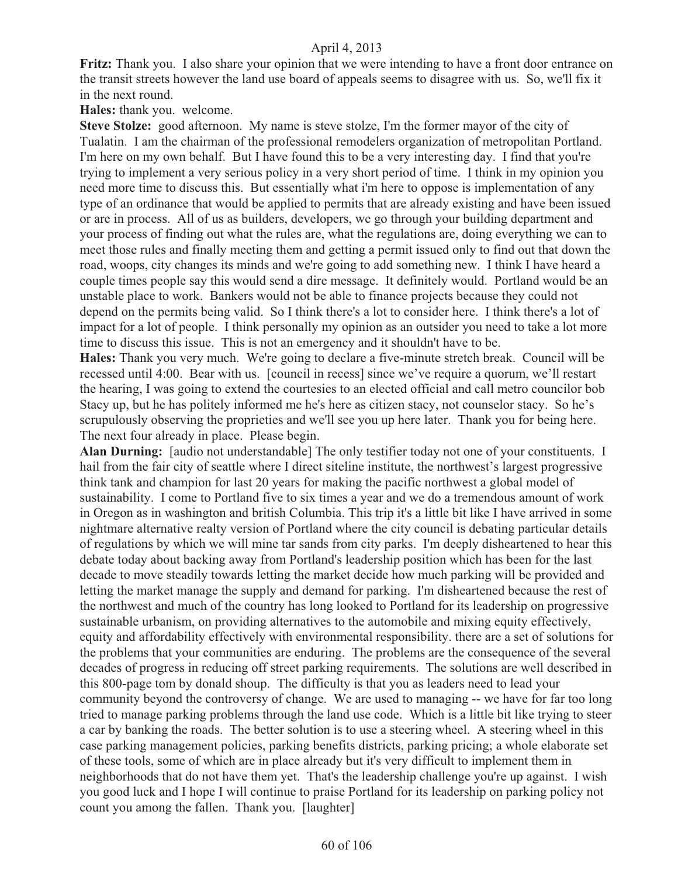**Fritz:** Thank you. I also share your opinion that we were intending to have a front door entrance on the transit streets however the land use board of appeals seems to disagree with us. So, we'll fix it in the next round.

**Hales:** thank you. welcome.

**Steve Stolze:** good afternoon. My name is steve stolze, I'm the former mayor of the city of Tualatin. I am the chairman of the professional remodelers organization of metropolitan Portland. I'm here on my own behalf. But I have found this to be a very interesting day. I find that you're trying to implement a very serious policy in a very short period of time. I think in my opinion you need more time to discuss this. But essentially what i'm here to oppose is implementation of any type of an ordinance that would be applied to permits that are already existing and have been issued or are in process. All of us as builders, developers, we go through your building department and your process of finding out what the rules are, what the regulations are, doing everything we can to meet those rules and finally meeting them and getting a permit issued only to find out that down the road, woops, city changes its minds and we're going to add something new. I think I have heard a couple times people say this would send a dire message. It definitely would. Portland would be an unstable place to work. Bankers would not be able to finance projects because they could not depend on the permits being valid. So I think there's a lot to consider here. I think there's a lot of impact for a lot of people. I think personally my opinion as an outsider you need to take a lot more time to discuss this issue. This is not an emergency and it shouldn't have to be.

**Hales:** Thank you very much. We're going to declare a five-minute stretch break. Council will be recessed until 4:00. Bear with us. [council in recess] since we've require a quorum, we'll restart the hearing, I was going to extend the courtesies to an elected official and call metro councilor bob Stacy up, but he has politely informed me he's here as citizen stacy, not counselor stacy. So he's scrupulously observing the proprieties and we'll see you up here later. Thank you for being here. The next four already in place. Please begin.

**Alan Durning:** [audio not understandable] The only testifier today not one of your constituents. I hail from the fair city of seattle where I direct siteline institute, the northwest's largest progressive think tank and champion for last 20 years for making the pacific northwest a global model of sustainability. I come to Portland five to six times a year and we do a tremendous amount of work in Oregon as in washington and british Columbia. This trip it's a little bit like I have arrived in some nightmare alternative realty version of Portland where the city council is debating particular details of regulations by which we will mine tar sands from city parks. I'm deeply disheartened to hear this debate today about backing away from Portland's leadership position which has been for the last decade to move steadily towards letting the market decide how much parking will be provided and letting the market manage the supply and demand for parking. I'm disheartened because the rest of the northwest and much of the country has long looked to Portland for its leadership on progressive sustainable urbanism, on providing alternatives to the automobile and mixing equity effectively, equity and affordability effectively with environmental responsibility. there are a set of solutions for the problems that your communities are enduring. The problems are the consequence of the several decades of progress in reducing off street parking requirements. The solutions are well described in this 800-page tom by donald shoup. The difficulty is that you as leaders need to lead your community beyond the controversy of change. We are used to managing -- we have for far too long tried to manage parking problems through the land use code. Which is a little bit like trying to steer a car by banking the roads. The better solution is to use a steering wheel. A steering wheel in this case parking management policies, parking benefits districts, parking pricing; a whole elaborate set of these tools, some of which are in place already but it's very difficult to implement them in neighborhoods that do not have them yet. That's the leadership challenge you're up against. I wish you good luck and I hope I will continue to praise Portland for its leadership on parking policy not count you among the fallen. Thank you. [laughter]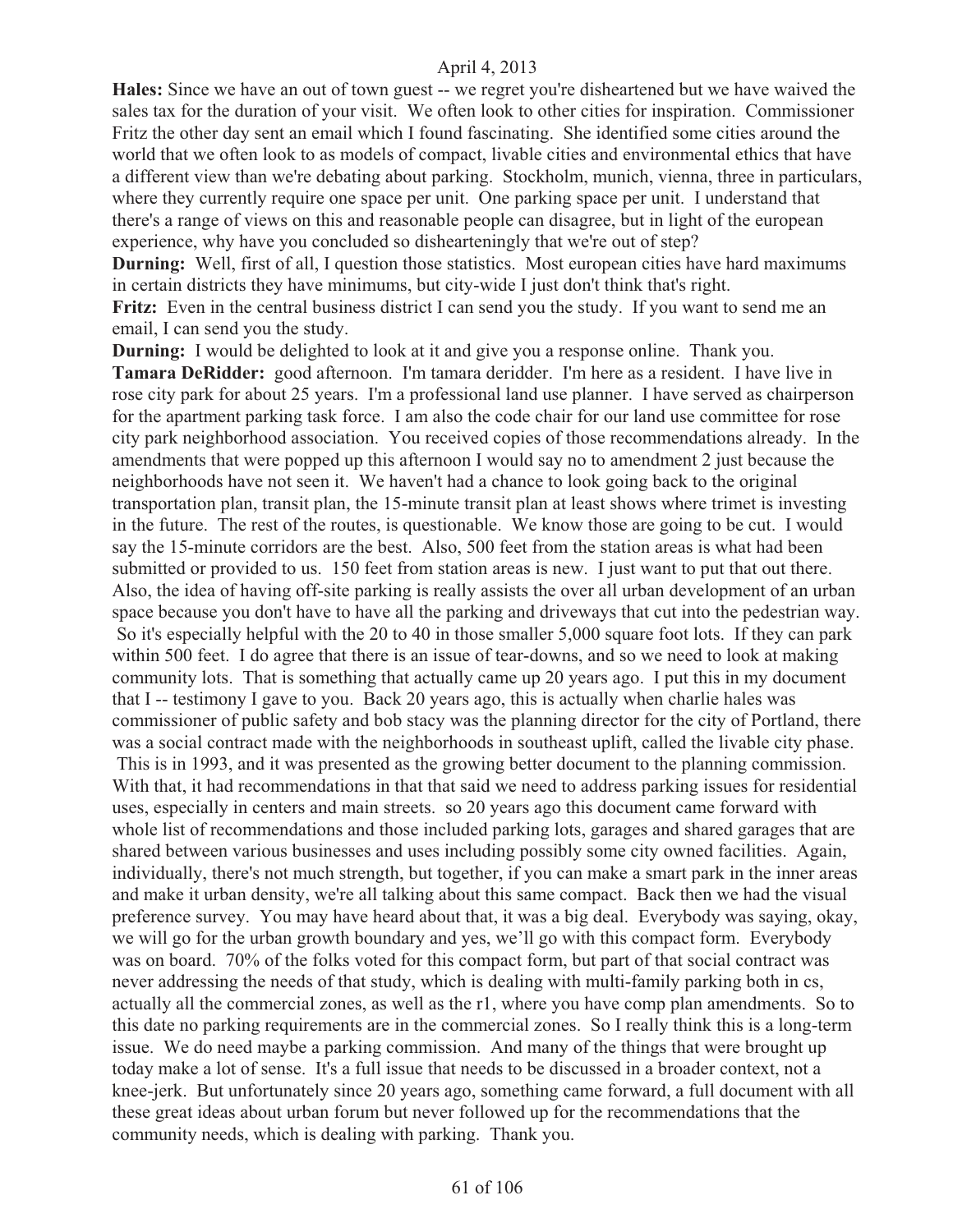**Hales:** Since we have an out of town guest -- we regret you're disheartened but we have waived the sales tax for the duration of your visit. We often look to other cities for inspiration. Commissioner Fritz the other day sent an email which I found fascinating. She identified some cities around the world that we often look to as models of compact, livable cities and environmental ethics that have a different view than we're debating about parking. Stockholm, munich, vienna, three in particulars, where they currently require one space per unit. One parking space per unit. I understand that there's a range of views on this and reasonable people can disagree, but in light of the european experience, why have you concluded so dishearteningly that we're out of step?

**Durning:** Well, first of all, I question those statistics. Most european cities have hard maximums in certain districts they have minimums, but city-wide I just don't think that's right.

**Fritz:** Even in the central business district I can send you the study. If you want to send me an email, I can send you the study.

**Durning:** I would be delighted to look at it and give you a response online. Thank you.

**Tamara DeRidder:** good afternoon. I'm tamara deridder. I'm here as a resident. I have live in rose city park for about 25 years. I'm a professional land use planner. I have served as chairperson for the apartment parking task force. I am also the code chair for our land use committee for rose city park neighborhood association. You received copies of those recommendations already. In the amendments that were popped up this afternoon I would say no to amendment 2 just because the neighborhoods have not seen it. We haven't had a chance to look going back to the original transportation plan, transit plan, the 15-minute transit plan at least shows where trimet is investing in the future. The rest of the routes, is questionable. We know those are going to be cut. I would say the 15-minute corridors are the best. Also, 500 feet from the station areas is what had been submitted or provided to us. 150 feet from station areas is new. I just want to put that out there. Also, the idea of having off-site parking is really assists the over all urban development of an urban space because you don't have to have all the parking and driveways that cut into the pedestrian way. So it's especially helpful with the 20 to 40 in those smaller 5,000 square foot lots. If they can park within 500 feet. I do agree that there is an issue of tear-downs, and so we need to look at making community lots. That is something that actually came up 20 years ago. I put this in my document that I -- testimony I gave to you. Back 20 years ago, this is actually when charlie hales was commissioner of public safety and bob stacy was the planning director for the city of Portland, there was a social contract made with the neighborhoods in southeast uplift, called the livable city phase. This is in 1993, and it was presented as the growing better document to the planning commission. With that, it had recommendations in that that said we need to address parking issues for residential uses, especially in centers and main streets. so 20 years ago this document came forward with whole list of recommendations and those included parking lots, garages and shared garages that are shared between various businesses and uses including possibly some city owned facilities. Again, individually, there's not much strength, but together, if you can make a smart park in the inner areas and make it urban density, we're all talking about this same compact. Back then we had the visual preference survey. You may have heard about that, it was a big deal. Everybody was saying, okay, we will go for the urban growth boundary and yes, we'll go with this compact form. Everybody was on board. 70% of the folks voted for this compact form, but part of that social contract was never addressing the needs of that study, which is dealing with multi-family parking both in cs, actually all the commercial zones, as well as the r1, where you have comp plan amendments. So to this date no parking requirements are in the commercial zones. So I really think this is a long-term issue. We do need maybe a parking commission. And many of the things that were brought up today make a lot of sense. It's a full issue that needs to be discussed in a broader context, not a knee-jerk. But unfortunately since 20 years ago, something came forward, a full document with all these great ideas about urban forum but never followed up for the recommendations that the community needs, which is dealing with parking. Thank you.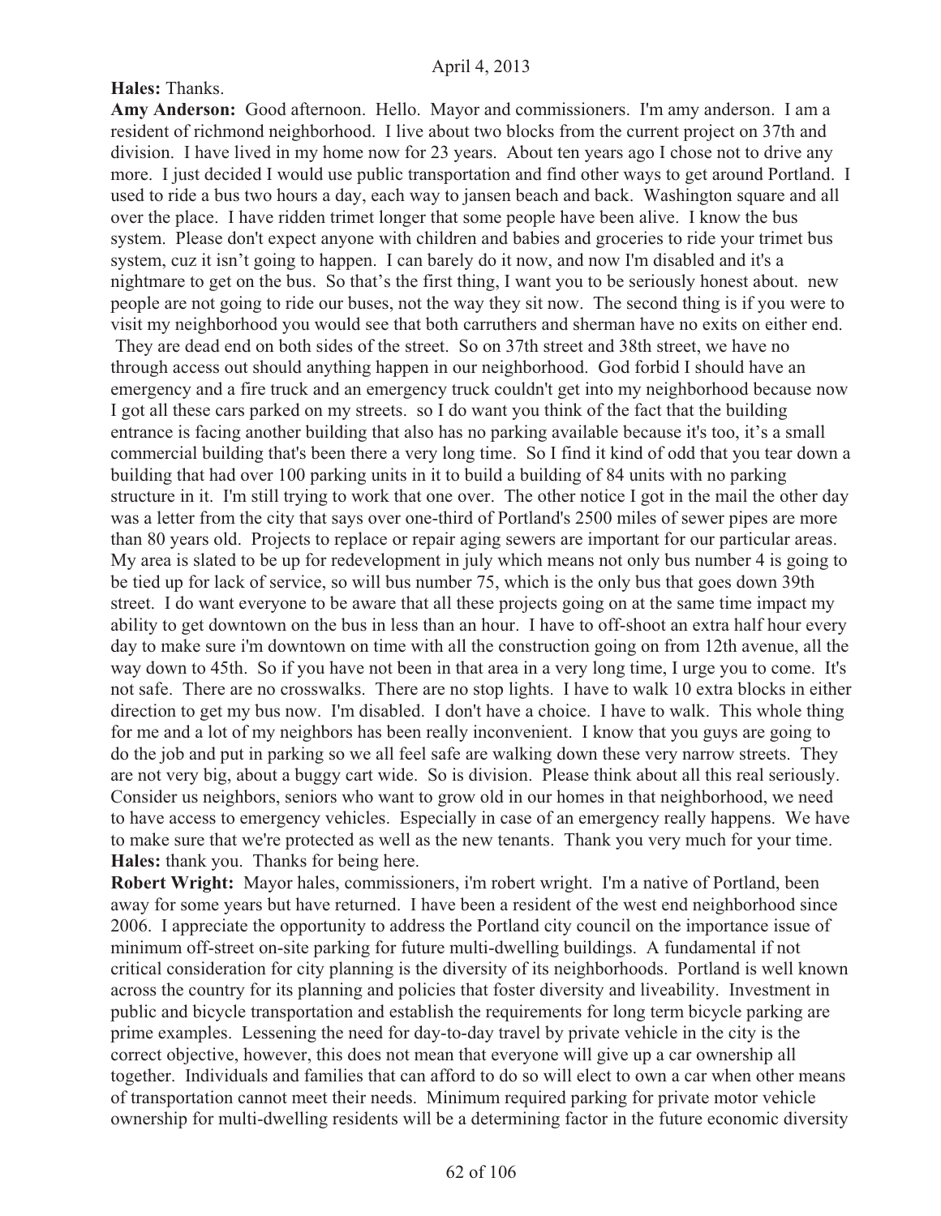**Hales:** Thanks.

**Amy Anderson:** Good afternoon. Hello. Mayor and commissioners. I'm amy anderson. I am a resident of richmond neighborhood. I live about two blocks from the current project on 37th and division. I have lived in my home now for 23 years. About ten years ago I chose not to drive any more. I just decided I would use public transportation and find other ways to get around Portland. I used to ride a bus two hours a day, each way to jansen beach and back. Washington square and all over the place. I have ridden trimet longer that some people have been alive. I know the bus system. Please don't expect anyone with children and babies and groceries to ride your trimet bus system, cuz it isn't going to happen. I can barely do it now, and now I'm disabled and it's a nightmare to get on the bus. So that's the first thing, I want you to be seriously honest about. new people are not going to ride our buses, not the way they sit now. The second thing is if you were to visit my neighborhood you would see that both carruthers and sherman have no exits on either end. They are dead end on both sides of the street. So on 37th street and 38th street, we have no through access out should anything happen in our neighborhood. God forbid I should have an emergency and a fire truck and an emergency truck couldn't get into my neighborhood because now I got all these cars parked on my streets. so I do want you think of the fact that the building entrance is facing another building that also has no parking available because it's too, it's a small commercial building that's been there a very long time. So I find it kind of odd that you tear down a building that had over 100 parking units in it to build a building of 84 units with no parking structure in it. I'm still trying to work that one over. The other notice I got in the mail the other day was a letter from the city that says over one-third of Portland's 2500 miles of sewer pipes are more than 80 years old. Projects to replace or repair aging sewers are important for our particular areas. My area is slated to be up for redevelopment in july which means not only bus number 4 is going to be tied up for lack of service, so will bus number 75, which is the only bus that goes down 39th street. I do want everyone to be aware that all these projects going on at the same time impact my ability to get downtown on the bus in less than an hour. I have to off-shoot an extra half hour every day to make sure i'm downtown on time with all the construction going on from 12th avenue, all the way down to 45th. So if you have not been in that area in a very long time, I urge you to come. It's not safe. There are no crosswalks. There are no stop lights. I have to walk 10 extra blocks in either direction to get my bus now. I'm disabled. I don't have a choice. I have to walk. This whole thing for me and a lot of my neighbors has been really inconvenient. I know that you guys are going to do the job and put in parking so we all feel safe are walking down these very narrow streets. They are not very big, about a buggy cart wide. So is division. Please think about all this real seriously. Consider us neighbors, seniors who want to grow old in our homes in that neighborhood, we need to have access to emergency vehicles. Especially in case of an emergency really happens. We have to make sure that we're protected as well as the new tenants. Thank you very much for your time.

**Hales:** thank you. Thanks for being here.

**Robert Wright:** Mayor hales, commissioners, i'm robert wright. I'm a native of Portland, been away for some years but have returned. I have been a resident of the west end neighborhood since 2006. I appreciate the opportunity to address the Portland city council on the importance issue of minimum off-street on-site parking for future multi-dwelling buildings. A fundamental if not critical consideration for city planning is the diversity of its neighborhoods. Portland is well known across the country for its planning and policies that foster diversity and liveability. Investment in public and bicycle transportation and establish the requirements for long term bicycle parking are prime examples. Lessening the need for day-to-day travel by private vehicle in the city is the correct objective, however, this does not mean that everyone will give up a car ownership all together. Individuals and families that can afford to do so will elect to own a car when other means of transportation cannot meet their needs. Minimum required parking for private motor vehicle ownership for multi-dwelling residents will be a determining factor in the future economic diversity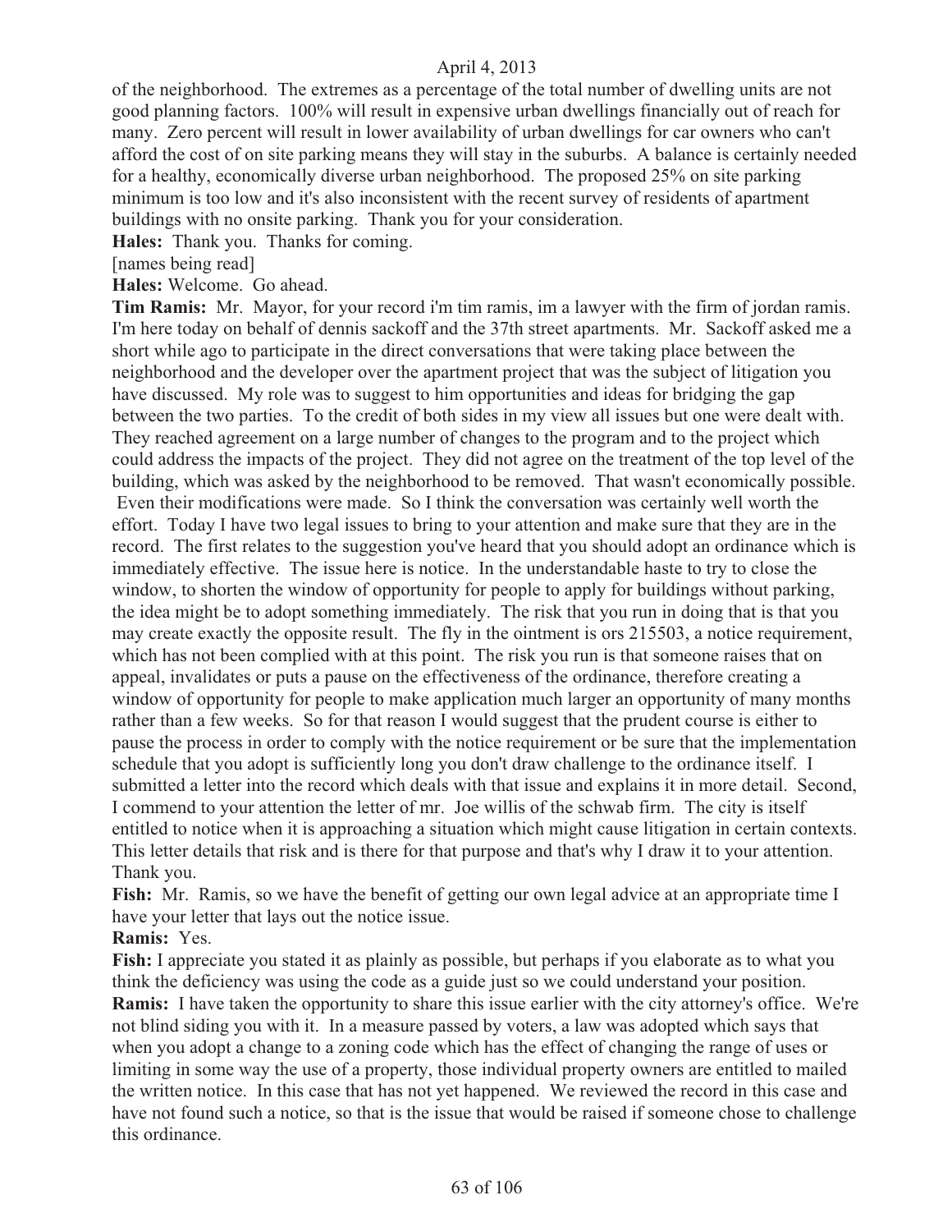of the neighborhood. The extremes as a percentage of the total number of dwelling units are not good planning factors. 100% will result in expensive urban dwellings financially out of reach for many. Zero percent will result in lower availability of urban dwellings for car owners who can't afford the cost of on site parking means they will stay in the suburbs. A balance is certainly needed for a healthy, economically diverse urban neighborhood. The proposed 25% on site parking minimum is too low and it's also inconsistent with the recent survey of residents of apartment buildings with no onsite parking. Thank you for your consideration.

**Hales:** Thank you. Thanks for coming.

[names being read]

**Hales:** Welcome. Go ahead.

**Tim Ramis:** Mr. Mayor, for your record i'm tim ramis, im a lawyer with the firm of jordan ramis. I'm here today on behalf of dennis sackoff and the 37th street apartments. Mr. Sackoff asked me a short while ago to participate in the direct conversations that were taking place between the neighborhood and the developer over the apartment project that was the subject of litigation you have discussed. My role was to suggest to him opportunities and ideas for bridging the gap between the two parties. To the credit of both sides in my view all issues but one were dealt with. They reached agreement on a large number of changes to the program and to the project which could address the impacts of the project. They did not agree on the treatment of the top level of the building, which was asked by the neighborhood to be removed. That wasn't economically possible. Even their modifications were made. So I think the conversation was certainly well worth the effort. Today I have two legal issues to bring to your attention and make sure that they are in the record. The first relates to the suggestion you've heard that you should adopt an ordinance which is immediately effective. The issue here is notice. In the understandable haste to try to close the window, to shorten the window of opportunity for people to apply for buildings without parking, the idea might be to adopt something immediately. The risk that you run in doing that is that you may create exactly the opposite result. The fly in the ointment is ors 215503, a notice requirement, which has not been complied with at this point. The risk you run is that someone raises that on appeal, invalidates or puts a pause on the effectiveness of the ordinance, therefore creating a window of opportunity for people to make application much larger an opportunity of many months rather than a few weeks. So for that reason I would suggest that the prudent course is either to pause the process in order to comply with the notice requirement or be sure that the implementation schedule that you adopt is sufficiently long you don't draw challenge to the ordinance itself. I submitted a letter into the record which deals with that issue and explains it in more detail. Second, I commend to your attention the letter of mr. Joe willis of the schwab firm. The city is itself entitled to notice when it is approaching a situation which might cause litigation in certain contexts. This letter details that risk and is there for that purpose and that's why I draw it to your attention. Thank you.

**Fish:** Mr. Ramis, so we have the benefit of getting our own legal advice at an appropriate time I have your letter that lays out the notice issue.

**Ramis:** Yes.

**Fish:** I appreciate you stated it as plainly as possible, but perhaps if you elaborate as to what you think the deficiency was using the code as a guide just so we could understand your position.

**Ramis:** I have taken the opportunity to share this issue earlier with the city attorney's office. We're not blind siding you with it. In a measure passed by voters, a law was adopted which says that when you adopt a change to a zoning code which has the effect of changing the range of uses or limiting in some way the use of a property, those individual property owners are entitled to mailed the written notice. In this case that has not yet happened. We reviewed the record in this case and have not found such a notice, so that is the issue that would be raised if someone chose to challenge this ordinance.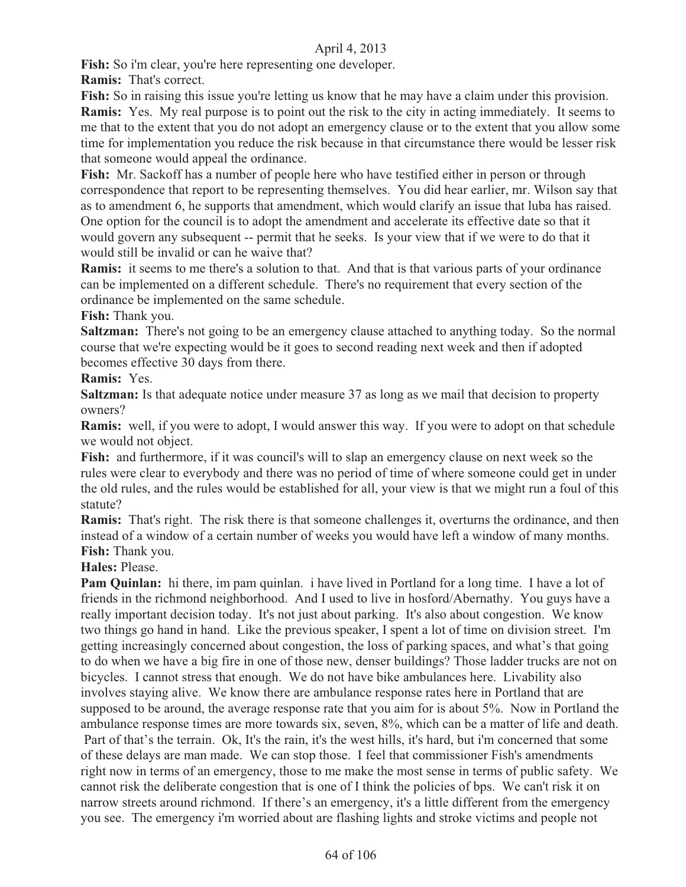**Fish:** So i'm clear, you're here representing one developer.

**Ramis:** That's correct.

**Fish:** So in raising this issue you're letting us know that he may have a claim under this provision.

**Ramis:** Yes. My real purpose is to point out the risk to the city in acting immediately. It seems to me that to the extent that you do not adopt an emergency clause or to the extent that you allow some time for implementation you reduce the risk because in that circumstance there would be lesser risk that someone would appeal the ordinance.

**Fish:** Mr. Sackoff has a number of people here who have testified either in person or through correspondence that report to be representing themselves. You did hear earlier, mr. Wilson say that as to amendment 6, he supports that amendment, which would clarify an issue that luba has raised. One option for the council is to adopt the amendment and accelerate its effective date so that it would govern any subsequent -- permit that he seeks. Is your view that if we were to do that it would still be invalid or can he waive that?

**Ramis:** it seems to me there's a solution to that. And that is that various parts of your ordinance can be implemented on a different schedule. There's no requirement that every section of the ordinance be implemented on the same schedule.

**Fish:** Thank you.

**Saltzman:** There's not going to be an emergency clause attached to anything today. So the normal course that we're expecting would be it goes to second reading next week and then if adopted becomes effective 30 days from there.

**Ramis:** Yes.

**Saltzman:** Is that adequate notice under measure 37 as long as we mail that decision to property owners?

**Ramis:** well, if you were to adopt, I would answer this way. If you were to adopt on that schedule we would not object.

**Fish:** and furthermore, if it was council's will to slap an emergency clause on next week so the rules were clear to everybody and there was no period of time of where someone could get in under the old rules, and the rules would be established for all, your view is that we might run a foul of this statute?

**Ramis:** That's right. The risk there is that someone challenges it, overturns the ordinance, and then instead of a window of a certain number of weeks you would have left a window of many months.

**Fish:** Thank you.

**Hales:** Please.

**Pam Quinlan:** hi there, im pam quinlan. i have lived in Portland for a long time. I have a lot of friends in the richmond neighborhood. And I used to live in hosford/Abernathy. You guys have a really important decision today. It's not just about parking. It's also about congestion. We know two things go hand in hand. Like the previous speaker, I spent a lot of time on division street. I'm getting increasingly concerned about congestion, the loss of parking spaces, and what's that going to do when we have a big fire in one of those new, denser buildings? Those ladder trucks are not on bicycles. I cannot stress that enough. We do not have bike ambulances here. Livability also involves staying alive. We know there are ambulance response rates here in Portland that are supposed to be around, the average response rate that you aim for is about 5%. Now in Portland the ambulance response times are more towards six, seven, 8%, which can be a matter of life and death. Part of that's the terrain. Ok, It's the rain, it's the west hills, it's hard, but i'm concerned that some of these delays are man made. We can stop those. I feel that commissioner Fish's amendments right now in terms of an emergency, those to me make the most sense in terms of public safety. We cannot risk the deliberate congestion that is one of I think the policies of bps. We can't risk it on narrow streets around richmond. If there's an emergency, it's a little different from the emergency you see. The emergency i'm worried about are flashing lights and stroke victims and people not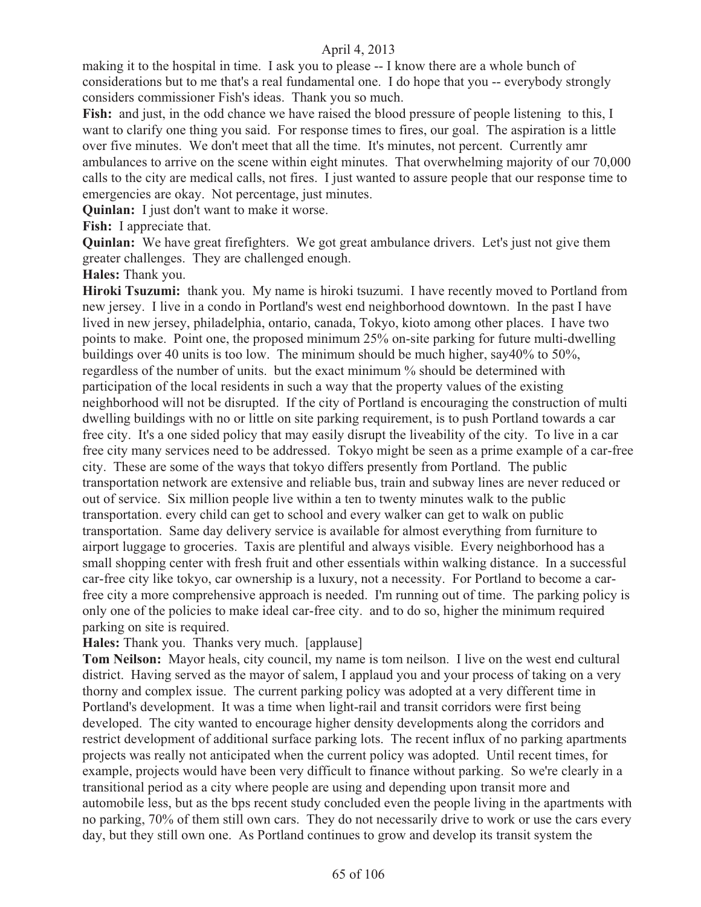making it to the hospital in time. I ask you to please -- I know there are a whole bunch of considerations but to me that's a real fundamental one. I do hope that you -- everybody strongly considers commissioner Fish's ideas. Thank you so much.

**Fish:** and just, in the odd chance we have raised the blood pressure of people listening to this, I want to clarify one thing you said. For response times to fires, our goal. The aspiration is a little over five minutes. We don't meet that all the time. It's minutes, not percent. Currently amr ambulances to arrive on the scene within eight minutes. That overwhelming majority of our 70,000 calls to the city are medical calls, not fires. I just wanted to assure people that our response time to emergencies are okay. Not percentage, just minutes.

**Quinlan:** I just don't want to make it worse.

**Fish:** I appreciate that.

**Quinlan:** We have great firefighters. We got great ambulance drivers. Let's just not give them greater challenges. They are challenged enough.

**Hales:** Thank you.

**Hiroki Tsuzumi:** thank you. My name is hiroki tsuzumi. I have recently moved to Portland from new jersey. I live in a condo in Portland's west end neighborhood downtown. In the past I have lived in new jersey, philadelphia, ontario, canada, Tokyo, kioto among other places. I have two points to make. Point one, the proposed minimum 25% on-site parking for future multi-dwelling buildings over 40 units is too low. The minimum should be much higher, say40% to 50%, regardless of the number of units. but the exact minimum % should be determined with participation of the local residents in such a way that the property values of the existing neighborhood will not be disrupted. If the city of Portland is encouraging the construction of multi dwelling buildings with no or little on site parking requirement, is to push Portland towards a car free city. It's a one sided policy that may easily disrupt the liveability of the city. To live in a car free city many services need to be addressed. Tokyo might be seen as a prime example of a car-free city. These are some of the ways that tokyo differs presently from Portland. The public transportation network are extensive and reliable bus, train and subway lines are never reduced or out of service. Six million people live within a ten to twenty minutes walk to the public transportation. every child can get to school and every walker can get to walk on public transportation. Same day delivery service is available for almost everything from furniture to airport luggage to groceries. Taxis are plentiful and always visible. Every neighborhood has a small shopping center with fresh fruit and other essentials within walking distance. In a successful car-free city like tokyo, car ownership is a luxury, not a necessity. For Portland to become a car-free city a more comprehensive approach is needed. I'm running out of time. The parking policy is only one of the policies to make ideal car-free city. and to do so, higher the minimum required parking on site is required.

**Hales:** Thank you. Thanks very much. [applause]

**Tom Neilson:** Mayor heals, city council, my name is tom neilson. I live on the west end cultural district. Having served as the mayor of salem, I applaud you and your process of taking on a very thorny and complex issue. The current parking policy was adopted at a very different time in Portland's development. It was a time when light-rail and transit corridors were first being developed. The city wanted to encourage higher density developments along the corridors and restrict development of additional surface parking lots. The recent influx of no parking apartments projects was really not anticipated when the current policy was adopted. Until recent times, for example, projects would have been very difficult to finance without parking. So we're clearly in a transitional period as a city where people are using and depending upon transit more and automobile less, but as the bps recent study concluded even the people living in the apartments with no parking, 70% of them still own cars. They do not necessarily drive to work or use the cars every day, but they still own one. As Portland continues to grow and develop its transit system the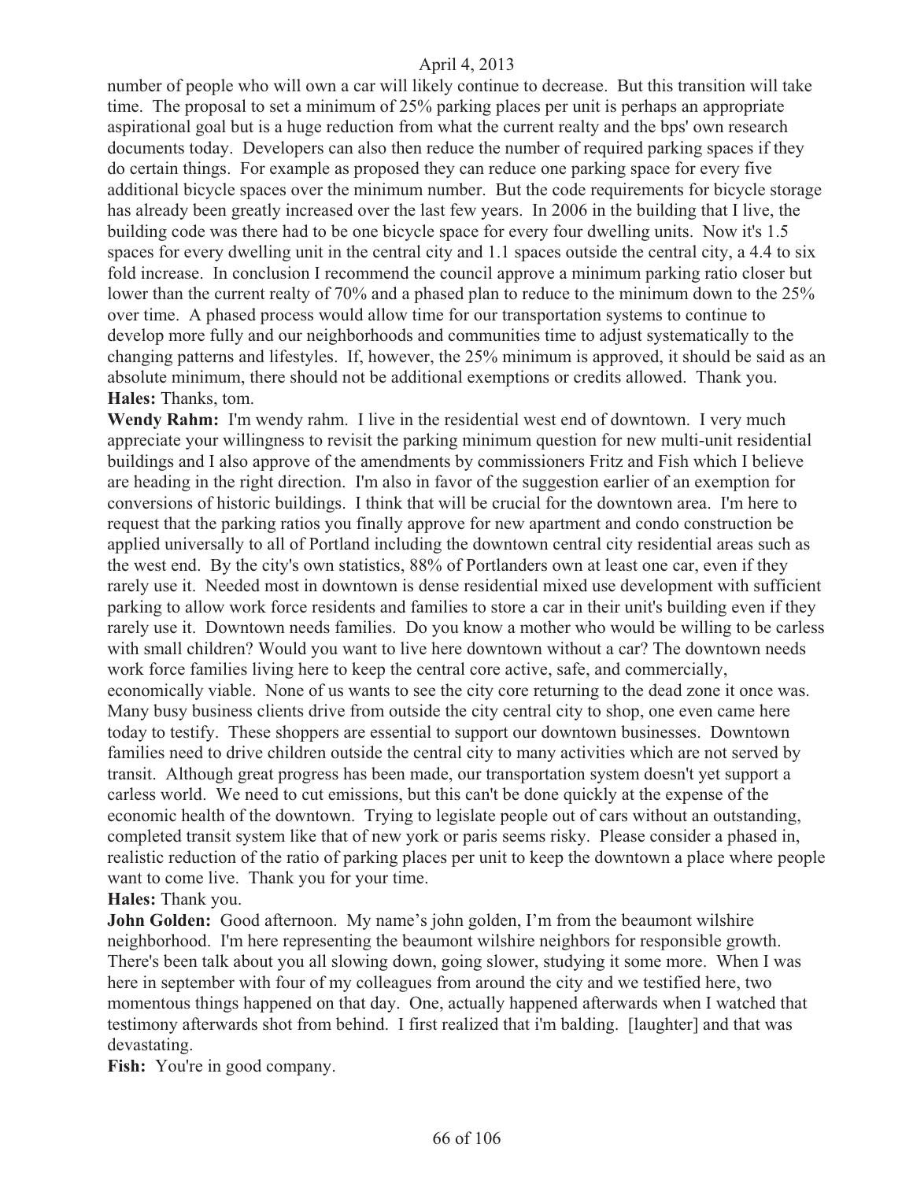number of people who will own a car will likely continue to decrease. But this transition will take time. The proposal to set a minimum of 25% parking places per unit is perhaps an appropriate aspirational goal but is a huge reduction from what the current realty and the bps' own research documents today. Developers can also then reduce the number of required parking spaces if they do certain things. For example as proposed they can reduce one parking space for every five additional bicycle spaces over the minimum number. But the code requirements for bicycle storage has already been greatly increased over the last few years. In 2006 in the building that I live, the building code was there had to be one bicycle space for every four dwelling units. Now it's 1.5 spaces for every dwelling unit in the central city and 1.1 spaces outside the central city, a 4.4 to six fold increase. In conclusion I recommend the council approve a minimum parking ratio closer but lower than the current realty of 70% and a phased plan to reduce to the minimum down to the 25% over time. A phased process would allow time for our transportation systems to continue to develop more fully and our neighborhoods and communities time to adjust systematically to the changing patterns and lifestyles. If, however, the 25% minimum is approved, it should be said as an absolute minimum, there should not be additional exemptions or credits allowed. Thank you.

**Hales:** Thanks, tom.

**Wendy Rahm:** I'm wendy rahm. I live in the residential west end of downtown. I very much appreciate your willingness to revisit the parking minimum question for new multi-unit residential buildings and I also approve of the amendments by commissioners Fritz and Fish which I believe are heading in the right direction. I'm also in favor of the suggestion earlier of an exemption for conversions of historic buildings. I think that will be crucial for the downtown area. I'm here to request that the parking ratios you finally approve for new apartment and condo construction be applied universally to all of Portland including the downtown central city residential areas such as the west end. By the city's own statistics, 88% of Portlanders own at least one car, even if they rarely use it. Needed most in downtown is dense residential mixed use development with sufficient parking to allow work force residents and families to store a car in their unit's building even if they rarely use it. Downtown needs families. Do you know a mother who would be willing to be carless with small children? Would you want to live here downtown without a car? The downtown needs work force families living here to keep the central core active, safe, and commercially, economically viable. None of us wants to see the city core returning to the dead zone it once was. Many busy business clients drive from outside the city central city to shop, one even came here today to testify. These shoppers are essential to support our downtown businesses. Downtown families need to drive children outside the central city to many activities which are not served by transit. Although great progress has been made, our transportation system doesn't yet support a carless world. We need to cut emissions, but this can't be done quickly at the expense of the economic health of the downtown. Trying to legislate people out of cars without an outstanding, completed transit system like that of new york or paris seems risky. Please consider a phased in, realistic reduction of the ratio of parking places per unit to keep the downtown a place where people want to come live. Thank you for your time.

**Hales:** Thank you.

**John Golden:** Good afternoon. My name's john golden, I'm from the beaumont wilshire neighborhood. I'm here representing the beaumont wilshire neighbors for responsible growth. There's been talk about you all slowing down, going slower, studying it some more. When I was here in september with four of my colleagues from around the city and we testified here, two momentous things happened on that day. One, actually happened afterwards when I watched that testimony afterwards shot from behind. I first realized that i'm balding. [laughter] and that was devastating.

**Fish:** You're in good company.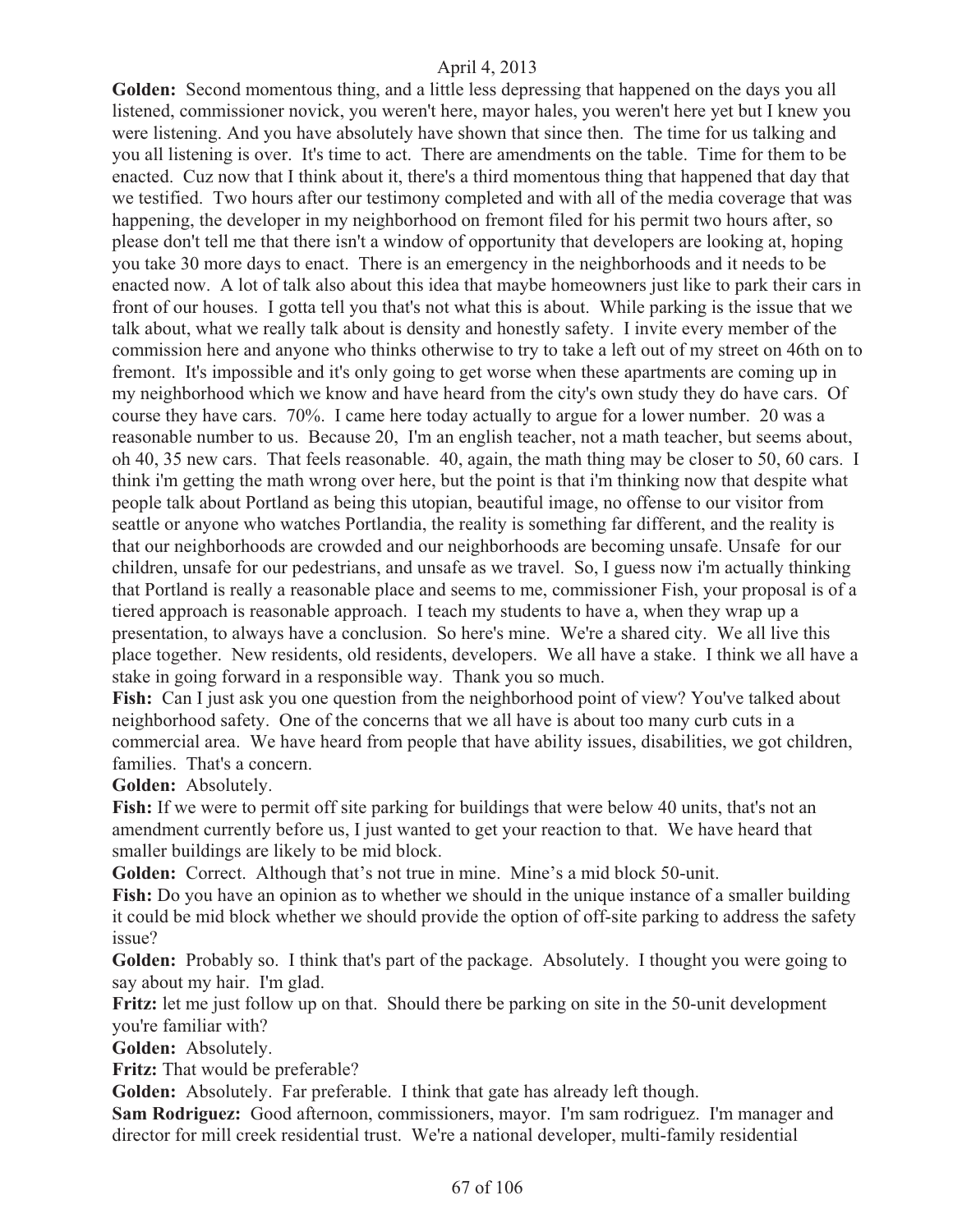**Golden:** Second momentous thing, and a little less depressing that happened on the days you all listened, commissioner novick, you weren't here, mayor hales, you weren't here yet but I knew you were listening. And you have absolutely have shown that since then. The time for us talking and you all listening is over. It's time to act. There are amendments on the table. Time for them to be enacted. Cuz now that I think about it, there's a third momentous thing that happened that day that we testified. Two hours after our testimony completed and with all of the media coverage that was happening, the developer in my neighborhood on fremont filed for his permit two hours after, so please don't tell me that there isn't a window of opportunity that developers are looking at, hoping you take 30 more days to enact. There is an emergency in the neighborhoods and it needs to be enacted now. A lot of talk also about this idea that maybe homeowners just like to park their cars in front of our houses. I gotta tell you that's not what this is about. While parking is the issue that we talk about, what we really talk about is density and honestly safety. I invite every member of the commission here and anyone who thinks otherwise to try to take a left out of my street on 46th on to fremont. It's impossible and it's only going to get worse when these apartments are coming up in my neighborhood which we know and have heard from the city's own study they do have cars. Of course they have cars. 70%. I came here today actually to argue for a lower number. 20 was a reasonable number to us. Because 20, I'm an english teacher, not a math teacher, but seems about, oh 40, 35 new cars. That feels reasonable. 40, again, the math thing may be closer to 50, 60 cars. I think i'm getting the math wrong over here, but the point is that i'm thinking now that despite what people talk about Portland as being this utopian, beautiful image, no offense to our visitor from seattle or anyone who watches Portlandia, the reality is something far different, and the reality is that our neighborhoods are crowded and our neighborhoods are becoming unsafe. Unsafe for our children, unsafe for our pedestrians, and unsafe as we travel. So, I guess now i'm actually thinking that Portland is really a reasonable place and seems to me, commissioner Fish, your proposal is of a tiered approach is reasonable approach. I teach my students to have a, when they wrap up a presentation, to always have a conclusion. So here's mine. We're a shared city. We all live this place together. New residents, old residents, developers. We all have a stake. I think we all have a stake in going forward in a responsible way. Thank you so much.

**Fish:** Can I just ask you one question from the neighborhood point of view? You've talked about neighborhood safety. One of the concerns that we all have is about too many curb cuts in a commercial area. We have heard from people that have ability issues, disabilities, we got children, families. That's a concern.

**Golden:** Absolutely.

**Fish:** If we were to permit off site parking for buildings that were below 40 units, that's not an amendment currently before us, I just wanted to get your reaction to that. We have heard that smaller buildings are likely to be mid block.

**Golden:** Correct. Although that's not true in mine. Mine's a mid block 50-unit.

**Fish:** Do you have an opinion as to whether we should in the unique instance of a smaller building it could be mid block whether we should provide the option of off-site parking to address the safety issue?

**Golden:** Probably so. I think that's part of the package. Absolutely. I thought you were going to say about my hair. I'm glad.

**Fritz:** let me just follow up on that. Should there be parking on site in the 50-unit development you're familiar with?

**Golden:** Absolutely.

**Fritz:** That would be preferable?

**Golden:** Absolutely. Far preferable. I think that gate has already left though.

**Sam Rodriguez:** Good afternoon, commissioners, mayor. I'm sam rodriguez. I'm manager and director for mill creek residential trust. We're a national developer, multi-family residential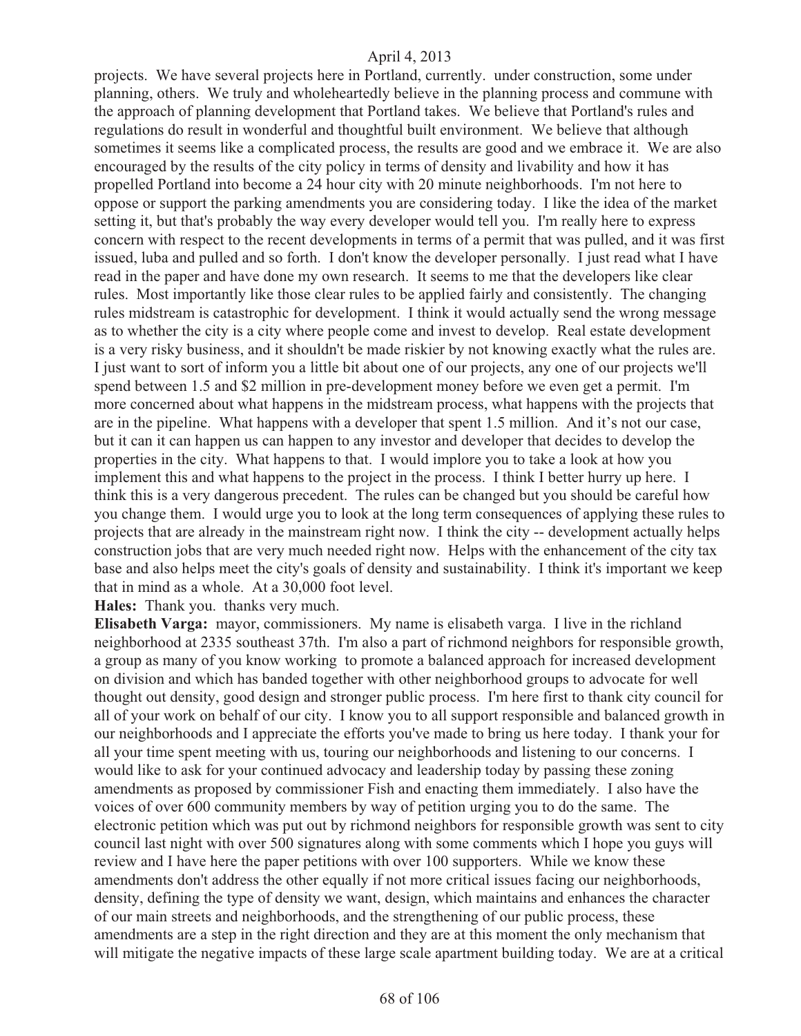projects. We have several projects here in Portland, currently. under construction, some under planning, others. We truly and wholeheartedly believe in the planning process and commune with the approach of planning development that Portland takes. We believe that Portland's rules and regulations do result in wonderful and thoughtful built environment. We believe that although sometimes it seems like a complicated process, the results are good and we embrace it. We are also encouraged by the results of the city policy in terms of density and livability and how it has propelled Portland into become a 24 hour city with 20 minute neighborhoods. I'm not here to oppose or support the parking amendments you are considering today. I like the idea of the market setting it, but that's probably the way every developer would tell you. I'm really here to express concern with respect to the recent developments in terms of a permit that was pulled, and it was first issued, luba and pulled and so forth. I don't know the developer personally. I just read what I have read in the paper and have done my own research. It seems to me that the developers like clear rules. Most importantly like those clear rules to be applied fairly and consistently. The changing rules midstream is catastrophic for development. I think it would actually send the wrong message as to whether the city is a city where people come and invest to develop. Real estate development is a very risky business, and it shouldn't be made riskier by not knowing exactly what the rules are. I just want to sort of inform you a little bit about one of our projects, any one of our projects we'll spend between 1.5 and $2 million in pre-development money before we even get a permit. I'm more concerned about what happens in the midstream process, what happens with the projects that are in the pipeline. What happens with a developer that spent 1.5 million. And it's not our case, but it can it can happen us can happen to any investor and developer that decides to develop the properties in the city. What happens to that. I would implore you to take a look at how you implement this and what happens to the project in the process. I think I better hurry up here. I think this is a very dangerous precedent. The rules can be changed but you should be careful how you change them. I would urge you to look at the long term consequences of applying these rules to projects that are already in the mainstream right now. I think the city -- development actually helps construction jobs that are very much needed right now. Helps with the enhancement of the city tax base and also helps meet the city's goals of density and sustainability. I think it's important we keep that in mind as a whole. At a 30,000 foot level.

**Hales:** Thank you. thanks very much.

**Elisabeth Varga:** mayor, commissioners. My name is elisabeth varga. I live in the richland neighborhood at 2335 southeast 37th. I'm also a part of richmond neighbors for responsible growth, a group as many of you know working to promote a balanced approach for increased development on division and which has banded together with other neighborhood groups to advocate for well thought out density, good design and stronger public process. I'm here first to thank city council for all of your work on behalf of our city. I know you to all support responsible and balanced growth in our neighborhoods and I appreciate the efforts you've made to bring us here today. I thank your for all your time spent meeting with us, touring our neighborhoods and listening to our concerns. I would like to ask for your continued advocacy and leadership today by passing these zoning amendments as proposed by commissioner Fish and enacting them immediately. I also have the voices of over 600 community members by way of petition urging you to do the same. The electronic petition which was put out by richmond neighbors for responsible growth was sent to city council last night with over 500 signatures along with some comments which I hope you guys will review and I have here the paper petitions with over 100 supporters. While we know these amendments don't address the other equally if not more critical issues facing our neighborhoods, density, defining the type of density we want, design, which maintains and enhances the character of our main streets and neighborhoods, and the strengthening of our public process, these amendments are a step in the right direction and they are at this moment the only mechanism that will mitigate the negative impacts of these large scale apartment building today. We are at a critical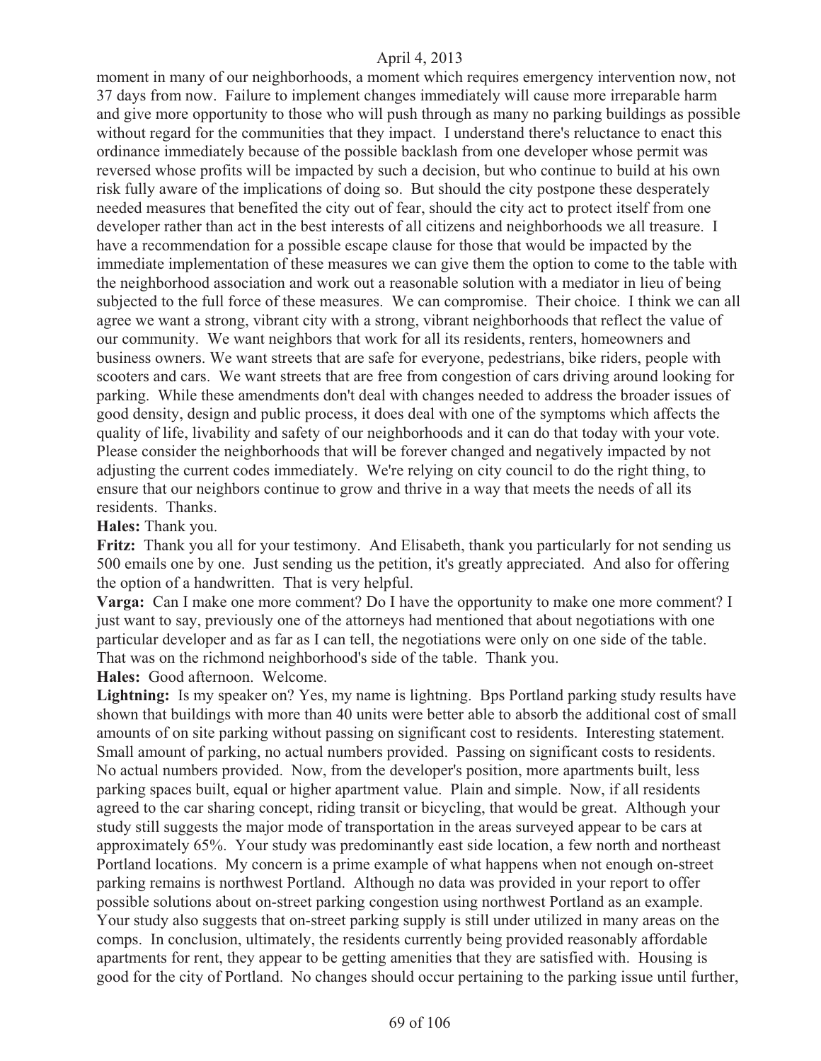moment in many of our neighborhoods, a moment which requires emergency intervention now, not 37 days from now. Failure to implement changes immediately will cause more irreparable harm and give more opportunity to those who will push through as many no parking buildings as possible without regard for the communities that they impact. I understand there's reluctance to enact this ordinance immediately because of the possible backlash from one developer whose permit was reversed whose profits will be impacted by such a decision, but who continue to build at his own risk fully aware of the implications of doing so. But should the city postpone these desperately needed measures that benefited the city out of fear, should the city act to protect itself from one developer rather than act in the best interests of all citizens and neighborhoods we all treasure. I have a recommendation for a possible escape clause for those that would be impacted by the immediate implementation of these measures we can give them the option to come to the table with the neighborhood association and work out a reasonable solution with a mediator in lieu of being subjected to the full force of these measures. We can compromise. Their choice. I think we can all agree we want a strong, vibrant city with a strong, vibrant neighborhoods that reflect the value of our community. We want neighbors that work for all its residents, renters, homeowners and business owners. We want streets that are safe for everyone, pedestrians, bike riders, people with scooters and cars. We want streets that are free from congestion of cars driving around looking for parking. While these amendments don't deal with changes needed to address the broader issues of good density, design and public process, it does deal with one of the symptoms which affects the quality of life, livability and safety of our neighborhoods and it can do that today with your vote. Please consider the neighborhoods that will be forever changed and negatively impacted by not adjusting the current codes immediately. We're relying on city council to do the right thing, to ensure that our neighbors continue to grow and thrive in a way that meets the needs of all its residents. Thanks.

**Hales:** Thank you.

**Fritz:** Thank you all for your testimony. And Elisabeth, thank you particularly for not sending us 500 emails one by one. Just sending us the petition, it's greatly appreciated. And also for offering the option of a handwritten. That is very helpful.

**Varga:** Can I make one more comment? Do I have the opportunity to make one more comment? I just want to say, previously one of the attorneys had mentioned that about negotiations with one particular developer and as far as I can tell, the negotiations were only on one side of the table. That was on the richmond neighborhood's side of the table. Thank you.

**Hales:** Good afternoon. Welcome.

**Lightning:** Is my speaker on? Yes, my name is lightning. Bps Portland parking study results have shown that buildings with more than 40 units were better able to absorb the additional cost of small amounts of on site parking without passing on significant cost to residents. Interesting statement. Small amount of parking, no actual numbers provided. Passing on significant costs to residents. No actual numbers provided. Now, from the developer's position, more apartments built, less parking spaces built, equal or higher apartment value. Plain and simple. Now, if all residents agreed to the car sharing concept, riding transit or bicycling, that would be great. Although your study still suggests the major mode of transportation in the areas surveyed appear to be cars at approximately 65%. Your study was predominantly east side location, a few north and northeast Portland locations. My concern is a prime example of what happens when not enough on-street parking remains is northwest Portland. Although no data was provided in your report to offer possible solutions about on-street parking congestion using northwest Portland as an example. Your study also suggests that on-street parking supply is still under utilized in many areas on the comps. In conclusion, ultimately, the residents currently being provided reasonably affordable apartments for rent, they appear to be getting amenities that they are satisfied with. Housing is good for the city of Portland. No changes should occur pertaining to the parking issue until further,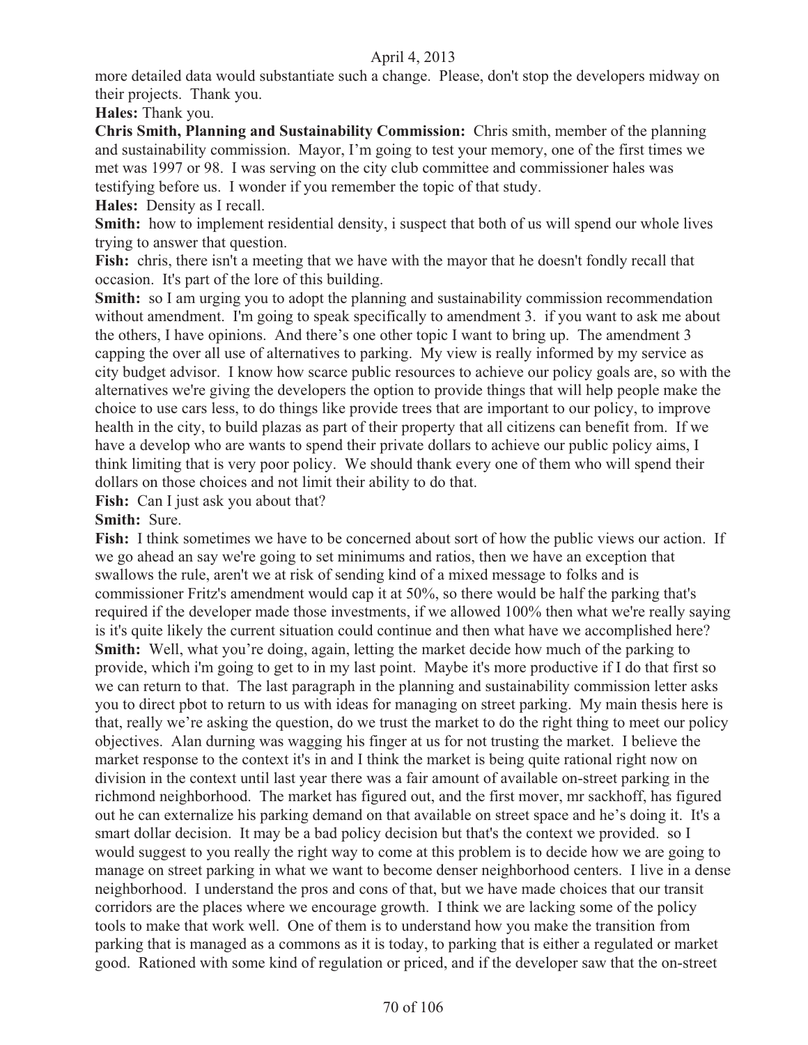more detailed data would substantiate such a change. Please, don't stop the developers midway on their projects. Thank you.

**Hales:** Thank you.

**Chris Smith, Planning and Sustainability Commission:** Chris smith, member of the planning and sustainability commission. Mayor, I'm going to test your memory, one of the first times we met was 1997 or 98. I was serving on the city club committee and commissioner hales was testifying before us. I wonder if you remember the topic of that study.

**Hales:** Density as I recall.

**Smith:** how to implement residential density, i suspect that both of us will spend our whole lives trying to answer that question.

**Fish:** chris, there isn't a meeting that we have with the mayor that he doesn't fondly recall that occasion. It's part of the lore of this building.

**Smith:** so I am urging you to adopt the planning and sustainability commission recommendation without amendment. I'm going to speak specifically to amendment 3. if you want to ask me about the others, I have opinions. And there's one other topic I want to bring up. The amendment 3 capping the over all use of alternatives to parking. My view is really informed by my service as city budget advisor. I know how scarce public resources to achieve our policy goals are, so with the alternatives we're giving the developers the option to provide things that will help people make the choice to use cars less, to do things like provide trees that are important to our policy, to improve health in the city, to build plazas as part of their property that all citizens can benefit from. If we have a develop who are wants to spend their private dollars to achieve our public policy aims, I think limiting that is very poor policy. We should thank every one of them who will spend their dollars on those choices and not limit their ability to do that.

**Fish:** Can I just ask you about that?

**Smith:** Sure.

**Fish:** I think sometimes we have to be concerned about sort of how the public views our action. If we go ahead an say we're going to set minimums and ratios, then we have an exception that swallows the rule, aren't we at risk of sending kind of a mixed message to folks and is commissioner Fritz's amendment would cap it at 50%, so there would be half the parking that's required if the developer made those investments, if we allowed 100% then what we're really saying is it's quite likely the current situation could continue and then what have we accomplished here?

**Smith:** Well, what you're doing, again, letting the market decide how much of the parking to provide, which i'm going to get to in my last point. Maybe it's more productive if I do that first so we can return to that. The last paragraph in the planning and sustainability commission letter asks you to direct pbot to return to us with ideas for managing on street parking. My main thesis here is that, really we're asking the question, do we trust the market to do the right thing to meet our policy objectives. Alan durning was wagging his finger at us for not trusting the market. I believe the market response to the context it's in and I think the market is being quite rational right now on division in the context until last year there was a fair amount of available on-street parking in the richmond neighborhood. The market has figured out, and the first mover, mr sackhoff, has figured out he can externalize his parking demand on that available on street space and he's doing it. It's a smart dollar decision. It may be a bad policy decision but that's the context we provided. so I would suggest to you really the right way to come at this problem is to decide how we are going to manage on street parking in what we want to become denser neighborhood centers. I live in a dense neighborhood. I understand the pros and cons of that, but we have made choices that our transit corridors are the places where we encourage growth. I think we are lacking some of the policy tools to make that work well. One of them is to understand how you make the transition from parking that is managed as a commons as it is today, to parking that is either a regulated or market good. Rationed with some kind of regulation or priced, and if the developer saw that the on-street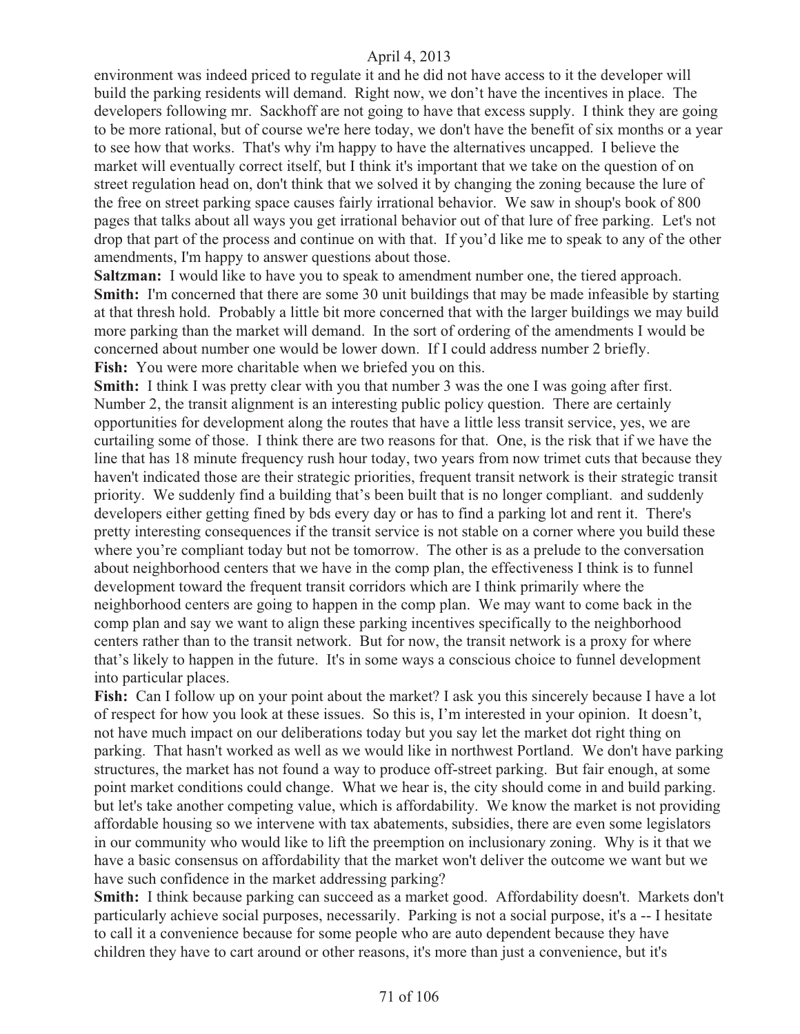environment was indeed priced to regulate it and he did not have access to it the developer will build the parking residents will demand. Right now, we don't have the incentives in place. The developers following mr. Sackhoff are not going to have that excess supply. I think they are going to be more rational, but of course we're here today, we don't have the benefit of six months or a year to see how that works. That's why i'm happy to have the alternatives uncapped. I believe the market will eventually correct itself, but I think it's important that we take on the question of on street regulation head on, don't think that we solved it by changing the zoning because the lure of the free on street parking space causes fairly irrational behavior. We saw in shoup's book of 800 pages that talks about all ways you get irrational behavior out of that lure of free parking. Let's not drop that part of the process and continue on with that. If you'd like me to speak to any of the other amendments, I'm happy to answer questions about those.

**Saltzman:** I would like to have you to speak to amendment number one, the tiered approach.

**Smith:** I'm concerned that there are some 30 unit buildings that may be made infeasible by starting at that thresh hold. Probably a little bit more concerned that with the larger buildings we may build more parking than the market will demand. In the sort of ordering of the amendments I would be concerned about number one would be lower down. If I could address number 2 briefly.

**Fish:** You were more charitable when we briefed you on this.

**Smith:** I think I was pretty clear with you that number 3 was the one I was going after first. Number 2, the transit alignment is an interesting public policy question. There are certainly opportunities for development along the routes that have a little less transit service, yes, we are curtailing some of those. I think there are two reasons for that. One, is the risk that if we have the line that has 18 minute frequency rush hour today, two years from now trimet cuts that because they haven't indicated those are their strategic priorities, frequent transit network is their strategic transit priority. We suddenly find a building that's been built that is no longer compliant. and suddenly developers either getting fined by bds every day or has to find a parking lot and rent it. There's pretty interesting consequences if the transit service is not stable on a corner where you build these where you're compliant today but not be tomorrow. The other is as a prelude to the conversation about neighborhood centers that we have in the comp plan, the effectiveness I think is to funnel development toward the frequent transit corridors which are I think primarily where the neighborhood centers are going to happen in the comp plan. We may want to come back in the comp plan and say we want to align these parking incentives specifically to the neighborhood centers rather than to the transit network. But for now, the transit network is a proxy for where that's likely to happen in the future. It's in some ways a conscious choice to funnel development into particular places.

**Fish:** Can I follow up on your point about the market? I ask you this sincerely because I have a lot of respect for how you look at these issues. So this is, I'm interested in your opinion. It doesn't, not have much impact on our deliberations today but you say let the market dot right thing on parking. That hasn't worked as well as we would like in northwest Portland. We don't have parking structures, the market has not found a way to produce off-street parking. But fair enough, at some point market conditions could change. What we hear is, the city should come in and build parking. but let's take another competing value, which is affordability. We know the market is not providing affordable housing so we intervene with tax abatements, subsidies, there are even some legislators in our community who would like to lift the preemption on inclusionary zoning. Why is it that we have a basic consensus on affordability that the market won't deliver the outcome we want but we have such confidence in the market addressing parking?

**Smith:** I think because parking can succeed as a market good. Affordability doesn't. Markets don't particularly achieve social purposes, necessarily. Parking is not a social purpose, it's a -- I hesitate to call it a convenience because for some people who are auto dependent because they have children they have to cart around or other reasons, it's more than just a convenience, but it's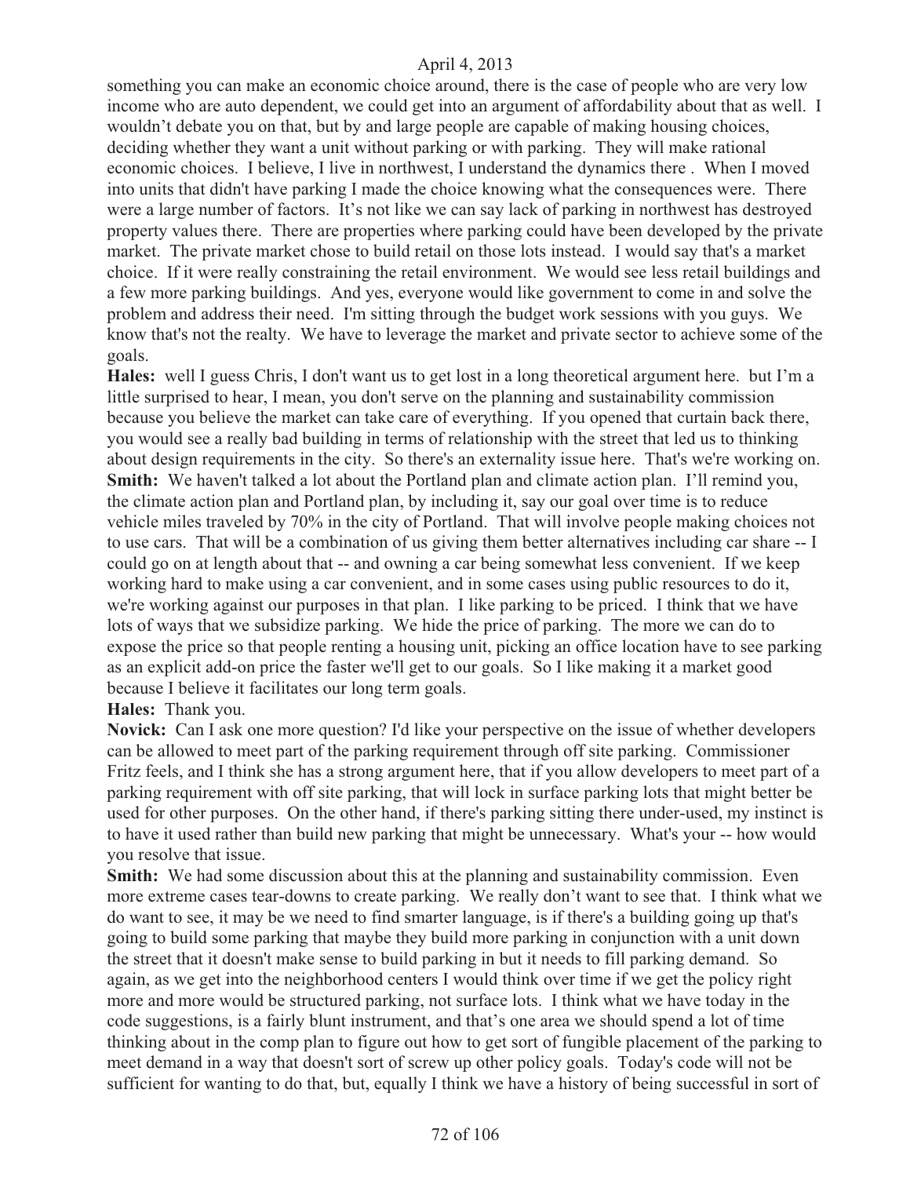something you can make an economic choice around, there is the case of people who are very low income who are auto dependent, we could get into an argument of affordability about that as well. I wouldn't debate you on that, but by and large people are capable of making housing choices, deciding whether they want a unit without parking or with parking. They will make rational economic choices. I believe, I live in northwest, I understand the dynamics there . When I moved into units that didn't have parking I made the choice knowing what the consequences were. There were a large number of factors. It's not like we can say lack of parking in northwest has destroyed property values there. There are properties where parking could have been developed by the private market. The private market chose to build retail on those lots instead. I would say that's a market choice. If it were really constraining the retail environment. We would see less retail buildings and a few more parking buildings. And yes, everyone would like government to come in and solve the problem and address their need. I'm sitting through the budget work sessions with you guys. We know that's not the realty. We have to leverage the market and private sector to achieve some of the goals.

**Hales:** well I guess Chris, I don't want us to get lost in a long theoretical argument here. but I'm a little surprised to hear, I mean, you don't serve on the planning and sustainability commission because you believe the market can take care of everything. If you opened that curtain back there, you would see a really bad building in terms of relationship with the street that led us to thinking about design requirements in the city. So there's an externality issue here. That's we're working on.

**Smith:** We haven't talked a lot about the Portland plan and climate action plan. I'll remind you, the climate action plan and Portland plan, by including it, say our goal over time is to reduce vehicle miles traveled by 70% in the city of Portland. That will involve people making choices not to use cars. That will be a combination of us giving them better alternatives including car share -- I could go on at length about that -- and owning a car being somewhat less convenient. If we keep working hard to make using a car convenient, and in some cases using public resources to do it, we're working against our purposes in that plan. I like parking to be priced. I think that we have lots of ways that we subsidize parking. We hide the price of parking. The more we can do to expose the price so that people renting a housing unit, picking an office location have to see parking as an explicit add-on price the faster we'll get to our goals. So I like making it a market good because I believe it facilitates our long term goals.

**Hales:** Thank you.

**Novick:** Can I ask one more question? I'd like your perspective on the issue of whether developers can be allowed to meet part of the parking requirement through off site parking. Commissioner Fritz feels, and I think she has a strong argument here, that if you allow developers to meet part of a parking requirement with off site parking, that will lock in surface parking lots that might better be used for other purposes. On the other hand, if there's parking sitting there under-used, my instinct is to have it used rather than build new parking that might be unnecessary. What's your -- how would you resolve that issue.

**Smith:** We had some discussion about this at the planning and sustainability commission. Even more extreme cases tear-downs to create parking. We really don't want to see that. I think what we do want to see, it may be we need to find smarter language, is if there's a building going up that's going to build some parking that maybe they build more parking in conjunction with a unit down the street that it doesn't make sense to build parking in but it needs to fill parking demand. So again, as we get into the neighborhood centers I would think over time if we get the policy right more and more would be structured parking, not surface lots. I think what we have today in the code suggestions, is a fairly blunt instrument, and that's one area we should spend a lot of time thinking about in the comp plan to figure out how to get sort of fungible placement of the parking to meet demand in a way that doesn't sort of screw up other policy goals. Today's code will not be sufficient for wanting to do that, but, equally I think we have a history of being successful in sort of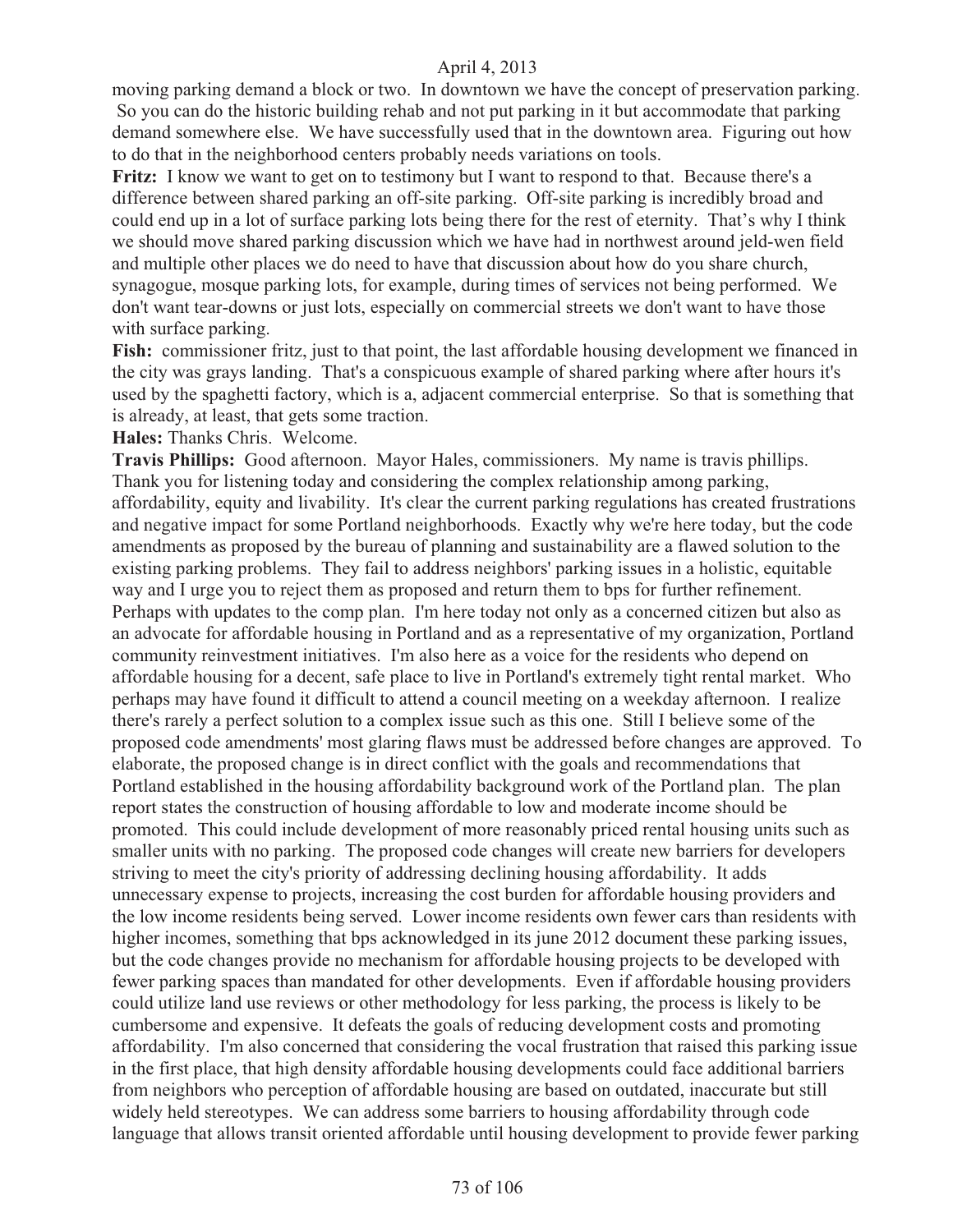moving parking demand a block or two. In downtown we have the concept of preservation parking. So you can do the historic building rehab and not put parking in it but accommodate that parking demand somewhere else. We have successfully used that in the downtown area. Figuring out how to do that in the neighborhood centers probably needs variations on tools.

**Fritz:** I know we want to get on to testimony but I want to respond to that. Because there's a difference between shared parking an off-site parking. Off-site parking is incredibly broad and could end up in a lot of surface parking lots being there for the rest of eternity. That's why I think we should move shared parking discussion which we have had in northwest around jeld-wen field and multiple other places we do need to have that discussion about how do you share church, synagogue, mosque parking lots, for example, during times of services not being performed. We don't want tear-downs or just lots, especially on commercial streets we don't want to have those with surface parking.

**Fish:** commissioner fritz, just to that point, the last affordable housing development we financed in the city was grays landing. That's a conspicuous example of shared parking where after hours it's used by the spaghetti factory, which is a, adjacent commercial enterprise. So that is something that is already, at least, that gets some traction.

**Hales:** Thanks Chris. Welcome.

**Travis Phillips:** Good afternoon. Mayor Hales, commissioners. My name is travis phillips. Thank you for listening today and considering the complex relationship among parking, affordability, equity and livability. It's clear the current parking regulations has created frustrations and negative impact for some Portland neighborhoods. Exactly why we're here today, but the code amendments as proposed by the bureau of planning and sustainability are a flawed solution to the existing parking problems. They fail to address neighbors' parking issues in a holistic, equitable way and I urge you to reject them as proposed and return them to bps for further refinement. Perhaps with updates to the comp plan. I'm here today not only as a concerned citizen but also as an advocate for affordable housing in Portland and as a representative of my organization, Portland community reinvestment initiatives. I'm also here as a voice for the residents who depend on affordable housing for a decent, safe place to live in Portland's extremely tight rental market. Who perhaps may have found it difficult to attend a council meeting on a weekday afternoon. I realize there's rarely a perfect solution to a complex issue such as this one. Still I believe some of the proposed code amendments' most glaring flaws must be addressed before changes are approved. To elaborate, the proposed change is in direct conflict with the goals and recommendations that Portland established in the housing affordability background work of the Portland plan. The plan report states the construction of housing affordable to low and moderate income should be promoted. This could include development of more reasonably priced rental housing units such as smaller units with no parking. The proposed code changes will create new barriers for developers striving to meet the city's priority of addressing declining housing affordability. It adds unnecessary expense to projects, increasing the cost burden for affordable housing providers and the low income residents being served. Lower income residents own fewer cars than residents with higher incomes, something that bps acknowledged in its june 2012 document these parking issues, but the code changes provide no mechanism for affordable housing projects to be developed with fewer parking spaces than mandated for other developments. Even if affordable housing providers could utilize land use reviews or other methodology for less parking, the process is likely to be cumbersome and expensive. It defeats the goals of reducing development costs and promoting affordability. I'm also concerned that considering the vocal frustration that raised this parking issue in the first place, that high density affordable housing developments could face additional barriers from neighbors who perception of affordable housing are based on outdated, inaccurate but still widely held stereotypes. We can address some barriers to housing affordability through code language that allows transit oriented affordable until housing development to provide fewer parking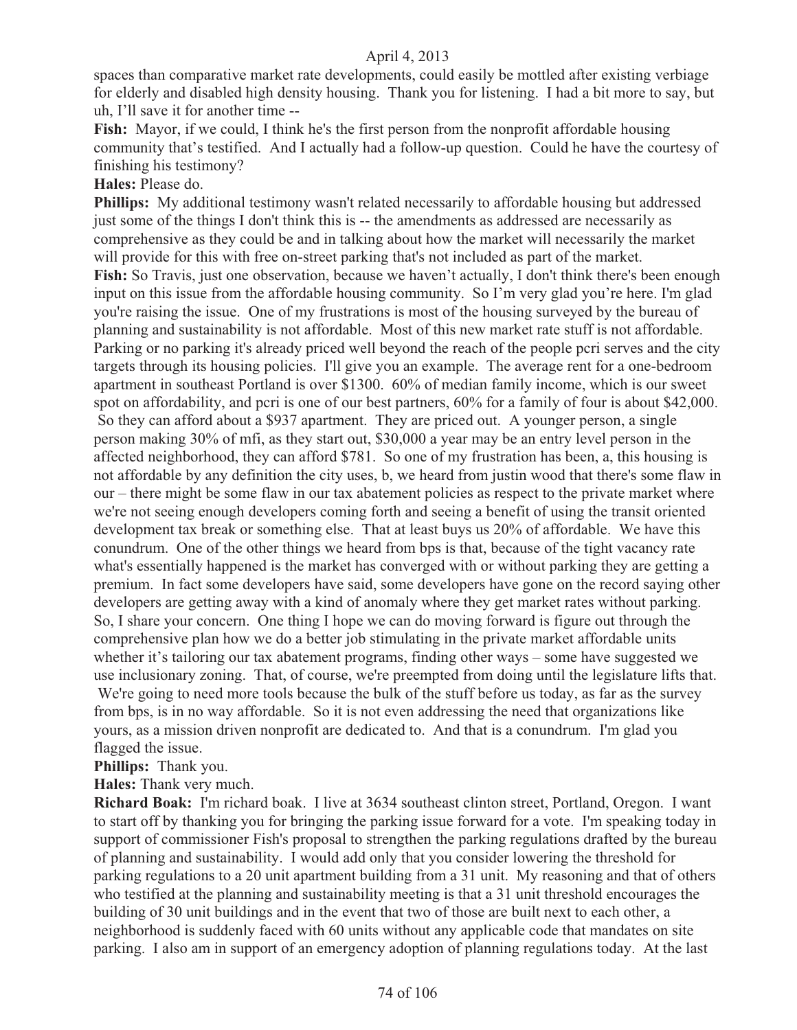spaces than comparative market rate developments, could easily be mottled after existing verbiage for elderly and disabled high density housing. Thank you for listening. I had a bit more to say, but uh, I'll save it for another time --

**Fish:** Mayor, if we could, I think he's the first person from the nonprofit affordable housing community that's testified. And I actually had a follow-up question. Could he have the courtesy of finishing his testimony?

**Hales:** Please do.

**Phillips:** My additional testimony wasn't related necessarily to affordable housing but addressed just some of the things I don't think this is -- the amendments as addressed are necessarily as comprehensive as they could be and in talking about how the market will necessarily the market will provide for this with free on-street parking that's not included as part of the market.

**Fish:** So Travis, just one observation, because we haven't actually, I don't think there's been enough input on this issue from the affordable housing community. So I'm very glad you're here. I'm glad you're raising the issue. One of my frustrations is most of the housing surveyed by the bureau of planning and sustainability is not affordable. Most of this new market rate stuff is not affordable. Parking or no parking it's already priced well beyond the reach of the people pcri serves and the city targets through its housing policies. I'll give you an example. The average rent for a one-bedroom apartment in southeast Portland is over $1300. 60% of median family income, which is our sweet spot on affordability, and pcri is one of our best partners, 60% for a family of four is about $42,000. So they can afford about a $937 apartment. They are priced out. A younger person, a single person making 30% of mfi, as they start out, $30,000 a year may be an entry level person in the affected neighborhood, they can afford $781. So one of my frustration has been, a, this housing is not affordable by any definition the city uses, b, we heard from justin wood that there's some flaw in our – there might be some flaw in our tax abatement policies as respect to the private market where we're not seeing enough developers coming forth and seeing a benefit of using the transit oriented development tax break or something else. That at least buys us 20% of affordable. We have this conundrum. One of the other things we heard from bps is that, because of the tight vacancy rate what's essentially happened is the market has converged with or without parking they are getting a premium. In fact some developers have said, some developers have gone on the record saying other developers are getting away with a kind of anomaly where they get market rates without parking. So, I share your concern. One thing I hope we can do moving forward is figure out through the comprehensive plan how we do a better job stimulating in the private market affordable units whether it's tailoring our tax abatement programs, finding other ways – some have suggested we use inclusionary zoning. That, of course, we're preempted from doing until the legislature lifts that. We're going to need more tools because the bulk of the stuff before us today, as far as the survey from bps, is in no way affordable. So it is not even addressing the need that organizations like yours, as a mission driven nonprofit are dedicated to. And that is a conundrum. I'm glad you flagged the issue.

**Phillips:** Thank you.

**Hales:** Thank very much.

**Richard Boak:** I'm richard boak. I live at 3634 southeast clinton street, Portland, Oregon. I want to start off by thanking you for bringing the parking issue forward for a vote. I'm speaking today in support of commissioner Fish's proposal to strengthen the parking regulations drafted by the bureau of planning and sustainability. I would add only that you consider lowering the threshold for parking regulations to a 20 unit apartment building from a 31 unit. My reasoning and that of others who testified at the planning and sustainability meeting is that a 31 unit threshold encourages the building of 30 unit buildings and in the event that two of those are built next to each other, a neighborhood is suddenly faced with 60 units without any applicable code that mandates on site parking. I also am in support of an emergency adoption of planning regulations today. At the last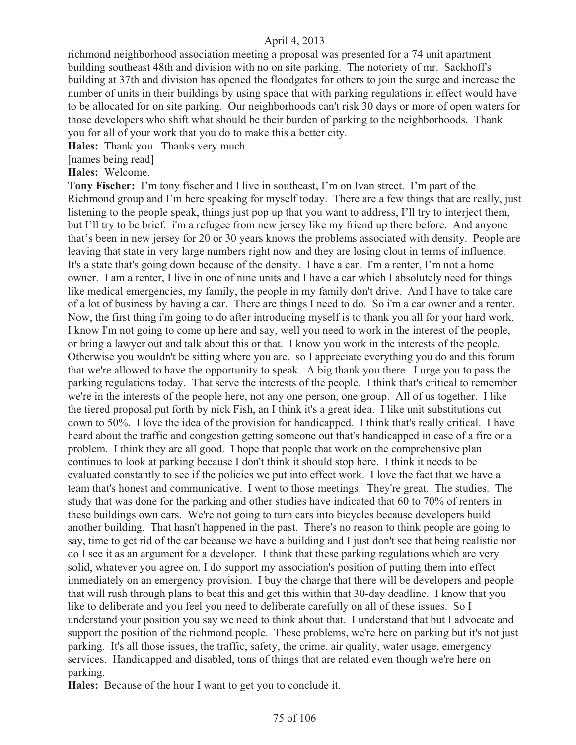richmond neighborhood association meeting a proposal was presented for a 74 unit apartment building southeast 48th and division with no on site parking. The notoriety of mr. Sackhoff's building at 37th and division has opened the floodgates for others to join the surge and increase the number of units in their buildings by using space that with parking regulations in effect would have to be allocated for on site parking. Our neighborhoods can't risk 30 days or more of open waters for those developers who shift what should be their burden of parking to the neighborhoods. Thank you for all of your work that you do to make this a better city.

**Hales:** Thank you. Thanks very much.

[names being read]

**Hales:** Welcome.

**Tony Fischer:** I'm tony fischer and I live in southeast, I'm on Ivan street. I'm part of the Richmond group and I'm here speaking for myself today. There are a few things that are really, just listening to the people speak, things just pop up that you want to address, I'll try to interject them, but I'll try to be brief. i'm a refugee from new jersey like my friend up there before. And anyone that's been in new jersey for 20 or 30 years knows the problems associated with density. People are leaving that state in very large numbers right now and they are losing clout in terms of influence. It's a state that's going down because of the density. I have a car. I'm a renter, I'm not a home owner. I am a renter, I live in one of nine units and I have a car which I absolutely need for things like medical emergencies, my family, the people in my family don't drive. And I have to take care of a lot of business by having a car. There are things I need to do. So i'm a car owner and a renter. Now, the first thing i'm going to do after introducing myself is to thank you all for your hard work. I know I'm not going to come up here and say, well you need to work in the interest of the people, or bring a lawyer out and talk about this or that. I know you work in the interests of the people. Otherwise you wouldn't be sitting where you are. so I appreciate everything you do and this forum that we're allowed to have the opportunity to speak. A big thank you there. I urge you to pass the parking regulations today. That serve the interests of the people. I think that's critical to remember we're in the interests of the people here, not any one person, one group. All of us together. I like the tiered proposal put forth by nick Fish, an I think it's a great idea. I like unit substitutions cut down to 50%. I love the idea of the provision for handicapped. I think that's really critical. I have heard about the traffic and congestion getting someone out that's handicapped in case of a fire or a problem. I think they are all good. I hope that people that work on the comprehensive plan continues to look at parking because I don't think it should stop here. I think it needs to be evaluated constantly to see if the policies we put into effect work. I love the fact that we have a team that's honest and communicative. I went to those meetings. They're great. The studies. The study that was done for the parking and other studies have indicated that 60 to 70% of renters in these buildings own cars. We're not going to turn cars into bicycles because developers build another building. That hasn't happened in the past. There's no reason to think people are going to say, time to get rid of the car because we have a building and I just don't see that being realistic nor do I see it as an argument for a developer. I think that these parking regulations which are very solid, whatever you agree on, I do support my association's position of putting them into effect immediately on an emergency provision. I buy the charge that there will be developers and people that will rush through plans to beat this and get this within that 30-day deadline. I know that you like to deliberate and you feel you need to deliberate carefully on all of these issues. So I understand your position you say we need to think about that. I understand that but I advocate and support the position of the richmond people. These problems, we're here on parking but it's not just parking. It's all those issues, the traffic, safety, the crime, air quality, water usage, emergency services. Handicapped and disabled, tons of things that are related even though we're here on parking.

**Hales:** Because of the hour I want to get you to conclude it.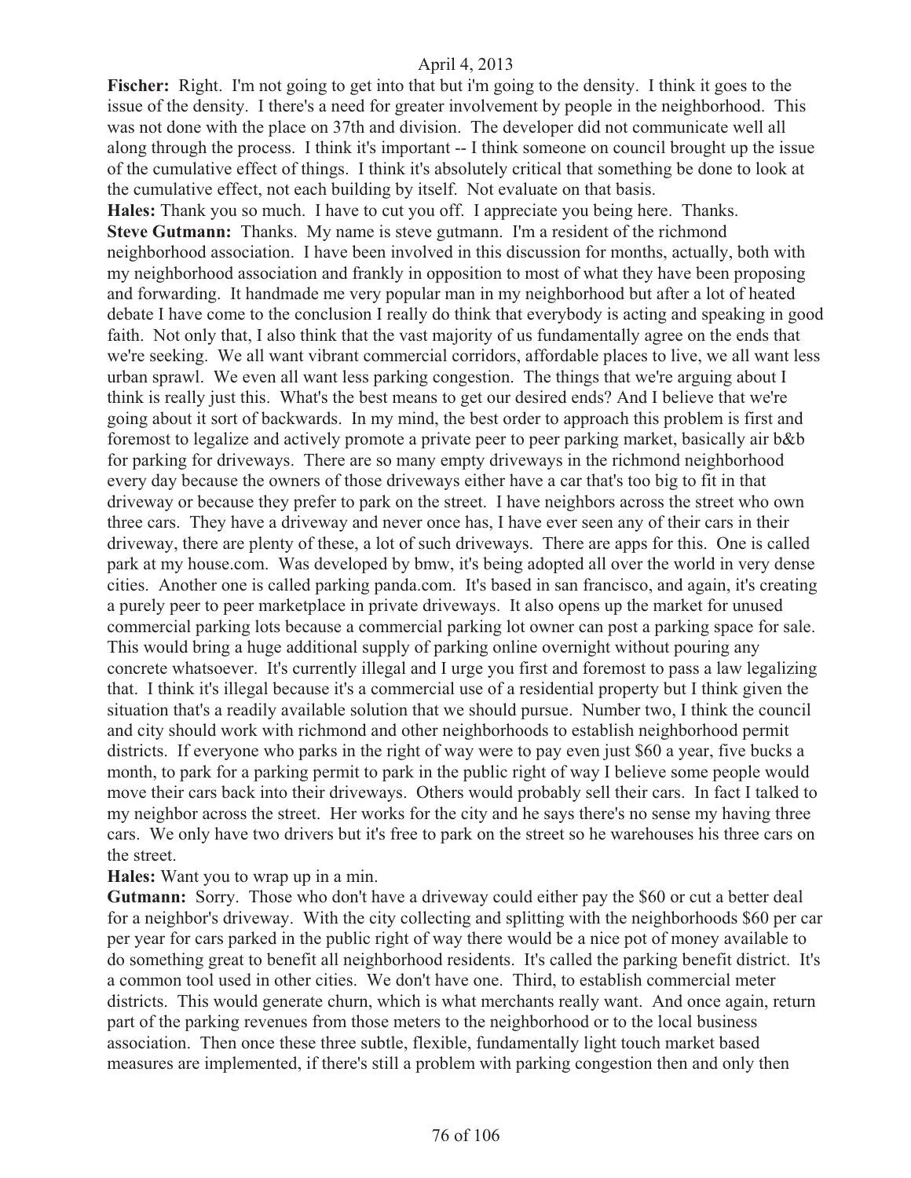**Fischer:** Right. I'm not going to get into that but i'm going to the density. I think it goes to the issue of the density. I there's a need for greater involvement by people in the neighborhood. This was not done with the place on 37th and division. The developer did not communicate well all along through the process. I think it's important -- I think someone on council brought up the issue of the cumulative effect of things. I think it's absolutely critical that something be done to look at the cumulative effect, not each building by itself. Not evaluate on that basis.

**Hales:** Thank you so much. I have to cut you off. I appreciate you being here. Thanks.

**Steve Gutmann:** Thanks. My name is steve gutmann. I'm a resident of the richmond neighborhood association. I have been involved in this discussion for months, actually, both with my neighborhood association and frankly in opposition to most of what they have been proposing and forwarding. It handmade me very popular man in my neighborhood but after a lot of heated debate I have come to the conclusion I really do think that everybody is acting and speaking in good faith. Not only that, I also think that the vast majority of us fundamentally agree on the ends that we're seeking. We all want vibrant commercial corridors, affordable places to live, we all want less urban sprawl. We even all want less parking congestion. The things that we're arguing about I think is really just this. What's the best means to get our desired ends? And I believe that we're going about it sort of backwards. In my mind, the best order to approach this problem is first and foremost to legalize and actively promote a private peer to peer parking market, basically air b&b for parking for driveways. There are so many empty driveways in the richmond neighborhood every day because the owners of those driveways either have a car that's too big to fit in that driveway or because they prefer to park on the street. I have neighbors across the street who own three cars. They have a driveway and never once has, I have ever seen any of their cars in their driveway, there are plenty of these, a lot of such driveways. There are apps for this. One is called park at my house.com. Was developed by bmw, it's being adopted all over the world in very dense cities. Another one is called parking panda.com. It's based in san francisco, and again, it's creating a purely peer to peer marketplace in private driveways. It also opens up the market for unused commercial parking lots because a commercial parking lot owner can post a parking space for sale. This would bring a huge additional supply of parking online overnight without pouring any concrete whatsoever. It's currently illegal and I urge you first and foremost to pass a law legalizing that. I think it's illegal because it's a commercial use of a residential property but I think given the situation that's a readily available solution that we should pursue. Number two, I think the council and city should work with richmond and other neighborhoods to establish neighborhood permit districts. If everyone who parks in the right of way were to pay even just $60 a year, five bucks a month, to park for a parking permit to park in the public right of way I believe some people would move their cars back into their driveways. Others would probably sell their cars. In fact I talked to my neighbor across the street. Her works for the city and he says there's no sense my having three cars. We only have two drivers but it's free to park on the street so he warehouses his three cars on the street.

**Hales:** Want you to wrap up in a min.

**Gutmann:** Sorry. Those who don't have a driveway could either pay the $60 or cut a better deal for a neighbor's driveway. With the city collecting and splitting with the neighborhoods $60 per car per year for cars parked in the public right of way there would be a nice pot of money available to do something great to benefit all neighborhood residents. It's called the parking benefit district. It's a common tool used in other cities. We don't have one. Third, to establish commercial meter districts. This would generate churn, which is what merchants really want. And once again, return part of the parking revenues from those meters to the neighborhood or to the local business association. Then once these three subtle, flexible, fundamentally light touch market based measures are implemented, if there's still a problem with parking congestion then and only then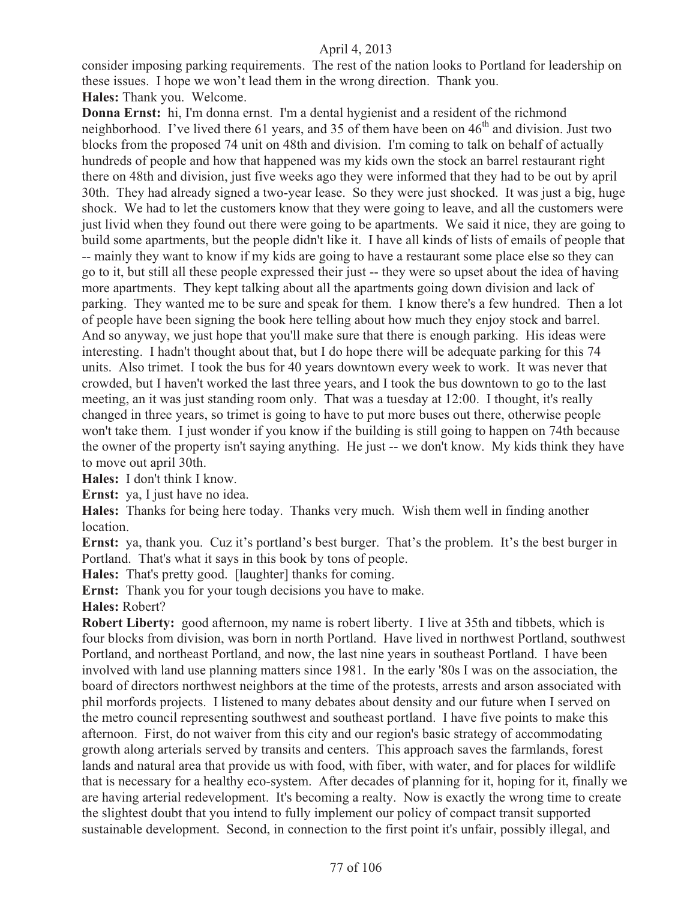consider imposing parking requirements. The rest of the nation looks to Portland for leadership on these issues. I hope we won't lead them in the wrong direction. Thank you.

**Hales:** Thank you. Welcome.

**Donna Ernst:** hi, I'm donna ernst. I'm a dental hygienist and a resident of the richmond neighborhood. I've lived there 61 years, and 35 of them have been on 46th and division. Just two blocks from the proposed 74 unit on 48th and division. I'm coming to talk on behalf of actually hundreds of people and how that happened was my kids own the stock an barrel restaurant right there on 48th and division, just five weeks ago they were informed that they had to be out by april 30th. They had already signed a two-year lease. So they were just shocked. It was just a big, huge shock. We had to let the customers know that they were going to leave, and all the customers were just livid when they found out there were going to be apartments. We said it nice, they are going to build some apartments, but the people didn't like it. I have all kinds of lists of emails of people that -- mainly they want to know if my kids are going to have a restaurant some place else so they can go to it, but still all these people expressed their just -- they were so upset about the idea of having more apartments. They kept talking about all the apartments going down division and lack of parking. They wanted me to be sure and speak for them. I know there's a few hundred. Then a lot of people have been signing the book here telling about how much they enjoy stock and barrel. And so anyway, we just hope that you'll make sure that there is enough parking. His ideas were interesting. I hadn't thought about that, but I do hope there will be adequate parking for this 74 units. Also trimet. I took the bus for 40 years downtown every week to work. It was never that crowded, but I haven't worked the last three years, and I took the bus downtown to go to the last meeting, an it was just standing room only. That was a tuesday at 12:00. I thought, it's really changed in three years, so trimet is going to have to put more buses out there, otherwise people won't take them. I just wonder if you know if the building is still going to happen on 74th because the owner of the property isn't saying anything. He just -- we don't know. My kids think they have to move out april 30th.

**Hales:** I don't think I know.

**Ernst:** ya, I just have no idea.

**Hales:** Thanks for being here today. Thanks very much. Wish them well in finding another location.

**Ernst:** ya, thank you. Cuz it's portland's best burger. That's the problem. It's the best burger in Portland. That's what it says in this book by tons of people.

**Hales:** That's pretty good. [laughter] thanks for coming.

**Ernst:** Thank you for your tough decisions you have to make.

**Hales:** Robert?

**Robert Liberty:** good afternoon, my name is robert liberty. I live at 35th and tibbets, which is four blocks from division, was born in north Portland. Have lived in northwest Portland, southwest Portland, and northeast Portland, and now, the last nine years in southeast Portland. I have been involved with land use planning matters since 1981. In the early '80s I was on the association, the board of directors northwest neighbors at the time of the protests, arrests and arson associated with phil morfords projects. I listened to many debates about density and our future when I served on the metro council representing southwest and southeast portland. I have five points to make this afternoon. First, do not waiver from this city and our region's basic strategy of accommodating growth along arterials served by transits and centers. This approach saves the farmlands, forest lands and natural area that provide us with food, with fiber, with water, and for places for wildlife that is necessary for a healthy eco-system. After decades of planning for it, hoping for it, finally we are having arterial redevelopment. It's becoming a realty. Now is exactly the wrong time to create the slightest doubt that you intend to fully implement our policy of compact transit supported sustainable development. Second, in connection to the first point it's unfair, possibly illegal, and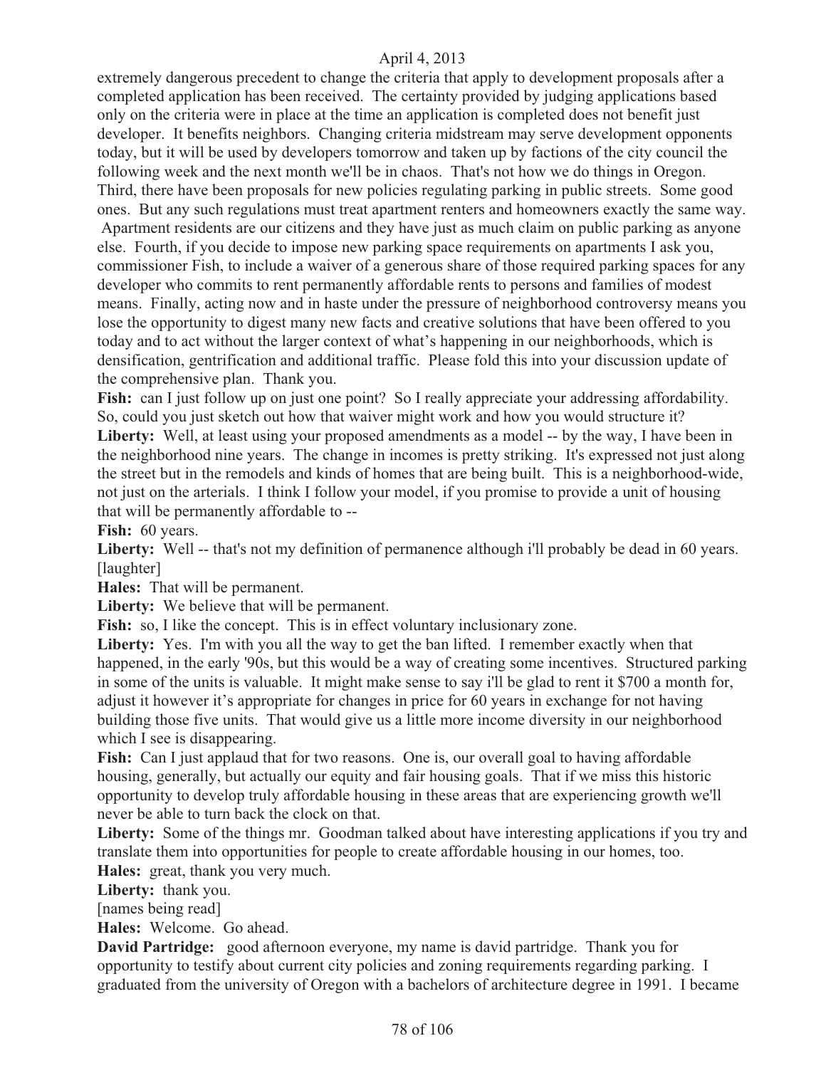extremely dangerous precedent to change the criteria that apply to development proposals after a completed application has been received. The certainty provided by judging applications based only on the criteria were in place at the time an application is completed does not benefit just developer. It benefits neighbors. Changing criteria midstream may serve development opponents today, but it will be used by developers tomorrow and taken up by factions of the city council the following week and the next month we'll be in chaos. That's not how we do things in Oregon. Third, there have been proposals for new policies regulating parking in public streets. Some good ones. But any such regulations must treat apartment renters and homeowners exactly the same way. Apartment residents are our citizens and they have just as much claim on public parking as anyone else. Fourth, if you decide to impose new parking space requirements on apartments I ask you, commissioner Fish, to include a waiver of a generous share of those required parking spaces for any developer who commits to rent permanently affordable rents to persons and families of modest means. Finally, acting now and in haste under the pressure of neighborhood controversy means you lose the opportunity to digest many new facts and creative solutions that have been offered to you today and to act without the larger context of what's happening in our neighborhoods, which is densification, gentrification and additional traffic. Please fold this into your discussion update of the comprehensive plan. Thank you.

**Fish:** can I just follow up on just one point? So I really appreciate your addressing affordability. So, could you just sketch out how that waiver might work and how you would structure it?

**Liberty:** Well, at least using your proposed amendments as a model -- by the way, I have been in the neighborhood nine years. The change in incomes is pretty striking. It's expressed not just along the street but in the remodels and kinds of homes that are being built. This is a neighborhood-wide, not just on the arterials. I think I follow your model, if you promise to provide a unit of housing that will be permanently affordable to --

**Fish:** 60 years.

**Liberty:** Well -- that's not my definition of permanence although i'll probably be dead in 60 years. [laughter]

**Hales:** That will be permanent.

**Liberty:** We believe that will be permanent.

**Fish:** so, I like the concept. This is in effect voluntary inclusionary zone.

**Liberty:** Yes. I'm with you all the way to get the ban lifted. I remember exactly when that happened, in the early '90s, but this would be a way of creating some incentives. Structured parking in some of the units is valuable. It might make sense to say i'll be glad to rent it $700 a month for, adjust it however it's appropriate for changes in price for 60 years in exchange for not having building those five units. That would give us a little more income diversity in our neighborhood which I see is disappearing.

**Fish:** Can I just applaud that for two reasons. One is, our overall goal to having affordable housing, generally, but actually our equity and fair housing goals. That if we miss this historic opportunity to develop truly affordable housing in these areas that are experiencing growth we'll never be able to turn back the clock on that.

**Liberty:** Some of the things mr. Goodman talked about have interesting applications if you try and translate them into opportunities for people to create affordable housing in our homes, too.

**Hales:** great, thank you very much.

**Liberty:** thank you.

[names being read]

**Hales:** Welcome. Go ahead.

**David Partridge:** good afternoon everyone, my name is david partridge. Thank you for opportunity to testify about current city policies and zoning requirements regarding parking. I graduated from the university of Oregon with a bachelors of architecture degree in 1991. I became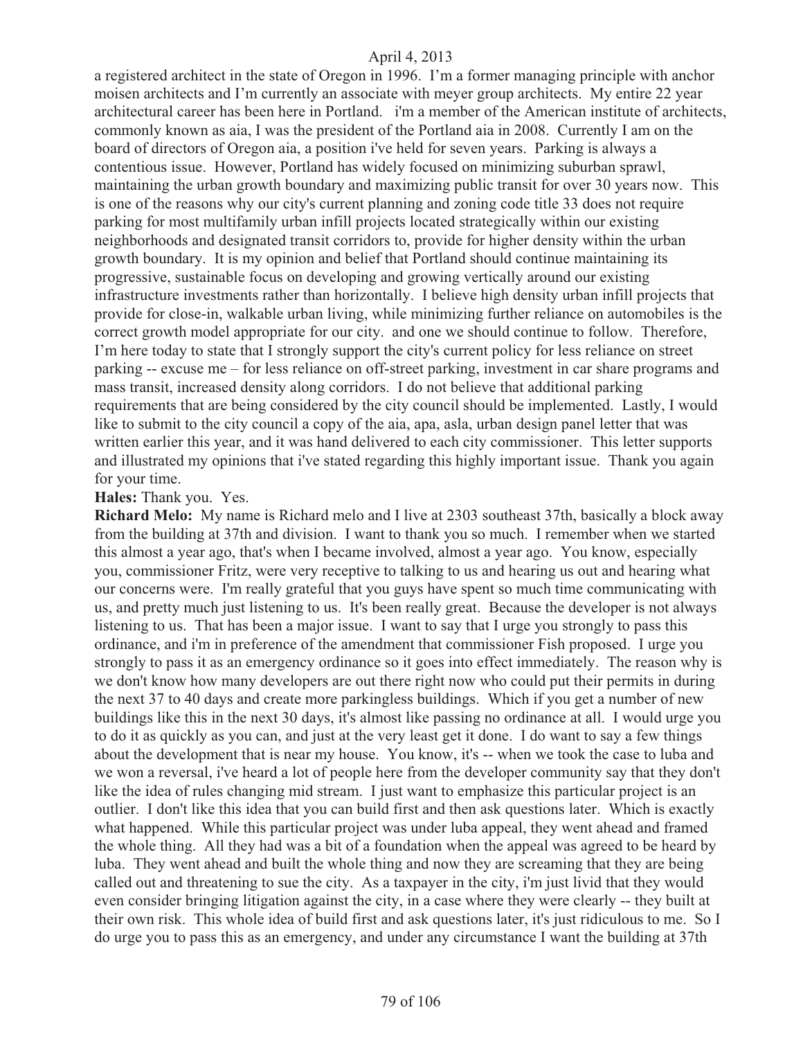a registered architect in the state of Oregon in 1996. I'm a former managing principle with anchor moisen architects and I'm currently an associate with meyer group architects. My entire 22 year architectural career has been here in Portland. i'm a member of the American institute of architects, commonly known as aia, I was the president of the Portland aia in 2008. Currently I am on the board of directors of Oregon aia, a position i've held for seven years. Parking is always a contentious issue. However, Portland has widely focused on minimizing suburban sprawl, maintaining the urban growth boundary and maximizing public transit for over 30 years now. This is one of the reasons why our city's current planning and zoning code title 33 does not require parking for most multifamily urban infill projects located strategically within our existing neighborhoods and designated transit corridors to, provide for higher density within the urban growth boundary. It is my opinion and belief that Portland should continue maintaining its progressive, sustainable focus on developing and growing vertically around our existing infrastructure investments rather than horizontally. I believe high density urban infill projects that provide for close-in, walkable urban living, while minimizing further reliance on automobiles is the correct growth model appropriate for our city. and one we should continue to follow. Therefore, I'm here today to state that I strongly support the city's current policy for less reliance on street parking -- excuse me – for less reliance on off-street parking, investment in car share programs and mass transit, increased density along corridors. I do not believe that additional parking requirements that are being considered by the city council should be implemented. Lastly, I would like to submit to the city council a copy of the aia, apa, asla, urban design panel letter that was written earlier this year, and it was hand delivered to each city commissioner. This letter supports and illustrated my opinions that i've stated regarding this highly important issue. Thank you again for your time.

**Hales:** Thank you. Yes.

**Richard Melo:** My name is Richard melo and I live at 2303 southeast 37th, basically a block away from the building at 37th and division. I want to thank you so much. I remember when we started this almost a year ago, that's when I became involved, almost a year ago. You know, especially you, commissioner Fritz, were very receptive to talking to us and hearing us out and hearing what our concerns were. I'm really grateful that you guys have spent so much time communicating with us, and pretty much just listening to us. It's been really great. Because the developer is not always listening to us. That has been a major issue. I want to say that I urge you strongly to pass this ordinance, and i'm in preference of the amendment that commissioner Fish proposed. I urge you strongly to pass it as an emergency ordinance so it goes into effect immediately. The reason why is we don't know how many developers are out there right now who could put their permits in during the next 37 to 40 days and create more parkingless buildings. Which if you get a number of new buildings like this in the next 30 days, it's almost like passing no ordinance at all. I would urge you to do it as quickly as you can, and just at the very least get it done. I do want to say a few things about the development that is near my house. You know, it's -- when we took the case to luba and we won a reversal, i've heard a lot of people here from the developer community say that they don't like the idea of rules changing mid stream. I just want to emphasize this particular project is an outlier. I don't like this idea that you can build first and then ask questions later. Which is exactly what happened. While this particular project was under luba appeal, they went ahead and framed the whole thing. All they had was a bit of a foundation when the appeal was agreed to be heard by luba. They went ahead and built the whole thing and now they are screaming that they are being called out and threatening to sue the city. As a taxpayer in the city, i'm just livid that they would even consider bringing litigation against the city, in a case where they were clearly -- they built at their own risk. This whole idea of build first and ask questions later, it's just ridiculous to me. So I do urge you to pass this as an emergency, and under any circumstance I want the building at 37th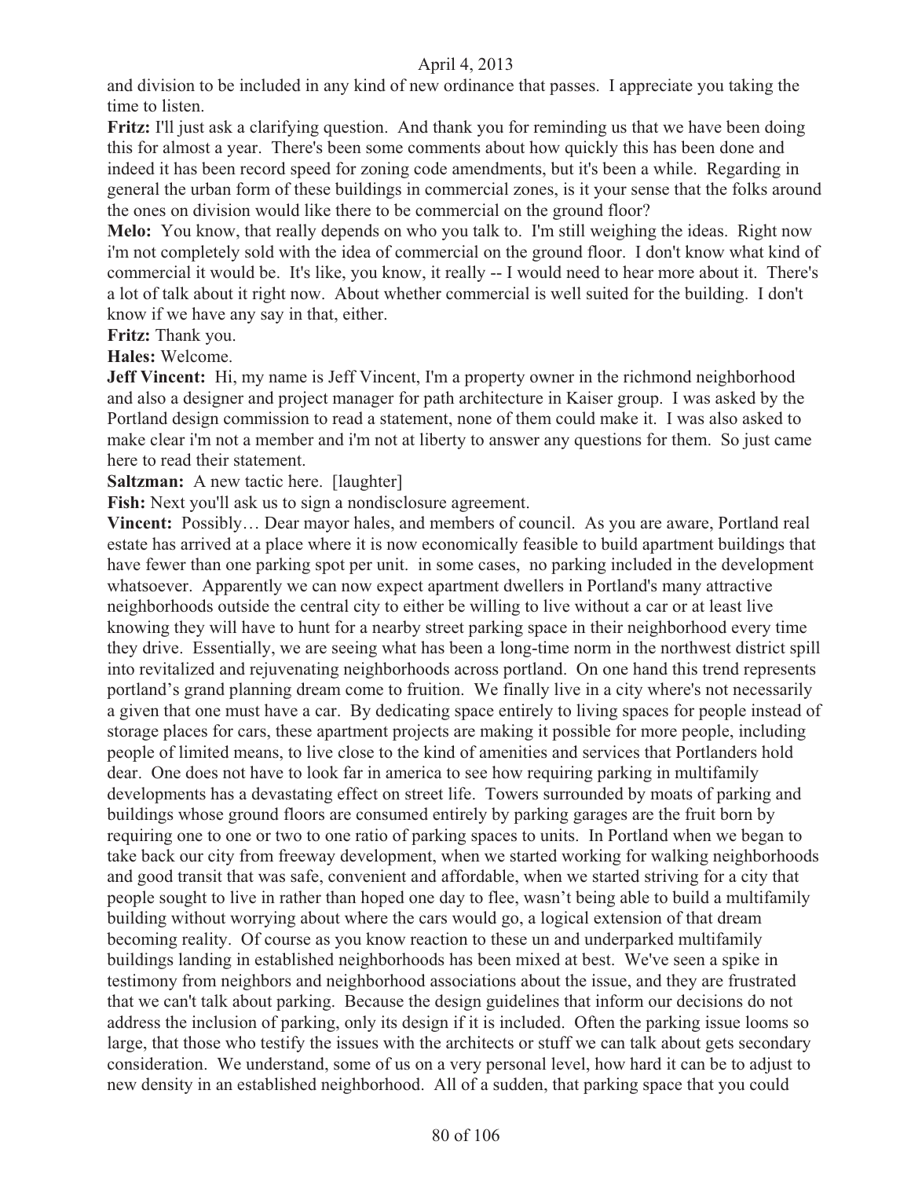and division to be included in any kind of new ordinance that passes. I appreciate you taking the time to listen.

**Fritz:** I'll just ask a clarifying question. And thank you for reminding us that we have been doing this for almost a year. There's been some comments about how quickly this has been done and indeed it has been record speed for zoning code amendments, but it's been a while. Regarding in general the urban form of these buildings in commercial zones, is it your sense that the folks around the ones on division would like there to be commercial on the ground floor?

**Melo:** You know, that really depends on who you talk to. I'm still weighing the ideas. Right now i'm not completely sold with the idea of commercial on the ground floor. I don't know what kind of commercial it would be. It's like, you know, it really -- I would need to hear more about it. There's a lot of talk about it right now. About whether commercial is well suited for the building. I don't know if we have any say in that, either.

**Fritz:** Thank you.

**Hales:** Welcome.

**Jeff Vincent:** Hi, my name is Jeff Vincent, I'm a property owner in the richmond neighborhood and also a designer and project manager for path architecture in Kaiser group. I was asked by the Portland design commission to read a statement, none of them could make it. I was also asked to make clear i'm not a member and i'm not at liberty to answer any questions for them. So just came here to read their statement.

**Saltzman:** A new tactic here. [laughter]

**Fish:** Next you'll ask us to sign a nondisclosure agreement.

**Vincent:** Possibly… Dear mayor hales, and members of council. As you are aware, Portland real estate has arrived at a place where it is now economically feasible to build apartment buildings that have fewer than one parking spot per unit. in some cases, no parking included in the development whatsoever. Apparently we can now expect apartment dwellers in Portland's many attractive neighborhoods outside the central city to either be willing to live without a car or at least live knowing they will have to hunt for a nearby street parking space in their neighborhood every time they drive. Essentially, we are seeing what has been a long-time norm in the northwest district spill into revitalized and rejuvenating neighborhoods across portland. On one hand this trend represents portland's grand planning dream come to fruition. We finally live in a city where's not necessarily a given that one must have a car. By dedicating space entirely to living spaces for people instead of storage places for cars, these apartment projects are making it possible for more people, including people of limited means, to live close to the kind of amenities and services that Portlanders hold dear. One does not have to look far in america to see how requiring parking in multifamily developments has a devastating effect on street life. Towers surrounded by moats of parking and buildings whose ground floors are consumed entirely by parking garages are the fruit born by requiring one to one or two to one ratio of parking spaces to units. In Portland when we began to take back our city from freeway development, when we started working for walking neighborhoods and good transit that was safe, convenient and affordable, when we started striving for a city that people sought to live in rather than hoped one day to flee, wasn't being able to build a multifamily building without worrying about where the cars would go, a logical extension of that dream becoming reality. Of course as you know reaction to these un and underparked multifamily buildings landing in established neighborhoods has been mixed at best. We've seen a spike in testimony from neighbors and neighborhood associations about the issue, and they are frustrated that we can't talk about parking. Because the design guidelines that inform our decisions do not address the inclusion of parking, only its design if it is included. Often the parking issue looms so large, that those who testify the issues with the architects or stuff we can talk about gets secondary consideration. We understand, some of us on a very personal level, how hard it can be to adjust to new density in an established neighborhood. All of a sudden, that parking space that you could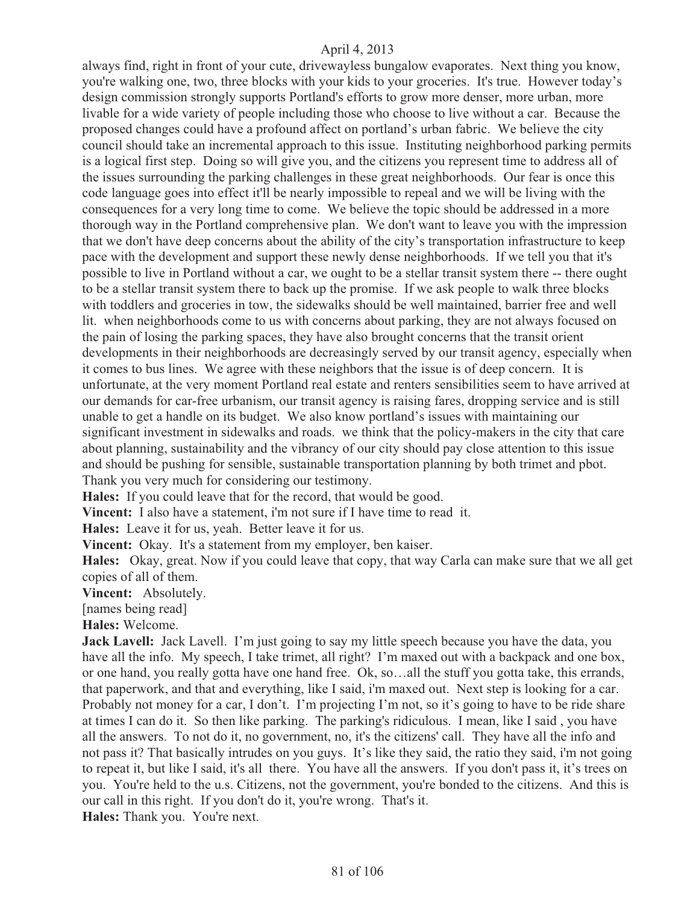always find, right in front of your cute, drivewayless bungalow evaporates. Next thing you know, you're walking one, two, three blocks with your kids to your groceries. It's true. However today's design commission strongly supports Portland's efforts to grow more denser, more urban, more livable for a wide variety of people including those who choose to live without a car. Because the proposed changes could have a profound affect on portland's urban fabric. We believe the city council should take an incremental approach to this issue. Instituting neighborhood parking permits is a logical first step. Doing so will give you, and the citizens you represent time to address all of the issues surrounding the parking challenges in these great neighborhoods. Our fear is once this code language goes into effect it'll be nearly impossible to repeal and we will be living with the consequences for a very long time to come. We believe the topic should be addressed in a more thorough way in the Portland comprehensive plan. We don't want to leave you with the impression that we don't have deep concerns about the ability of the city's transportation infrastructure to keep pace with the development and support these newly dense neighborhoods. If we tell you that it's possible to live in Portland without a car, we ought to be a stellar transit system there -- there ought to be a stellar transit system there to back up the promise. If we ask people to walk three blocks with toddlers and groceries in tow, the sidewalks should be well maintained, barrier free and well lit. when neighborhoods come to us with concerns about parking, they are not always focused on the pain of losing the parking spaces, they have also brought concerns that the transit orient developments in their neighborhoods are decreasingly served by our transit agency, especially when it comes to bus lines. We agree with these neighbors that the issue is of deep concern. It is unfortunate, at the very moment Portland real estate and renters sensibilities seem to have arrived at our demands for car-free urbanism, our transit agency is raising fares, dropping service and is still unable to get a handle on its budget. We also know portland's issues with maintaining our significant investment in sidewalks and roads. we think that the policy-makers in the city that care about planning, sustainability and the vibrancy of our city should pay close attention to this issue and should be pushing for sensible, sustainable transportation planning by both trimet and pbot. Thank you very much for considering our testimony.

**Hales:** If you could leave that for the record, that would be good.

**Vincent:** I also have a statement, i'm not sure if I have time to read it.

**Hales:** Leave it for us, yeah. Better leave it for us.

**Vincent:** Okay. It's a statement from my employer, ben kaiser.

**Hales:** Okay, great. Now if you could leave that copy, that way Carla can make sure that we all get copies of all of them.

**Vincent:** Absolutely.

[names being read]

**Hales:** Welcome.

**Jack Lavell:** Jack Lavell. I'm just going to say my little speech because you have the data, you have all the info. My speech, I take trimet, all right? I'm maxed out with a backpack and one box, or one hand, you really gotta have one hand free. Ok, so…all the stuff you gotta take, this errands, that paperwork, and that and everything, like I said, i'm maxed out. Next step is looking for a car. Probably not money for a car, I don't. I'm projecting I'm not, so it's going to have to be ride share at times I can do it. So then like parking. The parking's ridiculous. I mean, like I said , you have all the answers. To not do it, no government, no, it's the citizens' call. They have all the info and not pass it? That basically intrudes on you guys. It's like they said, the ratio they said, i'm not going to repeat it, but like I said, it's all there. You have all the answers. If you don't pass it, it's trees on you. You're held to the u.s. Citizens, not the government, you're bonded to the citizens. And this is our call in this right. If you don't do it, you're wrong. That's it.

**Hales:** Thank you. You're next.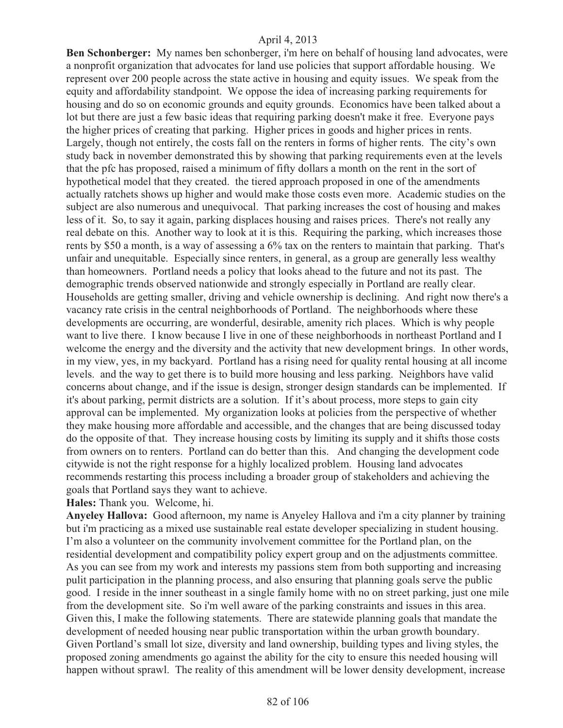**Ben Schonberger:** My names ben schonberger, i'm here on behalf of housing land advocates, were a nonprofit organization that advocates for land use policies that support affordable housing. We represent over 200 people across the state active in housing and equity issues. We speak from the equity and affordability standpoint. We oppose the idea of increasing parking requirements for housing and do so on economic grounds and equity grounds. Economics have been talked about a lot but there are just a few basic ideas that requiring parking doesn't make it free. Everyone pays the higher prices of creating that parking. Higher prices in goods and higher prices in rents. Largely, though not entirely, the costs fall on the renters in forms of higher rents. The city's own study back in november demonstrated this by showing that parking requirements even at the levels that the pfc has proposed, raised a minimum of fifty dollars a month on the rent in the sort of hypothetical model that they created. the tiered approach proposed in one of the amendments actually ratchets shows up higher and would make those costs even more. Academic studies on the subject are also numerous and unequivocal. That parking increases the cost of housing and makes less of it. So, to say it again, parking displaces housing and raises prices. There's not really any real debate on this. Another way to look at it is this. Requiring the parking, which increases those rents by $50 a month, is a way of assessing a 6% tax on the renters to maintain that parking. That's unfair and unequitable. Especially since renters, in general, as a group are generally less wealthy than homeowners. Portland needs a policy that looks ahead to the future and not its past. The demographic trends observed nationwide and strongly especially in Portland are really clear. Households are getting smaller, driving and vehicle ownership is declining. And right now there's a vacancy rate crisis in the central neighborhoods of Portland. The neighborhoods where these developments are occurring, are wonderful, desirable, amenity rich places. Which is why people want to live there. I know because I live in one of these neighborhoods in northeast Portland and I welcome the energy and the diversity and the activity that new development brings. In other words, in my view, yes, in my backyard. Portland has a rising need for quality rental housing at all income levels. and the way to get there is to build more housing and less parking. Neighbors have valid concerns about change, and if the issue is design, stronger design standards can be implemented. If it's about parking, permit districts are a solution. If it's about process, more steps to gain city approval can be implemented. My organization looks at policies from the perspective of whether they make housing more affordable and accessible, and the changes that are being discussed today do the opposite of that. They increase housing costs by limiting its supply and it shifts those costs from owners on to renters. Portland can do better than this. And changing the development code citywide is not the right response for a highly localized problem. Housing land advocates recommends restarting this process including a broader group of stakeholders and achieving the goals that Portland says they want to achieve.

**Hales:** Thank you. Welcome, hi.

**Anyeley Hallova:** Good afternoon, my name is Anyeley Hallova and i'm a city planner by training but i'm practicing as a mixed use sustainable real estate developer specializing in student housing. I'm also a volunteer on the community involvement committee for the Portland plan, on the residential development and compatibility policy expert group and on the adjustments committee. As you can see from my work and interests my passions stem from both supporting and increasing pulit participation in the planning process, and also ensuring that planning goals serve the public good. I reside in the inner southeast in a single family home with no on street parking, just one mile from the development site. So i'm well aware of the parking constraints and issues in this area. Given this, I make the following statements. There are statewide planning goals that mandate the development of needed housing near public transportation within the urban growth boundary. Given Portland's small lot size, diversity and land ownership, building types and living styles, the proposed zoning amendments go against the ability for the city to ensure this needed housing will happen without sprawl. The reality of this amendment will be lower density development, increase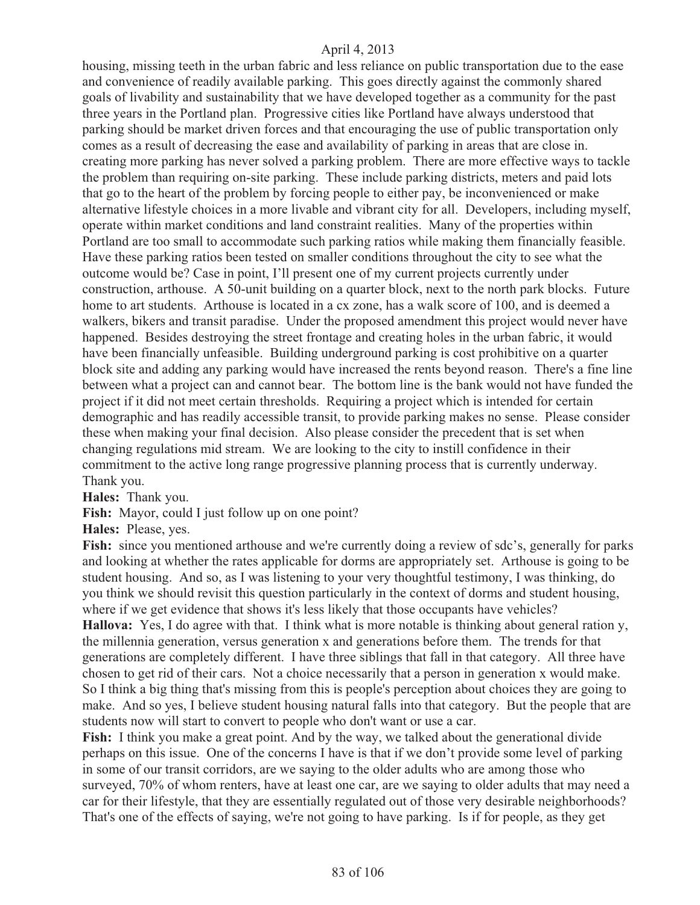housing, missing teeth in the urban fabric and less reliance on public transportation due to the ease and convenience of readily available parking. This goes directly against the commonly shared goals of livability and sustainability that we have developed together as a community for the past three years in the Portland plan. Progressive cities like Portland have always understood that parking should be market driven forces and that encouraging the use of public transportation only comes as a result of decreasing the ease and availability of parking in areas that are close in. creating more parking has never solved a parking problem. There are more effective ways to tackle the problem than requiring on-site parking. These include parking districts, meters and paid lots that go to the heart of the problem by forcing people to either pay, be inconvenienced or make alternative lifestyle choices in a more livable and vibrant city for all. Developers, including myself, operate within market conditions and land constraint realities. Many of the properties within Portland are too small to accommodate such parking ratios while making them financially feasible. Have these parking ratios been tested on smaller conditions throughout the city to see what the outcome would be? Case in point, I'll present one of my current projects currently under construction, arthouse. A 50-unit building on a quarter block, next to the north park blocks. Future home to art students. Arthouse is located in a cx zone, has a walk score of 100, and is deemed a walkers, bikers and transit paradise. Under the proposed amendment this project would never have happened. Besides destroying the street frontage and creating holes in the urban fabric, it would have been financially unfeasible. Building underground parking is cost prohibitive on a quarter block site and adding any parking would have increased the rents beyond reason. There's a fine line between what a project can and cannot bear. The bottom line is the bank would not have funded the project if it did not meet certain thresholds. Requiring a project which is intended for certain demographic and has readily accessible transit, to provide parking makes no sense. Please consider these when making your final decision. Also please consider the precedent that is set when changing regulations mid stream. We are looking to the city to instill confidence in their commitment to the active long range progressive planning process that is currently underway. Thank you.

**Hales:** Thank you.

**Fish:** Mayor, could I just follow up on one point?

**Hales:** Please, yes.

**Fish:** since you mentioned arthouse and we're currently doing a review of sdc's, generally for parks and looking at whether the rates applicable for dorms are appropriately set. Arthouse is going to be student housing. And so, as I was listening to your very thoughtful testimony, I was thinking, do you think we should revisit this question particularly in the context of dorms and student housing, where if we get evidence that shows it's less likely that those occupants have vehicles?

**Hallova:** Yes, I do agree with that. I think what is more notable is thinking about general ration y, the millennia generation, versus generation x and generations before them. The trends for that generations are completely different. I have three siblings that fall in that category. All three have chosen to get rid of their cars. Not a choice necessarily that a person in generation x would make. So I think a big thing that's missing from this is people's perception about choices they are going to make. And so yes, I believe student housing natural falls into that category. But the people that are students now will start to convert to people who don't want or use a car.

**Fish:** I think you make a great point. And by the way, we talked about the generational divide perhaps on this issue. One of the concerns I have is that if we don't provide some level of parking in some of our transit corridors, are we saying to the older adults who are among those who surveyed, 70% of whom renters, have at least one car, are we saying to older adults that may need a car for their lifestyle, that they are essentially regulated out of those very desirable neighborhoods? That's one of the effects of saying, we're not going to have parking. Is if for people, as they get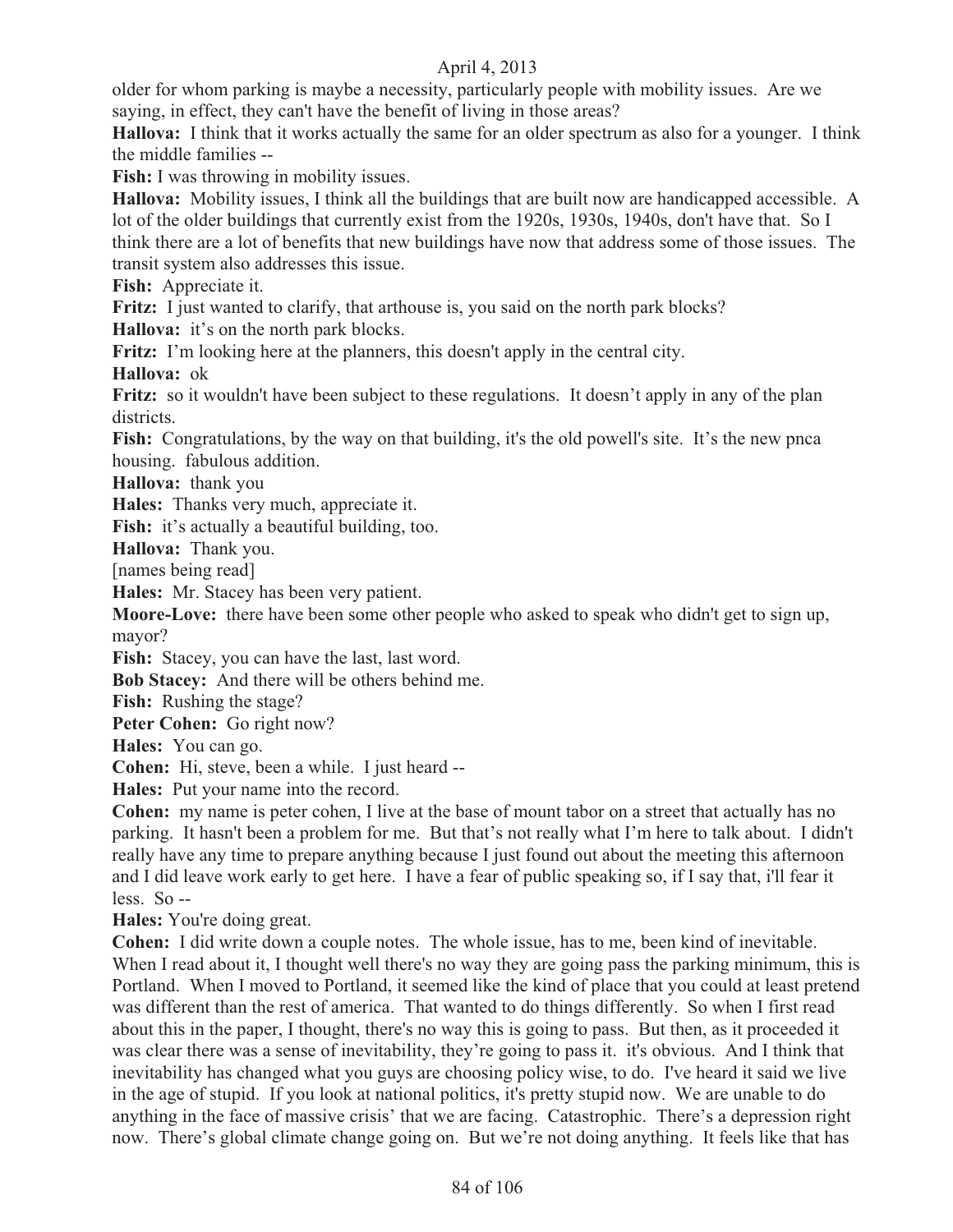older for whom parking is maybe a necessity, particularly people with mobility issues. Are we saying, in effect, they can't have the benefit of living in those areas?

**Hallova:** I think that it works actually the same for an older spectrum as also for a younger. I think the middle families --

**Fish:** I was throwing in mobility issues.

**Hallova:** Mobility issues, I think all the buildings that are built now are handicapped accessible. A lot of the older buildings that currently exist from the 1920s, 1930s, 1940s, don't have that. So I think there are a lot of benefits that new buildings have now that address some of those issues. The transit system also addresses this issue.

**Fish:** Appreciate it.

**Fritz:** I just wanted to clarify, that arthouse is, you said on the north park blocks?

**Hallova:** it's on the north park blocks.

**Fritz:** I'm looking here at the planners, this doesn't apply in the central city.

**Hallova:** ok

**Fritz:** so it wouldn't have been subject to these regulations. It doesn't apply in any of the plan districts.

**Fish:** Congratulations, by the way on that building, it's the old powell's site. It's the new pnca housing. fabulous addition.

**Hallova:** thank you

**Hales:** Thanks very much, appreciate it.

**Fish:** it's actually a beautiful building, too.

**Hallova:** Thank you.

[names being read]

**Hales:** Mr. Stacey has been very patient.

**Moore-Love:** there have been some other people who asked to speak who didn't get to sign up, mayor?

**Fish:** Stacey, you can have the last, last word.

**Bob Stacey:** And there will be others behind me.

**Fish:** Rushing the stage?

**Peter Cohen:** Go right now?

**Hales:** You can go.

**Cohen:** Hi, steve, been a while. I just heard --

**Hales:** Put your name into the record.

**Cohen:** my name is peter cohen, I live at the base of mount tabor on a street that actually has no parking. It hasn't been a problem for me. But that's not really what I'm here to talk about. I didn't really have any time to prepare anything because I just found out about the meeting this afternoon and I did leave work early to get here. I have a fear of public speaking so, if I say that, i'll fear it less. So --

**Hales:** You're doing great.

**Cohen:** I did write down a couple notes. The whole issue, has to me, been kind of inevitable. When I read about it, I thought well there's no way they are going pass the parking minimum, this is Portland. When I moved to Portland, it seemed like the kind of place that you could at least pretend was different than the rest of america. That wanted to do things differently. So when I first read about this in the paper, I thought, there's no way this is going to pass. But then, as it proceeded it was clear there was a sense of inevitability, they're going to pass it. it's obvious. And I think that inevitability has changed what you guys are choosing policy wise, to do. I've heard it said we live in the age of stupid. If you look at national politics, it's pretty stupid now. We are unable to do anything in the face of massive crisis' that we are facing. Catastrophic. There's a depression right now. There's global climate change going on. But we're not doing anything. It feels like that has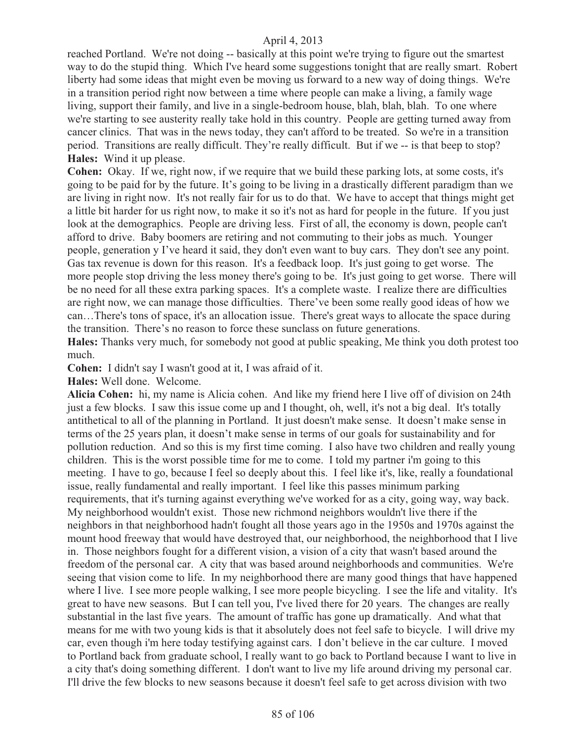reached Portland. We're not doing -- basically at this point we're trying to figure out the smartest way to do the stupid thing. Which I've heard some suggestions tonight that are really smart. Robert liberty had some ideas that might even be moving us forward to a new way of doing things. We're in a transition period right now between a time where people can make a living, a family wage living, support their family, and live in a single-bedroom house, blah, blah, blah. To one where we're starting to see austerity really take hold in this country. People are getting turned away from cancer clinics. That was in the news today, they can't afford to be treated. So we're in a transition period. Transitions are really difficult. They're really difficult. But if we -- is that beep to stop?

**Hales:** Wind it up please.

**Cohen:** Okay. If we, right now, if we require that we build these parking lots, at some costs, it's going to be paid for by the future. It's going to be living in a drastically different paradigm than we are living in right now. It's not really fair for us to do that. We have to accept that things might get a little bit harder for us right now, to make it so it's not as hard for people in the future. If you just look at the demographics. People are driving less. First of all, the economy is down, people can't afford to drive. Baby boomers are retiring and not commuting to their jobs as much. Younger people, generation y I've heard it said, they don't even want to buy cars. They don't see any point. Gas tax revenue is down for this reason. It's a feedback loop. It's just going to get worse. The more people stop driving the less money there's going to be. It's just going to get worse. There will be no need for all these extra parking spaces. It's a complete waste. I realize there are difficulties are right now, we can manage those difficulties. There've been some really good ideas of how we can…There's tons of space, it's an allocation issue. There's great ways to allocate the space during the transition. There's no reason to force these sunclass on future generations.

**Hales:** Thanks very much, for somebody not good at public speaking, Me think you doth protest too much.

**Cohen:** I didn't say I wasn't good at it, I was afraid of it.

**Hales:** Well done. Welcome.

**Alicia Cohen:** hi, my name is Alicia cohen. And like my friend here I live off of division on 24th just a few blocks. I saw this issue come up and I thought, oh, well, it's not a big deal. It's totally antithetical to all of the planning in Portland. It just doesn't make sense. It doesn't make sense in terms of the 25 years plan, it doesn't make sense in terms of our goals for sustainability and for pollution reduction. And so this is my first time coming. I also have two children and really young children. This is the worst possible time for me to come. I told my partner i'm going to this meeting. I have to go, because I feel so deeply about this. I feel like it's, like, really a foundational issue, really fundamental and really important. I feel like this passes minimum parking requirements, that it's turning against everything we've worked for as a city, going way, way back. My neighborhood wouldn't exist. Those new richmond neighbors wouldn't live there if the neighbors in that neighborhood hadn't fought all those years ago in the 1950s and 1970s against the mount hood freeway that would have destroyed that, our neighborhood, the neighborhood that I live in. Those neighbors fought for a different vision, a vision of a city that wasn't based around the freedom of the personal car. A city that was based around neighborhoods and communities. We're seeing that vision come to life. In my neighborhood there are many good things that have happened where I live. I see more people walking, I see more people bicycling. I see the life and vitality. It's great to have new seasons. But I can tell you, I've lived there for 20 years. The changes are really substantial in the last five years. The amount of traffic has gone up dramatically. And what that means for me with two young kids is that it absolutely does not feel safe to bicycle. I will drive my car, even though i'm here today testifying against cars. I don't believe in the car culture. I moved to Portland back from graduate school, I really want to go back to Portland because I want to live in a city that's doing something different. I don't want to live my life around driving my personal car. I'll drive the few blocks to new seasons because it doesn't feel safe to get across division with two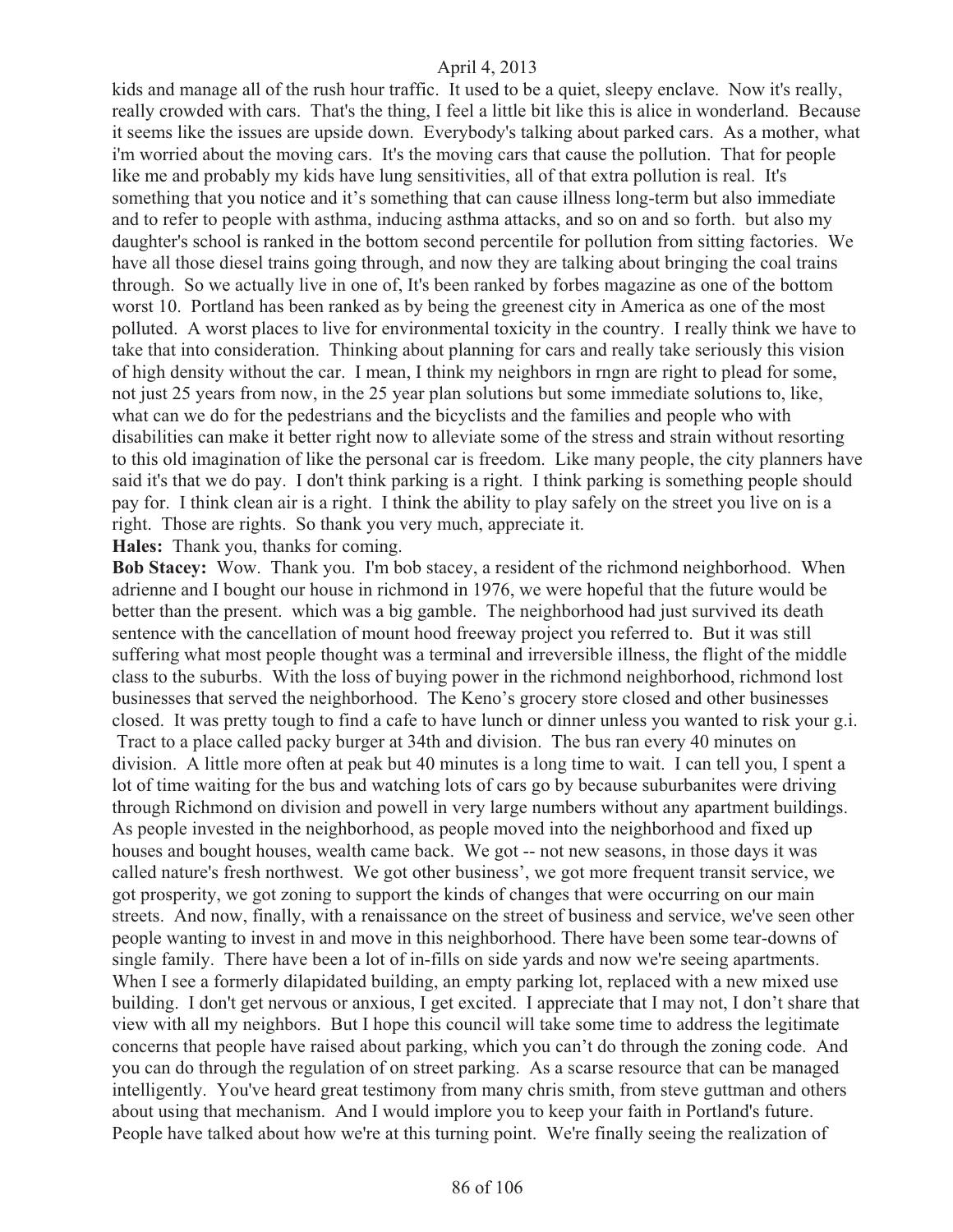kids and manage all of the rush hour traffic. It used to be a quiet, sleepy enclave. Now it's really, really crowded with cars. That's the thing, I feel a little bit like this is alice in wonderland. Because it seems like the issues are upside down. Everybody's talking about parked cars. As a mother, what i'm worried about the moving cars. It's the moving cars that cause the pollution. That for people like me and probably my kids have lung sensitivities, all of that extra pollution is real. It's something that you notice and it's something that can cause illness long-term but also immediate and to refer to people with asthma, inducing asthma attacks, and so on and so forth. but also my daughter's school is ranked in the bottom second percentile for pollution from sitting factories. We have all those diesel trains going through, and now they are talking about bringing the coal trains through. So we actually live in one of, It's been ranked by forbes magazine as one of the bottom worst 10. Portland has been ranked as by being the greenest city in America as one of the most polluted. A worst places to live for environmental toxicity in the country. I really think we have to take that into consideration. Thinking about planning for cars and really take seriously this vision of high density without the car. I mean, I think my neighbors in rngn are right to plead for some, not just 25 years from now, in the 25 year plan solutions but some immediate solutions to, like, what can we do for the pedestrians and the bicyclists and the families and people who with disabilities can make it better right now to alleviate some of the stress and strain without resorting to this old imagination of like the personal car is freedom. Like many people, the city planners have said it's that we do pay. I don't think parking is a right. I think parking is something people should pay for. I think clean air is a right. I think the ability to play safely on the street you live on is a right. Those are rights. So thank you very much, appreciate it.

**Hales:** Thank you, thanks for coming.

**Bob Stacey:** Wow. Thank you. I'm bob stacey, a resident of the richmond neighborhood. When adrienne and I bought our house in richmond in 1976, we were hopeful that the future would be better than the present. which was a big gamble. The neighborhood had just survived its death sentence with the cancellation of mount hood freeway project you referred to. But it was still suffering what most people thought was a terminal and irreversible illness, the flight of the middle class to the suburbs. With the loss of buying power in the richmond neighborhood, richmond lost businesses that served the neighborhood. The Keno's grocery store closed and other businesses closed. It was pretty tough to find a cafe to have lunch or dinner unless you wanted to risk your g.i. Tract to a place called packy burger at 34th and division. The bus ran every 40 minutes on division. A little more often at peak but 40 minutes is a long time to wait. I can tell you, I spent a lot of time waiting for the bus and watching lots of cars go by because suburbanites were driving through Richmond on division and powell in very large numbers without any apartment buildings. As people invested in the neighborhood, as people moved into the neighborhood and fixed up houses and bought houses, wealth came back. We got -- not new seasons, in those days it was called nature's fresh northwest. We got other business', we got more frequent transit service, we got prosperity, we got zoning to support the kinds of changes that were occurring on our main streets. And now, finally, with a renaissance on the street of business and service, we've seen other people wanting to invest in and move in this neighborhood. There have been some tear-downs of single family. There have been a lot of in-fills on side yards and now we're seeing apartments. When I see a formerly dilapidated building, an empty parking lot, replaced with a new mixed use building. I don't get nervous or anxious, I get excited. I appreciate that I may not, I don't share that view with all my neighbors. But I hope this council will take some time to address the legitimate concerns that people have raised about parking, which you can't do through the zoning code. And you can do through the regulation of on street parking. As a scarse resource that can be managed intelligently. You've heard great testimony from many chris smith, from steve guttman and others about using that mechanism. And I would implore you to keep your faith in Portland's future. People have talked about how we're at this turning point. We're finally seeing the realization of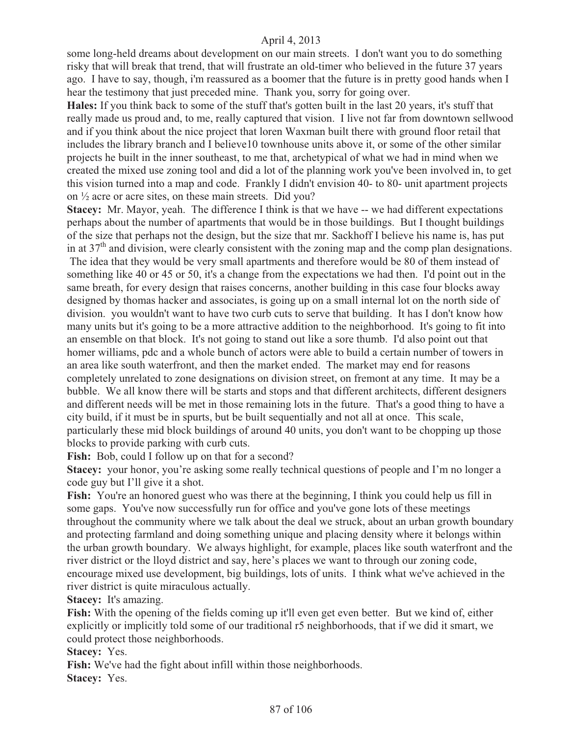some long-held dreams about development on our main streets. I don't want you to do something risky that will break that trend, that will frustrate an old-timer who believed in the future 37 years ago. I have to say, though, i'm reassured as a boomer that the future is in pretty good hands when I hear the testimony that just preceded mine. Thank you, sorry for going over.

**Hales:** If you think back to some of the stuff that's gotten built in the last 20 years, it's stuff that really made us proud and, to me, really captured that vision. I live not far from downtown sellwood and if you think about the nice project that loren Waxman built there with ground floor retail that includes the library branch and I believe10 townhouse units above it, or some of the other similar projects he built in the inner southeast, to me that, archetypical of what we had in mind when we created the mixed use zoning tool and did a lot of the planning work you've been involved in, to get this vision turned into a map and code. Frankly I didn't envision 40- to 80- unit apartment projects on ½ acre or acre sites, on these main streets. Did you?

**Stacey:** Mr. Mayor, yeah. The difference I think is that we have -- we had different expectations perhaps about the number of apartments that would be in those buildings. But I thought buildings of the size that perhaps not the design, but the size that mr. Sackhoff I believe his name is, has put in at 37th and division, were clearly consistent with the zoning map and the comp plan designations. The idea that they would be very small apartments and therefore would be 80 of them instead of something like 40 or 45 or 50, it's a change from the expectations we had then. I'd point out in the same breath, for every design that raises concerns, another building in this case four blocks away designed by thomas hacker and associates, is going up on a small internal lot on the north side of division. you wouldn't want to have two curb cuts to serve that building. It has I don't know how many units but it's going to be a more attractive addition to the neighborhood. It's going to fit into an ensemble on that block. It's not going to stand out like a sore thumb. I'd also point out that homer williams, pdc and a whole bunch of actors were able to build a certain number of towers in an area like south waterfront, and then the market ended. The market may end for reasons completely unrelated to zone designations on division street, on fremont at any time. It may be a bubble. We all know there will be starts and stops and that different architects, different designers and different needs will be met in those remaining lots in the future. That's a good thing to have a city build, if it must be in spurts, but be built sequentially and not all at once. This scale, particularly these mid block buildings of around 40 units, you don't want to be chopping up those blocks to provide parking with curb cuts.

**Fish:** Bob, could I follow up on that for a second?

**Stacey:** your honor, you're asking some really technical questions of people and I'm no longer a code guy but I'll give it a shot.

**Fish:** You're an honored guest who was there at the beginning, I think you could help us fill in some gaps. You've now successfully run for office and you've gone lots of these meetings throughout the community where we talk about the deal we struck, about an urban growth boundary and protecting farmland and doing something unique and placing density where it belongs within the urban growth boundary. We always highlight, for example, places like south waterfront and the river district or the lloyd district and say, here's places we want to through our zoning code, encourage mixed use development, big buildings, lots of units. I think what we've achieved in the river district is quite miraculous actually.

**Stacey:** It's amazing.

**Fish:** With the opening of the fields coming up it'll even get even better. But we kind of, either explicitly or implicitly told some of our traditional r5 neighborhoods, that if we did it smart, we could protect those neighborhoods.

**Stacey:** Yes.

**Fish:** We've had the fight about infill within those neighborhoods.

**Stacey:** Yes.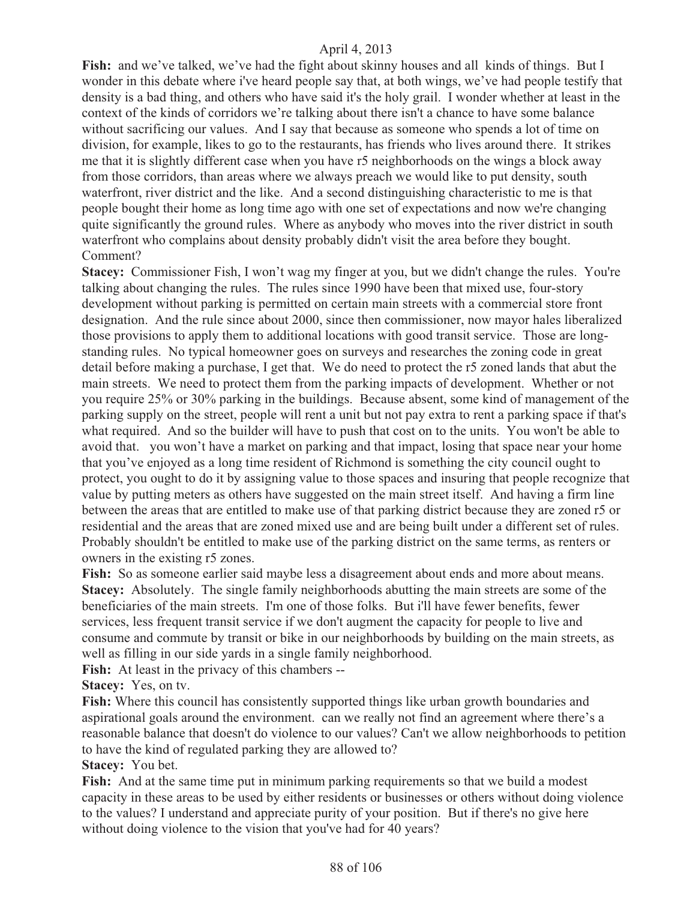**Fish:** and we've talked, we've had the fight about skinny houses and all kinds of things. But I wonder in this debate where i've heard people say that, at both wings, we've had people testify that density is a bad thing, and others who have said it's the holy grail. I wonder whether at least in the context of the kinds of corridors we're talking about there isn't a chance to have some balance without sacrificing our values. And I say that because as someone who spends a lot of time on division, for example, likes to go to the restaurants, has friends who lives around there. It strikes me that it is slightly different case when you have r5 neighborhoods on the wings a block away from those corridors, than areas where we always preach we would like to put density, south waterfront, river district and the like. And a second distinguishing characteristic to me is that people bought their home as long time ago with one set of expectations and now we're changing quite significantly the ground rules. Where as anybody who moves into the river district in south waterfront who complains about density probably didn't visit the area before they bought. Comment?

**Stacey:** Commissioner Fish, I won't wag my finger at you, but we didn't change the rules. You're talking about changing the rules. The rules since 1990 have been that mixed use, four-story development without parking is permitted on certain main streets with a commercial store front designation. And the rule since about 2000, since then commissioner, now mayor hales liberalized those provisions to apply them to additional locations with good transit service. Those are long-standing rules. No typical homeowner goes on surveys and researches the zoning code in great detail before making a purchase, I get that. We do need to protect the r5 zoned lands that abut the main streets. We need to protect them from the parking impacts of development. Whether or not you require 25% or 30% parking in the buildings. Because absent, some kind of management of the parking supply on the street, people will rent a unit but not pay extra to rent a parking space if that's what required. And so the builder will have to push that cost on to the units. You won't be able to avoid that. you won't have a market on parking and that impact, losing that space near your home that you've enjoyed as a long time resident of Richmond is something the city council ought to protect, you ought to do it by assigning value to those spaces and insuring that people recognize that value by putting meters as others have suggested on the main street itself. And having a firm line between the areas that are entitled to make use of that parking district because they are zoned r5 or residential and the areas that are zoned mixed use and are being built under a different set of rules. Probably shouldn't be entitled to make use of the parking district on the same terms, as renters or owners in the existing r5 zones.

**Fish:** So as someone earlier said maybe less a disagreement about ends and more about means.

**Stacey:** Absolutely. The single family neighborhoods abutting the main streets are some of the beneficiaries of the main streets. I'm one of those folks. But i'll have fewer benefits, fewer services, less frequent transit service if we don't augment the capacity for people to live and consume and commute by transit or bike in our neighborhoods by building on the main streets, as well as filling in our side yards in a single family neighborhood.

**Fish:** At least in the privacy of this chambers --

**Stacey:** Yes, on tv.

**Fish:** Where this council has consistently supported things like urban growth boundaries and aspirational goals around the environment. can we really not find an agreement where there's a reasonable balance that doesn't do violence to our values? Can't we allow neighborhoods to petition to have the kind of regulated parking they are allowed to?

**Stacey:** You bet.

**Fish:** And at the same time put in minimum parking requirements so that we build a modest capacity in these areas to be used by either residents or businesses or others without doing violence to the values? I understand and appreciate purity of your position. But if there's no give here without doing violence to the vision that you've had for 40 years?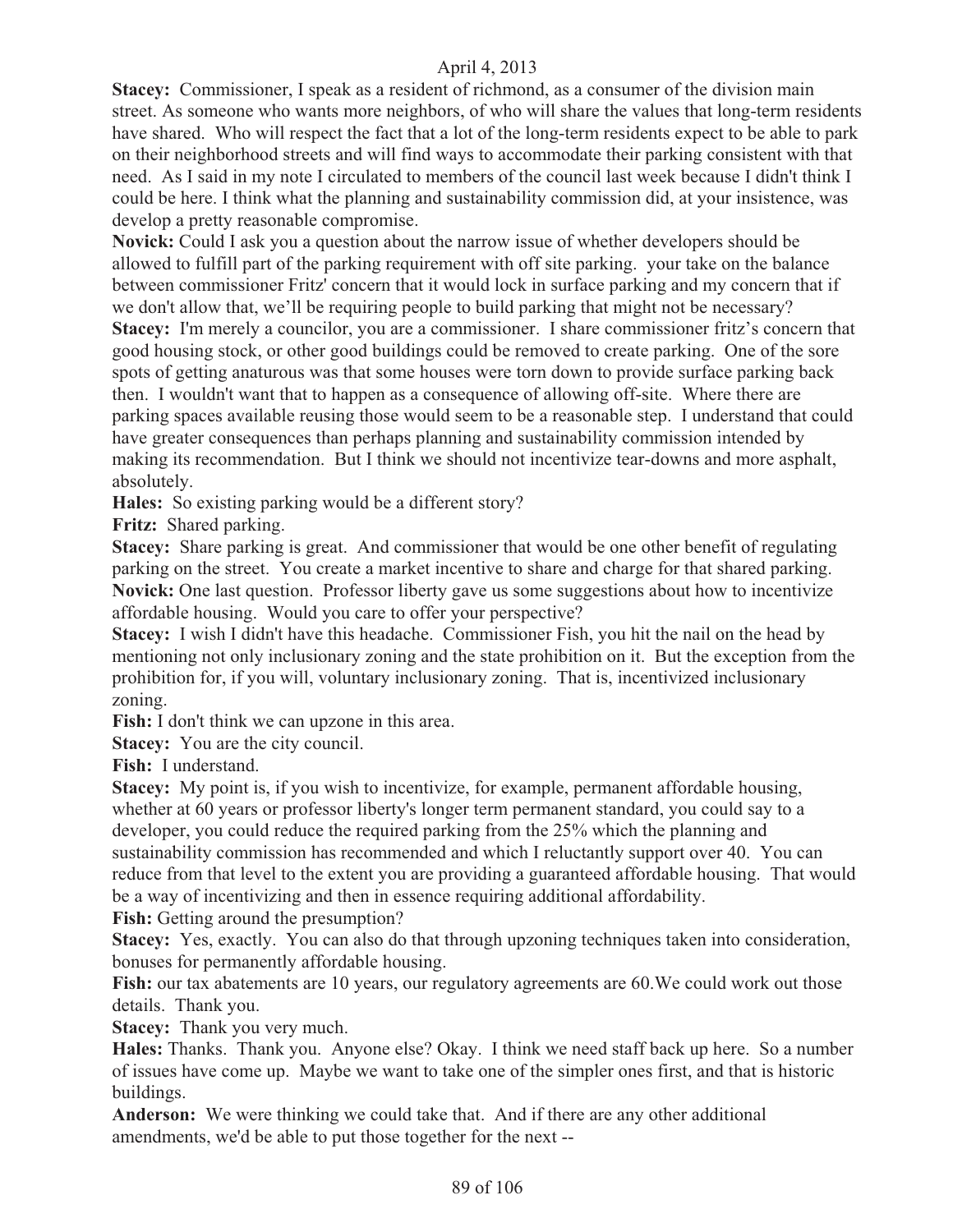**Stacey:** Commissioner, I speak as a resident of richmond, as a consumer of the division main street. As someone who wants more neighbors, of who will share the values that long-term residents have shared. Who will respect the fact that a lot of the long-term residents expect to be able to park on their neighborhood streets and will find ways to accommodate their parking consistent with that need. As I said in my note I circulated to members of the council last week because I didn't think I could be here. I think what the planning and sustainability commission did, at your insistence, was develop a pretty reasonable compromise.

**Novick:** Could I ask you a question about the narrow issue of whether developers should be allowed to fulfill part of the parking requirement with off site parking. your take on the balance between commissioner Fritz' concern that it would lock in surface parking and my concern that if we don't allow that, we'll be requiring people to build parking that might not be necessary?

**Stacey:** I'm merely a councilor, you are a commissioner. I share commissioner fritz's concern that good housing stock, or other good buildings could be removed to create parking. One of the sore spots of getting anaturous was that some houses were torn down to provide surface parking back then. I wouldn't want that to happen as a consequence of allowing off-site. Where there are parking spaces available reusing those would seem to be a reasonable step. I understand that could have greater consequences than perhaps planning and sustainability commission intended by making its recommendation. But I think we should not incentivize tear-downs and more asphalt, absolutely.

**Hales:** So existing parking would be a different story?

**Fritz:** Shared parking.

**Stacey:** Share parking is great. And commissioner that would be one other benefit of regulating parking on the street. You create a market incentive to share and charge for that shared parking.

**Novick:** One last question. Professor liberty gave us some suggestions about how to incentivize affordable housing. Would you care to offer your perspective?

**Stacey:** I wish I didn't have this headache. Commissioner Fish, you hit the nail on the head by mentioning not only inclusionary zoning and the state prohibition on it. But the exception from the prohibition for, if you will, voluntary inclusionary zoning. That is, incentivized inclusionary zoning.

**Fish:** I don't think we can upzone in this area.

**Stacey:** You are the city council.

**Fish:** I understand.

**Stacey:** My point is, if you wish to incentivize, for example, permanent affordable housing, whether at 60 years or professor liberty's longer term permanent standard, you could say to a developer, you could reduce the required parking from the 25% which the planning and sustainability commission has recommended and which I reluctantly support over 40. You can reduce from that level to the extent you are providing a guaranteed affordable housing. That would be a way of incentivizing and then in essence requiring additional affordability.

**Fish:** Getting around the presumption?

**Stacey:** Yes, exactly. You can also do that through upzoning techniques taken into consideration, bonuses for permanently affordable housing.

**Fish:** our tax abatements are 10 years, our regulatory agreements are 60.We could work out those details. Thank you.

**Stacey:** Thank you very much.

**Hales:** Thanks. Thank you. Anyone else? Okay. I think we need staff back up here. So a number of issues have come up. Maybe we want to take one of the simpler ones first, and that is historic buildings.

**Anderson:** We were thinking we could take that. And if there are any other additional amendments, we'd be able to put those together for the next --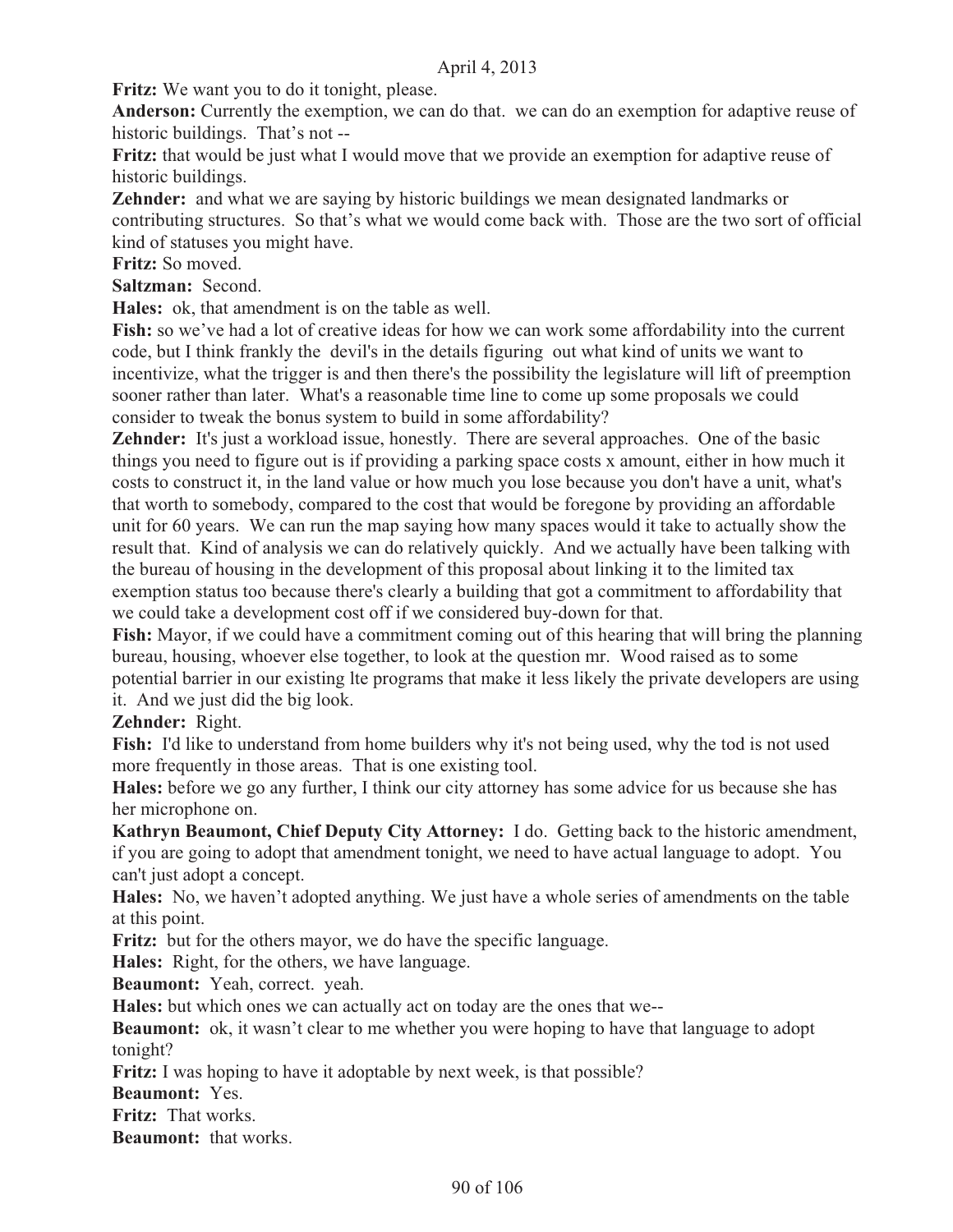**Fritz:** We want you to do it tonight, please.

**Anderson:** Currently the exemption, we can do that. we can do an exemption for adaptive reuse of historic buildings. That's not --

**Fritz:** that would be just what I would move that we provide an exemption for adaptive reuse of historic buildings.

**Zehnder:** and what we are saying by historic buildings we mean designated landmarks or contributing structures. So that's what we would come back with. Those are the two sort of official kind of statuses you might have.

**Fritz:** So moved.

**Saltzman:** Second.

**Hales:** ok, that amendment is on the table as well.

**Fish:** so we've had a lot of creative ideas for how we can work some affordability into the current code, but I think frankly the devil's in the details figuring out what kind of units we want to incentivize, what the trigger is and then there's the possibility the legislature will lift of preemption sooner rather than later. What's a reasonable time line to come up some proposals we could consider to tweak the bonus system to build in some affordability?

**Zehnder:** It's just a workload issue, honestly. There are several approaches. One of the basic things you need to figure out is if providing a parking space costs x amount, either in how much it costs to construct it, in the land value or how much you lose because you don't have a unit, what's that worth to somebody, compared to the cost that would be foregone by providing an affordable unit for 60 years. We can run the map saying how many spaces would it take to actually show the result that. Kind of analysis we can do relatively quickly. And we actually have been talking with the bureau of housing in the development of this proposal about linking it to the limited tax exemption status too because there's clearly a building that got a commitment to affordability that we could take a development cost off if we considered buy-down for that.

**Fish:** Mayor, if we could have a commitment coming out of this hearing that will bring the planning bureau, housing, whoever else together, to look at the question mr. Wood raised as to some potential barrier in our existing lte programs that make it less likely the private developers are using it. And we just did the big look.

**Zehnder:** Right.

**Fish:** I'd like to understand from home builders why it's not being used, why the tod is not used more frequently in those areas. That is one existing tool.

**Hales:** before we go any further, I think our city attorney has some advice for us because she has her microphone on.

**Kathryn Beaumont, Chief Deputy City Attorney:** I do. Getting back to the historic amendment, if you are going to adopt that amendment tonight, we need to have actual language to adopt. You can't just adopt a concept.

**Hales:** No, we haven't adopted anything. We just have a whole series of amendments on the table at this point.

**Fritz:** but for the others mayor, we do have the specific language.

**Hales:** Right, for the others, we have language.

**Beaumont:** Yeah, correct. yeah.

**Hales:** but which ones we can actually act on today are the ones that we--

**Beaumont:** ok, it wasn't clear to me whether you were hoping to have that language to adopt tonight?

**Fritz:** I was hoping to have it adoptable by next week, is that possible?

**Beaumont:** Yes.

**Fritz:** That works.

**Beaumont:** that works.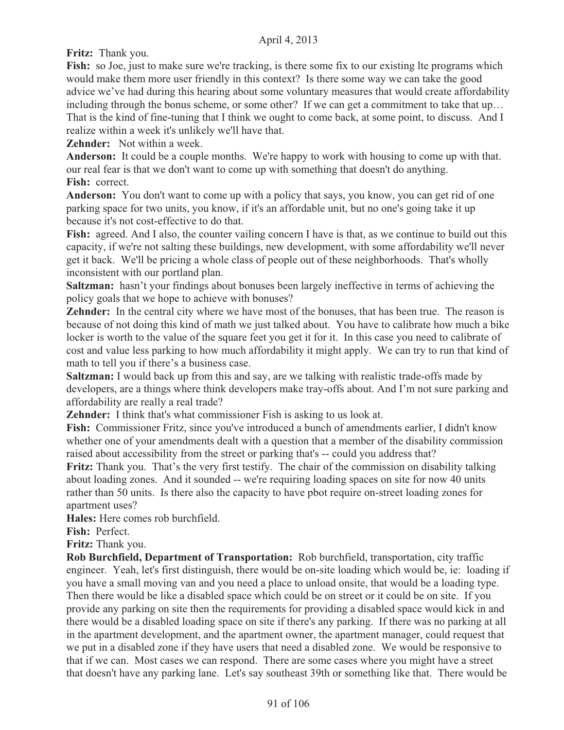**Fritz:** Thank you.

**Fish:** so Joe, just to make sure we're tracking, is there some fix to our existing lte programs which would make them more user friendly in this context? Is there some way we can take the good advice we've had during this hearing about some voluntary measures that would create affordability including through the bonus scheme, or some other? If we can get a commitment to take that up… That is the kind of fine-tuning that I think we ought to come back, at some point, to discuss. And I realize within a week it's unlikely we'll have that.

**Zehnder:** Not within a week.

**Anderson:** It could be a couple months. We're happy to work with housing to come up with that. our real fear is that we don't want to come up with something that doesn't do anything.

**Fish:** correct.

**Anderson:** You don't want to come up with a policy that says, you know, you can get rid of one parking space for two units, you know, if it's an affordable unit, but no one's going take it up because it's not cost-effective to do that.

**Fish:** agreed. And I also, the counter vailing concern I have is that, as we continue to build out this capacity, if we're not salting these buildings, new development, with some affordability we'll never get it back. We'll be pricing a whole class of people out of these neighborhoods. That's wholly inconsistent with our portland plan.

**Saltzman:** hasn't your findings about bonuses been largely ineffective in terms of achieving the policy goals that we hope to achieve with bonuses?

**Zehnder:** In the central city where we have most of the bonuses, that has been true. The reason is because of not doing this kind of math we just talked about. You have to calibrate how much a bike locker is worth to the value of the square feet you get it for it. In this case you need to calibrate of cost and value less parking to how much affordability it might apply. We can try to run that kind of math to tell you if there's a business case.

**Saltzman:** I would back up from this and say, are we talking with realistic trade-offs made by developers, are a things where think developers make tray-offs about. And I'm not sure parking and affordability are really a real trade?

**Zehnder:** I think that's what commissioner Fish is asking to us look at.

**Fish:** Commissioner Fritz, since you've introduced a bunch of amendments earlier, I didn't know whether one of your amendments dealt with a question that a member of the disability commission raised about accessibility from the street or parking that's -- could you address that?

**Fritz:** Thank you. That's the very first testify. The chair of the commission on disability talking about loading zones. And it sounded -- we're requiring loading spaces on site for now 40 units rather than 50 units. Is there also the capacity to have pbot require on-street loading zones for apartment uses?

**Hales:** Here comes rob burchfield.

**Fish:** Perfect.

**Fritz:** Thank you.

**Rob Burchfield, Department of Transportation:** Rob burchfield, transportation, city traffic engineer. Yeah, let's first distinguish, there would be on-site loading which would be, ie: loading if you have a small moving van and you need a place to unload onsite, that would be a loading type. Then there would be like a disabled space which could be on street or it could be on site. If you provide any parking on site then the requirements for providing a disabled space would kick in and there would be a disabled loading space on site if there's any parking. If there was no parking at all in the apartment development, and the apartment owner, the apartment manager, could request that we put in a disabled zone if they have users that need a disabled zone. We would be responsive to that if we can. Most cases we can respond. There are some cases where you might have a street that doesn't have any parking lane. Let's say southeast 39th or something like that. There would be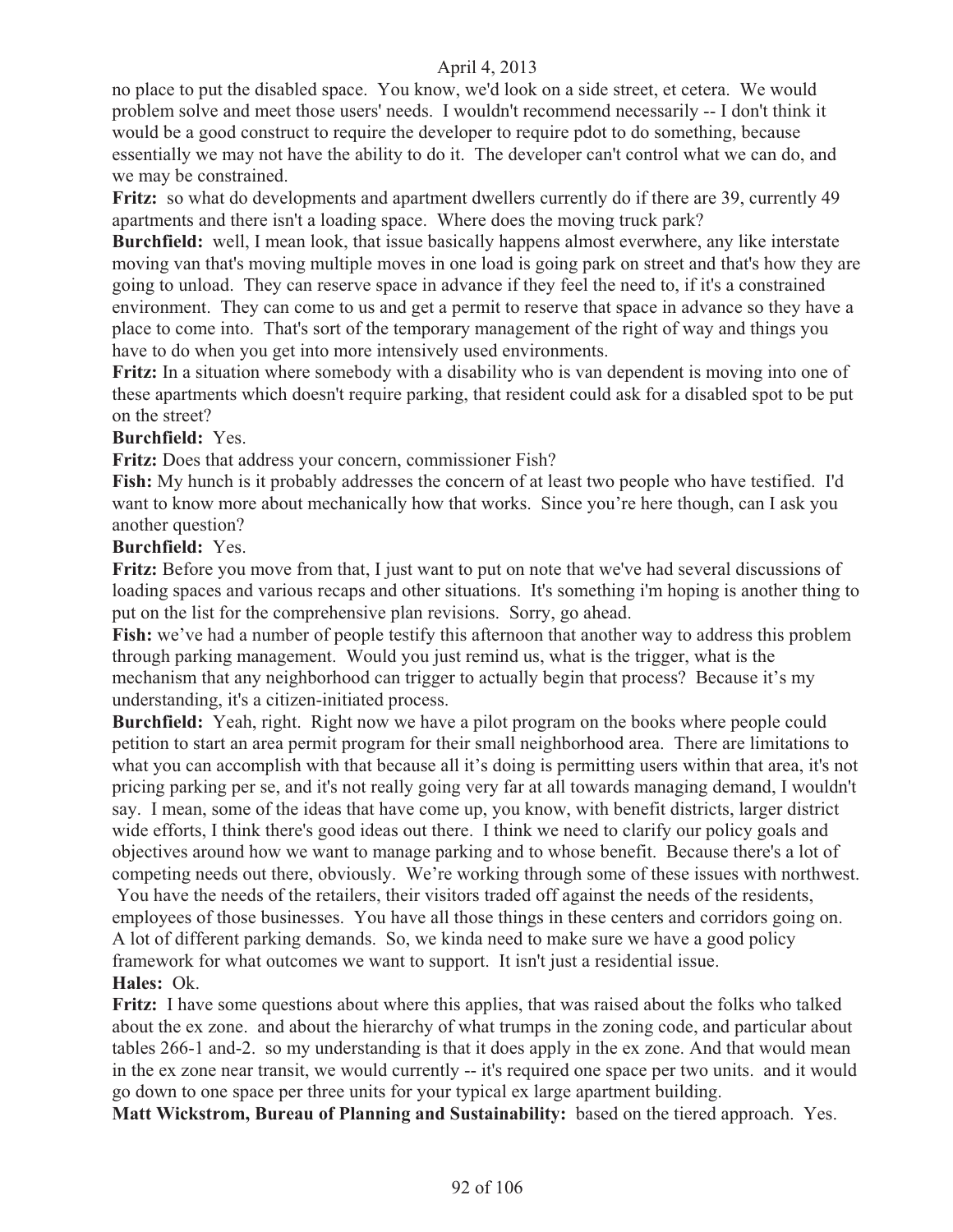no place to put the disabled space. You know, we'd look on a side street, et cetera. We would problem solve and meet those users' needs. I wouldn't recommend necessarily -- I don't think it would be a good construct to require the developer to require pdot to do something, because essentially we may not have the ability to do it. The developer can't control what we can do, and we may be constrained.

**Fritz:** so what do developments and apartment dwellers currently do if there are 39, currently 49 apartments and there isn't a loading space. Where does the moving truck park?

**Burchfield:** well, I mean look, that issue basically happens almost everwhere, any like interstate moving van that's moving multiple moves in one load is going park on street and that's how they are going to unload. They can reserve space in advance if they feel the need to, if it's a constrained environment. They can come to us and get a permit to reserve that space in advance so they have a place to come into. That's sort of the temporary management of the right of way and things you have to do when you get into more intensively used environments.

**Fritz:** In a situation where somebody with a disability who is van dependent is moving into one of these apartments which doesn't require parking, that resident could ask for a disabled spot to be put on the street?

**Burchfield:** Yes.

**Fritz:** Does that address your concern, commissioner Fish?

**Fish:** My hunch is it probably addresses the concern of at least two people who have testified. I'd want to know more about mechanically how that works. Since you're here though, can I ask you another question?

**Burchfield:** Yes.

**Fritz:** Before you move from that, I just want to put on note that we've had several discussions of loading spaces and various recaps and other situations. It's something i'm hoping is another thing to put on the list for the comprehensive plan revisions. Sorry, go ahead.

**Fish:** we've had a number of people testify this afternoon that another way to address this problem through parking management. Would you just remind us, what is the trigger, what is the mechanism that any neighborhood can trigger to actually begin that process? Because it's my understanding, it's a citizen-initiated process.

**Burchfield:** Yeah, right. Right now we have a pilot program on the books where people could petition to start an area permit program for their small neighborhood area. There are limitations to what you can accomplish with that because all it's doing is permitting users within that area, it's not pricing parking per se, and it's not really going very far at all towards managing demand, I wouldn't say. I mean, some of the ideas that have come up, you know, with benefit districts, larger district wide efforts, I think there's good ideas out there. I think we need to clarify our policy goals and objectives around how we want to manage parking and to whose benefit. Because there's a lot of competing needs out there, obviously. We're working through some of these issues with northwest. You have the needs of the retailers, their visitors traded off against the needs of the residents, employees of those businesses. You have all those things in these centers and corridors going on. A lot of different parking demands. So, we kinda need to make sure we have a good policy framework for what outcomes we want to support. It isn't just a residential issue.

**Hales:** Ok.

**Fritz:** I have some questions about where this applies, that was raised about the folks who talked about the ex zone. and about the hierarchy of what trumps in the zoning code, and particular about tables 266-1 and-2. so my understanding is that it does apply in the ex zone. And that would mean in the ex zone near transit, we would currently -- it's required one space per two units. and it would go down to one space per three units for your typical ex large apartment building.

**Matt Wickstrom, Bureau of Planning and Sustainability:** based on the tiered approach. Yes.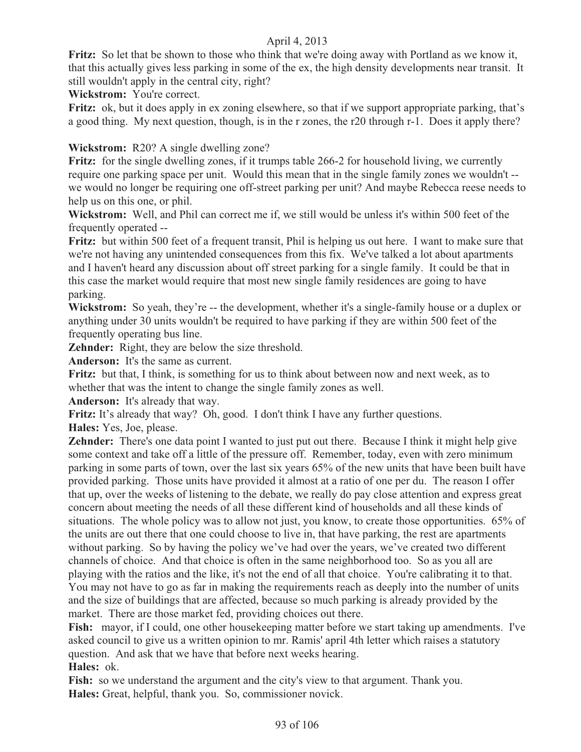**Fritz:** So let that be shown to those who think that we're doing away with Portland as we know it, that this actually gives less parking in some of the ex, the high density developments near transit. It still wouldn't apply in the central city, right?

**Wickstrom:** You're correct.

**Fritz:** ok, but it does apply in ex zoning elsewhere, so that if we support appropriate parking, that's a good thing. My next question, though, is in the r zones, the r20 through r-1. Does it apply there?

**Wickstrom:** R20? A single dwelling zone?

**Fritz:** for the single dwelling zones, if it trumps table 266-2 for household living, we currently require one parking space per unit. Would this mean that in the single family zones we wouldn't -- we would no longer be requiring one off-street parking per unit? And maybe Rebecca reese needs to help us on this one, or phil.

**Wickstrom:** Well, and Phil can correct me if, we still would be unless it's within 500 feet of the frequently operated --

**Fritz:** but within 500 feet of a frequent transit, Phil is helping us out here. I want to make sure that we're not having any unintended consequences from this fix. We've talked a lot about apartments and I haven't heard any discussion about off street parking for a single family. It could be that in this case the market would require that most new single family residences are going to have parking.

**Wickstrom:** So yeah, they're -- the development, whether it's a single-family house or a duplex or anything under 30 units wouldn't be required to have parking if they are within 500 feet of the frequently operating bus line.

**Zehnder:** Right, they are below the size threshold.

**Anderson:** It's the same as current.

**Fritz:** but that, I think, is something for us to think about between now and next week, as to whether that was the intent to change the single family zones as well.

**Anderson:** It's already that way.

**Fritz:** It's already that way? Oh, good. I don't think I have any further questions.

**Hales:** Yes, Joe, please.

**Zehnder:** There's one data point I wanted to just put out there. Because I think it might help give some context and take off a little of the pressure off. Remember, today, even with zero minimum parking in some parts of town, over the last six years 65% of the new units that have been built have provided parking. Those units have provided it almost at a ratio of one per du. The reason I offer that up, over the weeks of listening to the debate, we really do pay close attention and express great concern about meeting the needs of all these different kind of households and all these kinds of situations. The whole policy was to allow not just, you know, to create those opportunities. 65% of the units are out there that one could choose to live in, that have parking, the rest are apartments without parking. So by having the policy we've had over the years, we've created two different channels of choice. And that choice is often in the same neighborhood too. So as you all are playing with the ratios and the like, it's not the end of all that choice. You're calibrating it to that. You may not have to go as far in making the requirements reach as deeply into the number of units and the size of buildings that are affected, because so much parking is already provided by the market. There are those market fed, providing choices out there.

**Fish:** mayor, if I could, one other housekeeping matter before we start taking up amendments. I've asked council to give us a written opinion to mr. Ramis' april 4th letter which raises a statutory question. And ask that we have that before next weeks hearing.

**Hales:** ok.

**Fish:** so we understand the argument and the city's view to that argument. Thank you.

**Hales:** Great, helpful, thank you. So, commissioner novick.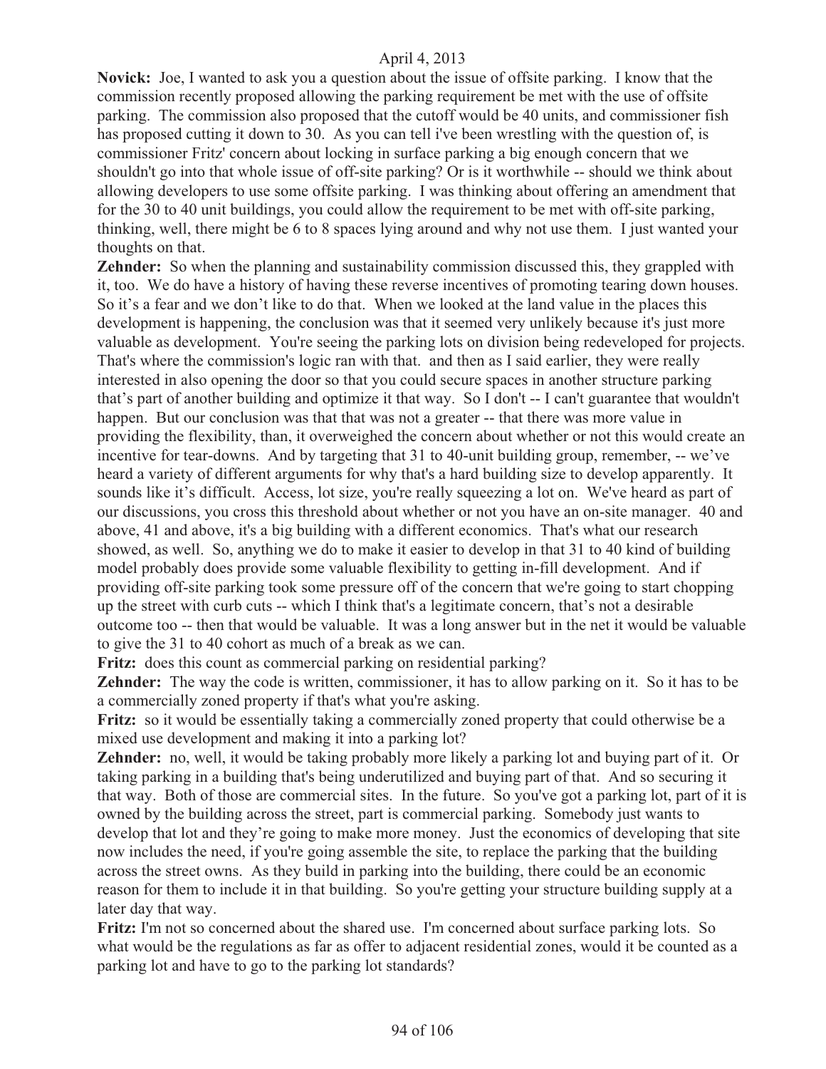**Novick:** Joe, I wanted to ask you a question about the issue of offsite parking. I know that the commission recently proposed allowing the parking requirement be met with the use of offsite parking. The commission also proposed that the cutoff would be 40 units, and commissioner fish has proposed cutting it down to 30. As you can tell i've been wrestling with the question of, is commissioner Fritz' concern about locking in surface parking a big enough concern that we shouldn't go into that whole issue of off-site parking? Or is it worthwhile -- should we think about allowing developers to use some offsite parking. I was thinking about offering an amendment that for the 30 to 40 unit buildings, you could allow the requirement to be met with off-site parking, thinking, well, there might be 6 to 8 spaces lying around and why not use them. I just wanted your thoughts on that.

**Zehnder:** So when the planning and sustainability commission discussed this, they grappled with it, too. We do have a history of having these reverse incentives of promoting tearing down houses. So it's a fear and we don't like to do that. When we looked at the land value in the places this development is happening, the conclusion was that it seemed very unlikely because it's just more valuable as development. You're seeing the parking lots on division being redeveloped for projects. That's where the commission's logic ran with that. and then as I said earlier, they were really interested in also opening the door so that you could secure spaces in another structure parking that's part of another building and optimize it that way. So I don't -- I can't guarantee that wouldn't happen. But our conclusion was that that was not a greater -- that there was more value in providing the flexibility, than, it overweighed the concern about whether or not this would create an incentive for tear-downs. And by targeting that 31 to 40-unit building group, remember, -- we've heard a variety of different arguments for why that's a hard building size to develop apparently. It sounds like it's difficult. Access, lot size, you're really squeezing a lot on. We've heard as part of our discussions, you cross this threshold about whether or not you have an on-site manager. 40 and above, 41 and above, it's a big building with a different economics. That's what our research showed, as well. So, anything we do to make it easier to develop in that 31 to 40 kind of building model probably does provide some valuable flexibility to getting in-fill development. And if providing off-site parking took some pressure off of the concern that we're going to start chopping up the street with curb cuts -- which I think that's a legitimate concern, that's not a desirable outcome too -- then that would be valuable. It was a long answer but in the net it would be valuable to give the 31 to 40 cohort as much of a break as we can.

**Fritz:** does this count as commercial parking on residential parking?

**Zehnder:** The way the code is written, commissioner, it has to allow parking on it. So it has to be a commercially zoned property if that's what you're asking.

**Fritz:** so it would be essentially taking a commercially zoned property that could otherwise be a mixed use development and making it into a parking lot?

**Zehnder:** no, well, it would be taking probably more likely a parking lot and buying part of it. Or taking parking in a building that's being underutilized and buying part of that. And so securing it that way. Both of those are commercial sites. In the future. So you've got a parking lot, part of it is owned by the building across the street, part is commercial parking. Somebody just wants to develop that lot and they're going to make more money. Just the economics of developing that site now includes the need, if you're going assemble the site, to replace the parking that the building across the street owns. As they build in parking into the building, there could be an economic reason for them to include it in that building. So you're getting your structure building supply at a later day that way.

**Fritz:** I'm not so concerned about the shared use. I'm concerned about surface parking lots. So what would be the regulations as far as offer to adjacent residential zones, would it be counted as a parking lot and have to go to the parking lot standards?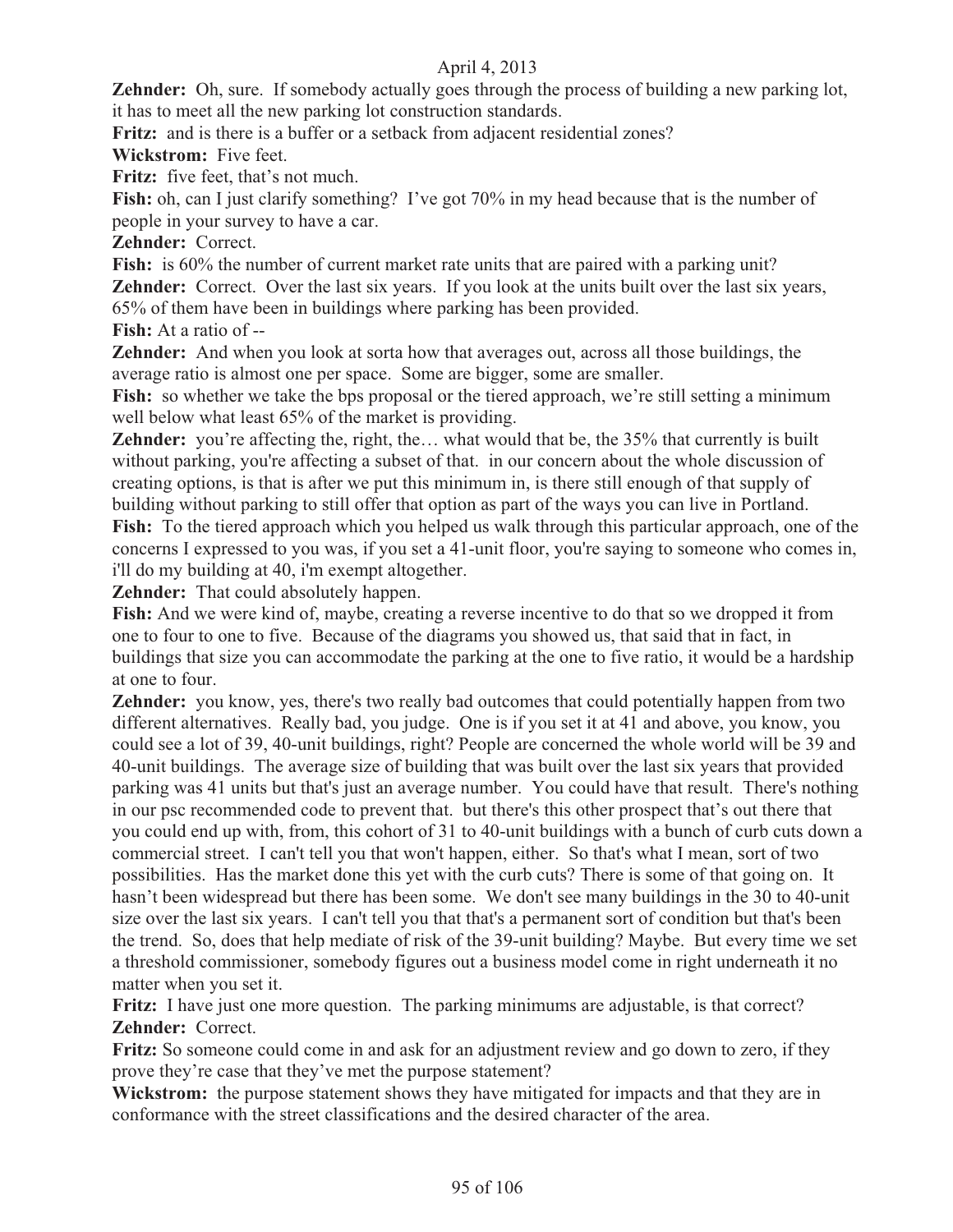**Zehnder:** Oh, sure. If somebody actually goes through the process of building a new parking lot, it has to meet all the new parking lot construction standards.

**Fritz:** and is there is a buffer or a setback from adjacent residential zones?

**Wickstrom:** Five feet.

**Fritz:** five feet, that's not much.

**Fish:** oh, can I just clarify something? I've got 70% in my head because that is the number of people in your survey to have a car.

**Zehnder:** Correct.

**Fish:** is 60% the number of current market rate units that are paired with a parking unit?

**Zehnder:** Correct. Over the last six years. If you look at the units built over the last six years, 65% of them have been in buildings where parking has been provided.

**Fish:** At a ratio of --

**Zehnder:** And when you look at sorta how that averages out, across all those buildings, the average ratio is almost one per space. Some are bigger, some are smaller.

**Fish:** so whether we take the bps proposal or the tiered approach, we're still setting a minimum well below what least 65% of the market is providing.

**Zehnder:** you're affecting the, right, the… what would that be, the 35% that currently is built without parking, you're affecting a subset of that. in our concern about the whole discussion of creating options, is that is after we put this minimum in, is there still enough of that supply of building without parking to still offer that option as part of the ways you can live in Portland.

**Fish:** To the tiered approach which you helped us walk through this particular approach, one of the concerns I expressed to you was, if you set a 41-unit floor, you're saying to someone who comes in, i'll do my building at 40, i'm exempt altogether.

**Zehnder:** That could absolutely happen.

**Fish:** And we were kind of, maybe, creating a reverse incentive to do that so we dropped it from one to four to one to five. Because of the diagrams you showed us, that said that in fact, in buildings that size you can accommodate the parking at the one to five ratio, it would be a hardship at one to four.

**Zehnder:** you know, yes, there's two really bad outcomes that could potentially happen from two different alternatives. Really bad, you judge. One is if you set it at 41 and above, you know, you could see a lot of 39, 40-unit buildings, right? People are concerned the whole world will be 39 and 40-unit buildings. The average size of building that was built over the last six years that provided parking was 41 units but that's just an average number. You could have that result. There's nothing in our psc recommended code to prevent that. but there's this other prospect that's out there that you could end up with, from, this cohort of 31 to 40-unit buildings with a bunch of curb cuts down a commercial street. I can't tell you that won't happen, either. So that's what I mean, sort of two possibilities. Has the market done this yet with the curb cuts? There is some of that going on. It hasn't been widespread but there has been some. We don't see many buildings in the 30 to 40-unit size over the last six years. I can't tell you that that's a permanent sort of condition but that's been the trend. So, does that help mediate of risk of the 39-unit building? Maybe. But every time we set a threshold commissioner, somebody figures out a business model come in right underneath it no matter when you set it.

**Fritz:** I have just one more question. The parking minimums are adjustable, is that correct?

**Zehnder:** Correct.

**Fritz:** So someone could come in and ask for an adjustment review and go down to zero, if they prove they're case that they've met the purpose statement?

**Wickstrom:** the purpose statement shows they have mitigated for impacts and that they are in conformance with the street classifications and the desired character of the area.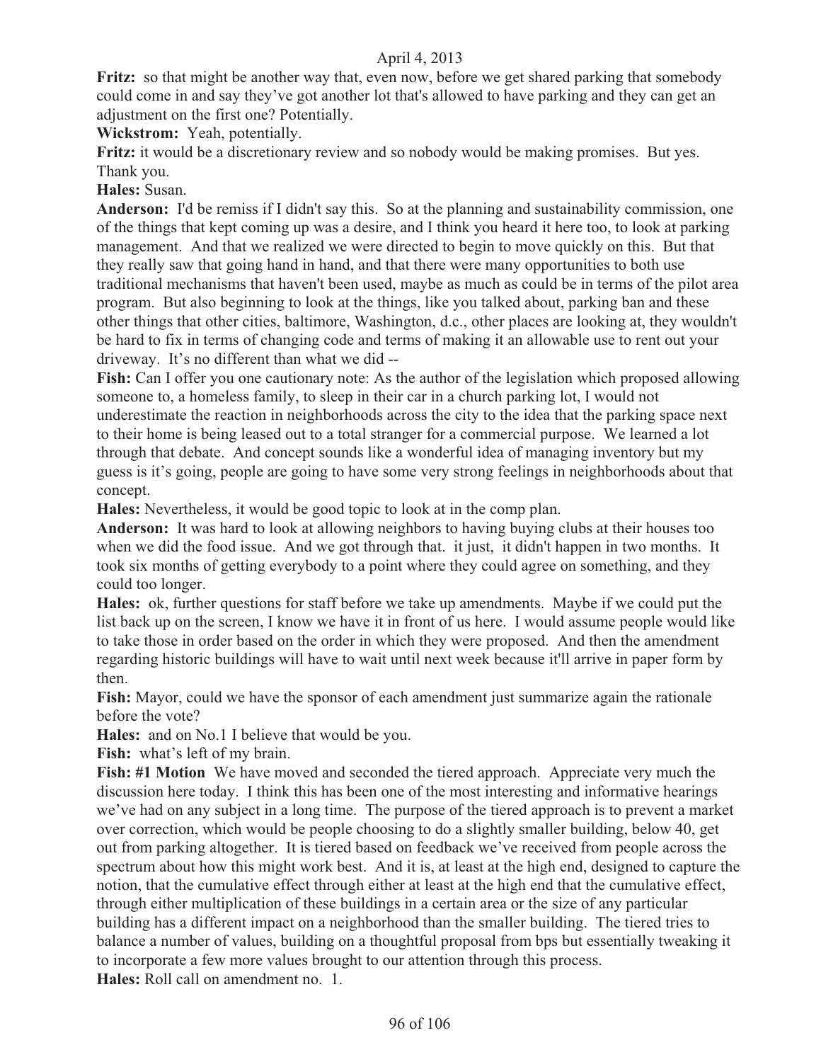**Fritz:** so that might be another way that, even now, before we get shared parking that somebody could come in and say they've got another lot that's allowed to have parking and they can get an adjustment on the first one? Potentially.

**Wickstrom:** Yeah, potentially.

**Fritz:** it would be a discretionary review and so nobody would be making promises. But yes. Thank you.

**Hales:** Susan.

**Anderson:** I'd be remiss if I didn't say this. So at the planning and sustainability commission, one of the things that kept coming up was a desire, and I think you heard it here too, to look at parking management. And that we realized we were directed to begin to move quickly on this. But that they really saw that going hand in hand, and that there were many opportunities to both use traditional mechanisms that haven't been used, maybe as much as could be in terms of the pilot area program. But also beginning to look at the things, like you talked about, parking ban and these other things that other cities, baltimore, Washington, d.c., other places are looking at, they wouldn't be hard to fix in terms of changing code and terms of making it an allowable use to rent out your driveway. It's no different than what we did --

**Fish:** Can I offer you one cautionary note: As the author of the legislation which proposed allowing someone to, a homeless family, to sleep in their car in a church parking lot, I would not underestimate the reaction in neighborhoods across the city to the idea that the parking space next to their home is being leased out to a total stranger for a commercial purpose. We learned a lot through that debate. And concept sounds like a wonderful idea of managing inventory but my guess is it's going, people are going to have some very strong feelings in neighborhoods about that concept.

**Hales:** Nevertheless, it would be good topic to look at in the comp plan.

**Anderson:** It was hard to look at allowing neighbors to having buying clubs at their houses too when we did the food issue. And we got through that. it just, it didn't happen in two months. It took six months of getting everybody to a point where they could agree on something, and they could too longer.

**Hales:** ok, further questions for staff before we take up amendments. Maybe if we could put the list back up on the screen, I know we have it in front of us here. I would assume people would like to take those in order based on the order in which they were proposed. And then the amendment regarding historic buildings will have to wait until next week because it'll arrive in paper form by then.

**Fish:** Mayor, could we have the sponsor of each amendment just summarize again the rationale before the vote?

**Hales:** and on No.1 I believe that would be you.

**Fish:** what's left of my brain.

**Fish: #1 Motion** We have moved and seconded the tiered approach. Appreciate very much the discussion here today. I think this has been one of the most interesting and informative hearings we've had on any subject in a long time. The purpose of the tiered approach is to prevent a market over correction, which would be people choosing to do a slightly smaller building, below 40, get out from parking altogether. It is tiered based on feedback we've received from people across the spectrum about how this might work best. And it is, at least at the high end, designed to capture the notion, that the cumulative effect through either at least at the high end that the cumulative effect, through either multiplication of these buildings in a certain area or the size of any particular building has a different impact on a neighborhood than the smaller building. The tiered tries to balance a number of values, building on a thoughtful proposal from bps but essentially tweaking it to incorporate a few more values brought to our attention through this process.

**Hales:** Roll call on amendment no. 1.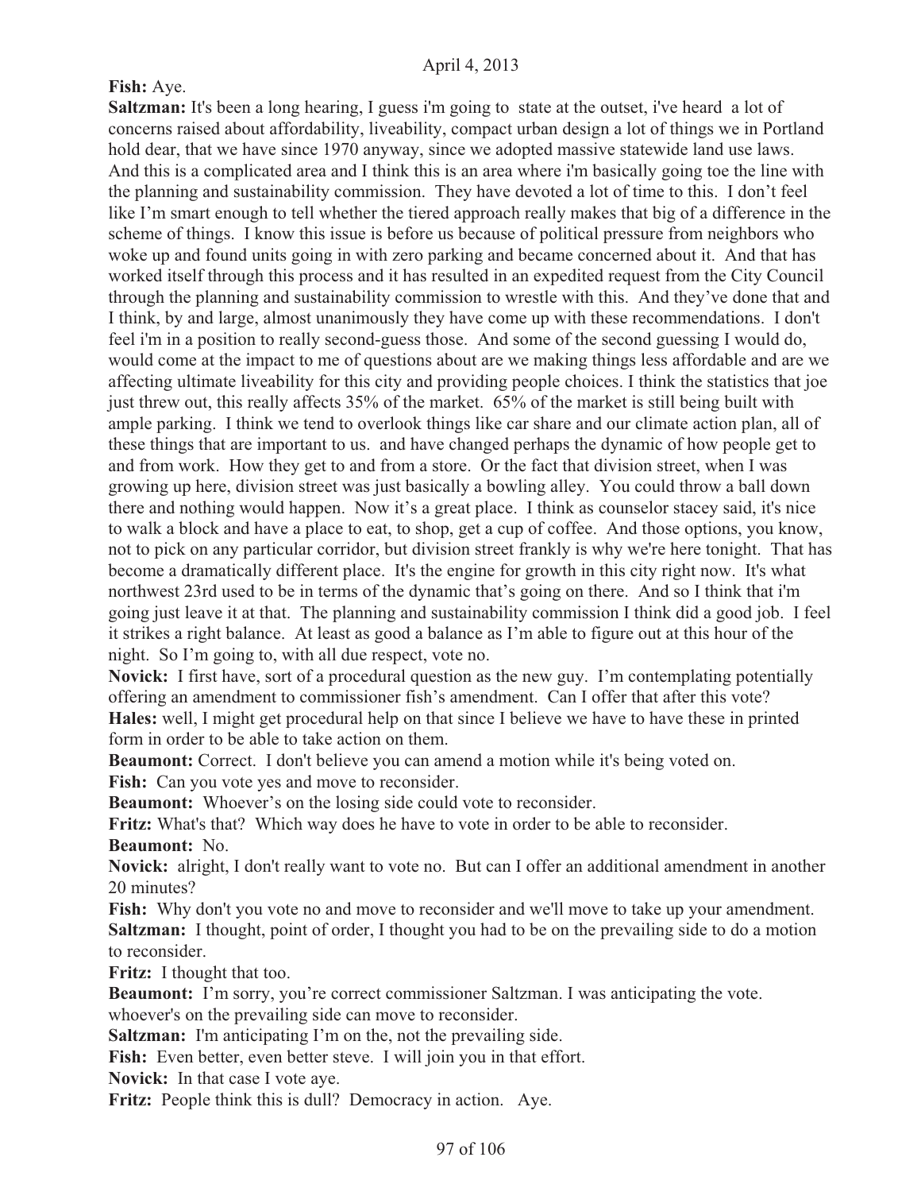**Fish:** Aye.

**Saltzman:** It's been a long hearing, I guess i'm going to state at the outset, i've heard a lot of concerns raised about affordability, liveability, compact urban design a lot of things we in Portland hold dear, that we have since 1970 anyway, since we adopted massive statewide land use laws. And this is a complicated area and I think this is an area where i'm basically going toe the line with the planning and sustainability commission. They have devoted a lot of time to this. I don't feel like I'm smart enough to tell whether the tiered approach really makes that big of a difference in the scheme of things. I know this issue is before us because of political pressure from neighbors who woke up and found units going in with zero parking and became concerned about it. And that has worked itself through this process and it has resulted in an expedited request from the City Council through the planning and sustainability commission to wrestle with this. And they've done that and I think, by and large, almost unanimously they have come up with these recommendations. I don't feel i'm in a position to really second-guess those. And some of the second guessing I would do, would come at the impact to me of questions about are we making things less affordable and are we affecting ultimate liveability for this city and providing people choices. I think the statistics that joe just threw out, this really affects 35% of the market. 65% of the market is still being built with ample parking. I think we tend to overlook things like car share and our climate action plan, all of these things that are important to us. and have changed perhaps the dynamic of how people get to and from work. How they get to and from a store. Or the fact that division street, when I was growing up here, division street was just basically a bowling alley. You could throw a ball down there and nothing would happen. Now it's a great place. I think as counselor stacey said, it's nice to walk a block and have a place to eat, to shop, get a cup of coffee. And those options, you know, not to pick on any particular corridor, but division street frankly is why we're here tonight. That has become a dramatically different place. It's the engine for growth in this city right now. It's what northwest 23rd used to be in terms of the dynamic that's going on there. And so I think that i'm going just leave it at that. The planning and sustainability commission I think did a good job. I feel it strikes a right balance. At least as good a balance as I'm able to figure out at this hour of the night. So I'm going to, with all due respect, vote no.

**Novick:** I first have, sort of a procedural question as the new guy. I'm contemplating potentially offering an amendment to commissioner fish's amendment. Can I offer that after this vote?

**Hales:** well, I might get procedural help on that since I believe we have to have these in printed form in order to be able to take action on them.

**Beaumont:** Correct. I don't believe you can amend a motion while it's being voted on.

**Fish:** Can you vote yes and move to reconsider.

**Beaumont:** Whoever's on the losing side could vote to reconsider.

**Fritz:** What's that? Which way does he have to vote in order to be able to reconsider.

**Beaumont:** No.

**Novick:** alright, I don't really want to vote no. But can I offer an additional amendment in another 20 minutes?

**Fish:** Why don't you vote no and move to reconsider and we'll move to take up your amendment.

**Saltzman:** I thought, point of order, I thought you had to be on the prevailing side to do a motion to reconsider.

**Fritz:** I thought that too.

**Beaumont:** I'm sorry, you're correct commissioner Saltzman. I was anticipating the vote. whoever's on the prevailing side can move to reconsider.

**Saltzman:** I'm anticipating I'm on the, not the prevailing side.

**Fish:** Even better, even better steve. I will join you in that effort.

**Novick:** In that case I vote aye.

**Fritz:** People think this is dull? Democracy in action. Aye.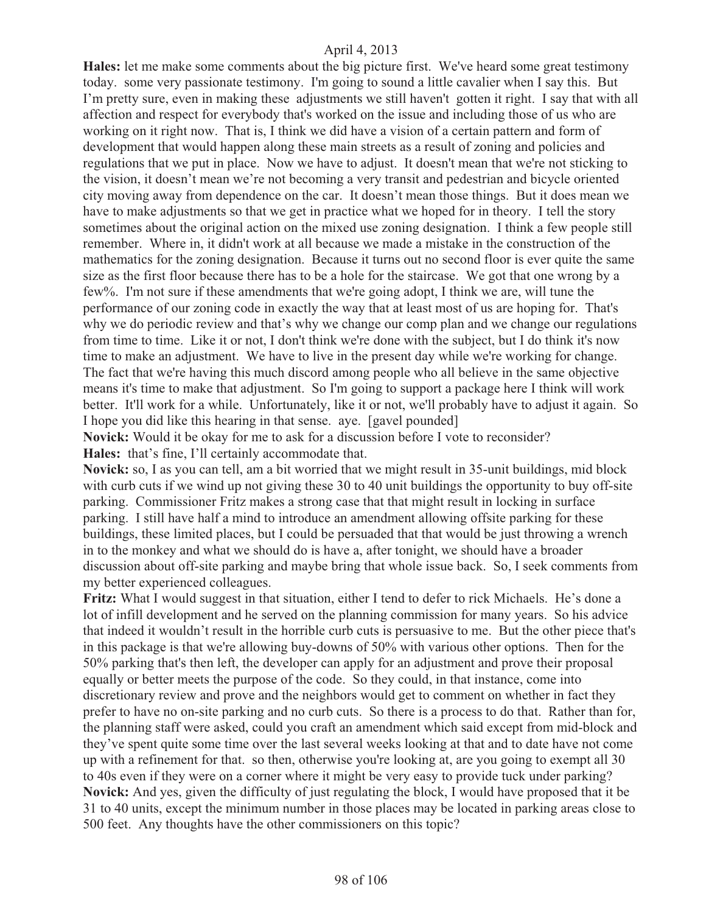**Hales:** let me make some comments about the big picture first. We've heard some great testimony today. some very passionate testimony. I'm going to sound a little cavalier when I say this. But I'm pretty sure, even in making these adjustments we still haven't gotten it right. I say that with all affection and respect for everybody that's worked on the issue and including those of us who are working on it right now. That is, I think we did have a vision of a certain pattern and form of development that would happen along these main streets as a result of zoning and policies and regulations that we put in place. Now we have to adjust. It doesn't mean that we're not sticking to the vision, it doesn't mean we're not becoming a very transit and pedestrian and bicycle oriented city moving away from dependence on the car. It doesn't mean those things. But it does mean we have to make adjustments so that we get in practice what we hoped for in theory. I tell the story sometimes about the original action on the mixed use zoning designation. I think a few people still remember. Where in, it didn't work at all because we made a mistake in the construction of the mathematics for the zoning designation. Because it turns out no second floor is ever quite the same size as the first floor because there has to be a hole for the staircase. We got that one wrong by a few%. I'm not sure if these amendments that we're going adopt, I think we are, will tune the performance of our zoning code in exactly the way that at least most of us are hoping for. That's why we do periodic review and that's why we change our comp plan and we change our regulations from time to time. Like it or not, I don't think we're done with the subject, but I do think it's now time to make an adjustment. We have to live in the present day while we're working for change. The fact that we're having this much discord among people who all believe in the same objective means it's time to make that adjustment. So I'm going to support a package here I think will work better. It'll work for a while. Unfortunately, like it or not, we'll probably have to adjust it again. So I hope you did like this hearing in that sense. aye. [gavel pounded]

**Novick:** Would it be okay for me to ask for a discussion before I vote to reconsider?

**Hales:** that's fine, I'll certainly accommodate that.

**Novick:** so, I as you can tell, am a bit worried that we might result in 35-unit buildings, mid block with curb cuts if we wind up not giving these 30 to 40 unit buildings the opportunity to buy off-site parking. Commissioner Fritz makes a strong case that that might result in locking in surface parking. I still have half a mind to introduce an amendment allowing offsite parking for these buildings, these limited places, but I could be persuaded that that would be just throwing a wrench in to the monkey and what we should do is have a, after tonight, we should have a broader discussion about off-site parking and maybe bring that whole issue back. So, I seek comments from my better experienced colleagues.

**Fritz:** What I would suggest in that situation, either I tend to defer to rick Michaels. He's done a lot of infill development and he served on the planning commission for many years. So his advice that indeed it wouldn't result in the horrible curb cuts is persuasive to me. But the other piece that's in this package is that we're allowing buy-downs of 50% with various other options. Then for the 50% parking that's then left, the developer can apply for an adjustment and prove their proposal equally or better meets the purpose of the code. So they could, in that instance, come into discretionary review and prove and the neighbors would get to comment on whether in fact they prefer to have no on-site parking and no curb cuts. So there is a process to do that. Rather than for, the planning staff were asked, could you craft an amendment which said except from mid-block and they've spent quite some time over the last several weeks looking at that and to date have not come up with a refinement for that. so then, otherwise you're looking at, are you going to exempt all 30 to 40s even if they were on a corner where it might be very easy to provide tuck under parking?

**Novick:** And yes, given the difficulty of just regulating the block, I would have proposed that it be 31 to 40 units, except the minimum number in those places may be located in parking areas close to 500 feet. Any thoughts have the other commissioners on this topic?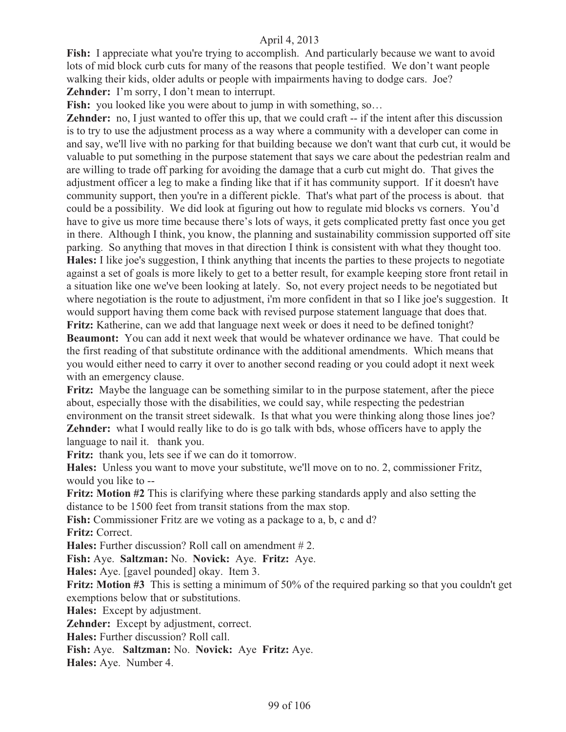**Fish:** I appreciate what you're trying to accomplish. And particularly because we want to avoid lots of mid block curb cuts for many of the reasons that people testified. We don't want people walking their kids, older adults or people with impairments having to dodge cars. Joe?

**Zehnder:** I'm sorry, I don't mean to interrupt.

**Fish:** you looked like you were about to jump in with something, so…

**Zehnder:** no, I just wanted to offer this up, that we could craft -- if the intent after this discussion is to try to use the adjustment process as a way where a community with a developer can come in and say, we'll live with no parking for that building because we don't want that curb cut, it would be valuable to put something in the purpose statement that says we care about the pedestrian realm and are willing to trade off parking for avoiding the damage that a curb cut might do. That gives the adjustment officer a leg to make a finding like that if it has community support. If it doesn't have community support, then you're in a different pickle. That's what part of the process is about. that could be a possibility. We did look at figuring out how to regulate mid blocks vs corners. You'd have to give us more time because there's lots of ways, it gets complicated pretty fast once you get in there. Although I think, you know, the planning and sustainability commission supported off site parking. So anything that moves in that direction I think is consistent with what they thought too.

**Hales:** I like joe's suggestion, I think anything that incents the parties to these projects to negotiate against a set of goals is more likely to get to a better result, for example keeping store front retail in a situation like one we've been looking at lately. So, not every project needs to be negotiated but where negotiation is the route to adjustment, i'm more confident in that so I like joe's suggestion. It would support having them come back with revised purpose statement language that does that.

**Fritz:** Katherine, can we add that language next week or does it need to be defined tonight?

**Beaumont:** You can add it next week that would be whatever ordinance we have. That could be the first reading of that substitute ordinance with the additional amendments. Which means that you would either need to carry it over to another second reading or you could adopt it next week with an emergency clause.

**Fritz:** Maybe the language can be something similar to in the purpose statement, after the piece about, especially those with the disabilities, we could say, while respecting the pedestrian environment on the transit street sidewalk. Is that what you were thinking along those lines joe?

**Zehnder:** what I would really like to do is go talk with bds, whose officers have to apply the language to nail it. thank you.

**Fritz:** thank you, lets see if we can do it tomorrow.

**Hales:** Unless you want to move your substitute, we'll move on to no. 2, commissioner Fritz, would you like to --

**Fritz: Motion #2** This is clarifying where these parking standards apply and also setting the distance to be 1500 feet from transit stations from the max stop.

**Fish:** Commissioner Fritz are we voting as a package to a, b, c and d?

**Fritz:** Correct.

**Hales:** Further discussion? Roll call on amendment # 2.

**Fish:** Aye. **Saltzman:** No. **Novick:** Aye. **Fritz:** Aye.

**Hales:** Aye. [gavel pounded] okay. Item 3.

**Fritz: Motion #3** This is setting a minimum of 50% of the required parking so that you couldn't get exemptions below that or substitutions.

**Hales:** Except by adjustment.

**Zehnder:** Except by adjustment, correct.

**Hales:** Further discussion? Roll call.

**Fish:** Aye. **Saltzman:** No. **Novick:** Aye **Fritz:** Aye.

**Hales:** Aye. Number 4.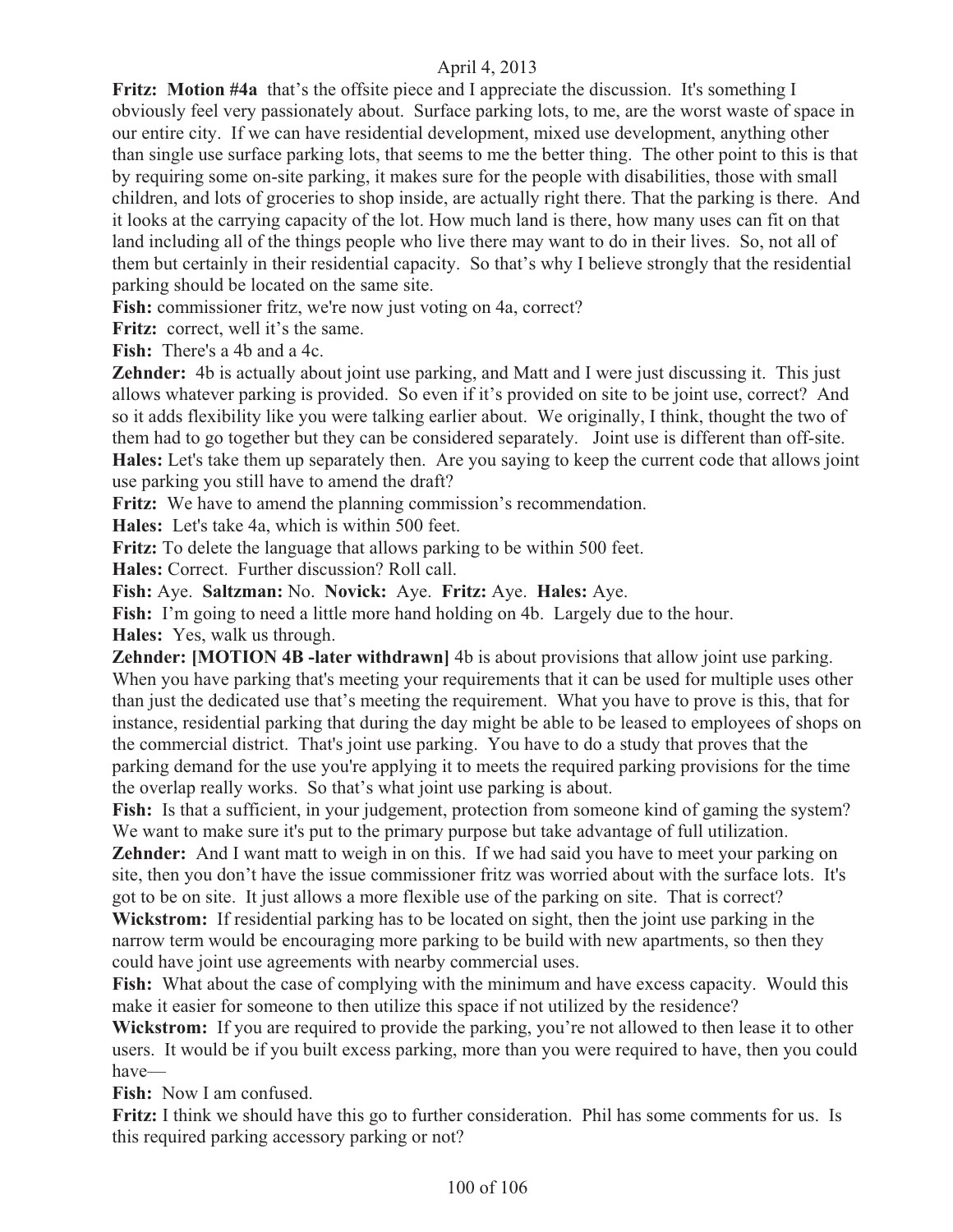**Fritz: Motion #4a** that's the offsite piece and I appreciate the discussion. It's something I obviously feel very passionately about. Surface parking lots, to me, are the worst waste of space in our entire city. If we can have residential development, mixed use development, anything other than single use surface parking lots, that seems to me the better thing. The other point to this is that by requiring some on-site parking, it makes sure for the people with disabilities, those with small children, and lots of groceries to shop inside, are actually right there. That the parking is there. And it looks at the carrying capacity of the lot. How much land is there, how many uses can fit on that land including all of the things people who live there may want to do in their lives. So, not all of them but certainly in their residential capacity. So that's why I believe strongly that the residential parking should be located on the same site.

**Fish:** commissioner fritz, we're now just voting on 4a, correct?

**Fritz:** correct, well it's the same.

**Fish:** There's a 4b and a 4c.

**Zehnder:** 4b is actually about joint use parking, and Matt and I were just discussing it. This just allows whatever parking is provided. So even if it's provided on site to be joint use, correct? And so it adds flexibility like you were talking earlier about. We originally, I think, thought the two of them had to go together but they can be considered separately. Joint use is different than off-site.

**Hales:** Let's take them up separately then. Are you saying to keep the current code that allows joint use parking you still have to amend the draft?

**Fritz:** We have to amend the planning commission's recommendation.

**Hales:** Let's take 4a, which is within 500 feet.

**Fritz:** To delete the language that allows parking to be within 500 feet.

**Hales:** Correct. Further discussion? Roll call.

**Fish:** Aye. **Saltzman:** No. **Novick:** Aye. **Fritz:** Aye. **Hales:** Aye.

**Fish:** I'm going to need a little more hand holding on 4b. Largely due to the hour.

**Hales:** Yes, walk us through.

**Zehnder: [MOTION 4B -later withdrawn]** 4b is about provisions that allow joint use parking. When you have parking that's meeting your requirements that it can be used for multiple uses other than just the dedicated use that's meeting the requirement. What you have to prove is this, that for instance, residential parking that during the day might be able to be leased to employees of shops on the commercial district. That's joint use parking. You have to do a study that proves that the parking demand for the use you're applying it to meets the required parking provisions for the time the overlap really works. So that's what joint use parking is about.

**Fish:** Is that a sufficient, in your judgement, protection from someone kind of gaming the system? We want to make sure it's put to the primary purpose but take advantage of full utilization.

**Zehnder:** And I want matt to weigh in on this. If we had said you have to meet your parking on site, then you don't have the issue commissioner fritz was worried about with the surface lots. It's got to be on site. It just allows a more flexible use of the parking on site. That is correct?

**Wickstrom:** If residential parking has to be located on sight, then the joint use parking in the narrow term would be encouraging more parking to be build with new apartments, so then they could have joint use agreements with nearby commercial uses.

**Fish:** What about the case of complying with the minimum and have excess capacity. Would this make it easier for someone to then utilize this space if not utilized by the residence?

**Wickstrom:** If you are required to provide the parking, you're not allowed to then lease it to other users. It would be if you built excess parking, more than you were required to have, then you could have—

**Fish:** Now I am confused.

**Fritz:** I think we should have this go to further consideration. Phil has some comments for us. Is this required parking accessory parking or not?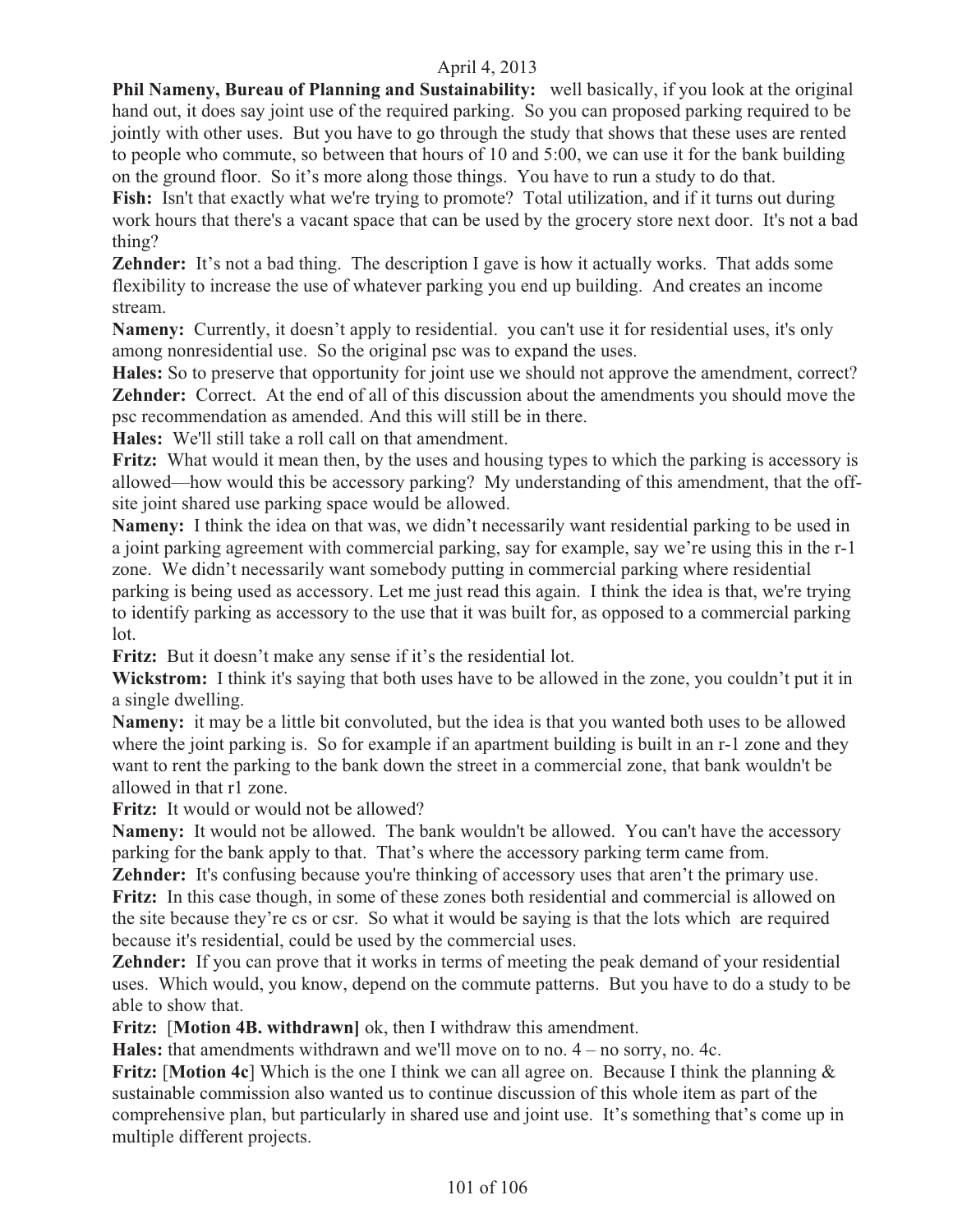April 4, 2013

**Phil Nameny, Bureau of Planning and Sustainability:** well basically, if you look at the original hand out, it does say joint use of the required parking. So you can proposed parking required to be jointly with other uses. But you have to go through the study that shows that these uses are rented to people who commute, so between that hours of 10 and 5:00, we can use it for the bank building on the ground floor. So it's more along those things. You have to run a study to do that.

**Fish:** Isn't that exactly what we're trying to promote? Total utilization, and if it turns out during work hours that there's a vacant space that can be used by the grocery store next door. It's not a bad thing?

**Zehnder:** It's not a bad thing. The description I gave is how it actually works. That adds some flexibility to increase the use of whatever parking you end up building. And creates an income stream.

**Nameny:** Currently, it doesn't apply to residential. you can't use it for residential uses, it's only among nonresidential use. So the original psc was to expand the uses.

**Hales:** So to preserve that opportunity for joint use we should not approve the amendment, correct?

**Zehnder:** Correct. At the end of all of this discussion about the amendments you should move the psc recommendation as amended. And this will still be in there.

**Hales:** We'll still take a roll call on that amendment.

**Fritz:** What would it mean then, by the uses and housing types to which the parking is accessory is allowed—how would this be accessory parking? My understanding of this amendment, that the off-site joint shared use parking space would be allowed.

**Nameny:** I think the idea on that was, we didn't necessarily want residential parking to be used in a joint parking agreement with commercial parking, say for example, say we're using this in the r-1 zone. We didn't necessarily want somebody putting in commercial parking where residential parking is being used as accessory. Let me just read this again. I think the idea is that, we're trying to identify parking as accessory to the use that it was built for, as opposed to a commercial parking lot.

**Fritz:** But it doesn't make any sense if it's the residential lot.

**Wickstrom:** I think it's saying that both uses have to be allowed in the zone, you couldn't put it in a single dwelling.

**Nameny:** it may be a little bit convoluted, but the idea is that you wanted both uses to be allowed where the joint parking is. So for example if an apartment building is built in an r-1 zone and they want to rent the parking to the bank down the street in a commercial zone, that bank wouldn't be allowed in that r1 zone.

**Fritz:** It would or would not be allowed?

**Nameny:** It would not be allowed. The bank wouldn't be allowed. You can't have the accessory parking for the bank apply to that. That's where the accessory parking term came from.

**Zehnder:** It's confusing because you're thinking of accessory uses that aren't the primary use.

**Fritz:** In this case though, in some of these zones both residential and commercial is allowed on the site because they're cs or csr. So what it would be saying is that the lots which are required because it's residential, could be used by the commercial uses.

**Zehnder:** If you can prove that it works in terms of meeting the peak demand of your residential uses. Which would, you know, depend on the commute patterns. But you have to do a study to be able to show that.

**Fritz:** [**Motion 4B. withdrawn]** ok, then I withdraw this amendment.

**Hales:** that amendments withdrawn and we'll move on to no. 4 – no sorry, no. 4c.

**Fritz:** [**Motion 4c**] Which is the one I think we can all agree on. Because I think the planning & sustainable commission also wanted us to continue discussion of this whole item as part of the comprehensive plan, but particularly in shared use and joint use. It's something that's come up in multiple different projects.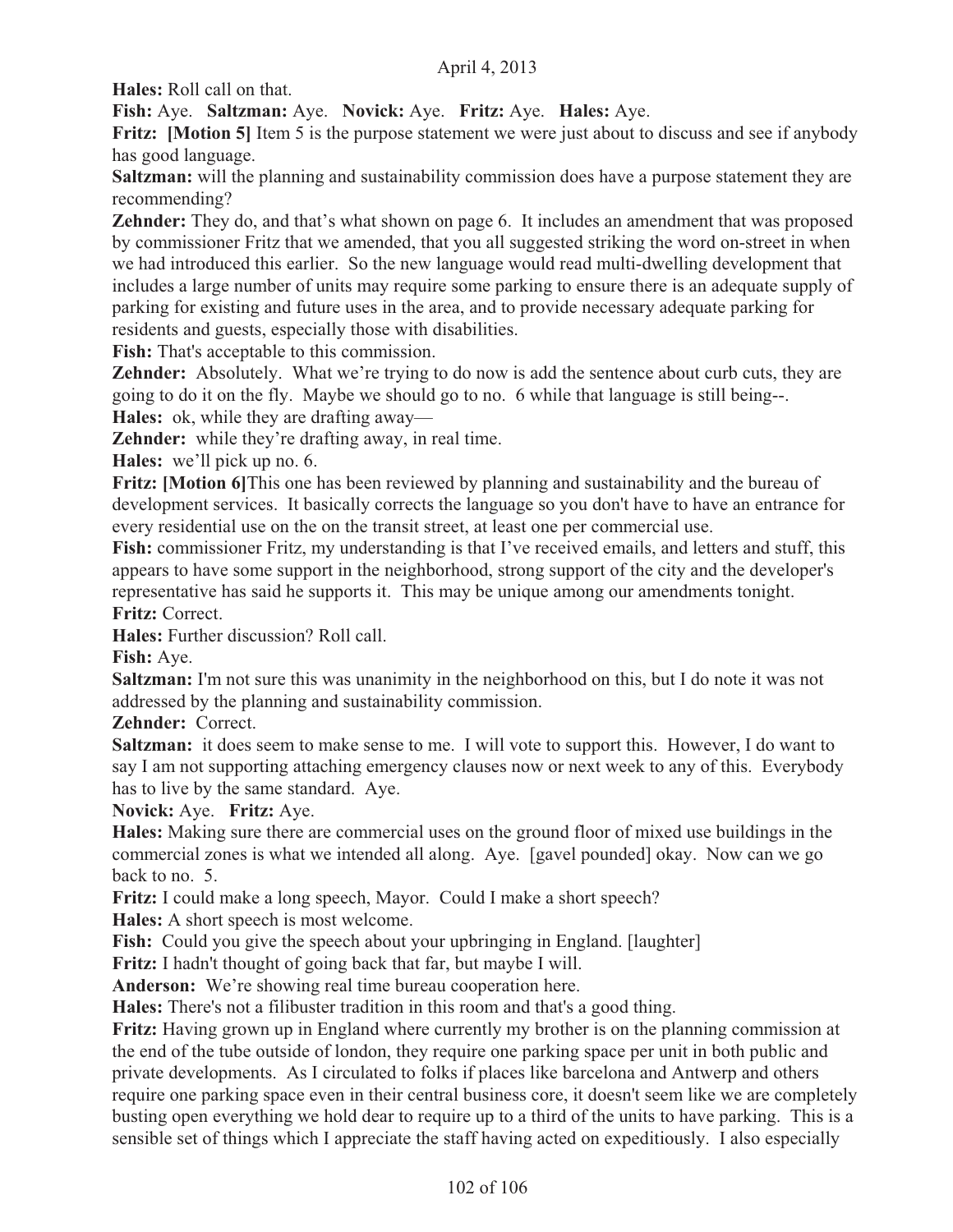**Hales:** Roll call on that.

**Fish:** Aye. **Saltzman:** Aye. **Novick:** Aye. **Fritz:** Aye. **Hales:** Aye.

**Fritz: [Motion 5]** Item 5 is the purpose statement we were just about to discuss and see if anybody has good language.

**Saltzman:** will the planning and sustainability commission does have a purpose statement they are recommending?

**Zehnder:** They do, and that's what shown on page 6. It includes an amendment that was proposed by commissioner Fritz that we amended, that you all suggested striking the word on-street in when we had introduced this earlier. So the new language would read multi-dwelling development that includes a large number of units may require some parking to ensure there is an adequate supply of parking for existing and future uses in the area, and to provide necessary adequate parking for residents and guests, especially those with disabilities.

**Fish:** That's acceptable to this commission.

**Zehnder:** Absolutely. What we're trying to do now is add the sentence about curb cuts, they are going to do it on the fly. Maybe we should go to no. 6 while that language is still being--.

**Hales:** ok, while they are drafting away—

**Zehnder:** while they're drafting away, in real time.

**Hales:** we'll pick up no. 6.

**Fritz: [Motion 6]**This one has been reviewed by planning and sustainability and the bureau of development services. It basically corrects the language so you don't have to have an entrance for every residential use on the on the transit street, at least one per commercial use.

**Fish:** commissioner Fritz, my understanding is that I've received emails, and letters and stuff, this appears to have some support in the neighborhood, strong support of the city and the developer's representative has said he supports it. This may be unique among our amendments tonight.

**Fritz:** Correct.

**Hales:** Further discussion? Roll call.

**Fish:** Aye.

**Saltzman:** I'm not sure this was unanimity in the neighborhood on this, but I do note it was not addressed by the planning and sustainability commission.

**Zehnder:** Correct.

**Saltzman:** it does seem to make sense to me. I will vote to support this. However, I do want to say I am not supporting attaching emergency clauses now or next week to any of this. Everybody has to live by the same standard. Aye.

**Novick:** Aye. **Fritz:** Aye.

**Hales:** Making sure there are commercial uses on the ground floor of mixed use buildings in the commercial zones is what we intended all along. Aye. [gavel pounded] okay. Now can we go back to no. 5.

**Fritz:** I could make a long speech, Mayor. Could I make a short speech?

**Hales:** A short speech is most welcome.

**Fish:** Could you give the speech about your upbringing in England. [laughter]

**Fritz:** I hadn't thought of going back that far, but maybe I will.

**Anderson:** We're showing real time bureau cooperation here.

**Hales:** There's not a filibuster tradition in this room and that's a good thing.

**Fritz:** Having grown up in England where currently my brother is on the planning commission at the end of the tube outside of london, they require one parking space per unit in both public and private developments. As I circulated to folks if places like barcelona and Antwerp and others require one parking space even in their central business core, it doesn't seem like we are completely busting open everything we hold dear to require up to a third of the units to have parking. This is a sensible set of things which I appreciate the staff having acted on expeditiously. I also especially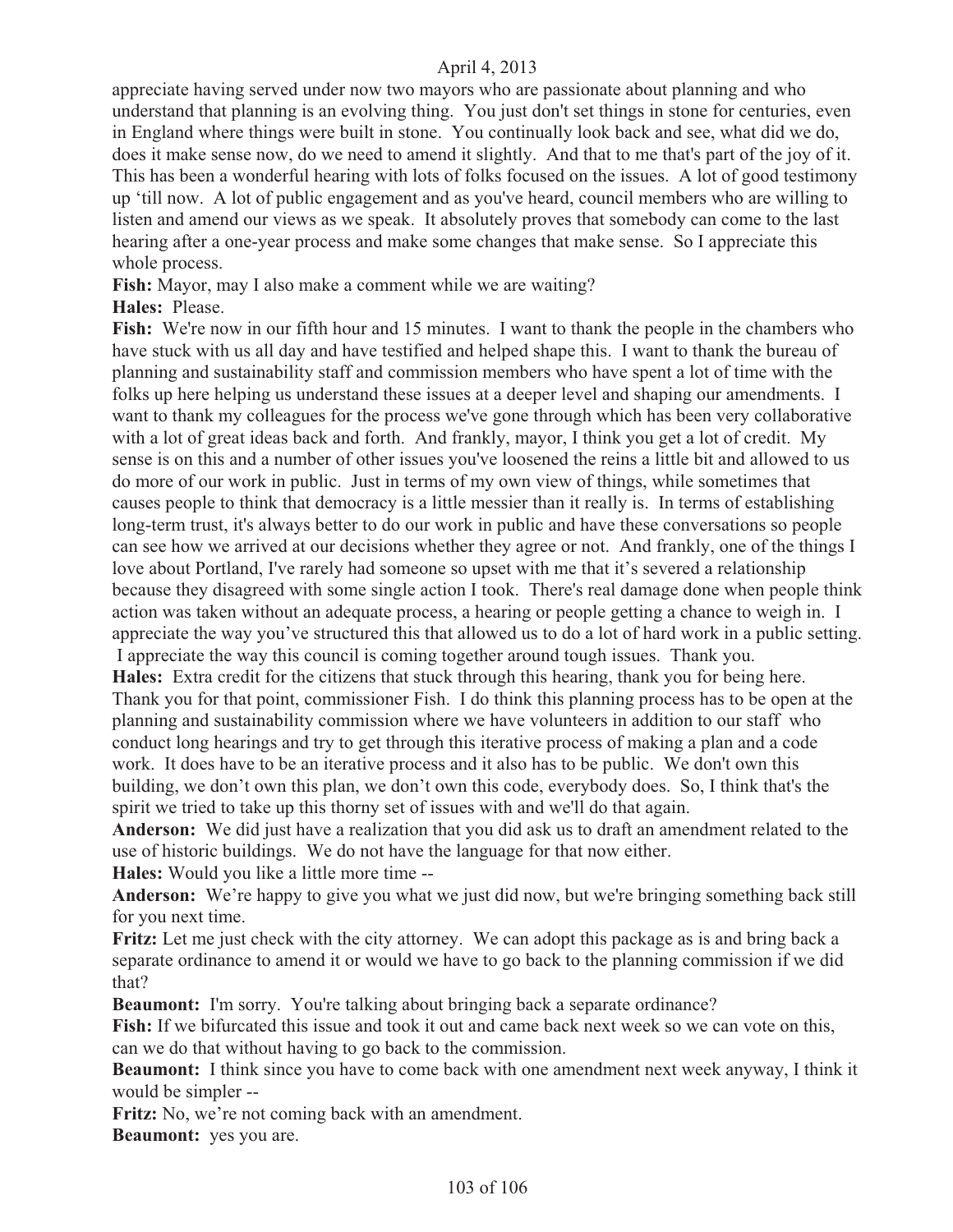appreciate having served under now two mayors who are passionate about planning and who understand that planning is an evolving thing. You just don't set things in stone for centuries, even in England where things were built in stone. You continually look back and see, what did we do, does it make sense now, do we need to amend it slightly. And that to me that's part of the joy of it. This has been a wonderful hearing with lots of folks focused on the issues. A lot of good testimony up 'till now. A lot of public engagement and as you've heard, council members who are willing to listen and amend our views as we speak. It absolutely proves that somebody can come to the last hearing after a one-year process and make some changes that make sense. So I appreciate this whole process.

**Fish:** Mayor, may I also make a comment while we are waiting?

**Hales:** Please.

**Fish:** We're now in our fifth hour and 15 minutes. I want to thank the people in the chambers who have stuck with us all day and have testified and helped shape this. I want to thank the bureau of planning and sustainability staff and commission members who have spent a lot of time with the folks up here helping us understand these issues at a deeper level and shaping our amendments. I want to thank my colleagues for the process we've gone through which has been very collaborative with a lot of great ideas back and forth. And frankly, mayor, I think you get a lot of credit. My sense is on this and a number of other issues you've loosened the reins a little bit and allowed to us do more of our work in public. Just in terms of my own view of things, while sometimes that causes people to think that democracy is a little messier than it really is. In terms of establishing long-term trust, it's always better to do our work in public and have these conversations so people can see how we arrived at our decisions whether they agree or not. And frankly, one of the things I love about Portland, I've rarely had someone so upset with me that it's severed a relationship because they disagreed with some single action I took. There's real damage done when people think action was taken without an adequate process, a hearing or people getting a chance to weigh in. I appreciate the way you've structured this that allowed us to do a lot of hard work in a public setting. I appreciate the way this council is coming together around tough issues. Thank you.

**Hales:** Extra credit for the citizens that stuck through this hearing, thank you for being here. Thank you for that point, commissioner Fish. I do think this planning process has to be open at the planning and sustainability commission where we have volunteers in addition to our staff who conduct long hearings and try to get through this iterative process of making a plan and a code work. It does have to be an iterative process and it also has to be public. We don't own this building, we don't own this plan, we don't own this code, everybody does. So, I think that's the spirit we tried to take up this thorny set of issues with and we'll do that again.

**Anderson:** We did just have a realization that you did ask us to draft an amendment related to the use of historic buildings. We do not have the language for that now either.

**Hales:** Would you like a little more time --

**Anderson:** We're happy to give you what we just did now, but we're bringing something back still for you next time.

**Fritz:** Let me just check with the city attorney. We can adopt this package as is and bring back a separate ordinance to amend it or would we have to go back to the planning commission if we did that?

**Beaumont:** I'm sorry. You're talking about bringing back a separate ordinance?

**Fish:** If we bifurcated this issue and took it out and came back next week so we can vote on this, can we do that without having to go back to the commission.

**Beaumont:** I think since you have to come back with one amendment next week anyway, I think it would be simpler --

**Fritz:** No, we're not coming back with an amendment.

**Beaumont:** yes you are.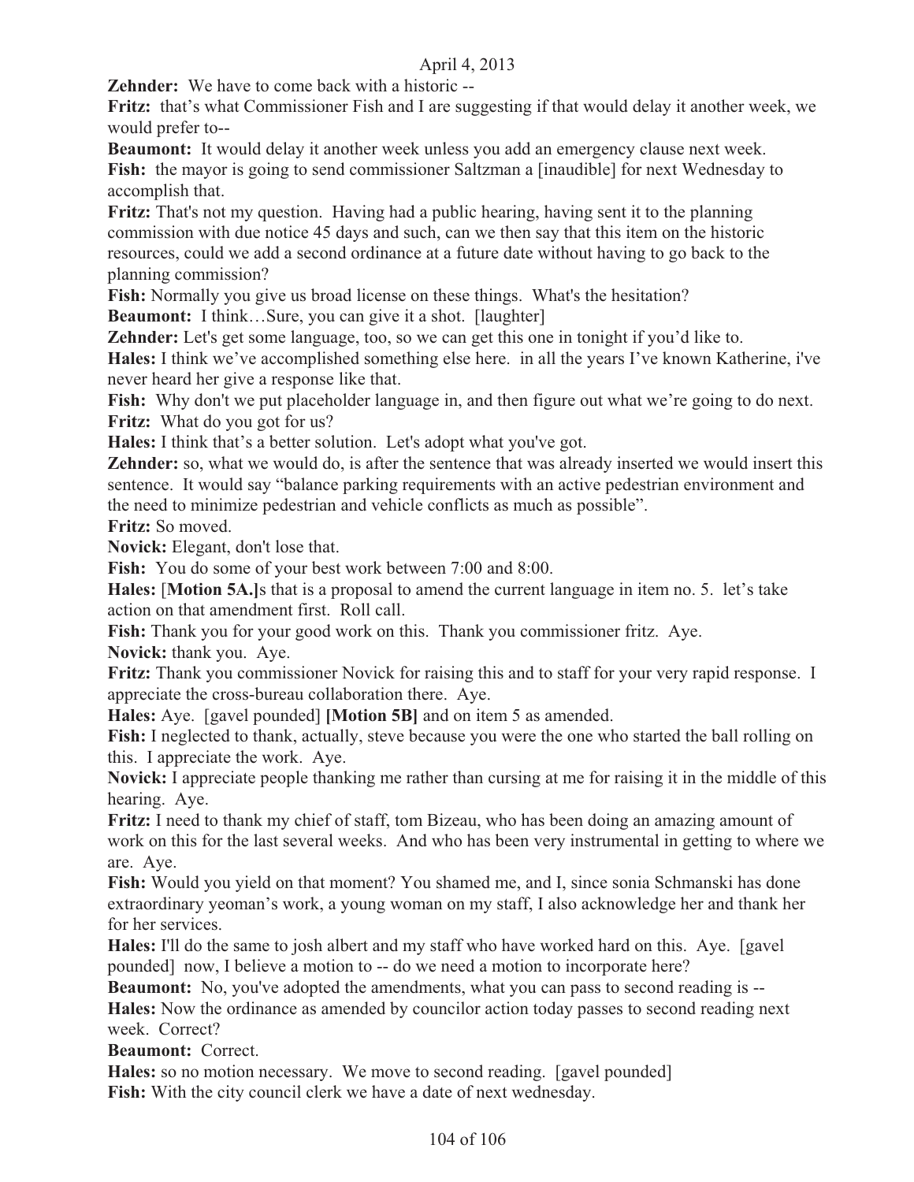**Zehnder:** We have to come back with a historic --

**Fritz:** that's what Commissioner Fish and I are suggesting if that would delay it another week, we would prefer to--

**Beaumont:** It would delay it another week unless you add an emergency clause next week.

**Fish:** the mayor is going to send commissioner Saltzman a [inaudible] for next Wednesday to accomplish that.

**Fritz:** That's not my question. Having had a public hearing, having sent it to the planning commission with due notice 45 days and such, can we then say that this item on the historic resources, could we add a second ordinance at a future date without having to go back to the planning commission?

**Fish:** Normally you give us broad license on these things. What's the hesitation?

**Beaumont:** I think…Sure, you can give it a shot. [laughter]

**Zehnder:** Let's get some language, too, so we can get this one in tonight if you'd like to.

**Hales:** I think we've accomplished something else here. in all the years I've known Katherine, i've never heard her give a response like that.

**Fish:** Why don't we put placeholder language in, and then figure out what we're going to do next.

**Fritz:** What do you got for us?

**Hales:** I think that's a better solution. Let's adopt what you've got.

**Zehnder:** so, what we would do, is after the sentence that was already inserted we would insert this sentence. It would say "balance parking requirements with an active pedestrian environment and the need to minimize pedestrian and vehicle conflicts as much as possible".

**Fritz:** So moved.

**Novick:** Elegant, don't lose that.

**Fish:** You do some of your best work between 7:00 and 8:00.

**Hales:** [**Motion 5A.]**s that is a proposal to amend the current language in item no. 5. let's take action on that amendment first. Roll call.

**Fish:** Thank you for your good work on this. Thank you commissioner fritz. Aye.

**Novick:** thank you. Aye.

**Fritz:** Thank you commissioner Novick for raising this and to staff for your very rapid response. I appreciate the cross-bureau collaboration there. Aye.

**Hales:** Aye. [gavel pounded] **[Motion 5B]** and on item 5 as amended.

**Fish:** I neglected to thank, actually, steve because you were the one who started the ball rolling on this. I appreciate the work. Aye.

**Novick:** I appreciate people thanking me rather than cursing at me for raising it in the middle of this hearing. Aye.

**Fritz:** I need to thank my chief of staff, tom Bizeau, who has been doing an amazing amount of work on this for the last several weeks. And who has been very instrumental in getting to where we are. Aye.

**Fish:** Would you yield on that moment? You shamed me, and I, since sonia Schmanski has done extraordinary yeoman's work, a young woman on my staff, I also acknowledge her and thank her for her services.

**Hales:** I'll do the same to josh albert and my staff who have worked hard on this. Aye. [gavel pounded] now, I believe a motion to -- do we need a motion to incorporate here?

**Beaumont:** No, you've adopted the amendments, what you can pass to second reading is --

**Hales:** Now the ordinance as amended by councilor action today passes to second reading next week. Correct?

**Beaumont:** Correct.

**Hales:** so no motion necessary. We move to second reading. [gavel pounded]

**Fish:** With the city council clerk we have a date of next wednesday.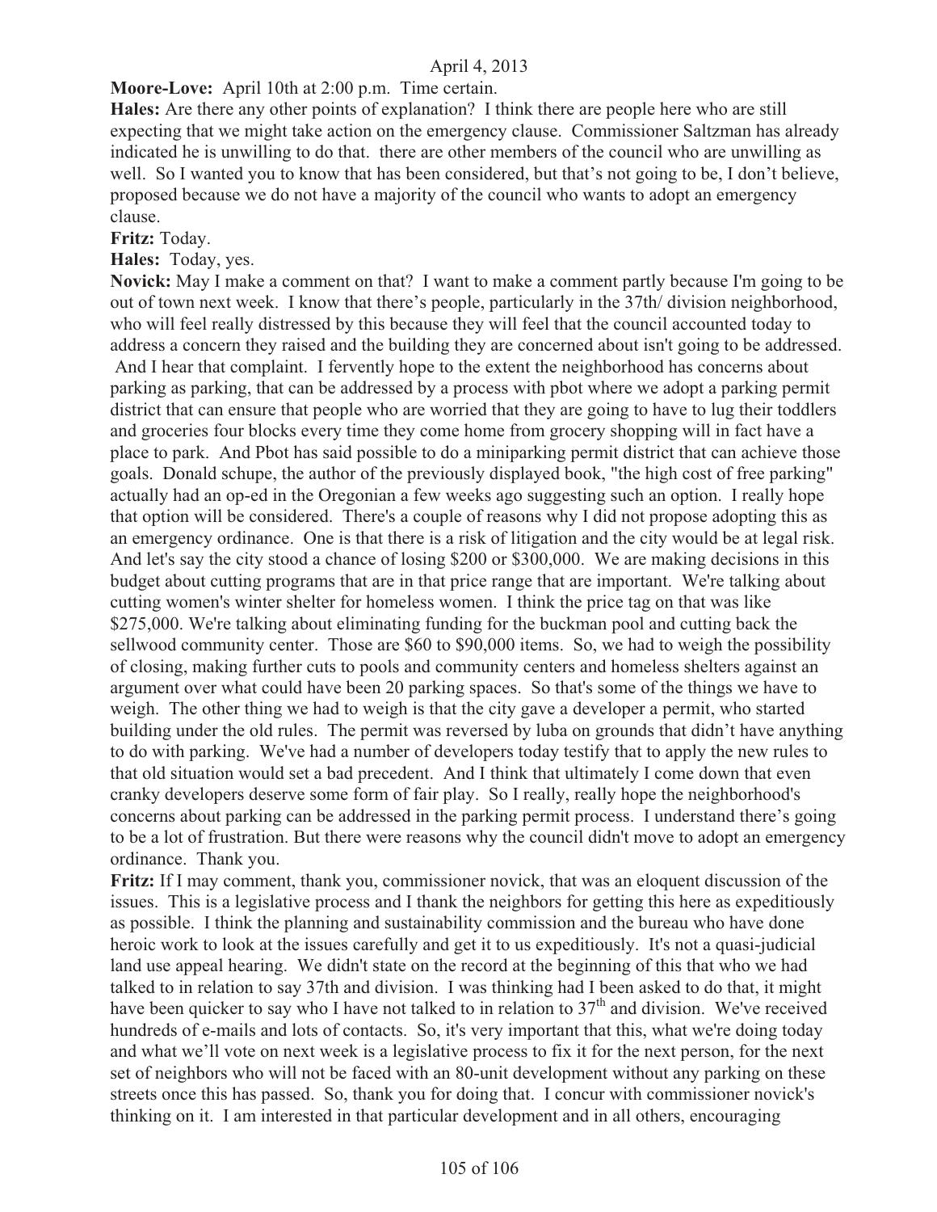**Moore-Love:** April 10th at 2:00 p.m. Time certain.

**Hales:** Are there any other points of explanation? I think there are people here who are still expecting that we might take action on the emergency clause. Commissioner Saltzman has already indicated he is unwilling to do that. there are other members of the council who are unwilling as well. So I wanted you to know that has been considered, but that's not going to be, I don't believe, proposed because we do not have a majority of the council who wants to adopt an emergency clause.

**Fritz:** Today.

**Hales:** Today, yes.

**Novick:** May I make a comment on that? I want to make a comment partly because I'm going to be out of town next week. I know that there's people, particularly in the 37th/ division neighborhood, who will feel really distressed by this because they will feel that the council accounted today to address a concern they raised and the building they are concerned about isn't going to be addressed. And I hear that complaint. I fervently hope to the extent the neighborhood has concerns about parking as parking, that can be addressed by a process with pbot where we adopt a parking permit district that can ensure that people who are worried that they are going to have to lug their toddlers and groceries four blocks every time they come home from grocery shopping will in fact have a place to park. And Pbot has said possible to do a miniparking permit district that can achieve those goals. Donald schupe, the author of the previously displayed book, "the high cost of free parking" actually had an op-ed in the Oregonian a few weeks ago suggesting such an option. I really hope that option will be considered. There's a couple of reasons why I did not propose adopting this as an emergency ordinance. One is that there is a risk of litigation and the city would be at legal risk. And let's say the city stood a chance of losing $200 or 300,000. We are making decisions in this budget about cutting programs that are in that price range that are important. We're talking about cutting women's winter shelter for homeless women. I think the price tag on that was like $275,000. We're talking about eliminating funding for the buckman pool and cutting back the sellwood community center. Those are $60 to $90,000 items. So, we had to weigh the possibility of closing, making further cuts to pools and community centers and homeless shelters against an argument over what could have been 20 parking spaces. So that's some of the things we have to weigh. The other thing we had to weigh is that the city gave a developer a permit, who started building under the old rules. The permit was reversed by luba on grounds that didn't have anything to do with parking. We've had a number of developers today testify that to apply the new rules to that old situation would set a bad precedent. And I think that ultimately I come down that even cranky developers deserve some form of fair play. So I really, really hope the neighborhood's concerns about parking can be addressed in the parking permit process. I understand there's going to be a lot of frustration. But there were reasons why the council didn't move to adopt an emergency ordinance. Thank you.

**Fritz:** If I may comment, thank you, commissioner novick, that was an eloquent discussion of the issues. This is a legislative process and I thank the neighbors for getting this here as expeditiously as possible. I think the planning and sustainability commission and the bureau who have done heroic work to look at the issues carefully and get it to us expeditiously. It's not a quasi-judicial land use appeal hearing. We didn't state on the record at the beginning of this that who we had talked to in relation to say 37th and division. I was thinking had I been asked to do that, it might have been quicker to say who I have not talked to in relation to 37th and division. We've received hundreds of e-mails and lots of contacts. So, it's very important that this, what we're doing today and what we'll vote on next week is a legislative process to fix it for the next person, for the next set of neighbors who will not be faced with an 80-unit development without any parking on these streets once this has passed. So, thank you for doing that. I concur with commissioner novick's thinking on it. I am interested in that particular development and in all others, encouraging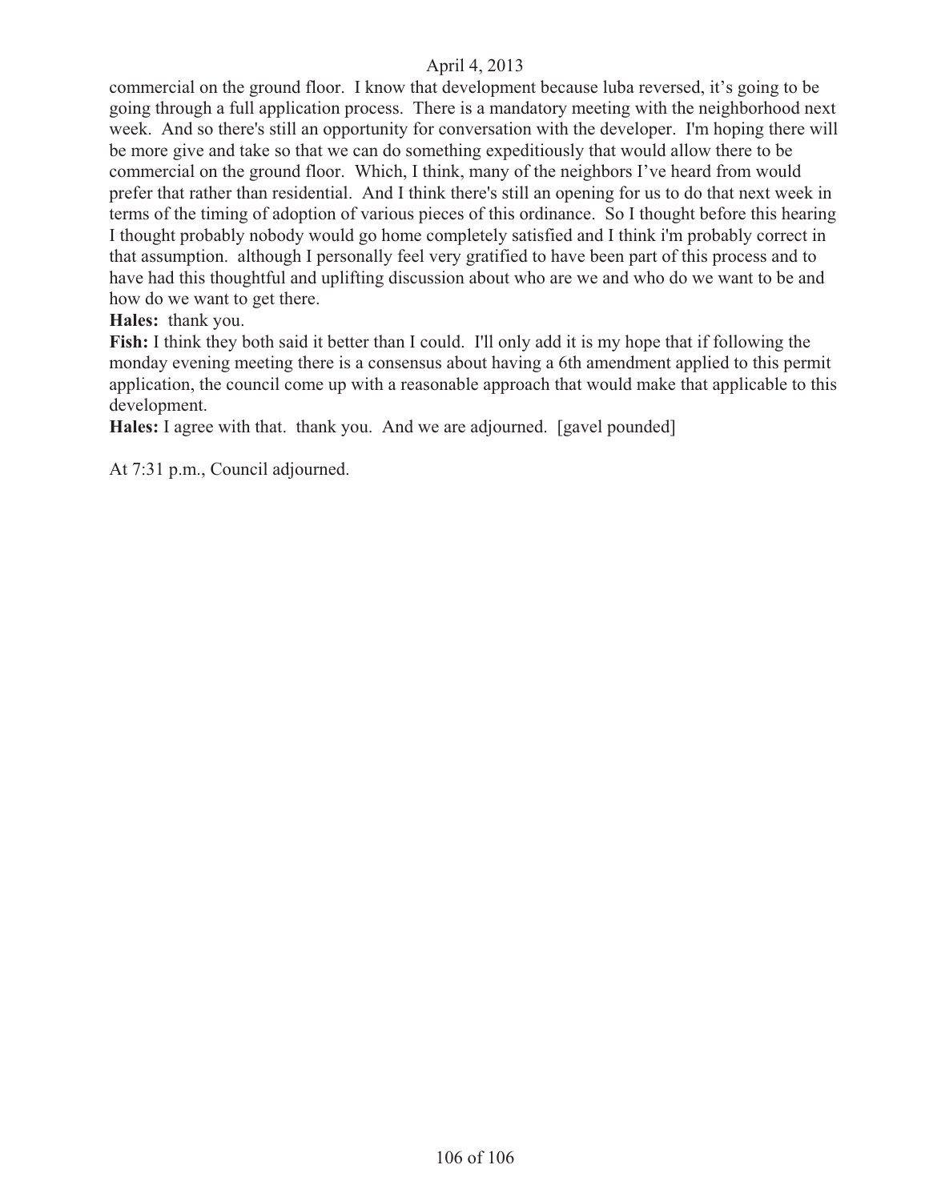commercial on the ground floor. I know that development because luba reversed, it's going to be going through a full application process. There is a mandatory meeting with the neighborhood next week. And so there's still an opportunity for conversation with the developer. I'm hoping there will be more give and take so that we can do something expeditiously that would allow there to be commercial on the ground floor. Which, I think, many of the neighbors I've heard from would prefer that rather than residential. And I think there's still an opening for us to do that next week in terms of the timing of adoption of various pieces of this ordinance. So I thought before this hearing I thought probably nobody would go home completely satisfied and I think i'm probably correct in that assumption. although I personally feel very gratified to have been part of this process and to have had this thoughtful and uplifting discussion about who are we and who do we want to be and how do we want to get there.

**Hales:** thank you.

**Fish:** I think they both said it better than I could. I'll only add it is my hope that if following the monday evening meeting there is a consensus about having a 6th amendment applied to this permit application, the council come up with a reasonable approach that would make that applicable to this development.

**Hales:** I agree with that. thank you. And we are adjourned. [gavel pounded]

At 7:31 p.m., Council adjourned.